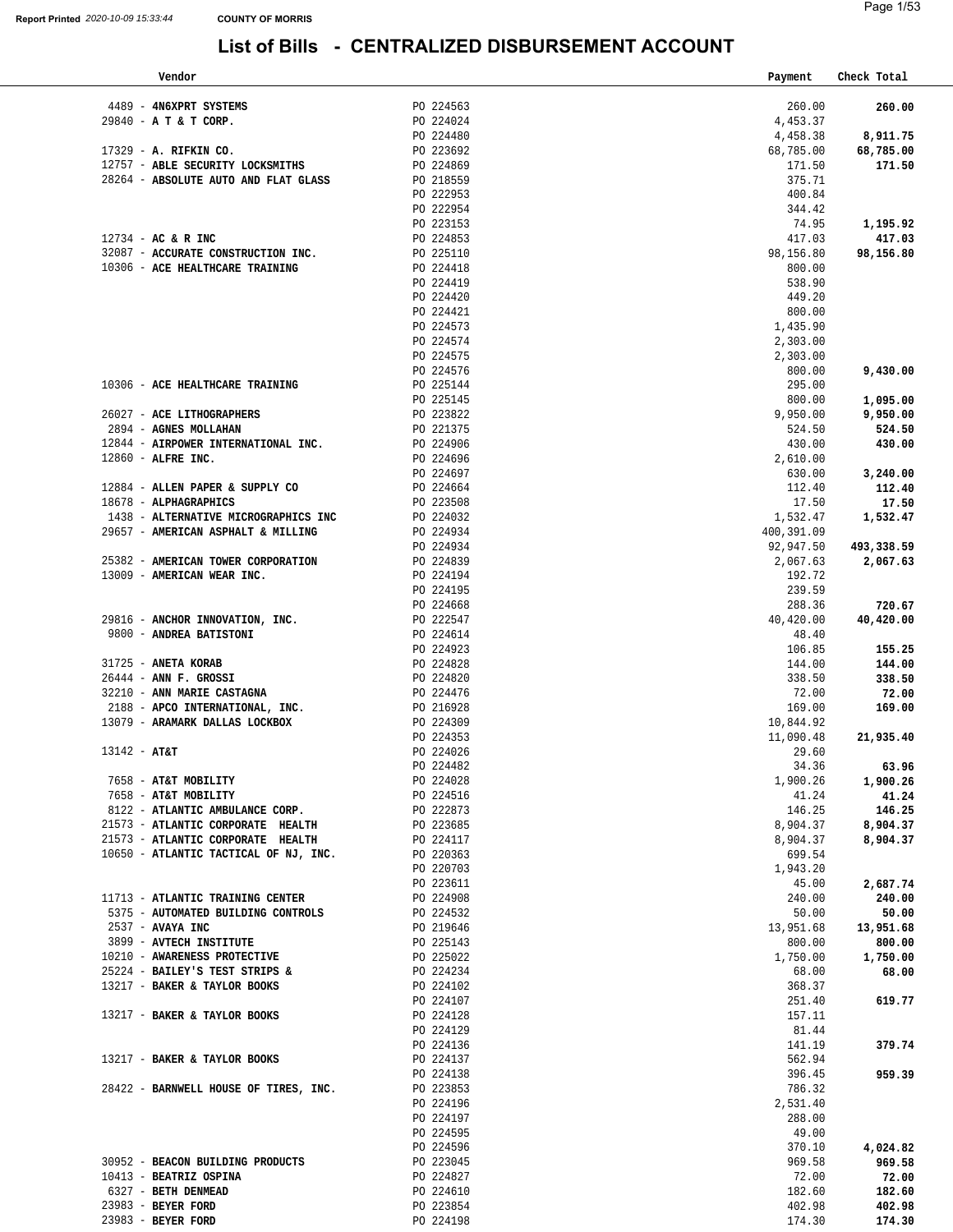Report Printed 2020-10-09 15:33:44 COUNTY OF MORRIS

# List of Bills - CENTRALIZED DISBURSEMENT ACCOUNT

| Vendor | | Payment | Check Total |
|---|---|---|---|
| 4489 - **4N6XPRT SYSTEMS** | PO 224563 | 260.00 | **260.00** |
| 29840 - **A T & T CORP.** | PO 224024 | 4,453.37 | |
| | PO 224480 | 4,458.38 | **8,911.75** |
| 17329 - **A. RIFKIN CO.** | PO 223692 | 68,785.00 | **68,785.00** |
| 12757 - **ABLE SECURITY LOCKSMITHS** | PO 224869 | 171.50 | **171.50** |
| 28264 - **ABSOLUTE AUTO AND FLAT GLASS** | PO 218559 | 375.71 | |
| | PO 222953 | 400.84 | |
| | PO 222954 | 344.42 | |
| | PO 223153 | 74.95 | **1,195.92** |
| 12734 - **AC & R INC** | PO 224853 | 417.03 | **417.03** |
| 32087 - **ACCURATE CONSTRUCTION INC.** | PO 225110 | 98,156.80 | **98,156.80** |
| 10306 - **ACE HEALTHCARE TRAINING** | PO 224418 | 800.00 | |
| | PO 224419 | 538.90 | |
| | PO 224420 | 449.20 | |
| | PO 224421 | 800.00 | |
| | PO 224573 | 1,435.90 | |
| | PO 224574 | 2,303.00 | |
| | PO 224575 | 2,303.00 | |
| | PO 224576 | 800.00 | **9,430.00** |
| 10306 - **ACE HEALTHCARE TRAINING** | PO 225144 | 295.00 | |
| | PO 225145 | 800.00 | **1,095.00** |
| 26027 - **ACE LITHOGRAPHERS** | PO 223822 | 9,950.00 | **9,950.00** |
| 2894 - **AGNES MOLLAHAN** | PO 221375 | 524.50 | **524.50** |
| 12844 - **AIRPOWER INTERNATIONAL INC.** | PO 224906 | 430.00 | **430.00** |
| 12860 - **ALFRE INC.** | PO 224696 | 2,610.00 | |
| | PO 224697 | 630.00 | **3,240.00** |
| 12884 - **ALLEN PAPER & SUPPLY CO** | PO 224664 | 112.40 | **112.40** |
| 18678 - **ALPHAGRAPHICS** | PO 223508 | 17.50 | **17.50** |
| 1438 - **ALTERNATIVE MICROGRAPHICS INC** | PO 224032 | 1,532.47 | **1,532.47** |
| 29657 - **AMERICAN ASPHALT & MILLING** | PO 224934 | 400,391.09 | |
| | PO 224934 | 92,947.50 | **493,338.59** |
| 25382 - **AMERICAN TOWER CORPORATION** | PO 224839 | 2,067.63 | **2,067.63** |
| 13009 - **AMERICAN WEAR INC.** | PO 224194 | 192.72 | |
| | PO 224195 | 239.59 | |
| | PO 224668 | 288.36 | **720.67** |
| 29816 - **ANCHOR INNOVATION, INC.** | PO 222547 | 40,420.00 | **40,420.00** |
| 9800 - **ANDREA BATISTONI** | PO 224614 | 48.40 | |
| | PO 224923 | 106.85 | **155.25** |
| 31725 - **ANETA KORAB** | PO 224828 | 144.00 | **144.00** |
| 26444 - **ANN F. GROSSI** | PO 224820 | 338.50 | **338.50** |
| 32210 - **ANN MARIE CASTAGNA** | PO 224476 | 72.00 | **72.00** |
| 2188 - **APCO INTERNATIONAL, INC.** | PO 216928 | 169.00 | **169.00** |
| 13079 - **ARAMARK DALLAS LOCKBOX** | PO 224309 | 10,844.92 | |
| | PO 224353 | 11,090.48 | **21,935.40** |
| 13142 - **AT&T** | PO 224026 | 29.60 | |
| | PO 224482 | 34.36 | **63.96** |
| 7658 - **AT&T MOBILITY** | PO 224028 | 1,900.26 | **1,900.26** |
| 7658 - **AT&T MOBILITY** | PO 224516 | 41.24 | **41.24** |
| 8122 - **ATLANTIC AMBULANCE CORP.** | PO 222873 | 146.25 | **146.25** |
| 21573 - **ATLANTIC CORPORATE HEALTH** | PO 223685 | 8,904.37 | **8,904.37** |
| 21573 - **ATLANTIC CORPORATE HEALTH** | PO 224117 | 8,904.37 | **8,904.37** |
| 10650 - **ATLANTIC TACTICAL OF NJ, INC.** | PO 220363 | 699.54 | |
| | PO 220703 | 1,943.20 | |
| | PO 223611 | 45.00 | **2,687.74** |
| 11713 - **ATLANTIC TRAINING CENTER** | PO 224908 | 240.00 | **240.00** |
| 5375 - **AUTOMATED BUILDING CONTROLS** | PO 224532 | 50.00 | **50.00** |
| 2537 - **AVAYA INC** | PO 219646 | 13,951.68 | **13,951.68** |
| 3899 - **AVTECH INSTITUTE** | PO 225143 | 800.00 | **800.00** |
| 10210 - **AWARENESS PROTECTIVE** | PO 225022 | 1,750.00 | **1,750.00** |
| 25224 - **BAILEY'S TEST STRIPS &** | PO 224234 | 68.00 | **68.00** |
| 13217 - **BAKER & TAYLOR BOOKS** | PO 224102 | 368.37 | |
| | PO 224107 | 251.40 | **619.77** |
| 13217 - **BAKER & TAYLOR BOOKS** | PO 224128 | 157.11 | |
| | PO 224129 | 81.44 | |
| | PO 224136 | 141.19 | **379.74** |
| 13217 - **BAKER & TAYLOR BOOKS** | PO 224137 | 562.94 | |
| | PO 224138 | 396.45 | **959.39** |
| 28422 - **BARNWELL HOUSE OF TIRES, INC.** | PO 223853 | 786.32 | |
| | PO 224196 | 2,531.40 | |
| | PO 224197 | 288.00 | |
| | PO 224595 | 49.00 | |
| | PO 224596 | 370.10 | **4,024.82** |
| 30952 - **BEACON BUILDING PRODUCTS** | PO 223045 | 969.58 | **969.58** |
| 10413 - **BEATRIZ OSPINA** | PO 224827 | 72.00 | **72.00** |
| 6327 - **BETH DENMEAD** | PO 224610 | 182.60 | **182.60** |
| 23983 - **BEYER FORD** | PO 223854 | 402.98 | **402.98** |
| 23983 - **BEYER FORD** | PO 224198 | 174.30 | **174.30** |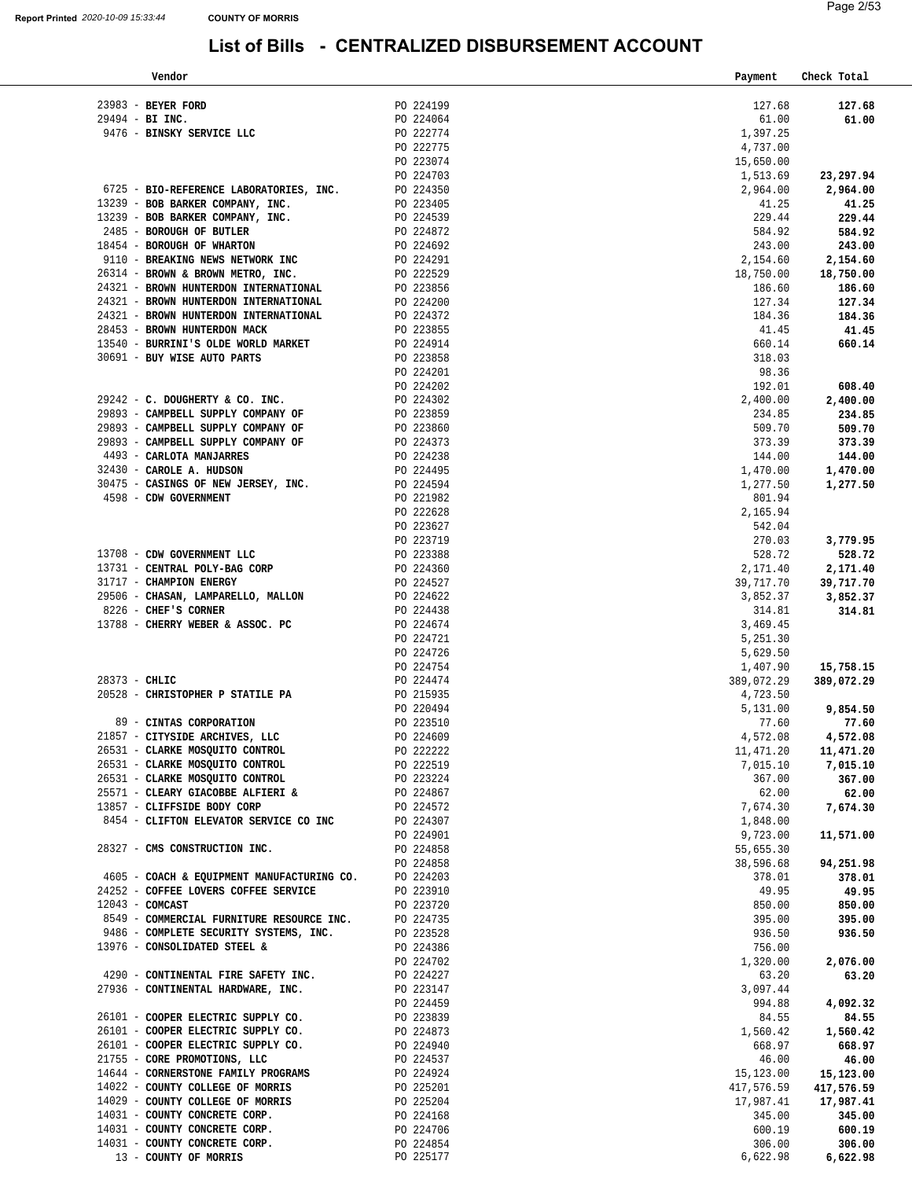Report Printed 2020-10-09 15:33:44 COUNTY OF MORRIS

# List of Bills - CENTRALIZED DISBURSEMENT ACCOUNT

| Vendor | | Payment | Check Total |
|---|---|---|---|
| 23983 - **BEYER FORD** | PO 224199 | 127.68 | **127.68** |
| 29494 - **BI INC.** | PO 224064 | 61.00 | **61.00** |
| 9476 - **BINSKY SERVICE LLC** | PO 222774 | 1,397.25 | |
| | PO 222775 | 4,737.00 | |
| | PO 223074 | 15,650.00 | |
| | PO 224703 | 1,513.69 | **23,297.94** |
| 6725 - **BIO-REFERENCE LABORATORIES, INC.** | PO 224350 | 2,964.00 | **2,964.00** |
| 13239 - **BOB BARKER COMPANY, INC.** | PO 223405 | 41.25 | **41.25** |
| 13239 - **BOB BARKER COMPANY, INC.** | PO 224539 | 229.44 | **229.44** |
| 2485 - **BOROUGH OF BUTLER** | PO 224872 | 584.92 | **584.92** |
| 18454 - **BOROUGH OF WHARTON** | PO 224692 | 243.00 | **243.00** |
| 9110 - **BREAKING NEWS NETWORK INC** | PO 224291 | 2,154.60 | **2,154.60** |
| 26314 - **BROWN & BROWN METRO, INC.** | PO 222529 | 18,750.00 | **18,750.00** |
| 24321 - **BROWN HUNTERDON INTERNATIONAL** | PO 223856 | 186.60 | **186.60** |
| 24321 - **BROWN HUNTERDON INTERNATIONAL** | PO 224200 | 127.34 | **127.34** |
| 24321 - **BROWN HUNTERDON INTERNATIONAL** | PO 224372 | 184.36 | **184.36** |
| 28453 - **BROWN HUNTERDON MACK** | PO 223855 | 41.45 | **41.45** |
| 13540 - **BURRINI'S OLDE WORLD MARKET** | PO 224914 | 660.14 | **660.14** |
| 30691 - **BUY WISE AUTO PARTS** | PO 223858 | 318.03 | |
| | PO 224201 | 98.36 | |
| | PO 224202 | 192.01 | **608.40** |
| 29242 - **C. DOUGHERTY & CO. INC.** | PO 224302 | 2,400.00 | **2,400.00** |
| 29893 - **CAMPBELL SUPPLY COMPANY OF** | PO 223859 | 234.85 | **234.85** |
| 29893 - **CAMPBELL SUPPLY COMPANY OF** | PO 223860 | 509.70 | **509.70** |
| 29893 - **CAMPBELL SUPPLY COMPANY OF** | PO 224373 | 373.39 | **373.39** |
| 4493 - **CARLOTA MANJARRES** | PO 224238 | 144.00 | **144.00** |
| 32430 - **CAROLE A. HUDSON** | PO 224495 | 1,470.00 | **1,470.00** |
| 30475 - **CASINGS OF NEW JERSEY, INC.** | PO 224594 | 1,277.50 | **1,277.50** |
| 4598 - **CDW GOVERNMENT** | PO 221982 | 801.94 | |
| | PO 222628 | 2,165.94 | |
| | PO 223627 | 542.04 | |
| | PO 223719 | 270.03 | **3,779.95** |
| 13708 - **CDW GOVERNMENT LLC** | PO 223388 | 528.72 | **528.72** |
| 13731 - **CENTRAL POLY-BAG CORP** | PO 224360 | 2,171.40 | **2,171.40** |
| 31717 - **CHAMPION ENERGY** | PO 224527 | 39,717.70 | **39,717.70** |
| 29506 - **CHASAN, LAMPARELLO, MALLON** | PO 224622 | 3,852.37 | **3,852.37** |
| 8226 - **CHEF'S CORNER** | PO 224438 | 314.81 | **314.81** |
| 13788 - **CHERRY WEBER & ASSOC. PC** | PO 224674 | 3,469.45 | |
| | PO 224721 | 5,251.30 | |
| | PO 224726 | 5,629.50 | |
| | PO 224754 | 1,407.90 | **15,758.15** |
| 28373 - **CHLIC** | PO 224474 | 389,072.29 | **389,072.29** |
| 20528 - **CHRISTOPHER P STATILE PA** | PO 215935 | 4,723.50 | |
| | PO 220494 | 5,131.00 | **9,854.50** |
| 89 - **CINTAS CORPORATION** | PO 223510 | 77.60 | **77.60** |
| 21857 - **CITYSIDE ARCHIVES, LLC** | PO 224609 | 4,572.08 | **4,572.08** |
| 26531 - **CLARKE MOSQUITO CONTROL** | PO 222222 | 11,471.20 | **11,471.20** |
| 26531 - **CLARKE MOSQUITO CONTROL** | PO 222519 | 7,015.10 | **7,015.10** |
| 26531 - **CLARKE MOSQUITO CONTROL** | PO 223224 | 367.00 | **367.00** |
| 25571 - **CLEARY GIACOBBE ALFIERI &** | PO 224867 | 62.00 | **62.00** |
| 13857 - **CLIFFSIDE BODY CORP** | PO 224572 | 7,674.30 | **7,674.30** |
| 8454 - **CLIFTON ELEVATOR SERVICE CO INC** | PO 224307 | 1,848.00 | |
| | PO 224901 | 9,723.00 | **11,571.00** |
| 28327 - **CMS CONSTRUCTION INC.** | PO 224858 | 55,655.30 | |
| | PO 224858 | 38,596.68 | **94,251.98** |
| 4605 - **COACH & EQUIPMENT MANUFACTURING CO.** | PO 224203 | 378.01 | **378.01** |
| 24252 - **COFFEE LOVERS COFFEE SERVICE** | PO 223910 | 49.95 | **49.95** |
| 12043 - **COMCAST** | PO 223720 | 850.00 | **850.00** |
| 8549 - **COMMERCIAL FURNITURE RESOURCE INC.** | PO 224735 | 395.00 | **395.00** |
| 9486 - **COMPLETE SECURITY SYSTEMS, INC.** | PO 223528 | 936.50 | **936.50** |
| 13976 - **CONSOLIDATED STEEL &** | PO 224386 | 756.00 | |
| | PO 224702 | 1,320.00 | **2,076.00** |
| 4290 - **CONTINENTAL FIRE SAFETY INC.** | PO 224227 | 63.20 | **63.20** |
| 27936 - **CONTINENTAL HARDWARE, INC.** | PO 223147 | 3,097.44 | |
| | PO 224459 | 994.88 | **4,092.32** |
| 26101 - **COOPER ELECTRIC SUPPLY CO.** | PO 223839 | 84.55 | **84.55** |
| 26101 - **COOPER ELECTRIC SUPPLY CO.** | PO 224873 | 1,560.42 | **1,560.42** |
| 26101 - **COOPER ELECTRIC SUPPLY CO.** | PO 224940 | 668.97 | **668.97** |
| 21755 - **CORE PROMOTIONS, LLC** | PO 224537 | 46.00 | **46.00** |
| 14644 - **CORNERSTONE FAMILY PROGRAMS** | PO 224924 | 15,123.00 | **15,123.00** |
| 14022 - **COUNTY COLLEGE OF MORRIS** | PO 225201 | 417,576.59 | **417,576.59** |
| 14029 - **COUNTY COLLEGE OF MORRIS** | PO 225204 | 17,987.41 | **17,987.41** |
| 14031 - **COUNTY CONCRETE CORP.** | PO 224168 | 345.00 | **345.00** |
| 14031 - **COUNTY CONCRETE CORP.** | PO 224706 | 600.19 | **600.19** |
| 14031 - **COUNTY CONCRETE CORP.** | PO 224854 | 306.00 | **306.00** |
| 13 - **COUNTY OF MORRIS** | PO 225177 | 6,622.98 | **6,622.98** |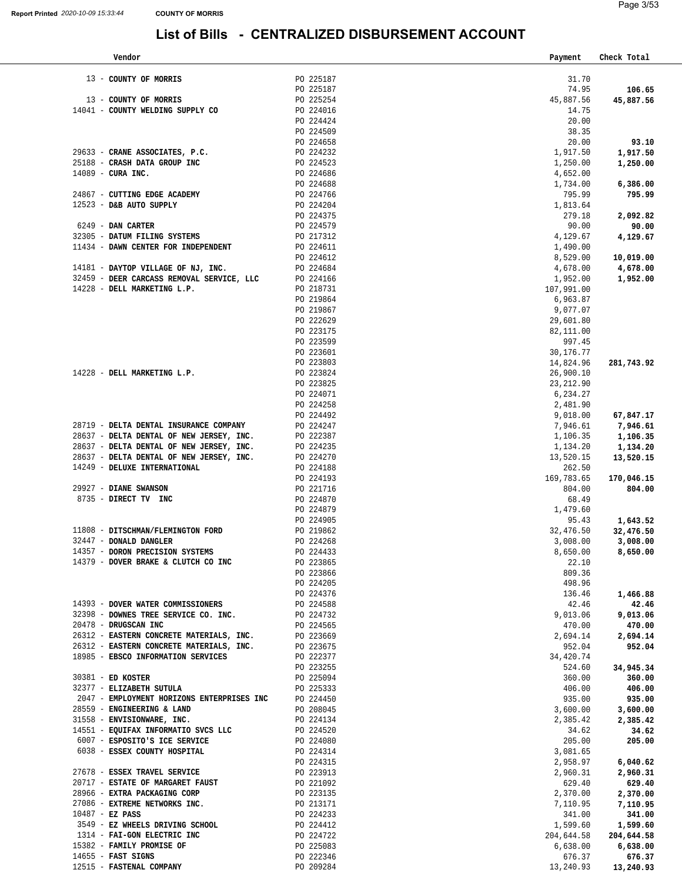# List of Bills - CENTRALIZED DISBURSEMENT ACCOUNT

| Vendor | | Payment | Check Total |
|---|---|---|---|
| 13 - **COUNTY OF MORRIS** | PO 225187 | 31.70 | |
| | PO 225187 | 74.95 | **106.65** |
| 13 - **COUNTY OF MORRIS** | PO 225254 | 45,887.56 | **45,887.56** |
| 14041 - **COUNTY WELDING SUPPLY CO** | PO 224016 | 14.75 | |
| | PO 224424 | 20.00 | |
| | PO 224509 | 38.35 | |
| | PO 224658 | 20.00 | **93.10** |
| 29633 - **CRANE ASSOCIATES, P.C.** | PO 224232 | 1,917.50 | **1,917.50** |
| 25188 - **CRASH DATA GROUP INC** | PO 224523 | 1,250.00 | **1,250.00** |
| 14089 - **CURA INC.** | PO 224686 | 4,652.00 | |
| | PO 224688 | 1,734.00 | **6,386.00** |
| 24867 - **CUTTING EDGE ACADEMY** | PO 224766 | 795.99 | **795.99** |
| 12523 - **D&B AUTO SUPPLY** | PO 224204 | 1,813.64 | |
| | PO 224375 | 279.18 | **2,092.82** |
| 6249 - **DAN CARTER** | PO 224579 | 90.00 | **90.00** |
| 32305 - **DATUM FILING SYSTEMS** | PO 217312 | 4,129.67 | **4,129.67** |
| 11434 - **DAWN CENTER FOR INDEPENDENT** | PO 224611 | 1,490.00 | |
| | PO 224612 | 8,529.00 | **10,019.00** |
| 14181 - **DAYTOP VILLAGE OF NJ, INC.** | PO 224684 | 4,678.00 | **4,678.00** |
| 32459 - **DEER CARCASS REMOVAL SERVICE, LLC** | PO 224166 | 1,952.00 | **1,952.00** |
| 14228 - **DELL MARKETING L.P.** | PO 218731 | 107,991.00 | |
| | PO 219864 | 6,963.87 | |
| | PO 219867 | 9,077.07 | |
| | PO 222629 | 29,601.80 | |
| | PO 223175 | 82,111.00 | |
| | PO 223599 | 997.45 | |
| | PO 223601 | 30,176.77 | |
| | PO 223803 | 14,824.96 | **281,743.92** |
| 14228 - **DELL MARKETING L.P.** | PO 223824 | 26,900.10 | |
| | PO 223825 | 23,212.90 | |
| | PO 224071 | 6,234.27 | |
| | PO 224258 | 2,481.90 | |
| | PO 224492 | 9,018.00 | **67,847.17** |
| 28719 - **DELTA DENTAL INSURANCE COMPANY** | PO 224247 | 7,946.61 | **7,946.61** |
| 28637 - **DELTA DENTAL OF NEW JERSEY, INC.** | PO 222387 | 1,106.35 | **1,106.35** |
| 28637 - **DELTA DENTAL OF NEW JERSEY, INC.** | PO 224235 | 1,134.20 | **1,134.20** |
| 28637 - **DELTA DENTAL OF NEW JERSEY, INC.** | PO 224270 | 13,520.15 | **13,520.15** |
| 14249 - **DELUXE INTERNATIONAL** | PO 224188 | 262.50 | |
| | PO 224193 | 169,783.65 | **170,046.15** |
| 29927 - **DIANE SWANSON** | PO 221716 | 804.00 | **804.00** |
| 8735 - **DIRECT TV INC** | PO 224870 | 68.49 | |
| | PO 224879 | 1,479.60 | |
| | PO 224905 | 95.43 | **1,643.52** |
| 11808 - **DITSCHMAN/FLEMINGTON FORD** | PO 219862 | 32,476.50 | **32,476.50** |
| 32447 - **DONALD DANGLER** | PO 224268 | 3,008.00 | **3,008.00** |
| 14357 - **DORON PRECISION SYSTEMS** | PO 224433 | 8,650.00 | **8,650.00** |
| 14379 - **DOVER BRAKE & CLUTCH CO INC** | PO 223865 | 22.10 | |
| | PO 223866 | 809.36 | |
| | PO 224205 | 498.96 | |
| | PO 224376 | 136.46 | **1,466.88** |
| 14393 - **DOVER WATER COMMISSIONERS** | PO 224588 | 42.46 | **42.46** |
| 32398 - **DOWNES TREE SERVICE CO. INC.** | PO 224732 | 9,013.06 | **9,013.06** |
| 20478 - **DRUGSCAN INC** | PO 224565 | 470.00 | **470.00** |
| 26312 - **EASTERN CONCRETE MATERIALS, INC.** | PO 223669 | 2,694.14 | **2,694.14** |
| 26312 - **EASTERN CONCRETE MATERIALS, INC.** | PO 223675 | 952.04 | **952.04** |
| 18985 - **EBSCO INFORMATION SERVICES** | PO 222377 | 34,420.74 | |
| | PO 223255 | 524.60 | **34,945.34** |
| 30381 - **ED KOSTER** | PO 225094 | 360.00 | **360.00** |
| 32377 - **ELIZABETH SUTULA** | PO 225333 | 406.00 | **406.00** |
| 2047 - **EMPLOYMENT HORIZONS ENTERPRISES INC** | PO 224450 | 935.00 | **935.00** |
| 28559 - **ENGINEERING & LAND** | PO 208045 | 3,600.00 | **3,600.00** |
| 31558 - **ENVISIONWARE, INC.** | PO 224134 | 2,385.42 | **2,385.42** |
| 14551 - **EQUIFAX INFORMATIO SVCS LLC** | PO 224520 | 34.62 | **34.62** |
| 6007 - **ESPOSITO'S ICE SERVICE** | PO 224080 | 205.00 | **205.00** |
| 6038 - **ESSEX COUNTY HOSPITAL** | PO 224314 | 3,081.65 | |
| | PO 224315 | 2,958.97 | **6,040.62** |
| 27678 - **ESSEX TRAVEL SERVICE** | PO 223913 | 2,960.31 | **2,960.31** |
| 20717 - **ESTATE OF MARGARET FAUST** | PO 221092 | 629.40 | **629.40** |
| 28966 - **EXTRA PACKAGING CORP** | PO 223135 | 2,370.00 | **2,370.00** |
| 27086 - **EXTREME NETWORKS INC.** | PO 213171 | 7,110.95 | **7,110.95** |
| 10487 - **EZ PASS** | PO 224233 | 341.00 | **341.00** |
| 3549 - **EZ WHEELS DRIVING SCHOOL** | PO 224412 | 1,599.60 | **1,599.60** |
| 1314 - **FAI-GON ELECTRIC INC** | PO 224722 | 204,644.58 | **204,644.58** |
| 15382 - **FAMILY PROMISE OF** | PO 225083 | 6,638.00 | **6,638.00** |
| 14655 - **FAST SIGNS** | PO 222346 | 676.37 | **676.37** |
| 12515 - **FASTENAL COMPANY** | PO 209284 | 13,240.93 | **13,240.93** |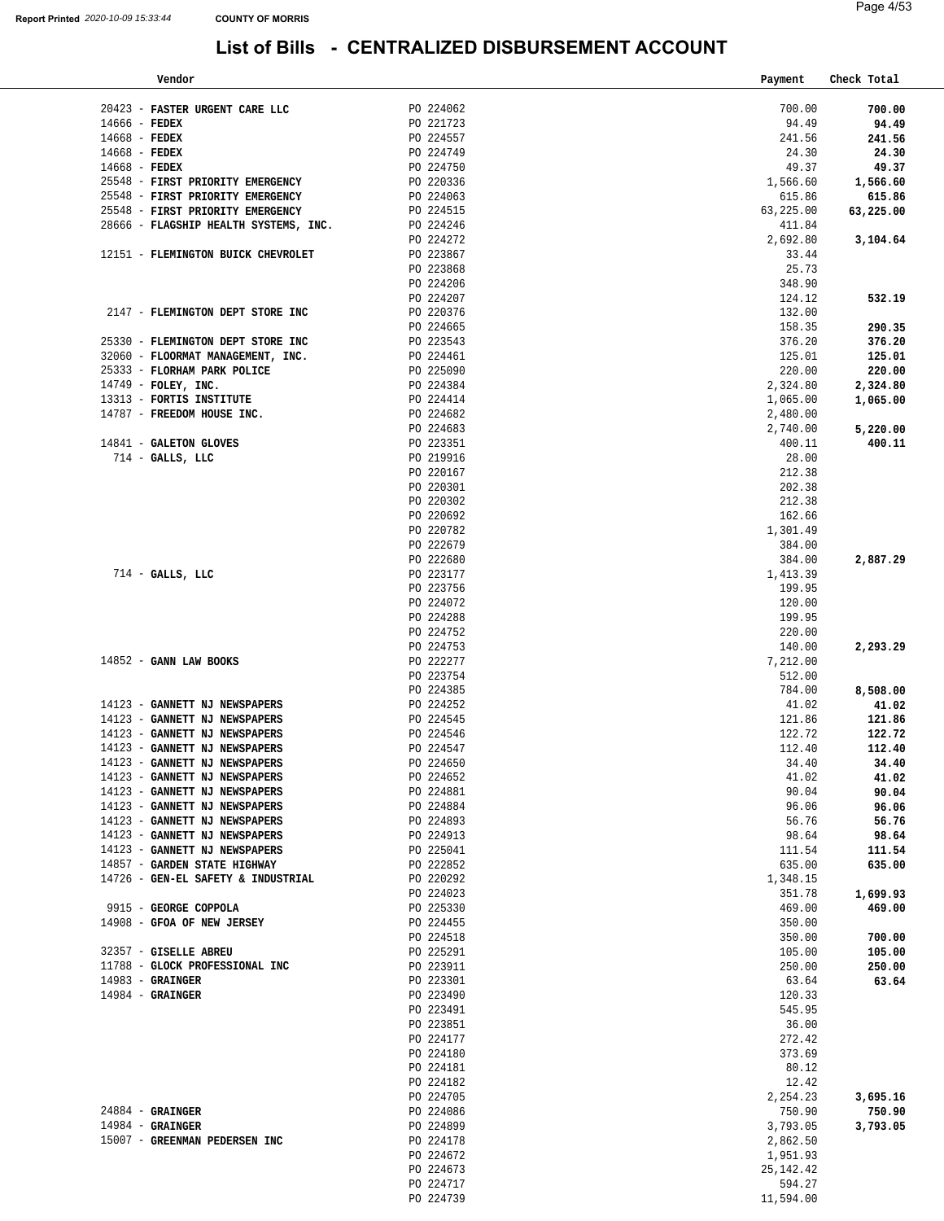Report Printed 2020-10-09 15:33:44 COUNTY OF MORRIS

# List of Bills - CENTRALIZED DISBURSEMENT ACCOUNT

| Vendor | | Payment | Check Total |
|---|---|---|---|
| 20423 - **FASTER URGENT CARE LLC** | PO 224062 | 700.00 | **700.00** |
| 14666 - **FEDEX** | PO 221723 | 94.49 | **94.49** |
| 14668 - **FEDEX** | PO 224557 | 241.56 | **241.56** |
| 14668 - **FEDEX** | PO 224749 | 24.30 | **24.30** |
| 14668 - **FEDEX** | PO 224750 | 49.37 | **49.37** |
| 25548 - **FIRST PRIORITY EMERGENCY** | PO 220336 | 1,566.60 | **1,566.60** |
| 25548 - **FIRST PRIORITY EMERGENCY** | PO 224063 | 615.86 | **615.86** |
| 25548 - **FIRST PRIORITY EMERGENCY** | PO 224515 | 63,225.00 | **63,225.00** |
| 28666 - **FLAGSHIP HEALTH SYSTEMS, INC.** | PO 224246 | 411.84 | |
| | PO 224272 | 2,692.80 | **3,104.64** |
| 12151 - **FLEMINGTON BUICK CHEVROLET** | PO 223867 | 33.44 | |
| | PO 223868 | 25.73 | |
| | PO 224206 | 348.90 | |
| | PO 224207 | 124.12 | **532.19** |
| 2147 - **FLEMINGTON DEPT STORE INC** | PO 220376 | 132.00 | |
| | PO 224665 | 158.35 | **290.35** |
| 25330 - **FLEMINGTON DEPT STORE INC** | PO 223543 | 376.20 | **376.20** |
| 32060 - **FLOORMAT MANAGEMENT, INC.** | PO 224461 | 125.01 | **125.01** |
| 25333 - **FLORHAM PARK POLICE** | PO 225090 | 220.00 | **220.00** |
| 14749 - **FOLEY, INC.** | PO 224384 | 2,324.80 | **2,324.80** |
| 13313 - **FORTIS INSTITUTE** | PO 224414 | 1,065.00 | **1,065.00** |
| 14787 - **FREEDOM HOUSE INC.** | PO 224682 | 2,480.00 | |
| | PO 224683 | 2,740.00 | **5,220.00** |
| 14841 - **GALETON GLOVES** | PO 223351 | 400.11 | **400.11** |
| 714 - **GALLS, LLC** | PO 219916 | 28.00 | |
| | PO 220167 | 212.38 | |
| | PO 220301 | 202.38 | |
| | PO 220302 | 212.38 | |
| | PO 220692 | 162.66 | |
| | PO 220782 | 1,301.49 | |
| | PO 222679 | 384.00 | |
| | PO 222680 | 384.00 | **2,887.29** |
| 714 - **GALLS, LLC** | PO 223177 | 1,413.39 | |
| | PO 223756 | 199.95 | |
| | PO 224072 | 120.00 | |
| | PO 224288 | 199.95 | |
| | PO 224752 | 220.00 | |
| | PO 224753 | 140.00 | **2,293.29** |
| 14852 - **GANN LAW BOOKS** | PO 222277 | 7,212.00 | |
| | PO 223754 | 512.00 | |
| | PO 224385 | 784.00 | **8,508.00** |
| 14123 - **GANNETT NJ NEWSPAPERS** | PO 224252 | 41.02 | **41.02** |
| 14123 - **GANNETT NJ NEWSPAPERS** | PO 224545 | 121.86 | **121.86** |
| 14123 - **GANNETT NJ NEWSPAPERS** | PO 224546 | 122.72 | **122.72** |
| 14123 - **GANNETT NJ NEWSPAPERS** | PO 224547 | 112.40 | **112.40** |
| 14123 - **GANNETT NJ NEWSPAPERS** | PO 224650 | 34.40 | **34.40** |
| 14123 - **GANNETT NJ NEWSPAPERS** | PO 224652 | 41.02 | **41.02** |
| 14123 - **GANNETT NJ NEWSPAPERS** | PO 224881 | 90.04 | **90.04** |
| 14123 - **GANNETT NJ NEWSPAPERS** | PO 224884 | 96.06 | **96.06** |
| 14123 - **GANNETT NJ NEWSPAPERS** | PO 224893 | 56.76 | **56.76** |
| 14123 - **GANNETT NJ NEWSPAPERS** | PO 224913 | 98.64 | **98.64** |
| 14123 - **GANNETT NJ NEWSPAPERS** | PO 225041 | 111.54 | **111.54** |
| 14857 - **GARDEN STATE HIGHWAY** | PO 222852 | 635.00 | **635.00** |
| 14726 - **GEN-EL SAFETY & INDUSTRIAL** | PO 220292 | 1,348.15 | |
| | PO 224023 | 351.78 | **1,699.93** |
| 9915 - **GEORGE COPPOLA** | PO 225330 | 469.00 | **469.00** |
| 14908 - **GFOA OF NEW JERSEY** | PO 224455 | 350.00 | |
| | PO 224518 | 350.00 | **700.00** |
| 32357 - **GISELLE ABREU** | PO 225291 | 105.00 | **105.00** |
| 11788 - **GLOCK PROFESSIONAL INC** | PO 223911 | 250.00 | **250.00** |
| 14983 - **GRAINGER** | PO 223301 | 63.64 | **63.64** |
| 14984 - **GRAINGER** | PO 223490 | 120.33 | |
| | PO 223491 | 545.95 | |
| | PO 223851 | 36.00 | |
| | PO 224177 | 272.42 | |
| | PO 224180 | 373.69 | |
| | PO 224181 | 80.12 | |
| | PO 224182 | 12.42 | |
| | PO 224705 | 2,254.23 | **3,695.16** |
| 24884 - **GRAINGER** | PO 224086 | 750.90 | **750.90** |
| 14984 - **GRAINGER** | PO 224899 | 3,793.05 | **3,793.05** |
| 15007 - **GREENMAN PEDERSEN INC** | PO 224178 | 2,862.50 | |
| | PO 224672 | 1,951.93 | |
| | PO 224673 | 25,142.42 | |
| | PO 224717 | 594.27 | |
| | PO 224739 | 11,594.00 | |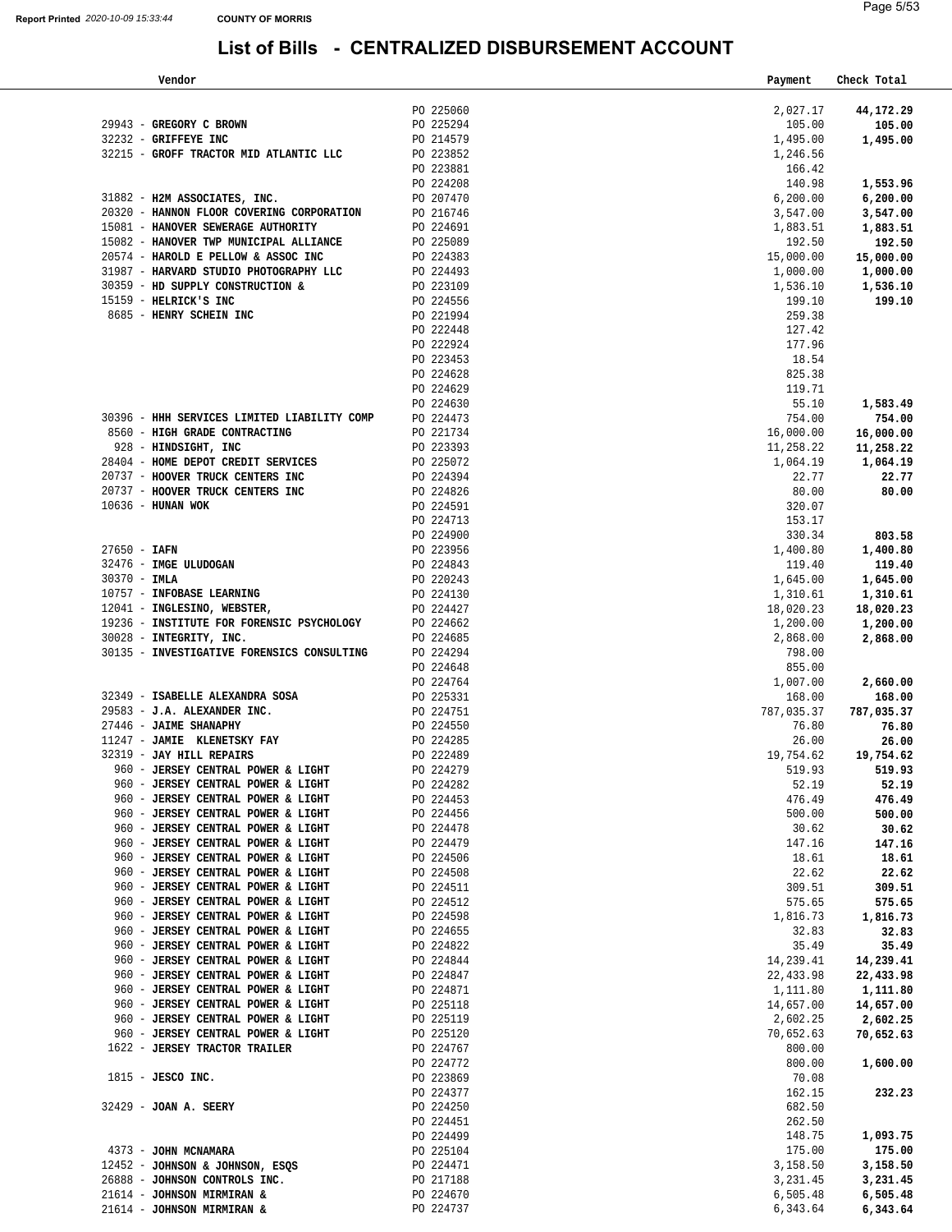Report Printed 2020-10-09 15:33:44 COUNTY OF MORRIS

# List of Bills - CENTRALIZED DISBURSEMENT ACCOUNT

| Vendor | | Payment | Check Total |
|---|---|---|---|
| | PO 225060 | 2,027.17 | **44,172.29** |
| 29943 - **GREGORY C BROWN** | PO 225294 | 105.00 | **105.00** |
| 32232 - **GRIFFEYE INC** | PO 214579 | 1,495.00 | **1,495.00** |
| 32215 - **GROFF TRACTOR MID ATLANTIC LLC** | PO 223852 | 1,246.56 | |
| | PO 223881 | 166.42 | |
| | PO 224208 | 140.98 | **1,553.96** |
| 31882 - **H2M ASSOCIATES, INC.** | PO 207470 | 6,200.00 | **6,200.00** |
| 20320 - **HANNON FLOOR COVERING CORPORATION** | PO 216746 | 3,547.00 | **3,547.00** |
| 15081 - **HANOVER SEWERAGE AUTHORITY** | PO 224691 | 1,883.51 | **1,883.51** |
| 15082 - **HANOVER TWP MUNICIPAL ALLIANCE** | PO 225089 | 192.50 | **192.50** |
| 20574 - **HAROLD E PELLOW & ASSOC INC** | PO 224383 | 15,000.00 | **15,000.00** |
| 31987 - **HARVARD STUDIO PHOTOGRAPHY LLC** | PO 224493 | 1,000.00 | **1,000.00** |
| 30359 - **HD SUPPLY CONSTRUCTION &** | PO 223109 | 1,536.10 | **1,536.10** |
| 15159 - **HELRICK'S INC** | PO 224556 | 199.10 | **199.10** |
| 8685 - **HENRY SCHEIN INC** | PO 221994 | 259.38 | |
| | PO 222448 | 127.42 | |
| | PO 222924 | 177.96 | |
| | PO 223453 | 18.54 | |
| | PO 224628 | 825.38 | |
| | PO 224629 | 119.71 | |
| | PO 224630 | 55.10 | **1,583.49** |
| 30396 - **HHH SERVICES LIMITED LIABILITY COMP** | PO 224473 | 754.00 | **754.00** |
| 8560 - **HIGH GRADE CONTRACTING** | PO 221734 | 16,000.00 | **16,000.00** |
| 928 - **HINDSIGHT, INC** | PO 223393 | 11,258.22 | **11,258.22** |
| 28404 - **HOME DEPOT CREDIT SERVICES** | PO 225072 | 1,064.19 | **1,064.19** |
| 20737 - **HOOVER TRUCK CENTERS INC** | PO 224394 | 22.77 | **22.77** |
| 20737 - **HOOVER TRUCK CENTERS INC** | PO 224826 | 80.00 | **80.00** |
| 10636 - **HUNAN WOK** | PO 224591 | 320.07 | |
| | PO 224713 | 153.17 | |
| | PO 224900 | 330.34 | **803.58** |
| 27650 - **IAFN** | PO 223956 | 1,400.80 | **1,400.80** |
| 32476 - **IMGE ULUDOGAN** | PO 224843 | 119.40 | **119.40** |
| 30370 - **IMLA** | PO 220243 | 1,645.00 | **1,645.00** |
| 10757 - **INFOBASE LEARNING** | PO 224130 | 1,310.61 | **1,310.61** |
| 12041 - **INGLESINO, WEBSTER,** | PO 224427 | 18,020.23 | **18,020.23** |
| 19236 - **INSTITUTE FOR FORENSIC PSYCHOLOGY** | PO 224662 | 1,200.00 | **1,200.00** |
| 30028 - **INTEGRITY, INC.** | PO 224685 | 2,868.00 | **2,868.00** |
| 30135 - **INVESTIGATIVE FORENSICS CONSULTING** | PO 224294 | 798.00 | |
| | PO 224648 | 855.00 | |
| | PO 224764 | 1,007.00 | **2,660.00** |
| 32349 - **ISABELLE ALEXANDRA SOSA** | PO 225331 | 168.00 | **168.00** |
| 29583 - **J.A. ALEXANDER INC.** | PO 224751 | 787,035.37 | **787,035.37** |
| 27446 - **JAIME SHANAPHY** | PO 224550 | 76.80 | **76.80** |
| 11247 - **JAMIE KLENETSKY FAY** | PO 224285 | 26.00 | **26.00** |
| 32319 - **JAY HILL REPAIRS** | PO 222489 | 19,754.62 | **19,754.62** |
| 960 - **JERSEY CENTRAL POWER & LIGHT** | PO 224279 | 519.93 | **519.93** |
| 960 - **JERSEY CENTRAL POWER & LIGHT** | PO 224282 | 52.19 | **52.19** |
| 960 - **JERSEY CENTRAL POWER & LIGHT** | PO 224453 | 476.49 | **476.49** |
| 960 - **JERSEY CENTRAL POWER & LIGHT** | PO 224456 | 500.00 | **500.00** |
| 960 - **JERSEY CENTRAL POWER & LIGHT** | PO 224478 | 30.62 | **30.62** |
| 960 - **JERSEY CENTRAL POWER & LIGHT** | PO 224479 | 147.16 | **147.16** |
| 960 - **JERSEY CENTRAL POWER & LIGHT** | PO 224506 | 18.61 | **18.61** |
| 960 - **JERSEY CENTRAL POWER & LIGHT** | PO 224508 | 22.62 | **22.62** |
| 960 - **JERSEY CENTRAL POWER & LIGHT** | PO 224511 | 309.51 | **309.51** |
| 960 - **JERSEY CENTRAL POWER & LIGHT** | PO 224512 | 575.65 | **575.65** |
| 960 - **JERSEY CENTRAL POWER & LIGHT** | PO 224598 | 1,816.73 | **1,816.73** |
| 960 - **JERSEY CENTRAL POWER & LIGHT** | PO 224655 | 32.83 | **32.83** |
| 960 - **JERSEY CENTRAL POWER & LIGHT** | PO 224822 | 35.49 | **35.49** |
| 960 - **JERSEY CENTRAL POWER & LIGHT** | PO 224844 | 14,239.41 | **14,239.41** |
| 960 - **JERSEY CENTRAL POWER & LIGHT** | PO 224847 | 22,433.98 | **22,433.98** |
| 960 - **JERSEY CENTRAL POWER & LIGHT** | PO 224871 | 1,111.80 | **1,111.80** |
| 960 - **JERSEY CENTRAL POWER & LIGHT** | PO 225118 | 14,657.00 | **14,657.00** |
| 960 - **JERSEY CENTRAL POWER & LIGHT** | PO 225119 | 2,602.25 | **2,602.25** |
| 960 - **JERSEY CENTRAL POWER & LIGHT** | PO 225120 | 70,652.63 | **70,652.63** |
| 1622 - **JERSEY TRACTOR TRAILER** | PO 224767 | 800.00 | |
| | PO 224772 | 800.00 | **1,600.00** |
| 1815 - **JESCO INC.** | PO 223869 | 70.08 | |
| | PO 224377 | 162.15 | **232.23** |
| 32429 - **JOAN A. SEERY** | PO 224250 | 682.50 | |
| | PO 224451 | 262.50 | |
| | PO 224499 | 148.75 | **1,093.75** |
| 4373 - **JOHN MCNAMARA** | PO 225104 | 175.00 | **175.00** |
| 12452 - **JOHNSON & JOHNSON, ESQS** | PO 224471 | 3,158.50 | **3,158.50** |
| 26888 - **JOHNSON CONTROLS INC.** | PO 217188 | 3,231.45 | **3,231.45** |
| 21614 - **JOHNSON MIRMIRAN &** | PO 224670 | 6,505.48 | **6,505.48** |
| 21614 - **JOHNSON MIRMIRAN &** | PO 224737 | 6,343.64 | **6,343.64** |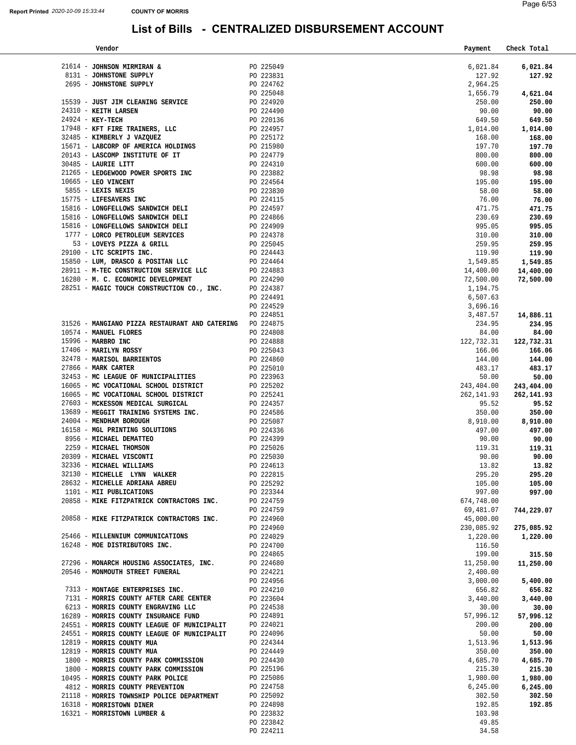# List of Bills - CENTRALIZED DISBURSEMENT ACCOUNT

| Vendor | | Payment | Check Total |
|---|---|---|---|
| 21614 - **JOHNSON MIRMIRAN &** | PO 225049 | 6,021.84 | **6,021.84** |
| 8131 - **JOHNSTONE SUPPLY** | PO 223831 | 127.92 | **127.92** |
| 2695 - **JOHNSTONE SUPPLY** | PO 224762 | 2,964.25 | |
| | PO 225048 | 1,656.79 | **4,621.04** |
| 15539 - **JUST JIM CLEANING SERVICE** | PO 224920 | 250.00 | **250.00** |
| 24310 - **KEITH LARSEN** | PO 224490 | 90.00 | **90.00** |
| 24924 - **KEY-TECH** | PO 220136 | 649.50 | **649.50** |
| 17948 - **KFT FIRE TRAINERS, LLC** | PO 224957 | 1,014.00 | **1,014.00** |
| 32485 - **KIMBERLY J VAZQUEZ** | PO 225172 | 168.00 | **168.00** |
| 15671 - **LABCORP OF AMERICA HOLDINGS** | PO 215980 | 197.70 | **197.70** |
| 20143 - **LASCOMP INSTITUTE OF IT** | PO 224779 | 800.00 | **800.00** |
| 30485 - **LAURIE LITT** | PO 224310 | 600.00 | **600.00** |
| 21265 - **LEDGEWOOD POWER SPORTS INC** | PO 223882 | 98.98 | **98.98** |
| 10665 - **LEO VINCENT** | PO 224564 | 195.00 | **195.00** |
| 5855 - **LEXIS NEXIS** | PO 223830 | 58.00 | **58.00** |
| 15775 - **LIFESAVERS INC** | PO 224115 | 76.00 | **76.00** |
| 15816 - **LONGFELLOWS SANDWICH DELI** | PO 224597 | 471.75 | **471.75** |
| 15816 - **LONGFELLOWS SANDWICH DELI** | PO 224866 | 230.69 | **230.69** |
| 15816 - **LONGFELLOWS SANDWICH DELI** | PO 224909 | 995.05 | **995.05** |
| 1777 - **LORCO PETROLEUM SERVICES** | PO 224378 | 310.00 | **310.00** |
| 53 - **LOVEYS PIZZA & GRILL** | PO 225045 | 259.95 | **259.95** |
| 29100 - **LTC SCRIPTS INC.** | PO 224443 | 119.90 | **119.90** |
| 15850 - **LUM, DRASCO & POSITAN LLC** | PO 224464 | 1,549.85 | **1,549.85** |
| 28911 - **M-TEC CONSTRUCTION SERVICE LLC** | PO 224883 | 14,400.00 | **14,400.00** |
| 16280 - **M. C. ECONOMIC DEVELOPMENT** | PO 224290 | 72,500.00 | **72,500.00** |
| 28251 - **MAGIC TOUCH CONSTRUCTION CO., INC.** | PO 224387 | 1,194.75 | |
| | PO 224491 | 6,507.63 | |
| | PO 224529 | 3,696.16 | |
| | PO 224851 | 3,487.57 | **14,886.11** |
| 31526 - **MANGIANO PIZZA RESTAURANT AND CATERING** | PO 224875 | 234.95 | **234.95** |
| 10574 - **MANUEL FLORES** | PO 224808 | 84.00 | **84.00** |
| 15996 - **MARBRO INC** | PO 224888 | 122,732.31 | **122,732.31** |
| 17406 - **MARILYN ROSSY** | PO 225043 | 166.06 | **166.06** |
| 32478 - **MARISOL BARRIENTOS** | PO 224860 | 144.00 | **144.00** |
| 27866 - **MARK CARTER** | PO 225010 | 483.17 | **483.17** |
| 32453 - **MC LEAGUE OF MUNICIPALITIES** | PO 223963 | 50.00 | **50.00** |
| 16065 - **MC VOCATIONAL SCHOOL DISTRICT** | PO 225202 | 243,404.00 | **243,404.00** |
| 16065 - **MC VOCATIONAL SCHOOL DISTRICT** | PO 225241 | 262,141.93 | **262,141.93** |
| 27603 - **MCKESSON MEDICAL SURGICAL** | PO 224357 | 95.52 | **95.52** |
| 13689 - **MEGGIT TRAINING SYSTEMS INC.** | PO 224586 | 350.00 | **350.00** |
| 24004 - **MENDHAM BOROUGH** | PO 225087 | 8,910.00 | **8,910.00** |
| 16158 - **MGL PRINTING SOLUTIONS** | PO 224336 | 497.00 | **497.00** |
| 8956 - **MICHAEL DEMATTEO** | PO 224399 | 90.00 | **90.00** |
| 2259 - **MICHAEL THOMSON** | PO 225026 | 119.31 | **119.31** |
| 20309 - **MICHAEL VISCONTI** | PO 225030 | 90.00 | **90.00** |
| 32336 - **MICHAEL WILLIAMS** | PO 224613 | 13.82 | **13.82** |
| 32130 - **MICHELLE LYNN WALKER** | PO 222815 | 295.20 | **295.20** |
| 28632 - **MICHELLE ADRIANA ABREU** | PO 225292 | 105.00 | **105.00** |
| 1101 - **MII PUBLICATIONS** | PO 223344 | 997.00 | **997.00** |
| 20858 - **MIKE FITZPATRICK CONTRACTORS INC.** | PO 224759 | 674,748.00 | |
| | PO 224759 | 69,481.07 | **744,229.07** |
| 20858 - **MIKE FITZPATRICK CONTRACTORS INC.** | PO 224960 | 45,000.00 | |
| | PO 224960 | 230,085.92 | **275,085.92** |
| 25466 - **MILLENNIUM COMMUNICATIONS** | PO 224029 | 1,220.00 | **1,220.00** |
| 16248 - **MOE DISTRIBUTORS INC.** | PO 224700 | 116.50 | |
| | PO 224865 | 199.00 | **315.50** |
| 27296 - **MONARCH HOUSING ASSOCIATES, INC.** | PO 224680 | 11,250.00 | **11,250.00** |
| 20546 - **MONMOUTH STREET FUNERAL** | PO 224221 | 2,400.00 | |
| | PO 224956 | 3,000.00 | **5,400.00** |
| 7313 - **MONTAGE ENTERPRISES INC.** | PO 224210 | 656.82 | **656.82** |
| 7131 - **MORRIS COUNTY AFTER CARE CENTER** | PO 223604 | 3,440.00 | **3,440.00** |
| 6213 - **MORRIS COUNTY ENGRAVING LLC** | PO 224538 | 30.00 | **30.00** |
| 16289 - **MORRIS COUNTY INSURANCE FUND** | PO 224891 | 57,996.12 | **57,996.12** |
| 24551 - **MORRIS COUNTY LEAGUE OF MUNICIPALIT** | PO 224021 | 200.00 | **200.00** |
| 24551 - **MORRIS COUNTY LEAGUE OF MUNICIPALIT** | PO 224096 | 50.00 | **50.00** |
| 12819 - **MORRIS COUNTY MUA** | PO 224344 | 1,513.96 | **1,513.96** |
| 12819 - **MORRIS COUNTY MUA** | PO 224449 | 350.00 | **350.00** |
| 1800 - **MORRIS COUNTY PARK COMMISSION** | PO 224430 | 4,685.70 | **4,685.70** |
| 1800 - **MORRIS COUNTY PARK COMMISSION** | PO 225196 | 215.30 | **215.30** |
| 10495 - **MORRIS COUNTY PARK POLICE** | PO 225086 | 1,980.00 | **1,980.00** |
| 4812 - **MORRIS COUNTY PREVENTION** | PO 224758 | 6,245.00 | **6,245.00** |
| 21118 - **MORRIS TOWNSHIP POLICE DEPARTMENT** | PO 225092 | 302.50 | **302.50** |
| 16318 - **MORRISTOWN DINER** | PO 224898 | 192.85 | **192.85** |
| 16321 - **MORRISTOWN LUMBER &** | PO 223832 | 103.98 | |
| | PO 223842 | 49.85 | |
| | PO 224211 | 34.58 | |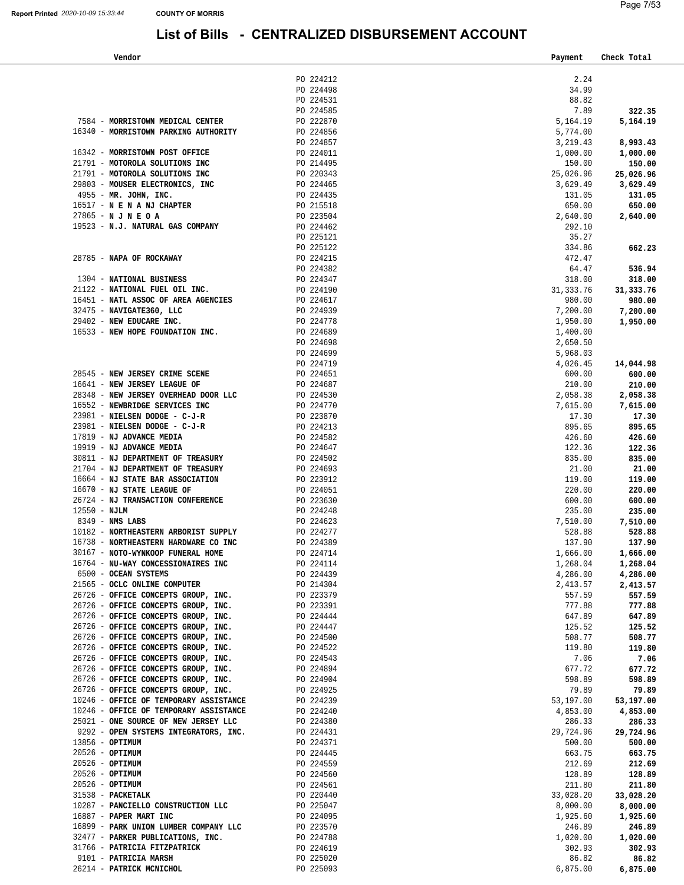# List of Bills - CENTRALIZED DISBURSEMENT ACCOUNT

| Vendor | | Payment | Check Total |
|---|---|---|---|
| | PO 224212 | 2.24 | |
| | PO 224498 | 34.99 | |
| | PO 224531 | 88.82 | |
| | PO 224585 | 7.89 | **322.35** |
| 7584 - **MORRISTOWN MEDICAL CENTER** | PO 222870 | 5,164.19 | **5,164.19** |
| 16340 - **MORRISTOWN PARKING AUTHORITY** | PO 224856 | 5,774.00 | |
| | PO 224857 | 3,219.43 | **8,993.43** |
| 16342 - **MORRISTOWN POST OFFICE** | PO 224011 | 1,000.00 | **1,000.00** |
| 21791 - **MOTOROLA SOLUTIONS INC** | PO 214495 | 150.00 | **150.00** |
| 21791 - **MOTOROLA SOLUTIONS INC** | PO 220343 | 25,026.96 | **25,026.96** |
| 29803 - **MOUSER ELECTRONICS, INC** | PO 224465 | 3,629.49 | **3,629.49** |
| 4955 - **MR. JOHN, INC.** | PO 224435 | 131.05 | **131.05** |
| 16517 - **N E N A NJ CHAPTER** | PO 215518 | 650.00 | **650.00** |
| 27865 - **N J N E O A** | PO 223504 | 2,640.00 | **2,640.00** |
| 19523 - **N.J. NATURAL GAS COMPANY** | PO 224462 | 292.10 | |
| | PO 225121 | 35.27 | |
| | PO 225122 | 334.86 | **662.23** |
| 28785 - **NAPA OF ROCKAWAY** | PO 224215 | 472.47 | |
| | PO 224382 | 64.47 | **536.94** |
| 1304 - **NATIONAL BUSINESS** | PO 224347 | 318.00 | **318.00** |
| 21122 - **NATIONAL FUEL OIL INC.** | PO 224190 | 31,333.76 | **31,333.76** |
| 16451 - **NATL ASSOC OF AREA AGENCIES** | PO 224617 | 980.00 | **980.00** |
| 32475 - **NAVIGATE360, LLC** | PO 224939 | 7,200.00 | **7,200.00** |
| 29402 - **NEW EDUCARE INC.** | PO 224778 | 1,950.00 | **1,950.00** |
| 16533 - **NEW HOPE FOUNDATION INC.** | PO 224689 | 1,400.00 | |
| | PO 224698 | 2,650.50 | |
| | PO 224699 | 5,968.03 | |
| | PO 224719 | 4,026.45 | **14,044.98** |
| 28545 - **NEW JERSEY CRIME SCENE** | PO 224651 | 600.00 | **600.00** |
| 16641 - **NEW JERSEY LEAGUE OF** | PO 224687 | 210.00 | **210.00** |
| 28348 - **NEW JERSEY OVERHEAD DOOR LLC** | PO 224530 | 2,058.38 | **2,058.38** |
| 16552 - **NEWBRIDGE SERVICES INC** | PO 224770 | 7,615.00 | **7,615.00** |
| 23981 - **NIELSEN DODGE - C-J-R** | PO 223870 | 17.30 | **17.30** |
| 23981 - **NIELSEN DODGE - C-J-R** | PO 224213 | 895.65 | **895.65** |
| 17819 - **NJ ADVANCE MEDIA** | PO 224582 | 426.60 | **426.60** |
| 19919 - **NJ ADVANCE MEDIA** | PO 224647 | 122.36 | **122.36** |
| 30811 - **NJ DEPARTMENT OF TREASURY** | PO 224502 | 835.00 | **835.00** |
| 21704 - **NJ DEPARTMENT OF TREASURY** | PO 224693 | 21.00 | **21.00** |
| 16664 - **NJ STATE BAR ASSOCIATION** | PO 223912 | 119.00 | **119.00** |
| 16670 - **NJ STATE LEAGUE OF** | PO 224051 | 220.00 | **220.00** |
| 26724 - **NJ TRANSACTION CONFERENCE** | PO 223630 | 600.00 | **600.00** |
| 12550 - **NJLM** | PO 224248 | 235.00 | **235.00** |
| 8349 - **NMS LABS** | PO 224623 | 7,510.00 | **7,510.00** |
| 10182 - **NORTHEASTERN ARBORIST SUPPLY** | PO 224277 | 528.88 | **528.88** |
| 16738 - **NORTHEASTERN HARDWARE CO INC** | PO 224389 | 137.90 | **137.90** |
| 30167 - **NOTO-WYNKOOP FUNERAL HOME** | PO 224714 | 1,666.00 | **1,666.00** |
| 16764 - **NU-WAY CONCESSIONAIRES INC** | PO 224114 | 1,268.04 | **1,268.04** |
| 6500 - **OCEAN SYSTEMS** | PO 224439 | 4,286.00 | **4,286.00** |
| 21565 - **OCLC ONLINE COMPUTER** | PO 214304 | 2,413.57 | **2,413.57** |
| 26726 - **OFFICE CONCEPTS GROUP, INC.** | PO 223379 | 557.59 | **557.59** |
| 26726 - **OFFICE CONCEPTS GROUP, INC.** | PO 223391 | 777.88 | **777.88** |
| 26726 - **OFFICE CONCEPTS GROUP, INC.** | PO 224444 | 647.89 | **647.89** |
| 26726 - **OFFICE CONCEPTS GROUP, INC.** | PO 224447 | 125.52 | **125.52** |
| 26726 - **OFFICE CONCEPTS GROUP, INC.** | PO 224500 | 508.77 | **508.77** |
| 26726 - **OFFICE CONCEPTS GROUP, INC.** | PO 224522 | 119.80 | **119.80** |
| 26726 - **OFFICE CONCEPTS GROUP, INC.** | PO 224543 | 7.06 | **7.06** |
| 26726 - **OFFICE CONCEPTS GROUP, INC.** | PO 224894 | 677.72 | **677.72** |
| 26726 - **OFFICE CONCEPTS GROUP, INC.** | PO 224904 | 598.89 | **598.89** |
| 26726 - **OFFICE CONCEPTS GROUP, INC.** | PO 224925 | 79.89 | **79.89** |
| 10246 - **OFFICE OF TEMPORARY ASSISTANCE** | PO 224239 | 53,197.00 | **53,197.00** |
| 10246 - **OFFICE OF TEMPORARY ASSISTANCE** | PO 224240 | 4,853.00 | **4,853.00** |
| 25021 - **ONE SOURCE OF NEW JERSEY LLC** | PO 224380 | 286.33 | **286.33** |
| 9292 - **OPEN SYSTEMS INTEGRATORS, INC.** | PO 224431 | 29,724.96 | **29,724.96** |
| 13856 - **OPTIMUM** | PO 224371 | 500.00 | **500.00** |
| 20526 - **OPTIMUM** | PO 224445 | 663.75 | **663.75** |
| 20526 - **OPTIMUM** | PO 224559 | 212.69 | **212.69** |
| 20526 - **OPTIMUM** | PO 224560 | 128.89 | **128.89** |
| 20526 - **OPTIMUM** | PO 224561 | 211.80 | **211.80** |
| 31538 - **PACKETALK** | PO 220440 | 33,028.20 | **33,028.20** |
| 10287 - **PANCIELLO CONSTRUCTION LLC** | PO 225047 | 8,000.00 | **8,000.00** |
| 16887 - **PAPER MART INC** | PO 224095 | 1,925.60 | **1,925.60** |
| 16899 - **PARK UNION LUMBER COMPANY LLC** | PO 223570 | 246.89 | **246.89** |
| 32477 - **PARKER PUBLICATIONS, INC.** | PO 224788 | 1,020.00 | **1,020.00** |
| 31766 - **PATRICIA FITZPATRICK** | PO 224619 | 302.93 | **302.93** |
| 9101 - **PATRICIA MARSH** | PO 225020 | 86.82 | **86.82** |
| 26214 - **PATRICK MCNICHOL** | PO 225093 | 6,875.00 | **6,875.00** |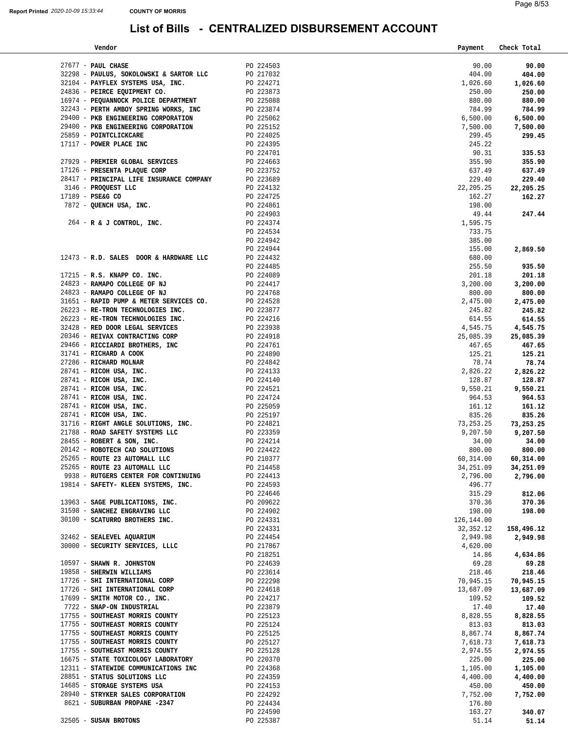Report Printed 2020-10-09 15:33:44 **COUNTY OF MORRIS**

# List of Bills - CENTRALIZED DISBURSEMENT ACCOUNT

| Vendor | | Payment | Check Total |
|---|---|---|---|
| 27677 - **PAUL CHASE** | PO 224503 | 90.00 | **90.00** |
| 32298 - **PAULUS, SOKOLOWSKI & SARTOR LLC** | PO 217032 | 404.00 | **404.00** |
| 32104 - **PAYFLEX SYSTEMS USA, INC.** | PO 224271 | 1,026.60 | **1,026.60** |
| 24836 - **PEIRCE EQUIPMENT CO.** | PO 223873 | 250.00 | **250.00** |
| 16974 - **PEQUANNOCK POLICE DEPARTMENT** | PO 225088 | 880.00 | **880.00** |
| 32243 - **PERTH AMBOY SPRING WORKS, INC** | PO 223874 | 784.99 | **784.99** |
| 29400 - **PKB ENGINEERING CORPORATION** | PO 225062 | 6,500.00 | **6,500.00** |
| 29400 - **PKB ENGINEERING CORPORATION** | PO 225152 | 7,500.00 | **7,500.00** |
| 25859 - **POINTCLICKCARE** | PO 224025 | 299.45 | **299.45** |
| 17117 - **POWER PLACE INC** | PO 224395 | 245.22 | |
| | PO 224701 | 90.31 | **335.53** |
| 27929 - **PREMIER GLOBAL SERVICES** | PO 224663 | 355.90 | **355.90** |
| 17126 - **PRESENTA PLAQUE CORP** | PO 223752 | 637.49 | **637.49** |
| 28417 - **PRINCIPAL LIFE INSURANCE COMPANY** | PO 223689 | 229.40 | **229.40** |
| 3146 - **PROQUEST LLC** | PO 224132 | 22,205.25 | **22,205.25** |
| 17189 - **PSE&G CO** | PO 224725 | 162.27 | **162.27** |
| 7872 - **QUENCH USA, INC.** | PO 224861 | 198.00 | |
| | PO 224903 | 49.44 | **247.44** |
| 264 - **R & J CONTROL, INC.** | PO 224374 | 1,595.75 | |
| | PO 224534 | 733.75 | |
| | PO 224942 | 385.00 | |
| | PO 224944 | 155.00 | **2,869.50** |
| 12473 - **R.D. SALES DOOR & HARDWARE LLC** | PO 224432 | 680.00 | |
| | PO 224485 | 255.50 | **935.50** |
| 17215 - **R.S. KNAPP CO. INC.** | PO 224089 | 201.18 | **201.18** |
| 24823 - **RAMAPO COLLEGE OF NJ** | PO 224417 | 3,200.00 | **3,200.00** |
| 24823 - **RAMAPO COLLEGE OF NJ** | PO 224768 | 800.00 | **800.00** |
| 31651 - **RAPID PUMP & METER SERVICES CO.** | PO 224528 | 2,475.00 | **2,475.00** |
| 26223 - **RE-TRON TECHNOLOGIES INC.** | PO 223877 | 245.82 | **245.82** |
| 26223 - **RE-TRON TECHNOLOGIES INC.** | PO 224216 | 614.55 | **614.55** |
| 32428 - **RED DOOR LEGAL SERVICES** | PO 223938 | 4,545.75 | **4,545.75** |
| 20346 - **REIVAX CONTRACTING CORP** | PO 224918 | 25,085.39 | **25,085.39** |
| 29466 - **RICCIARDI BROTHERS, INC** | PO 224761 | 467.65 | **467.65** |
| 31741 - **RICHARD A COOK** | PO 224890 | 125.21 | **125.21** |
| 27286 - **RICHARD MOLNAR** | PO 224842 | 78.74 | **78.74** |
| 28741 - **RICOH USA, INC.** | PO 224133 | 2,826.22 | **2,826.22** |
| 28741 - **RICOH USA, INC.** | PO 224140 | 128.87 | **128.87** |
| 28741 - **RICOH USA, INC.** | PO 224521 | 9,550.21 | **9,550.21** |
| 28741 - **RICOH USA, INC.** | PO 224724 | 964.53 | **964.53** |
| 28741 - **RICOH USA, INC.** | PO 225059 | 161.12 | **161.12** |
| 28741 - **RICOH USA, INC.** | PO 225197 | 835.26 | **835.26** |
| 31716 - **RIGHT ANGLE SOLUTIONS, INC.** | PO 224821 | 73,253.25 | **73,253.25** |
| 21788 - **ROAD SAFETY SYSTEMS LLC** | PO 223359 | 9,207.50 | **9,207.50** |
| 28455 - **ROBERT & SON, INC.** | PO 224214 | 34.00 | **34.00** |
| 20142 - **ROBOTECH CAD SOLUTIONS** | PO 224422 | 800.00 | **800.00** |
| 25265 - **ROUTE 23 AUTOMALL LLC** | PO 210377 | 60,314.00 | **60,314.00** |
| 25265 - **ROUTE 23 AUTOMALL LLC** | PO 214458 | 34,251.09 | **34,251.09** |
| 9938 - **RUTGERS CENTER FOR CONTINUING** | PO 224413 | 2,796.00 | **2,796.00** |
| 19814 - **SAFETY- KLEEN SYSTEMS, INC.** | PO 224593 | 496.77 | |
| | PO 224646 | 315.29 | **812.06** |
| 13963 - **SAGE PUBLICATIONS, INC.** | PO 209622 | 370.36 | **370.36** |
| 31598 - **SANCHEZ ENGRAVING LLC** | PO 224902 | 198.00 | **198.00** |
| 30100 - **SCATURRO BROTHERS INC.** | PO 224331 | 126,144.00 | |
| | PO 224331 | 32,352.12 | **158,496.12** |
| 32462 - **SEALEVEL AQUARIUM** | PO 224454 | 2,949.98 | **2,949.98** |
| 30000 - **SECURITY SERVICES, LLLC** | PO 217867 | 4,620.00 | |
| | PO 218251 | 14.86 | **4,634.86** |
| 10597 - **SHAWN R. JOHNSTON** | PO 224639 | 69.28 | **69.28** |
| 19858 - **SHERWIN WILLIAMS** | PO 223614 | 218.46 | **218.46** |
| 17726 - **SHI INTERNATIONAL CORP** | PO 222298 | 70,945.15 | **70,945.15** |
| 17726 - **SHI INTERNATIONAL CORP** | PO 224618 | 13,687.09 | **13,687.09** |
| 17699 - **SMITH MOTOR CO., INC.** | PO 224217 | 109.52 | **109.52** |
| 7722 - **SNAP-ON INDUSTRIAL** | PO 223879 | 17.40 | **17.40** |
| 17755 - **SOUTHEAST MORRIS COUNTY** | PO 225123 | 8,828.55 | **8,828.55** |
| 17755 - **SOUTHEAST MORRIS COUNTY** | PO 225124 | 813.03 | **813.03** |
| 17755 - **SOUTHEAST MORRIS COUNTY** | PO 225125 | 8,867.74 | **8,867.74** |
| 17755 - **SOUTHEAST MORRIS COUNTY** | PO 225127 | 7,618.73 | **7,618.73** |
| 17755 - **SOUTHEAST MORRIS COUNTY** | PO 225128 | 2,974.55 | **2,974.55** |
| 16675 - **STATE TOXICOLOGY LABORATORY** | PO 220370 | 225.00 | **225.00** |
| 12311 - **STATEWIDE COMMUNICATIONS INC** | PO 224368 | 1,105.00 | **1,105.00** |
| 28851 - **STATUS SOLUTIONS LLC** | PO 224359 | 4,400.00 | **4,400.00** |
| 14685 - **STORAGE SYSTEMS USA** | PO 224153 | 450.00 | **450.00** |
| 28940 - **STRYKER SALES CORPORATION** | PO 224292 | 7,752.00 | **7,752.00** |
| 8621 - **SUBURBAN PROPANE -2347** | PO 224434 | 176.80 | |
| | PO 224590 | 163.27 | **340.07** |
| 32505 - **SUSAN BROTONS** | PO 225387 | 51.14 | **51.14** |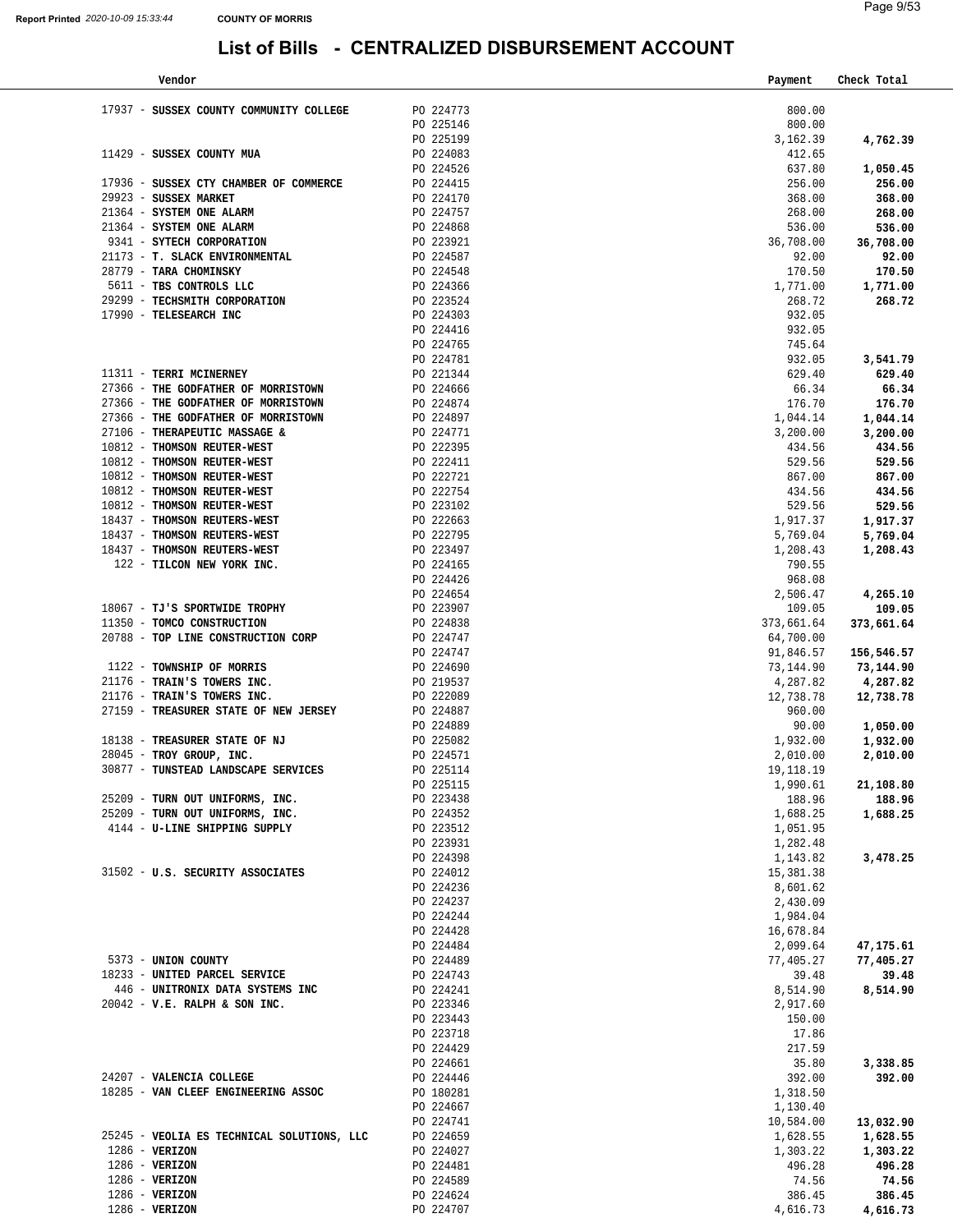**Report Printed** *2020-10-09 15:33:44* **COUNTY OF MORRIS**

# List of Bills - CENTRALIZED DISBURSEMENT ACCOUNT

| Vendor | | Payment | Check Total |
|---|---|---|---|
| 17937 - **SUSSEX COUNTY COMMUNITY COLLEGE** | PO 224773 | 800.00 | |
| | PO 225146 | 800.00 | |
| | PO 225199 | 3,162.39 | **4,762.39** |
| 11429 - **SUSSEX COUNTY MUA** | PO 224083 | 412.65 | |
| | PO 224526 | 637.80 | **1,050.45** |
| 17936 - **SUSSEX CTY CHAMBER OF COMMERCE** | PO 224415 | 256.00 | **256.00** |
| 29923 - **SUSSEX MARKET** | PO 224170 | 368.00 | **368.00** |
| 21364 - **SYSTEM ONE ALARM** | PO 224757 | 268.00 | **268.00** |
| 21364 - **SYSTEM ONE ALARM** | PO 224868 | 536.00 | **536.00** |
| 9341 - **SYTECH CORPORATION** | PO 223921 | 36,708.00 | **36,708.00** |
| 21173 - **T. SLACK ENVIRONMENTAL** | PO 224587 | 92.00 | **92.00** |
| 28779 - **TARA CHOMINSKY** | PO 224548 | 170.50 | **170.50** |
| 5611 - **TBS CONTROLS LLC** | PO 224366 | 1,771.00 | **1,771.00** |
| 29299 - **TECHSMITH CORPORATION** | PO 223524 | 268.72 | **268.72** |
| 17990 - **TELESEARCH INC** | PO 224303 | 932.05 | |
| | PO 224416 | 932.05 | |
| | PO 224765 | 745.64 | |
| | PO 224781 | 932.05 | **3,541.79** |
| 11311 - **TERRI MCINERNEY** | PO 221344 | 629.40 | **629.40** |
| 27366 - **THE GODFATHER OF MORRISTOWN** | PO 224666 | 66.34 | **66.34** |
| 27366 - **THE GODFATHER OF MORRISTOWN** | PO 224874 | 176.70 | **176.70** |
| 27366 - **THE GODFATHER OF MORRISTOWN** | PO 224897 | 1,044.14 | **1,044.14** |
| 27106 - **THERAPEUTIC MASSAGE &** | PO 224771 | 3,200.00 | **3,200.00** |
| 10812 - **THOMSON REUTER-WEST** | PO 222395 | 434.56 | **434.56** |
| 10812 - **THOMSON REUTER-WEST** | PO 222411 | 529.56 | **529.56** |
| 10812 - **THOMSON REUTER-WEST** | PO 222721 | 867.00 | **867.00** |
| 10812 - **THOMSON REUTER-WEST** | PO 222754 | 434.56 | **434.56** |
| 10812 - **THOMSON REUTER-WEST** | PO 223102 | 529.56 | **529.56** |
| 18437 - **THOMSON REUTERS-WEST** | PO 222663 | 1,917.37 | **1,917.37** |
| 18437 - **THOMSON REUTERS-WEST** | PO 222795 | 5,769.04 | **5,769.04** |
| 18437 - **THOMSON REUTERS-WEST** | PO 223497 | 1,208.43 | **1,208.43** |
| 122 - **TILCON NEW YORK INC.** | PO 224165 | 790.55 | |
| | PO 224426 | 968.08 | |
| | PO 224654 | 2,506.47 | **4,265.10** |
| 18067 - **TJ'S SPORTWIDE TROPHY** | PO 223907 | 109.05 | **109.05** |
| 11350 - **TOMCO CONSTRUCTION** | PO 224838 | 373,661.64 | **373,661.64** |
| 20788 - **TOP LINE CONSTRUCTION CORP** | PO 224747 | 64,700.00 | |
| | PO 224747 | 91,846.57 | **156,546.57** |
| 1122 - **TOWNSHIP OF MORRIS** | PO 224690 | 73,144.90 | **73,144.90** |
| 21176 - **TRAIN'S TOWERS INC.** | PO 219537 | 4,287.82 | **4,287.82** |
| 21176 - **TRAIN'S TOWERS INC.** | PO 222089 | 12,738.78 | **12,738.78** |
| 27159 - **TREASURER STATE OF NEW JERSEY** | PO 224887 | 960.00 | |
| | PO 224889 | 90.00 | **1,050.00** |
| 18138 - **TREASURER STATE OF NJ** | PO 225082 | 1,932.00 | **1,932.00** |
| 28045 - **TROY GROUP, INC.** | PO 224571 | 2,010.00 | **2,010.00** |
| 30877 - **TUNSTEAD LANDSCAPE SERVICES** | PO 225114 | 19,118.19 | |
| | PO 225115 | 1,990.61 | **21,108.80** |
| 25209 - **TURN OUT UNIFORMS, INC.** | PO 223438 | 188.96 | **188.96** |
| 25209 - **TURN OUT UNIFORMS, INC.** | PO 224352 | 1,688.25 | **1,688.25** |
| 4144 - **U-LINE SHIPPING SUPPLY** | PO 223512 | 1,051.95 | |
| | PO 223931 | 1,282.48 | |
| | PO 224398 | 1,143.82 | **3,478.25** |
| 31502 - **U.S. SECURITY ASSOCIATES** | PO 224012 | 15,381.38 | |
| | PO 224236 | 8,601.62 | |
| | PO 224237 | 2,430.09 | |
| | PO 224244 | 1,984.04 | |
| | PO 224428 | 16,678.84 | |
| | PO 224484 | 2,099.64 | **47,175.61** |
| 5373 - **UNION COUNTY** | PO 224489 | 77,405.27 | **77,405.27** |
| 18233 - **UNITED PARCEL SERVICE** | PO 224743 | 39.48 | **39.48** |
| 446 - **UNITRONIX DATA SYSTEMS INC** | PO 224241 | 8,514.90 | **8,514.90** |
| 20042 - **V.E. RALPH & SON INC.** | PO 223346 | 2,917.60 | |
| | PO 223443 | 150.00 | |
| | PO 223718 | 17.86 | |
| | PO 224429 | 217.59 | |
| | PO 224661 | 35.80 | **3,338.85** |
| 24207 - **VALENCIA COLLEGE** | PO 224446 | 392.00 | **392.00** |
| 18285 - **VAN CLEEF ENGINEERING ASSOC** | PO 180281 | 1,318.50 | |
| | PO 224667 | 1,130.40 | |
| | PO 224741 | 10,584.00 | **13,032.90** |
| 25245 - **VEOLIA ES TECHNICAL SOLUTIONS, LLC** | PO 224659 | 1,628.55 | **1,628.55** |
| 1286 - **VERIZON** | PO 224027 | 1,303.22 | **1,303.22** |
| 1286 - **VERIZON** | PO 224481 | 496.28 | **496.28** |
| 1286 - **VERIZON** | PO 224589 | 74.56 | **74.56** |
| 1286 - **VERIZON** | PO 224624 | 386.45 | **386.45** |
| 1286 - **VERIZON** | PO 224707 | 4,616.73 | **4,616.73** |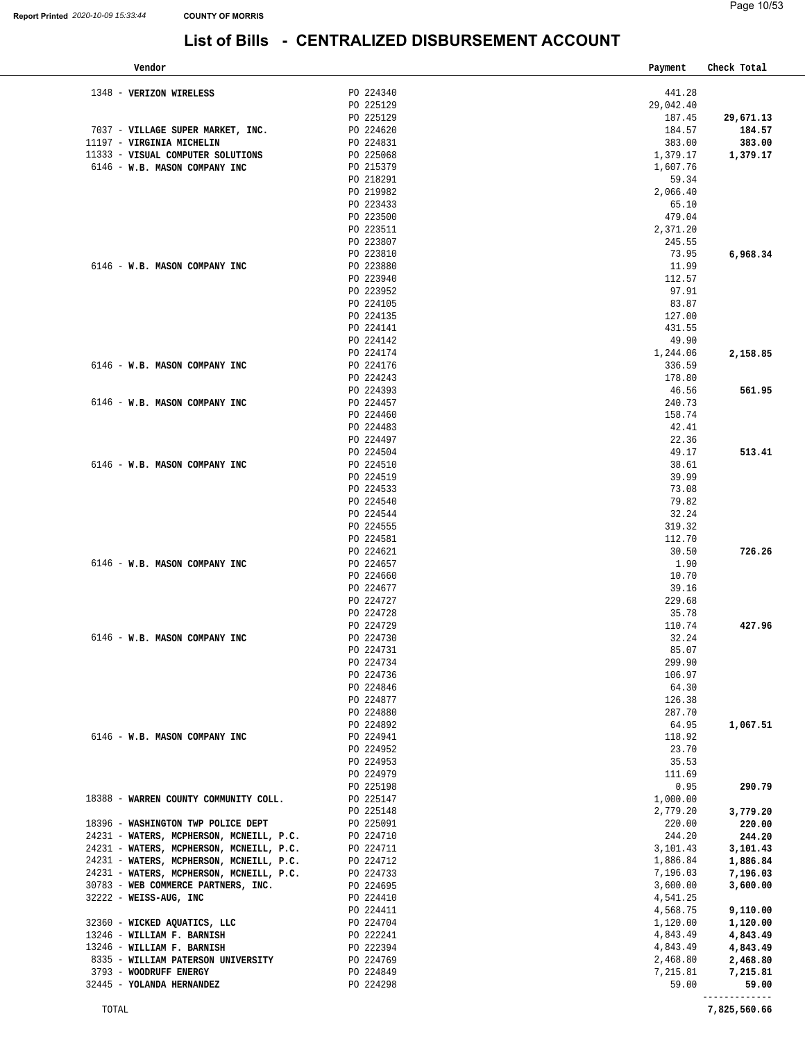Report Printed 2020-10-09 15:33:44 COUNTY OF MORRIS

# List of Bills - CENTRALIZED DISBURSEMENT ACCOUNT

| Vendor | | Payment | Check Total |
|---|---|---|---|
| 1348 - **VERIZON WIRELESS** | PO 224340 | 441.28 | |
| | PO 225129 | 29,042.40 | |
| | PO 225129 | 187.45 | **29,671.13** |
| 7037 - **VILLAGE SUPER MARKET, INC.** | PO 224620 | 184.57 | **184.57** |
| 11197 - **VIRGINIA MICHELIN** | PO 224831 | 383.00 | **383.00** |
| 11333 - **VISUAL COMPUTER SOLUTIONS** | PO 225068 | 1,379.17 | **1,379.17** |
| 6146 - **W.B. MASON COMPANY INC** | PO 215379 | 1,607.76 | |
| | PO 218291 | 59.34 | |
| | PO 219982 | 2,066.40 | |
| | PO 223433 | 65.10 | |
| | PO 223500 | 479.04 | |
| | PO 223511 | 2,371.20 | |
| | PO 223807 | 245.55 | |
| | PO 223810 | 73.95 | **6,968.34** |
| 6146 - **W.B. MASON COMPANY INC** | PO 223880 | 11.99 | |
| | PO 223940 | 112.57 | |
| | PO 223952 | 97.91 | |
| | PO 224105 | 83.87 | |
| | PO 224135 | 127.00 | |
| | PO 224141 | 431.55 | |
| | PO 224142 | 49.90 | |
| | PO 224174 | 1,244.06 | **2,158.85** |
| 6146 - **W.B. MASON COMPANY INC** | PO 224176 | 336.59 | |
| | PO 224243 | 178.80 | |
| | PO 224393 | 46.56 | **561.95** |
| 6146 - **W.B. MASON COMPANY INC** | PO 224457 | 240.73 | |
| | PO 224460 | 158.74 | |
| | PO 224483 | 42.41 | |
| | PO 224497 | 22.36 | |
| | PO 224504 | 49.17 | **513.41** |
| 6146 - **W.B. MASON COMPANY INC** | PO 224510 | 38.61 | |
| | PO 224519 | 39.99 | |
| | PO 224533 | 73.08 | |
| | PO 224540 | 79.82 | |
| | PO 224544 | 32.24 | |
| | PO 224555 | 319.32 | |
| | PO 224581 | 112.70 | |
| | PO 224621 | 30.50 | **726.26** |
| 6146 - **W.B. MASON COMPANY INC** | PO 224657 | 1.90 | |
| | PO 224660 | 10.70 | |
| | PO 224677 | 39.16 | |
| | PO 224727 | 229.68 | |
| | PO 224728 | 35.78 | |
| | PO 224729 | 110.74 | **427.96** |
| 6146 - **W.B. MASON COMPANY INC** | PO 224730 | 32.24 | |
| | PO 224731 | 85.07 | |
| | PO 224734 | 299.90 | |
| | PO 224736 | 106.97 | |
| | PO 224846 | 64.30 | |
| | PO 224877 | 126.38 | |
| | PO 224880 | 287.70 | |
| | PO 224892 | 64.95 | **1,067.51** |
| 6146 - **W.B. MASON COMPANY INC** | PO 224941 | 118.92 | |
| | PO 224952 | 23.70 | |
| | PO 224953 | 35.53 | |
| | PO 224979 | 111.69 | |
| | PO 225198 | 0.95 | **290.79** |
| 18388 - **WARREN COUNTY COMMUNITY COLL.** | PO 225147 | 1,000.00 | |
| | PO 225148 | 2,779.20 | **3,779.20** |
| 18396 - **WASHINGTON TWP POLICE DEPT** | PO 225091 | 220.00 | **220.00** |
| 24231 - **WATERS, MCPHERSON, MCNEILL, P.C.** | PO 224710 | 244.20 | **244.20** |
| 24231 - **WATERS, MCPHERSON, MCNEILL, P.C.** | PO 224711 | 3,101.43 | **3,101.43** |
| 24231 - **WATERS, MCPHERSON, MCNEILL, P.C.** | PO 224712 | 1,886.84 | **1,886.84** |
| 24231 - **WATERS, MCPHERSON, MCNEILL, P.C.** | PO 224733 | 7,196.03 | **7,196.03** |
| 30783 - **WEB COMMERCE PARTNERS, INC.** | PO 224695 | 3,600.00 | **3,600.00** |
| 32222 - **WEISS-AUG, INC** | PO 224410 | 4,541.25 | |
| | PO 224411 | 4,568.75 | **9,110.00** |
| 32360 - **WICKED AQUATICS, LLC** | PO 224704 | 1,120.00 | **1,120.00** |
| 13246 - **WILLIAM F. BARNISH** | PO 222241 | 4,843.49 | **4,843.49** |
| 13246 - **WILLIAM F. BARNISH** | PO 222394 | 4,843.49 | **4,843.49** |
| 8335 - **WILLIAM PATERSON UNIVERSITY** | PO 224769 | 2,468.80 | **2,468.80** |
| 3793 - **WOODRUFF ENERGY** | PO 224849 | 7,215.81 | **7,215.81** |
| 32445 - **YOLANDA HERNANDEZ** | PO 224298 | 59.00 | **59.00** |
| TOTAL | | | **7,825,560.66** |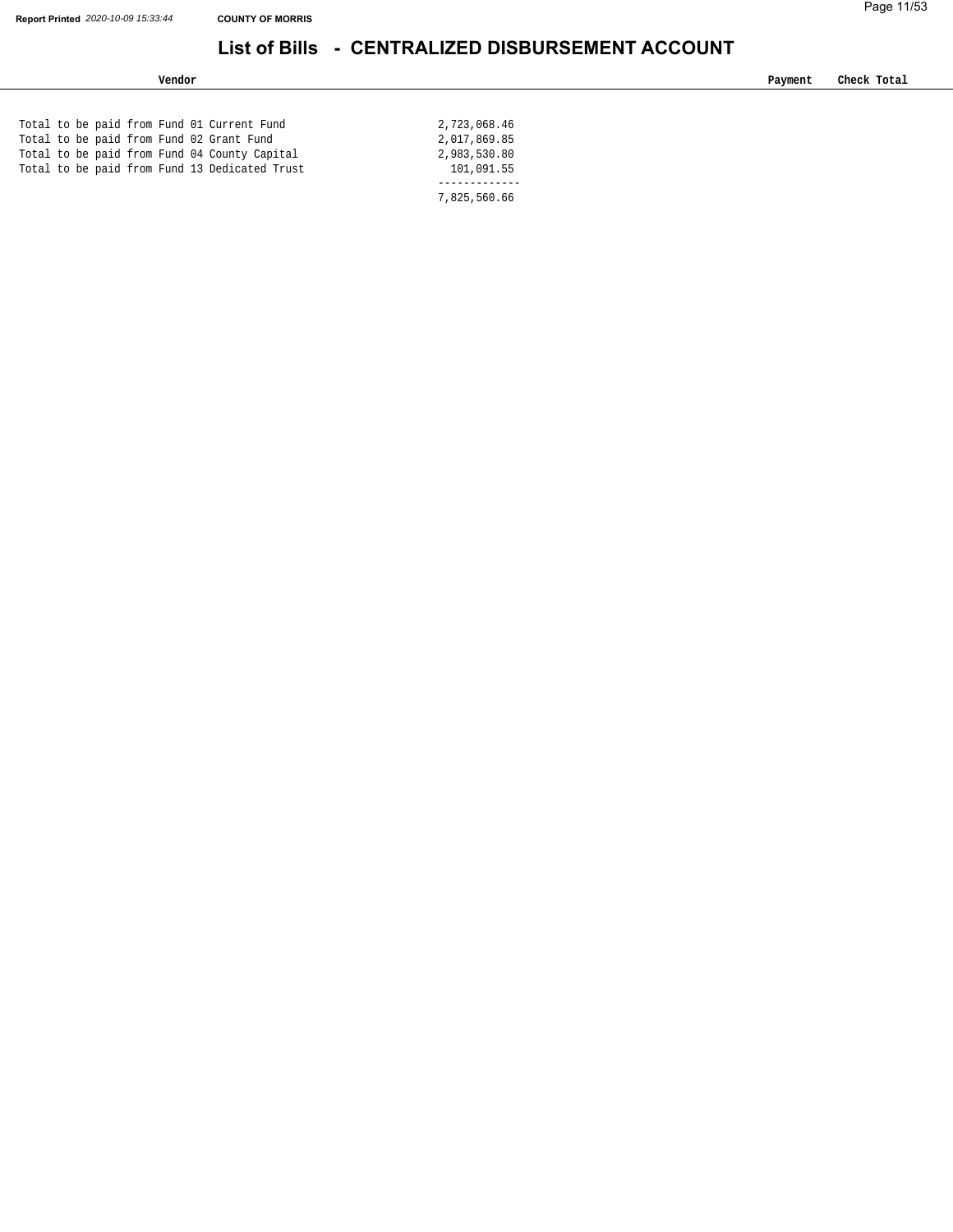# List of Bills - CENTRALIZED DISBURSEMENT ACCOUNT

| Vendor | | Payment | Check Total |
|---|---|---|---|
| Total to be paid from Fund 01 Current Fund | 2,723,068.46 | | |
| Total to be paid from Fund 02 Grant Fund | 2,017,869.85 | | |
| Total to be paid from Fund 04 County Capital | 2,983,530.80 | | |
| Total to be paid from Fund 13 Dedicated Trust | 101,091.55 | | |
| | 7,825,560.66 | | |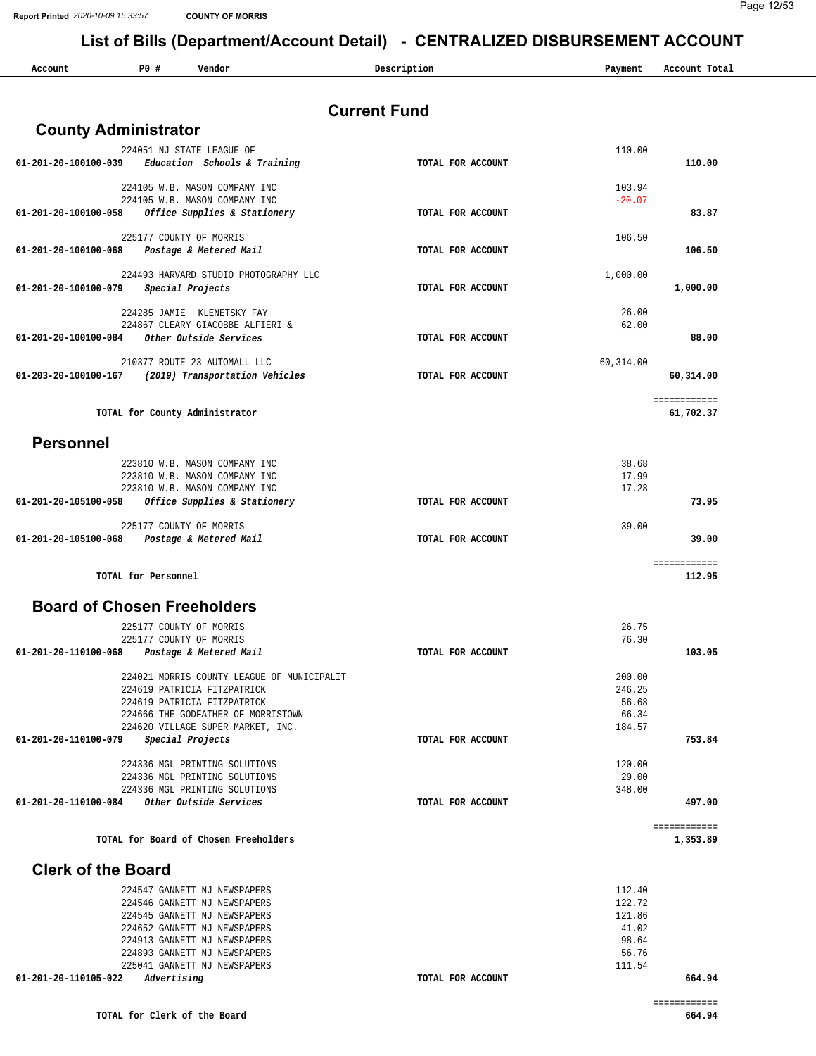# List of Bills (Department/Account Detail) - CENTRALIZED DISBURSEMENT ACCOUNT

COUNTY OF MORRIS

## Current Fund

### County Administrator

| Account | PO # | Vendor | Description | Payment | Account Total |
|---|---|---|---|---|---|
| | 224051 | NJ STATE LEAGUE OF | | 110.00 | |
| 01-201-20-100100-039 | | *Education Schools & Training* | TOTAL FOR ACCOUNT | | 110.00 |
| | 224105 | W.B. MASON COMPANY INC | | 103.94 | |
| | 224105 | W.B. MASON COMPANY INC | | -20.07 | |
| 01-201-20-100100-058 | | *Office Supplies & Stationery* | TOTAL FOR ACCOUNT | | 83.87 |
| | 225177 | COUNTY OF MORRIS | | 106.50 | |
| 01-201-20-100100-068 | | *Postage & Metered Mail* | TOTAL FOR ACCOUNT | | 106.50 |
| | 224493 | HARVARD STUDIO PHOTOGRAPHY LLC | | 1,000.00 | |
| 01-201-20-100100-079 | | *Special Projects* | TOTAL FOR ACCOUNT | | 1,000.00 |
| | 224285 | JAMIE KLENETSKY FAY | | 26.00 | |
| | 224867 | CLEARY GIACOBBE ALFIERI & | | 62.00 | |
| 01-201-20-100100-084 | | *Other Outside Services* | TOTAL FOR ACCOUNT | | 88.00 |
| | 210377 | ROUTE 23 AUTOMALL LLC | | 60,314.00 | |
| 01-203-20-100100-167 | | *(2019) Transportation Vehicles* | TOTAL FOR ACCOUNT | | 60,314.00 |
| | | **TOTAL for County Administrator** | | | **61,702.37** |

### Personnel

| Account | PO # | Vendor | Description | Payment | Account Total |
|---|---|---|---|---|---|
| | 223810 | W.B. MASON COMPANY INC | | 38.68 | |
| | 223810 | W.B. MASON COMPANY INC | | 17.99 | |
| | 223810 | W.B. MASON COMPANY INC | | 17.28 | |
| 01-201-20-105100-058 | | *Office Supplies & Stationery* | TOTAL FOR ACCOUNT | | 73.95 |
| | 225177 | COUNTY OF MORRIS | | 39.00 | |
| 01-201-20-105100-068 | | *Postage & Metered Mail* | TOTAL FOR ACCOUNT | | 39.00 |
| | | **TOTAL for Personnel** | | | **112.95** |

### Board of Chosen Freeholders

| Account | PO # | Vendor | Description | Payment | Account Total |
|---|---|---|---|---|---|
| | 225177 | COUNTY OF MORRIS | | 26.75 | |
| | 225177 | COUNTY OF MORRIS | | 76.30 | |
| 01-201-20-110100-068 | | *Postage & Metered Mail* | TOTAL FOR ACCOUNT | | 103.05 |
| | 224021 | MORRIS COUNTY LEAGUE OF MUNICIPALIT | | 200.00 | |
| | 224619 | PATRICIA FITZPATRICK | | 246.25 | |
| | 224619 | PATRICIA FITZPATRICK | | 56.68 | |
| | 224666 | THE GODFATHER OF MORRISTOWN | | 66.34 | |
| | 224620 | VILLAGE SUPER MARKET, INC. | | 184.57 | |
| 01-201-20-110100-079 | | *Special Projects* | TOTAL FOR ACCOUNT | | 753.84 |
| | 224336 | MGL PRINTING SOLUTIONS | | 120.00 | |
| | 224336 | MGL PRINTING SOLUTIONS | | 29.00 | |
| | 224336 | MGL PRINTING SOLUTIONS | | 348.00 | |
| 01-201-20-110100-084 | | *Other Outside Services* | TOTAL FOR ACCOUNT | | 497.00 |
| | | **TOTAL for Board of Chosen Freeholders** | | | **1,353.89** |

### Clerk of the Board

| Account | PO # | Vendor | Description | Payment | Account Total |
|---|---|---|---|---|---|
| | 224547 | GANNETT NJ NEWSPAPERS | | 112.40 | |
| | 224546 | GANNETT NJ NEWSPAPERS | | 122.72 | |
| | 224545 | GANNETT NJ NEWSPAPERS | | 121.86 | |
| | 224652 | GANNETT NJ NEWSPAPERS | | 41.02 | |
| | 224913 | GANNETT NJ NEWSPAPERS | | 98.64 | |
| | 224893 | GANNETT NJ NEWSPAPERS | | 56.76 | |
| | 225041 | GANNETT NJ NEWSPAPERS | | 111.54 | |
| 01-201-20-110105-022 | | *Advertising* | TOTAL FOR ACCOUNT | | 664.94 |
| | | **TOTAL for Clerk of the Board** | | | **664.94** |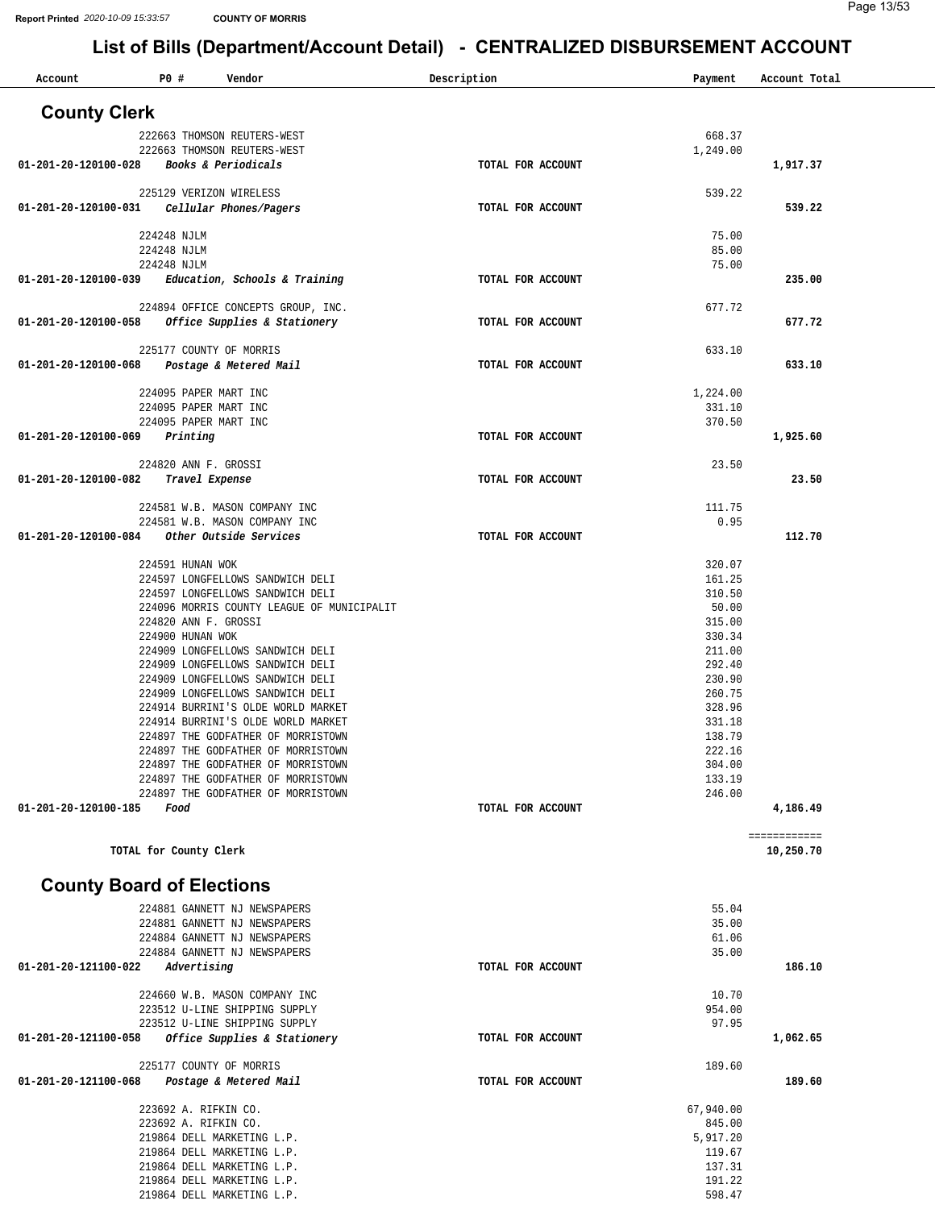# List of Bills (Department/Account Detail) - CENTRALIZED DISBURSEMENT ACCOUNT

| Account | PO # | Vendor | Description | Payment | Account Total |
|---|---|---|---|---|---|

## County Clerk

| Account | PO # | Vendor | Description | Payment | Account Total |
|---|---|---|---|---|---|
| | 222663 | THOMSON REUTERS-WEST | | 668.37 | |
| | 222663 | THOMSON REUTERS-WEST | | 1,249.00 | |
| 01-201-20-120100-028 | | *Books & Periodicals* | TOTAL FOR ACCOUNT | | 1,917.37 |
| | 225129 | VERIZON WIRELESS | | 539.22 | |
| 01-201-20-120100-031 | | *Cellular Phones/Pagers* | TOTAL FOR ACCOUNT | | 539.22 |
| | 224248 | NJLM | | 75.00 | |
| | 224248 | NJLM | | 85.00 | |
| | 224248 | NJLM | | 75.00 | |
| 01-201-20-120100-039 | | *Education, Schools & Training* | TOTAL FOR ACCOUNT | | 235.00 |
| | 224894 | OFFICE CONCEPTS GROUP, INC. | | 677.72 | |
| 01-201-20-120100-058 | | *Office Supplies & Stationery* | TOTAL FOR ACCOUNT | | 677.72 |
| | 225177 | COUNTY OF MORRIS | | 633.10 | |
| 01-201-20-120100-068 | | *Postage & Metered Mail* | TOTAL FOR ACCOUNT | | 633.10 |
| | 224095 | PAPER MART INC | | 1,224.00 | |
| | 224095 | PAPER MART INC | | 331.10 | |
| | 224095 | PAPER MART INC | | 370.50 | |
| 01-201-20-120100-069 | | *Printing* | TOTAL FOR ACCOUNT | | 1,925.60 |
| | 224820 | ANN F. GROSSI | | 23.50 | |
| 01-201-20-120100-082 | | *Travel Expense* | TOTAL FOR ACCOUNT | | 23.50 |
| | 224581 | W.B. MASON COMPANY INC | | 111.75 | |
| | 224581 | W.B. MASON COMPANY INC | | 0.95 | |
| 01-201-20-120100-084 | | *Other Outside Services* | TOTAL FOR ACCOUNT | | 112.70 |
| | 224591 | HUNAN WOK | | 320.07 | |
| | 224597 | LONGFELLOWS SANDWICH DELI | | 161.25 | |
| | 224597 | LONGFELLOWS SANDWICH DELI | | 310.50 | |
| | 224096 | MORRIS COUNTY LEAGUE OF MUNICIPALIT | | 50.00 | |
| | 224820 | ANN F. GROSSI | | 315.00 | |
| | 224900 | HUNAN WOK | | 330.34 | |
| | 224909 | LONGFELLOWS SANDWICH DELI | | 211.00 | |
| | 224909 | LONGFELLOWS SANDWICH DELI | | 292.40 | |
| | 224909 | LONGFELLOWS SANDWICH DELI | | 230.90 | |
| | 224909 | LONGFELLOWS SANDWICH DELI | | 260.75 | |
| | 224914 | BURRINI'S OLDE WORLD MARKET | | 328.96 | |
| | 224914 | BURRINI'S OLDE WORLD MARKET | | 331.18 | |
| | 224897 | THE GODFATHER OF MORRISTOWN | | 138.79 | |
| | 224897 | THE GODFATHER OF MORRISTOWN | | 222.16 | |
| | 224897 | THE GODFATHER OF MORRISTOWN | | 304.00 | |
| | 224897 | THE GODFATHER OF MORRISTOWN | | 133.19 | |
| | 224897 | THE GODFATHER OF MORRISTOWN | | 246.00 | |
| 01-201-20-120100-185 | | *Food* | TOTAL FOR ACCOUNT | | 4,186.49 |
| | | | | | ============ |
| TOTAL for County Clerk | | | | | 10,250.70 |

## County Board of Elections

| Account | PO # | Vendor | Description | Payment | Account Total |
|---|---|---|---|---|---|
| | 224881 | GANNETT NJ NEWSPAPERS | | 55.04 | |
| | 224881 | GANNETT NJ NEWSPAPERS | | 35.00 | |
| | 224884 | GANNETT NJ NEWSPAPERS | | 61.06 | |
| | 224884 | GANNETT NJ NEWSPAPERS | | 35.00 | |
| 01-201-20-121100-022 | | *Advertising* | TOTAL FOR ACCOUNT | | 186.10 |
| | 224660 | W.B. MASON COMPANY INC | | 10.70 | |
| | 223512 | U-LINE SHIPPING SUPPLY | | 954.00 | |
| | 223512 | U-LINE SHIPPING SUPPLY | | 97.95 | |
| 01-201-20-121100-058 | | *Office Supplies & Stationery* | TOTAL FOR ACCOUNT | | 1,062.65 |
| | 225177 | COUNTY OF MORRIS | | 189.60 | |
| 01-201-20-121100-068 | | *Postage & Metered Mail* | TOTAL FOR ACCOUNT | | 189.60 |
| | 223692 | A. RIFKIN CO. | | 67,940.00 | |
| | 223692 | A. RIFKIN CO. | | 845.00 | |
| | 219864 | DELL MARKETING L.P. | | 5,917.20 | |
| | 219864 | DELL MARKETING L.P. | | 119.67 | |
| | 219864 | DELL MARKETING L.P. | | 137.31 | |
| | 219864 | DELL MARKETING L.P. | | 191.22 | |
| | 219864 | DELL MARKETING L.P. | | 598.47 | |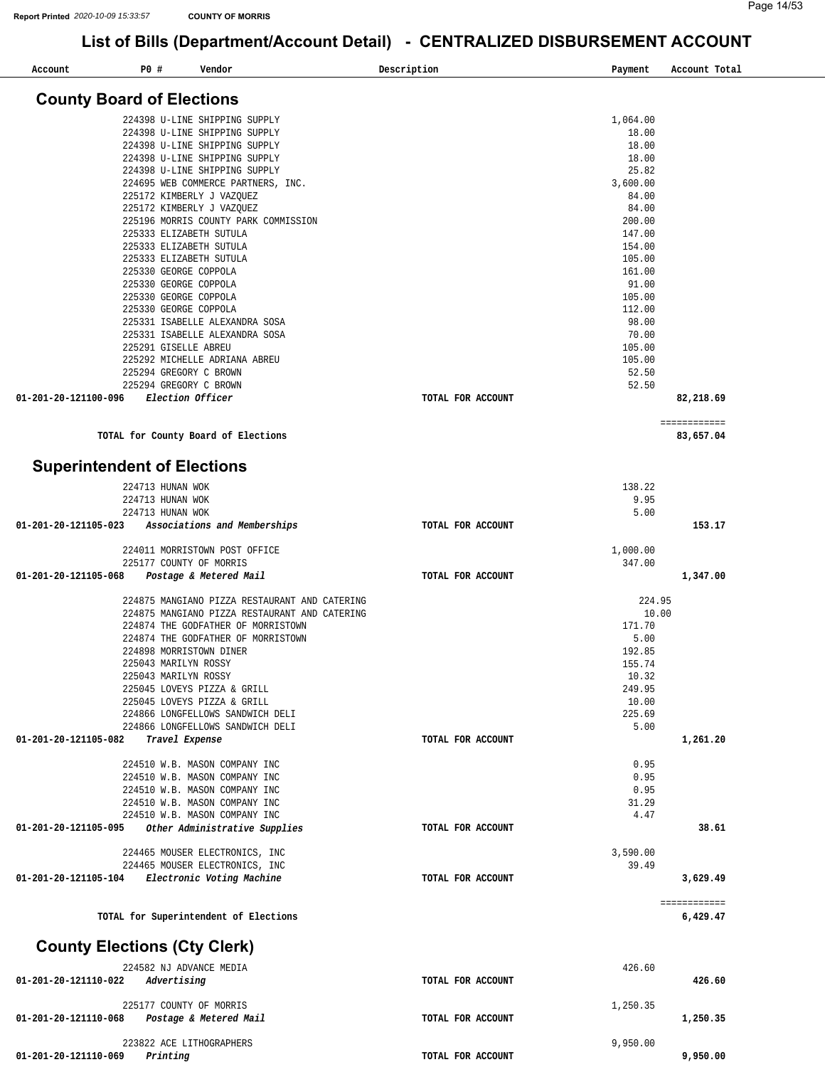Report Printed 2020-10-09 15:33:57 COUNTY OF MORRIS

# List of Bills (Department/Account Detail) - CENTRALIZED DISBURSEMENT ACCOUNT

## County Board of Elections

| Account | PO # | Vendor | Description | Payment | Account Total |
|---|---|---|---|---|---|
| | 224398 | U-LINE SHIPPING SUPPLY | | 1,064.00 | |
| | 224398 | U-LINE SHIPPING SUPPLY | | 18.00 | |
| | 224398 | U-LINE SHIPPING SUPPLY | | 18.00 | |
| | 224398 | U-LINE SHIPPING SUPPLY | | 18.00 | |
| | 224398 | U-LINE SHIPPING SUPPLY | | 25.82 | |
| | 224695 | WEB COMMERCE PARTNERS, INC. | | 3,600.00 | |
| | 225172 | KIMBERLY J VAZQUEZ | | 84.00 | |
| | 225172 | KIMBERLY J VAZQUEZ | | 84.00 | |
| | 225196 | MORRIS COUNTY PARK COMMISSION | | 200.00 | |
| | 225333 | ELIZABETH SUTULA | | 147.00 | |
| | 225333 | ELIZABETH SUTULA | | 154.00 | |
| | 225333 | ELIZABETH SUTULA | | 105.00 | |
| | 225330 | GEORGE COPPOLA | | 161.00 | |
| | 225330 | GEORGE COPPOLA | | 91.00 | |
| | 225330 | GEORGE COPPOLA | | 105.00 | |
| | 225330 | GEORGE COPPOLA | | 112.00 | |
| | 225331 | ISABELLE ALEXANDRA SOSA | | 98.00 | |
| | 225331 | ISABELLE ALEXANDRA SOSA | | 70.00 | |
| | 225291 | GISELLE ABREU | | 105.00 | |
| | 225292 | MICHELLE ADRIANA ABREU | | 105.00 | |
| | 225294 | GREGORY C BROWN | | 52.50 | |
| | 225294 | GREGORY C BROWN | | 52.50 | |
| **01-201-20-121100-096** | | ***Election Officer*** | **TOTAL FOR ACCOUNT** | | **82,218.69** |

**TOTAL for County Board of Elections** ============ **83,657.04**

## Superintendent of Elections

| Account | PO # | Vendor | Description | Payment | Account Total |
|---|---|---|---|---|---|
| | 224713 | HUNAN WOK | | 138.22 | |
| | 224713 | HUNAN WOK | | 9.95 | |
| | 224713 | HUNAN WOK | | 5.00 | |
| **01-201-20-121105-023** | | ***Associations and Memberships*** | **TOTAL FOR ACCOUNT** | | **153.17** |
| | 224011 | MORRISTOWN POST OFFICE | | 1,000.00 | |
| | 225177 | COUNTY OF MORRIS | | 347.00 | |
| **01-201-20-121105-068** | | ***Postage & Metered Mail*** | **TOTAL FOR ACCOUNT** | | **1,347.00** |
| | 224875 | MANGIANO PIZZA RESTAURANT AND CATERING | | 224.95 | |
| | 224875 | MANGIANO PIZZA RESTAURANT AND CATERING | | 10.00 | |
| | 224874 | THE GODFATHER OF MORRISTOWN | | 171.70 | |
| | 224874 | THE GODFATHER OF MORRISTOWN | | 5.00 | |
| | 224898 | MORRISTOWN DINER | | 192.85 | |
| | 225043 | MARILYN ROSSY | | 155.74 | |
| | 225043 | MARILYN ROSSY | | 10.32 | |
| | 225045 | LOVEYS PIZZA & GRILL | | 249.95 | |
| | 225045 | LOVEYS PIZZA & GRILL | | 10.00 | |
| | 224866 | LONGFELLOWS SANDWICH DELI | | 225.69 | |
| | 224866 | LONGFELLOWS SANDWICH DELI | | 5.00 | |
| **01-201-20-121105-082** | | ***Travel Expense*** | **TOTAL FOR ACCOUNT** | | **1,261.20** |
| | 224510 | W.B. MASON COMPANY INC | | 0.95 | |
| | 224510 | W.B. MASON COMPANY INC | | 0.95 | |
| | 224510 | W.B. MASON COMPANY INC | | 0.95 | |
| | 224510 | W.B. MASON COMPANY INC | | 31.29 | |
| | 224510 | W.B. MASON COMPANY INC | | 4.47 | |
| **01-201-20-121105-095** | | ***Other Administrative Supplies*** | **TOTAL FOR ACCOUNT** | | **38.61** |
| | 224465 | MOUSER ELECTRONICS, INC | | 3,590.00 | |
| | 224465 | MOUSER ELECTRONICS, INC | | 39.49 | |
| **01-201-20-121105-104** | | ***Electronic Voting Machine*** | **TOTAL FOR ACCOUNT** | | **3,629.49** |

**TOTAL for Superintendent of Elections** ============ **6,429.47**

## County Elections (Cty Clerk)

| Account | PO # | Vendor | Description | Payment | Account Total |
|---|---|---|---|---|---|
| | 224582 | NJ ADVANCE MEDIA | | 426.60 | |
| **01-201-20-121110-022** | | ***Advertising*** | **TOTAL FOR ACCOUNT** | | **426.60** |
| | 225177 | COUNTY OF MORRIS | | 1,250.35 | |
| **01-201-20-121110-068** | | ***Postage & Metered Mail*** | **TOTAL FOR ACCOUNT** | | **1,250.35** |
| | 223822 | ACE LITHOGRAPHERS | | 9,950.00 | |
| **01-201-20-121110-069** | | ***Printing*** | **TOTAL FOR ACCOUNT** | | **9,950.00** |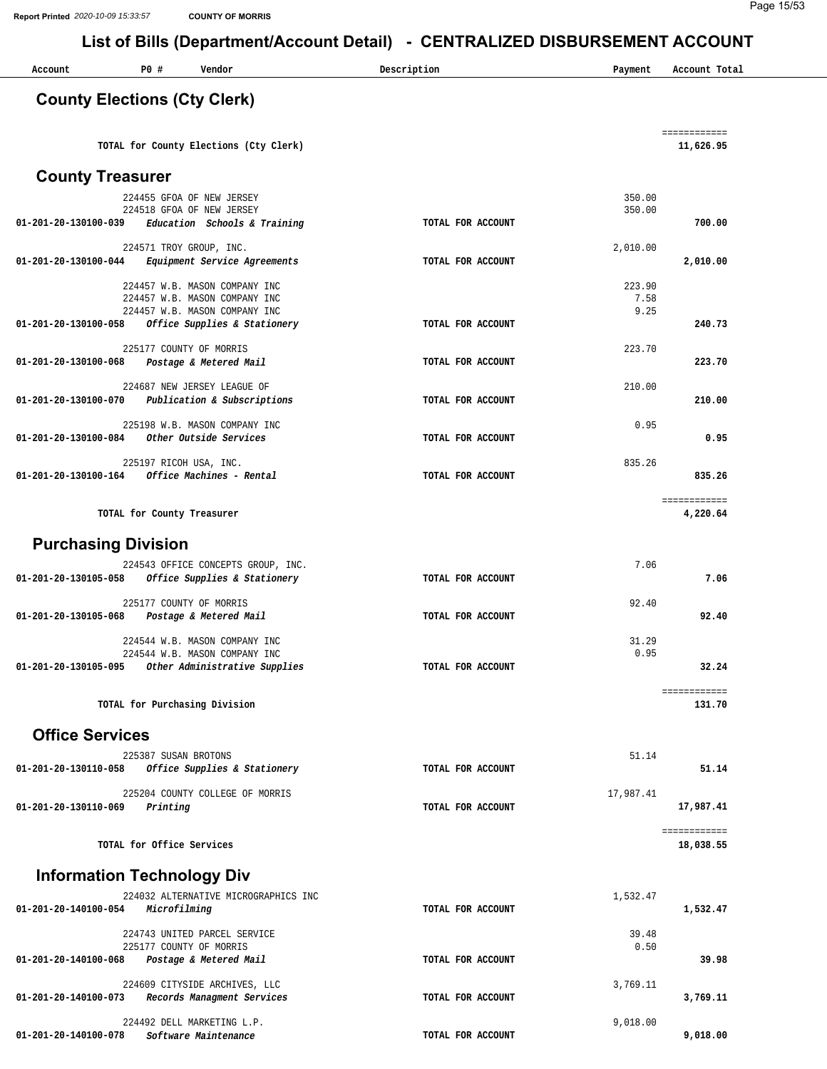# List of Bills (Department/Account Detail) - CENTRALIZED DISBURSEMENT ACCOUNT

| Account | PO # | Vendor | Description | Payment | Account Total |
|---|---|---|---|---|---|

## County Elections (Cty Clerk)

| | | | | | |
|---|---|---|---|---|---|
| | | TOTAL for County Elections (Cty Clerk) | | | 11,626.95 |

## County Treasurer

| Account | PO # | Vendor | Description | Payment | Account Total |
|---|---|---|---|---|---|
| | 224455 | GFOA OF NEW JERSEY | | 350.00 | |
| | 224518 | GFOA OF NEW JERSEY | | 350.00 | |
| 01-201-20-130100-039 | | *Education Schools & Training* | TOTAL FOR ACCOUNT | | 700.00 |
| | 224571 | TROY GROUP, INC. | | 2,010.00 | |
| 01-201-20-130100-044 | | *Equipment Service Agreements* | TOTAL FOR ACCOUNT | | 2,010.00 |
| | 224457 | W.B. MASON COMPANY INC | | 223.90 | |
| | 224457 | W.B. MASON COMPANY INC | | 7.58 | |
| | 224457 | W.B. MASON COMPANY INC | | 9.25 | |
| 01-201-20-130100-058 | | *Office Supplies & Stationery* | TOTAL FOR ACCOUNT | | 240.73 |
| | 225177 | COUNTY OF MORRIS | | 223.70 | |
| 01-201-20-130100-068 | | *Postage & Metered Mail* | TOTAL FOR ACCOUNT | | 223.70 |
| | 224687 | NEW JERSEY LEAGUE OF | | 210.00 | |
| 01-201-20-130100-070 | | *Publication & Subscriptions* | TOTAL FOR ACCOUNT | | 210.00 |
| | 225198 | W.B. MASON COMPANY INC | | 0.95 | |
| 01-201-20-130100-084 | | *Other Outside Services* | TOTAL FOR ACCOUNT | | 0.95 |
| | 225197 | RICOH USA, INC. | | 835.26 | |
| 01-201-20-130100-164 | | *Office Machines - Rental* | TOTAL FOR ACCOUNT | | 835.26 |
| | | TOTAL for County Treasurer | | | 4,220.64 |

## Purchasing Division

| Account | PO # | Vendor | Description | Payment | Account Total |
|---|---|---|---|---|---|
| | 224543 | OFFICE CONCEPTS GROUP, INC. | | 7.06 | |
| 01-201-20-130105-058 | | *Office Supplies & Stationery* | TOTAL FOR ACCOUNT | | 7.06 |
| | 225177 | COUNTY OF MORRIS | | 92.40 | |
| 01-201-20-130105-068 | | *Postage & Metered Mail* | TOTAL FOR ACCOUNT | | 92.40 |
| | 224544 | W.B. MASON COMPANY INC | | 31.29 | |
| | 224544 | W.B. MASON COMPANY INC | | 0.95 | |
| 01-201-20-130105-095 | | *Other Administrative Supplies* | TOTAL FOR ACCOUNT | | 32.24 |
| | | TOTAL for Purchasing Division | | | 131.70 |

## Office Services

| Account | PO # | Vendor | Description | Payment | Account Total |
|---|---|---|---|---|---|
| | 225387 | SUSAN BROTONS | | 51.14 | |
| 01-201-20-130110-058 | | *Office Supplies & Stationery* | TOTAL FOR ACCOUNT | | 51.14 |
| | 225204 | COUNTY COLLEGE OF MORRIS | | 17,987.41 | |
| 01-201-20-130110-069 | | *Printing* | TOTAL FOR ACCOUNT | | 17,987.41 |
| | | TOTAL for Office Services | | | 18,038.55 |

## Information Technology Div

| Account | PO # | Vendor | Description | Payment | Account Total |
|---|---|---|---|---|---|
| | 224032 | ALTERNATIVE MICROGRAPHICS INC | | 1,532.47 | |
| 01-201-20-140100-054 | | *Microfilming* | TOTAL FOR ACCOUNT | | 1,532.47 |
| | 224743 | UNITED PARCEL SERVICE | | 39.48 | |
| | 225177 | COUNTY OF MORRIS | | 0.50 | |
| 01-201-20-140100-068 | | *Postage & Metered Mail* | TOTAL FOR ACCOUNT | | 39.98 |
| | 224609 | CITYSIDE ARCHIVES, LLC | | 3,769.11 | |
| 01-201-20-140100-073 | | *Records Managment Services* | TOTAL FOR ACCOUNT | | 3,769.11 |
| | 224492 | DELL MARKETING L.P. | | 9,018.00 | |
| 01-201-20-140100-078 | | *Software Maintenance* | TOTAL FOR ACCOUNT | | 9,018.00 |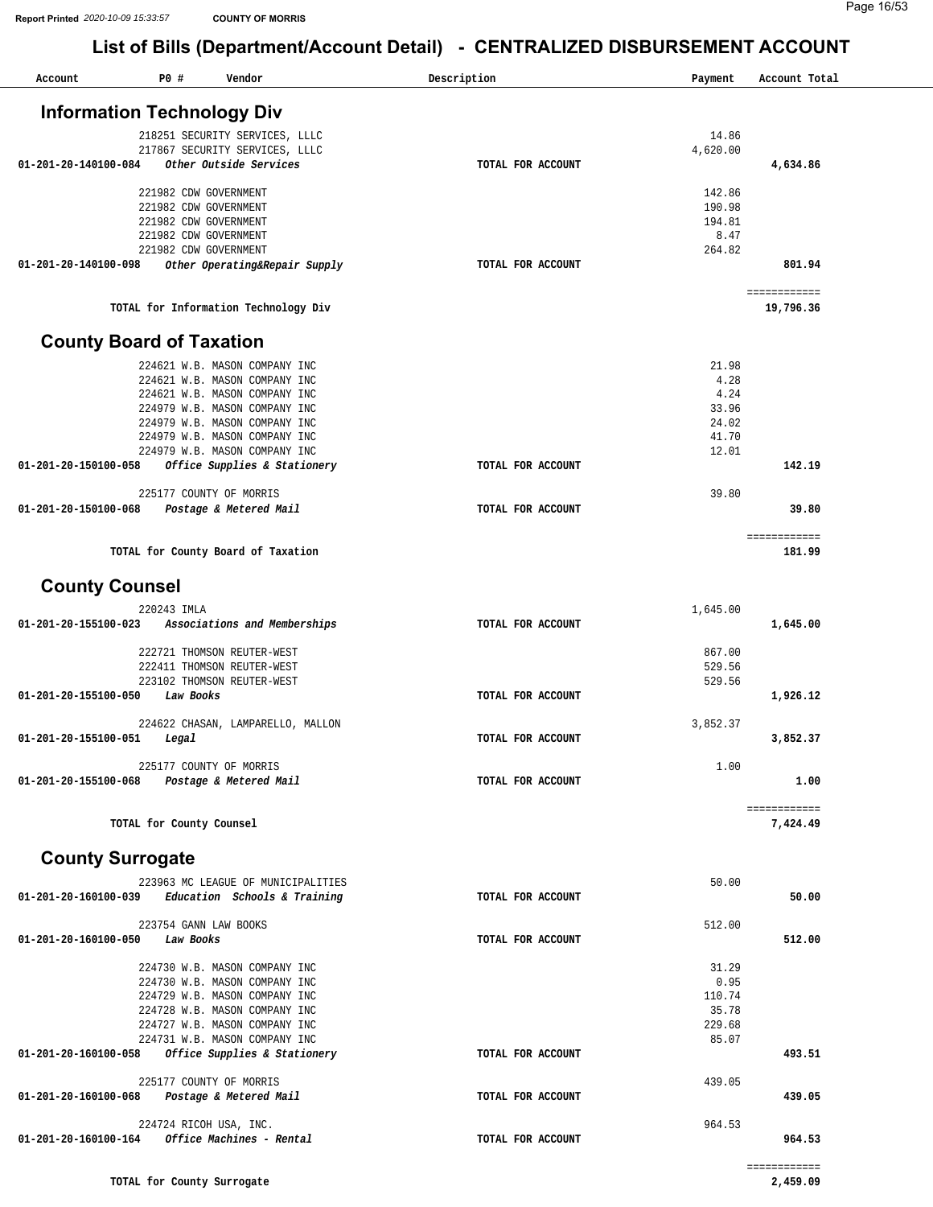# List of Bills (Department/Account Detail) - CENTRALIZED DISBURSEMENT ACCOUNT

| Account | PO # | Vendor | Description | Payment | Account Total |
|---|---|---|---|---|---|

## Information Technology Div

| Account | PO # | Vendor | Description | Payment | Account Total |
|---|---|---|---|---|---|
| | 218251 | SECURITY SERVICES, LLLC | | 14.86 | |
| | 217867 | SECURITY SERVICES, LLLC | | 4,620.00 | |
| 01-201-20-140100-084 | | *Other Outside Services* | TOTAL FOR ACCOUNT | | 4,634.86 |
| | 221982 | CDW GOVERNMENT | | 142.86 | |
| | 221982 | CDW GOVERNMENT | | 190.98 | |
| | 221982 | CDW GOVERNMENT | | 194.81 | |
| | 221982 | CDW GOVERNMENT | | 8.47 | |
| | 221982 | CDW GOVERNMENT | | 264.82 | |
| 01-201-20-140100-098 | | *Other Operating&Repair Supply* | TOTAL FOR ACCOUNT | | 801.94 |
| | | TOTAL for Information Technology Div | | | 19,796.36 |

## County Board of Taxation

| Account | PO # | Vendor | Description | Payment | Account Total |
|---|---|---|---|---|---|
| | 224621 | W.B. MASON COMPANY INC | | 21.98 | |
| | 224621 | W.B. MASON COMPANY INC | | 4.28 | |
| | 224621 | W.B. MASON COMPANY INC | | 4.24 | |
| | 224979 | W.B. MASON COMPANY INC | | 33.96 | |
| | 224979 | W.B. MASON COMPANY INC | | 24.02 | |
| | 224979 | W.B. MASON COMPANY INC | | 41.70 | |
| | 224979 | W.B. MASON COMPANY INC | | 12.01 | |
| 01-201-20-150100-058 | | *Office Supplies & Stationery* | TOTAL FOR ACCOUNT | | 142.19 |
| | 225177 | COUNTY OF MORRIS | | 39.80 | |
| 01-201-20-150100-068 | | *Postage & Metered Mail* | TOTAL FOR ACCOUNT | | 39.80 |
| | | TOTAL for County Board of Taxation | | | 181.99 |

## County Counsel

| Account | PO # | Vendor | Description | Payment | Account Total |
|---|---|---|---|---|---|
| | 220243 | IMLA | | 1,645.00 | |
| 01-201-20-155100-023 | | *Associations and Memberships* | TOTAL FOR ACCOUNT | | 1,645.00 |
| | 222721 | THOMSON REUTER-WEST | | 867.00 | |
| | 222411 | THOMSON REUTER-WEST | | 529.56 | |
| | 223102 | THOMSON REUTER-WEST | | 529.56 | |
| 01-201-20-155100-050 | | *Law Books* | TOTAL FOR ACCOUNT | | 1,926.12 |
| | 224622 | CHASAN, LAMPARELLO, MALLON | | 3,852.37 | |
| 01-201-20-155100-051 | | *Legal* | TOTAL FOR ACCOUNT | | 3,852.37 |
| | 225177 | COUNTY OF MORRIS | | 1.00 | |
| 01-201-20-155100-068 | | *Postage & Metered Mail* | TOTAL FOR ACCOUNT | | 1.00 |
| | | TOTAL for County Counsel | | | 7,424.49 |

## County Surrogate

| Account | PO # | Vendor | Description | Payment | Account Total |
|---|---|---|---|---|---|
| | 223963 | MC LEAGUE OF MUNICIPALITIES | | 50.00 | |
| 01-201-20-160100-039 | | *Education Schools & Training* | TOTAL FOR ACCOUNT | | 50.00 |
| | 223754 | GANN LAW BOOKS | | 512.00 | |
| 01-201-20-160100-050 | | *Law Books* | TOTAL FOR ACCOUNT | | 512.00 |
| | 224730 | W.B. MASON COMPANY INC | | 31.29 | |
| | 224730 | W.B. MASON COMPANY INC | | 0.95 | |
| | 224729 | W.B. MASON COMPANY INC | | 110.74 | |
| | 224728 | W.B. MASON COMPANY INC | | 35.78 | |
| | 224727 | W.B. MASON COMPANY INC | | 229.68 | |
| | 224731 | W.B. MASON COMPANY INC | | 85.07 | |
| 01-201-20-160100-058 | | *Office Supplies & Stationery* | TOTAL FOR ACCOUNT | | 493.51 |
| | 225177 | COUNTY OF MORRIS | | 439.05 | |
| 01-201-20-160100-068 | | *Postage & Metered Mail* | TOTAL FOR ACCOUNT | | 439.05 |
| | 224724 | RICOH USA, INC. | | 964.53 | |
| 01-201-20-160100-164 | | *Office Machines - Rental* | TOTAL FOR ACCOUNT | | 964.53 |
| | | TOTAL for County Surrogate | | | 2,459.09 |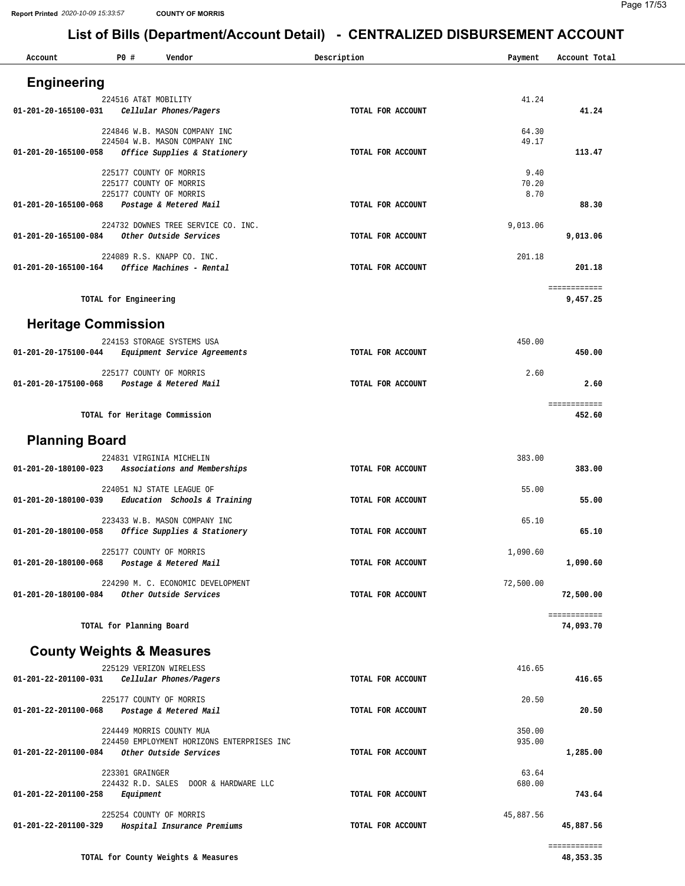# List of Bills (Department/Account Detail) - CENTRALIZED DISBURSEMENT ACCOUNT

Report Printed 2020-10-09 15:33:57 COUNTY OF MORRIS

| Account | PO # | Vendor | Description | Payment | Account Total |
|---|---|---|---|---|---|

## Engineering

| Account | PO # | Vendor | Description | Payment | Account Total |
|---|---|---|---|---|---|
| | 224516 | AT&T MOBILITY | | 41.24 | |
| 01-201-20-165100-031 | | *Cellular Phones/Pagers* | TOTAL FOR ACCOUNT | | 41.24 |
| | 224846 | W.B. MASON COMPANY INC | | 64.30 | |
| | 224504 | W.B. MASON COMPANY INC | | 49.17 | |
| 01-201-20-165100-058 | | *Office Supplies & Stationery* | TOTAL FOR ACCOUNT | | 113.47 |
| | 225177 | COUNTY OF MORRIS | | 9.40 | |
| | 225177 | COUNTY OF MORRIS | | 70.20 | |
| | 225177 | COUNTY OF MORRIS | | 8.70 | |
| 01-201-20-165100-068 | | *Postage & Metered Mail* | TOTAL FOR ACCOUNT | | 88.30 |
| | 224732 | DOWNES TREE SERVICE CO. INC. | | 9,013.06 | |
| 01-201-20-165100-084 | | *Other Outside Services* | TOTAL FOR ACCOUNT | | 9,013.06 |
| | 224089 | R.S. KNAPP CO. INC. | | 201.18 | |
| 01-201-20-165100-164 | | *Office Machines - Rental* | TOTAL FOR ACCOUNT | | 201.18 |
| | | TOTAL for Engineering | | | 9,457.25 |

## Heritage Commission

| Account | PO # | Vendor | Description | Payment | Account Total |
|---|---|---|---|---|---|
| | 224153 | STORAGE SYSTEMS USA | | 450.00 | |
| 01-201-20-175100-044 | | *Equipment Service Agreements* | TOTAL FOR ACCOUNT | | 450.00 |
| | 225177 | COUNTY OF MORRIS | | 2.60 | |
| 01-201-20-175100-068 | | *Postage & Metered Mail* | TOTAL FOR ACCOUNT | | 2.60 |
| | | TOTAL for Heritage Commission | | | 452.60 |

## Planning Board

| Account | PO # | Vendor | Description | Payment | Account Total |
|---|---|---|---|---|---|
| | 224831 | VIRGINIA MICHELIN | | 383.00 | |
| 01-201-20-180100-023 | | *Associations and Memberships* | TOTAL FOR ACCOUNT | | 383.00 |
| | 224051 | NJ STATE LEAGUE OF | | 55.00 | |
| 01-201-20-180100-039 | | *Education Schools & Training* | TOTAL FOR ACCOUNT | | 55.00 |
| | 223433 | W.B. MASON COMPANY INC | | 65.10 | |
| 01-201-20-180100-058 | | *Office Supplies & Stationery* | TOTAL FOR ACCOUNT | | 65.10 |
| | 225177 | COUNTY OF MORRIS | | 1,090.60 | |
| 01-201-20-180100-068 | | *Postage & Metered Mail* | TOTAL FOR ACCOUNT | | 1,090.60 |
| | 224290 | M. C. ECONOMIC DEVELOPMENT | | 72,500.00 | |
| 01-201-20-180100-084 | | *Other Outside Services* | TOTAL FOR ACCOUNT | | 72,500.00 |
| | | TOTAL for Planning Board | | | 74,093.70 |

## County Weights & Measures

| Account | PO # | Vendor | Description | Payment | Account Total |
|---|---|---|---|---|---|
| | 225129 | VERIZON WIRELESS | | 416.65 | |
| 01-201-22-201100-031 | | *Cellular Phones/Pagers* | TOTAL FOR ACCOUNT | | 416.65 |
| | 225177 | COUNTY OF MORRIS | | 20.50 | |
| 01-201-22-201100-068 | | *Postage & Metered Mail* | TOTAL FOR ACCOUNT | | 20.50 |
| | 224449 | MORRIS COUNTY MUA | | 350.00 | |
| | 224450 | EMPLOYMENT HORIZONS ENTERPRISES INC | | 935.00 | |
| 01-201-22-201100-084 | | *Other Outside Services* | TOTAL FOR ACCOUNT | | 1,285.00 |
| | 223301 | GRAINGER | | 63.64 | |
| | 224432 | R.D. SALES DOOR & HARDWARE LLC | | 680.00 | |
| 01-201-22-201100-258 | | *Equipment* | TOTAL FOR ACCOUNT | | 743.64 |
| | 225254 | COUNTY OF MORRIS | | 45,887.56 | |
| 01-201-22-201100-329 | | *Hospital Insurance Premiums* | TOTAL FOR ACCOUNT | | 45,887.56 |
| | | TOTAL for County Weights & Measures | | | 48,353.35 |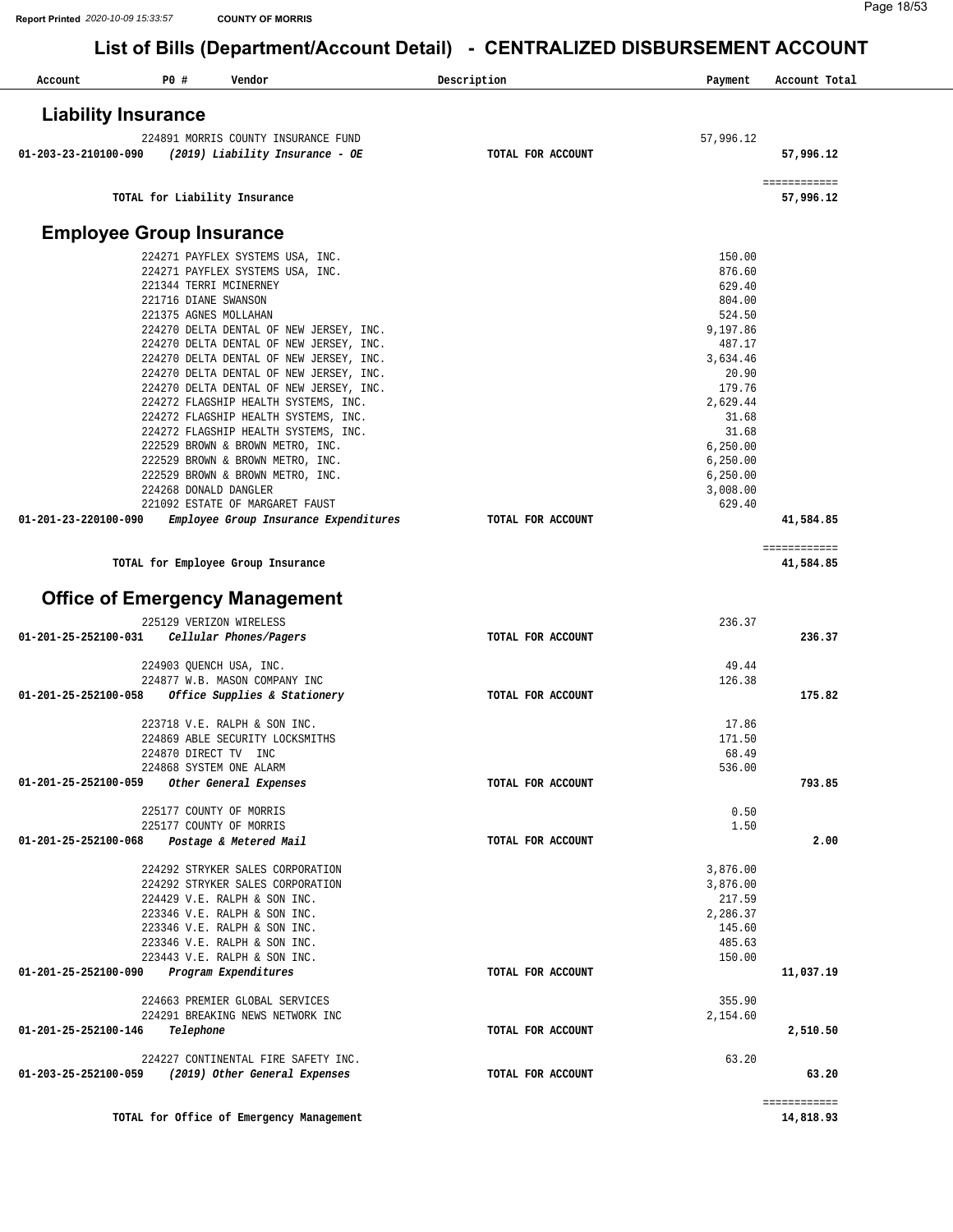Report Printed 2020-10-09 15:33:57 COUNTY OF MORRIS

# List of Bills (Department/Account Detail) - CENTRALIZED DISBURSEMENT ACCOUNT

| Account | PO # | Vendor | Description | Payment | Account Total |
|---|---|---|---|---|---|

## Liability Insurance

| Account | PO # | Vendor | Description | Payment | Account Total |
|---|---|---|---|---|---|
| | 224891 | MORRIS COUNTY INSURANCE FUND | | 57,996.12 | |
| 01-203-23-210100-090 | | *(2019) Liability Insurance - OE* | TOTAL FOR ACCOUNT | | 57,996.12 |
| | | TOTAL for Liability Insurance | | | 57,996.12 |

## Employee Group Insurance

| Account | PO # | Vendor | Description | Payment | Account Total |
|---|---|---|---|---|---|
| | 224271 | PAYFLEX SYSTEMS USA, INC. | | 150.00 | |
| | 224271 | PAYFLEX SYSTEMS USA, INC. | | 876.60 | |
| | 221344 | TERRI MCINERNEY | | 629.40 | |
| | 221716 | DIANE SWANSON | | 804.00 | |
| | 221375 | AGNES MOLLAHAN | | 524.50 | |
| | 224270 | DELTA DENTAL OF NEW JERSEY, INC. | | 9,197.86 | |
| | 224270 | DELTA DENTAL OF NEW JERSEY, INC. | | 487.17 | |
| | 224270 | DELTA DENTAL OF NEW JERSEY, INC. | | 3,634.46 | |
| | 224270 | DELTA DENTAL OF NEW JERSEY, INC. | | 20.90 | |
| | 224270 | DELTA DENTAL OF NEW JERSEY, INC. | | 179.76 | |
| | 224272 | FLAGSHIP HEALTH SYSTEMS, INC. | | 2,629.44 | |
| | 224272 | FLAGSHIP HEALTH SYSTEMS, INC. | | 31.68 | |
| | 224272 | FLAGSHIP HEALTH SYSTEMS, INC. | | 31.68 | |
| | 222529 | BROWN & BROWN METRO, INC. | | 6,250.00 | |
| | 222529 | BROWN & BROWN METRO, INC. | | 6,250.00 | |
| | 222529 | BROWN & BROWN METRO, INC. | | 6,250.00 | |
| | 224268 | DONALD DANGLER | | 3,008.00 | |
| | 221092 | ESTATE OF MARGARET FAUST | | 629.40 | |
| 01-201-23-220100-090 | | *Employee Group Insurance Expenditures* | TOTAL FOR ACCOUNT | | 41,584.85 |
| | | TOTAL for Employee Group Insurance | | | 41,584.85 |

## Office of Emergency Management

| Account | PO # | Vendor | Description | Payment | Account Total |
|---|---|---|---|---|---|
| | 225129 | VERIZON WIRELESS | | 236.37 | |
| 01-201-25-252100-031 | | *Cellular Phones/Pagers* | TOTAL FOR ACCOUNT | | 236.37 |
| | 224903 | QUENCH USA, INC. | | 49.44 | |
| | 224877 | W.B. MASON COMPANY INC | | 126.38 | |
| 01-201-25-252100-058 | | *Office Supplies & Stationery* | TOTAL FOR ACCOUNT | | 175.82 |
| | 223718 | V.E. RALPH & SON INC. | | 17.86 | |
| | 224869 | ABLE SECURITY LOCKSMITHS | | 171.50 | |
| | 224870 | DIRECT TV INC | | 68.49 | |
| | 224868 | SYSTEM ONE ALARM | | 536.00 | |
| 01-201-25-252100-059 | | *Other General Expenses* | TOTAL FOR ACCOUNT | | 793.85 |
| | 225177 | COUNTY OF MORRIS | | 0.50 | |
| | 225177 | COUNTY OF MORRIS | | 1.50 | |
| 01-201-25-252100-068 | | *Postage & Metered Mail* | TOTAL FOR ACCOUNT | | 2.00 |
| | 224292 | STRYKER SALES CORPORATION | | 3,876.00 | |
| | 224292 | STRYKER SALES CORPORATION | | 3,876.00 | |
| | 224429 | V.E. RALPH & SON INC. | | 217.59 | |
| | 223346 | V.E. RALPH & SON INC. | | 2,286.37 | |
| | 223346 | V.E. RALPH & SON INC. | | 145.60 | |
| | 223346 | V.E. RALPH & SON INC. | | 485.63 | |
| | 223443 | V.E. RALPH & SON INC. | | 150.00 | |
| 01-201-25-252100-090 | | *Program Expenditures* | TOTAL FOR ACCOUNT | | 11,037.19 |
| | 224663 | PREMIER GLOBAL SERVICES | | 355.90 | |
| | 224291 | BREAKING NEWS NETWORK INC | | 2,154.60 | |
| 01-201-25-252100-146 | | *Telephone* | TOTAL FOR ACCOUNT | | 2,510.50 |
| | 224227 | CONTINENTAL FIRE SAFETY INC. | | 63.20 | |
| 01-203-25-252100-059 | | *(2019) Other General Expenses* | TOTAL FOR ACCOUNT | | 63.20 |
| | | TOTAL for Office of Emergency Management | | | 14,818.93 |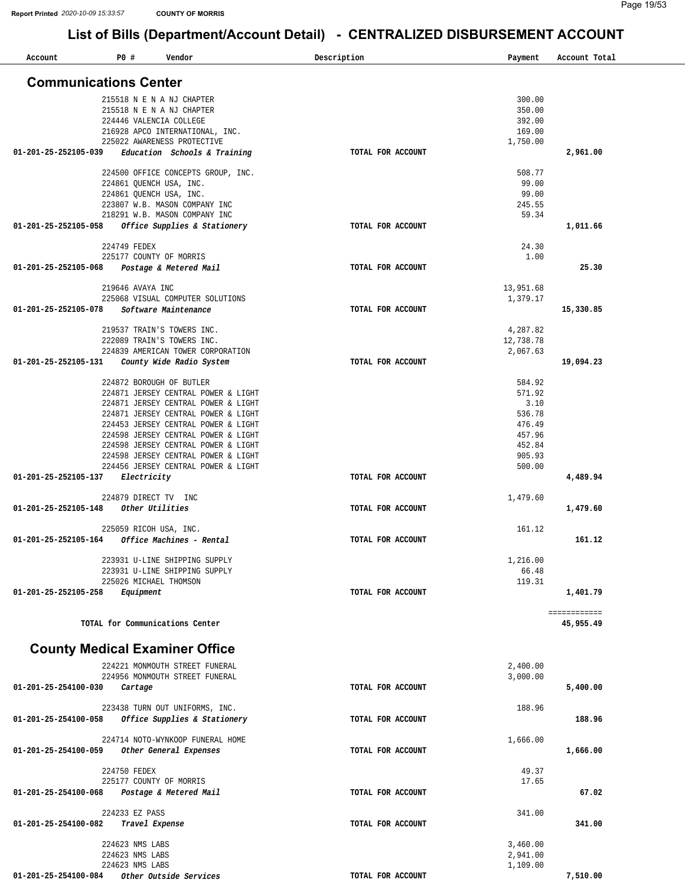# List of Bills (Department/Account Detail) - CENTRALIZED DISBURSEMENT ACCOUNT

| Account | PO # | Vendor | Description | Payment | Account Total |
|---|---|---|---|---|---|

## Communications Center

| Account | PO # | Vendor | Description | Payment | Account Total |
|---|---|---|---|---|---|
| | 215518 | N E N A NJ CHAPTER | | 300.00 | |
| | 215518 | N E N A NJ CHAPTER | | 350.00 | |
| | 224446 | VALENCIA COLLEGE | | 392.00 | |
| | 216928 | APCO INTERNATIONAL, INC. | | 169.00 | |
| | 225022 | AWARENESS PROTECTIVE | | 1,750.00 | |
| 01-201-25-252105-039 | | *Education Schools & Training* | TOTAL FOR ACCOUNT | | 2,961.00 |
| | 224500 | OFFICE CONCEPTS GROUP, INC. | | 508.77 | |
| | 224861 | QUENCH USA, INC. | | 99.00 | |
| | 224861 | QUENCH USA, INC. | | 99.00 | |
| | 223807 | W.B. MASON COMPANY INC | | 245.55 | |
| | 218291 | W.B. MASON COMPANY INC | | 59.34 | |
| 01-201-25-252105-058 | | *Office Supplies & Stationery* | TOTAL FOR ACCOUNT | | 1,011.66 |
| | 224749 | FEDEX | | 24.30 | |
| | 225177 | COUNTY OF MORRIS | | 1.00 | |
| 01-201-25-252105-068 | | *Postage & Metered Mail* | TOTAL FOR ACCOUNT | | 25.30 |
| | 219646 | AVAYA INC | | 13,951.68 | |
| | 225068 | VISUAL COMPUTER SOLUTIONS | | 1,379.17 | |
| 01-201-25-252105-078 | | *Software Maintenance* | TOTAL FOR ACCOUNT | | 15,330.85 |
| | 219537 | TRAIN'S TOWERS INC. | | 4,287.82 | |
| | 222089 | TRAIN'S TOWERS INC. | | 12,738.78 | |
| | 224839 | AMERICAN TOWER CORPORATION | | 2,067.63 | |
| 01-201-25-252105-131 | | *County Wide Radio System* | TOTAL FOR ACCOUNT | | 19,094.23 |
| | 224872 | BOROUGH OF BUTLER | | 584.92 | |
| | 224871 | JERSEY CENTRAL POWER & LIGHT | | 571.92 | |
| | 224871 | JERSEY CENTRAL POWER & LIGHT | | 3.10 | |
| | 224871 | JERSEY CENTRAL POWER & LIGHT | | 536.78 | |
| | 224453 | JERSEY CENTRAL POWER & LIGHT | | 476.49 | |
| | 224598 | JERSEY CENTRAL POWER & LIGHT | | 457.96 | |
| | 224598 | JERSEY CENTRAL POWER & LIGHT | | 452.84 | |
| | 224598 | JERSEY CENTRAL POWER & LIGHT | | 905.93 | |
| | 224456 | JERSEY CENTRAL POWER & LIGHT | | 500.00 | |
| 01-201-25-252105-137 | | *Electricity* | TOTAL FOR ACCOUNT | | 4,489.94 |
| | 224879 | DIRECT TV INC | | 1,479.60 | |
| 01-201-25-252105-148 | | *Other Utilities* | TOTAL FOR ACCOUNT | | 1,479.60 |
| | 225059 | RICOH USA, INC. | | 161.12 | |
| 01-201-25-252105-164 | | *Office Machines - Rental* | TOTAL FOR ACCOUNT | | 161.12 |
| | 223931 | U-LINE SHIPPING SUPPLY | | 1,216.00 | |
| | 223931 | U-LINE SHIPPING SUPPLY | | 66.48 | |
| | 225026 | MICHAEL THOMSON | | 119.31 | |
| 01-201-25-252105-258 | | *Equipment* | TOTAL FOR ACCOUNT | | 1,401.79 |
| | | | | | ============ |
| | | TOTAL for Communications Center | | | 45,955.49 |

## County Medical Examiner Office

| Account | PO # | Vendor | Description | Payment | Account Total |
|---|---|---|---|---|---|
| | 224221 | MONMOUTH STREET FUNERAL | | 2,400.00 | |
| | 224956 | MONMOUTH STREET FUNERAL | | 3,000.00 | |
| 01-201-25-254100-030 | | *Cartage* | TOTAL FOR ACCOUNT | | 5,400.00 |
| | 223438 | TURN OUT UNIFORMS, INC. | | 188.96 | |
| 01-201-25-254100-058 | | *Office Supplies & Stationery* | TOTAL FOR ACCOUNT | | 188.96 |
| | 224714 | NOTO-WYNKOOP FUNERAL HOME | | 1,666.00 | |
| 01-201-25-254100-059 | | *Other General Expenses* | TOTAL FOR ACCOUNT | | 1,666.00 |
| | 224750 | FEDEX | | 49.37 | |
| | 225177 | COUNTY OF MORRIS | | 17.65 | |
| 01-201-25-254100-068 | | *Postage & Metered Mail* | TOTAL FOR ACCOUNT | | 67.02 |
| | 224233 | EZ PASS | | 341.00 | |
| 01-201-25-254100-082 | | *Travel Expense* | TOTAL FOR ACCOUNT | | 341.00 |
| | 224623 | NMS LABS | | 3,460.00 | |
| | 224623 | NMS LABS | | 2,941.00 | |
| | 224623 | NMS LABS | | 1,109.00 | |
| 01-201-25-254100-084 | | *Other Outside Services* | TOTAL FOR ACCOUNT | | 7,510.00 |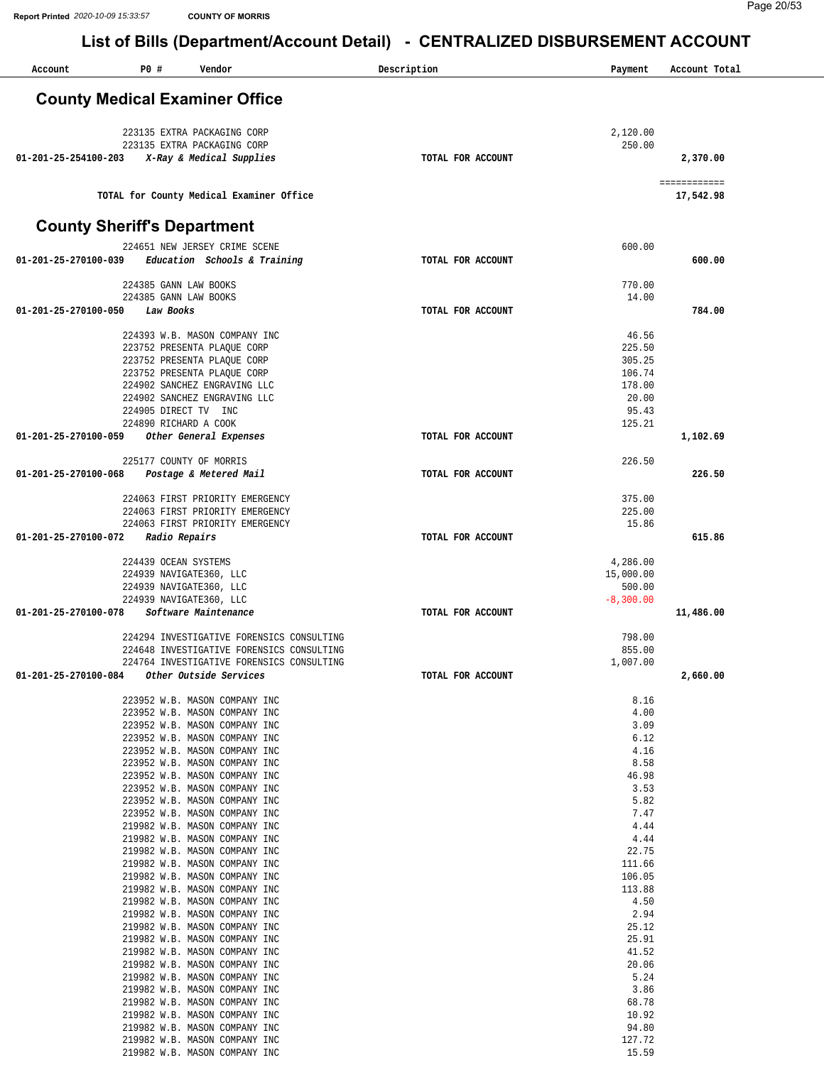## List of Bills (Department/Account Detail) - CENTRALIZED DISBURSEMENT ACCOUNT

| Account | PO # | Vendor | Description | Payment | Account Total |
|---|---|---|---|---|---|

### County Medical Examiner Office

| Account | PO # | Vendor | Description | Payment | Account Total |
|---|---|---|---|---|---|
| | 223135 | EXTRA PACKAGING CORP | | 2,120.00 | |
| | 223135 | EXTRA PACKAGING CORP | | 250.00 | |
| **01-201-25-254100-203** | | ***X-Ray & Medical Supplies*** | **TOTAL FOR ACCOUNT** | | **2,370.00** |

**TOTAL for County Medical Examiner Office** ============ **17,542.98**

### County Sheriff's Department

| Account | PO # | Vendor | Description | Payment | Account Total |
|---|---|---|---|---|---|
| | 224651 | NEW JERSEY CRIME SCENE | | 600.00 | |
| **01-201-25-270100-039** | | ***Education Schools & Training*** | **TOTAL FOR ACCOUNT** | | **600.00** |
| | 224385 | GANN LAW BOOKS | | 770.00 | |
| | 224385 | GANN LAW BOOKS | | 14.00 | |
| **01-201-25-270100-050** | | ***Law Books*** | **TOTAL FOR ACCOUNT** | | **784.00** |
| | 224393 | W.B. MASON COMPANY INC | | 46.56 | |
| | 223752 | PRESENTA PLAQUE CORP | | 225.50 | |
| | 223752 | PRESENTA PLAQUE CORP | | 305.25 | |
| | 223752 | PRESENTA PLAQUE CORP | | 106.74 | |
| | 224902 | SANCHEZ ENGRAVING LLC | | 178.00 | |
| | 224902 | SANCHEZ ENGRAVING LLC | | 20.00 | |
| | 224905 | DIRECT TV INC | | 95.43 | |
| | 224890 | RICHARD A COOK | | 125.21 | |
| **01-201-25-270100-059** | | ***Other General Expenses*** | **TOTAL FOR ACCOUNT** | | **1,102.69** |
| | 225177 | COUNTY OF MORRIS | | 226.50 | |
| **01-201-25-270100-068** | | ***Postage & Metered Mail*** | **TOTAL FOR ACCOUNT** | | **226.50** |
| | 224063 | FIRST PRIORITY EMERGENCY | | 375.00 | |
| | 224063 | FIRST PRIORITY EMERGENCY | | 225.00 | |
| | 224063 | FIRST PRIORITY EMERGENCY | | 15.86 | |
| **01-201-25-270100-072** | | ***Radio Repairs*** | **TOTAL FOR ACCOUNT** | | **615.86** |
| | 224439 | OCEAN SYSTEMS | | 4,286.00 | |
| | 224939 | NAVIGATE360, LLC | | 15,000.00 | |
| | 224939 | NAVIGATE360, LLC | | 500.00 | |
| | 224939 | NAVIGATE360, LLC | | -8,300.00 | |
| **01-201-25-270100-078** | | ***Software Maintenance*** | **TOTAL FOR ACCOUNT** | | **11,486.00** |
| | 224294 | INVESTIGATIVE FORENSICS CONSULTING | | 798.00 | |
| | 224648 | INVESTIGATIVE FORENSICS CONSULTING | | 855.00 | |
| | 224764 | INVESTIGATIVE FORENSICS CONSULTING | | 1,007.00 | |
| **01-201-25-270100-084** | | ***Other Outside Services*** | **TOTAL FOR ACCOUNT** | | **2,660.00** |
| | 223952 | W.B. MASON COMPANY INC | | 8.16 | |
| | 223952 | W.B. MASON COMPANY INC | | 4.00 | |
| | 223952 | W.B. MASON COMPANY INC | | 3.09 | |
| | 223952 | W.B. MASON COMPANY INC | | 6.12 | |
| | 223952 | W.B. MASON COMPANY INC | | 4.16 | |
| | 223952 | W.B. MASON COMPANY INC | | 8.58 | |
| | 223952 | W.B. MASON COMPANY INC | | 46.98 | |
| | 223952 | W.B. MASON COMPANY INC | | 3.53 | |
| | 223952 | W.B. MASON COMPANY INC | | 5.82 | |
| | 223952 | W.B. MASON COMPANY INC | | 7.47 | |
| | 219982 | W.B. MASON COMPANY INC | | 4.44 | |
| | 219982 | W.B. MASON COMPANY INC | | 4.44 | |
| | 219982 | W.B. MASON COMPANY INC | | 22.75 | |
| | 219982 | W.B. MASON COMPANY INC | | 111.66 | |
| | 219982 | W.B. MASON COMPANY INC | | 106.05 | |
| | 219982 | W.B. MASON COMPANY INC | | 113.88 | |
| | 219982 | W.B. MASON COMPANY INC | | 4.50 | |
| | 219982 | W.B. MASON COMPANY INC | | 2.94 | |
| | 219982 | W.B. MASON COMPANY INC | | 25.12 | |
| | 219982 | W.B. MASON COMPANY INC | | 25.91 | |
| | 219982 | W.B. MASON COMPANY INC | | 41.52 | |
| | 219982 | W.B. MASON COMPANY INC | | 20.06 | |
| | 219982 | W.B. MASON COMPANY INC | | 5.24 | |
| | 219982 | W.B. MASON COMPANY INC | | 3.86 | |
| | 219982 | W.B. MASON COMPANY INC | | 68.78 | |
| | 219982 | W.B. MASON COMPANY INC | | 10.92 | |
| | 219982 | W.B. MASON COMPANY INC | | 94.80 | |
| | 219982 | W.B. MASON COMPANY INC | | 127.72 | |
| | 219982 | W.B. MASON COMPANY INC | | 15.59 | |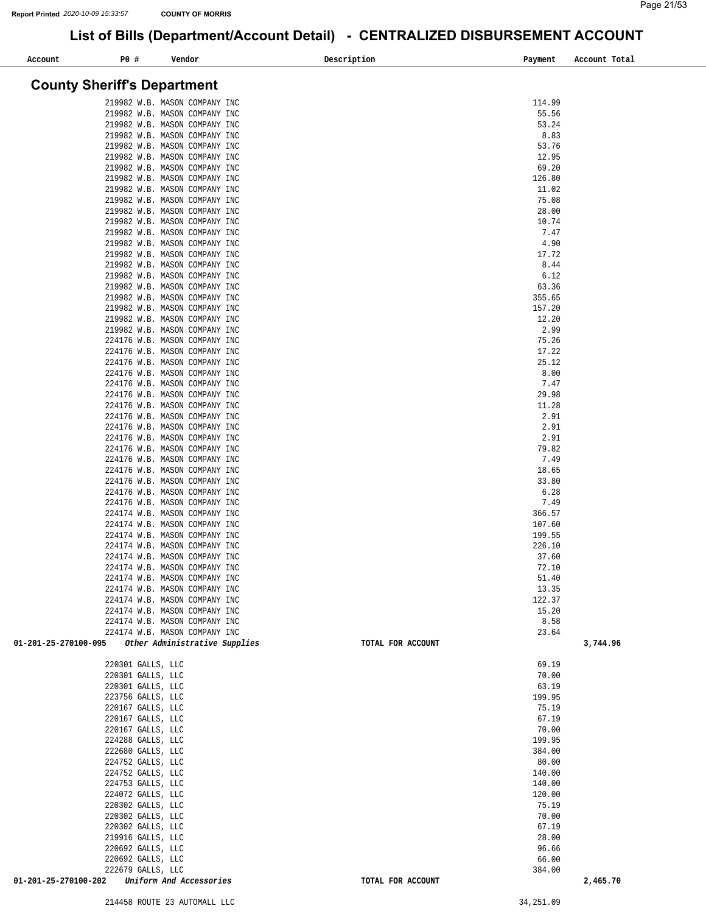# List of Bills (Department/Account Detail) - CENTRALIZED DISBURSEMENT ACCOUNT

## County Sheriff's Department

| Account | PO # | Vendor | Description | Payment | Account Total |
|---|---|---|---|---|---|
| | 219982 | W.B. MASON COMPANY INC | | 114.99 | |
| | 219982 | W.B. MASON COMPANY INC | | 55.56 | |
| | 219982 | W.B. MASON COMPANY INC | | 53.24 | |
| | 219982 | W.B. MASON COMPANY INC | | 8.83 | |
| | 219982 | W.B. MASON COMPANY INC | | 53.76 | |
| | 219982 | W.B. MASON COMPANY INC | | 12.95 | |
| | 219982 | W.B. MASON COMPANY INC | | 69.20 | |
| | 219982 | W.B. MASON COMPANY INC | | 126.80 | |
| | 219982 | W.B. MASON COMPANY INC | | 11.02 | |
| | 219982 | W.B. MASON COMPANY INC | | 75.08 | |
| | 219982 | W.B. MASON COMPANY INC | | 28.00 | |
| | 219982 | W.B. MASON COMPANY INC | | 10.74 | |
| | 219982 | W.B. MASON COMPANY INC | | 7.47 | |
| | 219982 | W.B. MASON COMPANY INC | | 4.90 | |
| | 219982 | W.B. MASON COMPANY INC | | 17.72 | |
| | 219982 | W.B. MASON COMPANY INC | | 8.44 | |
| | 219982 | W.B. MASON COMPANY INC | | 6.12 | |
| | 219982 | W.B. MASON COMPANY INC | | 63.36 | |
| | 219982 | W.B. MASON COMPANY INC | | 355.65 | |
| | 219982 | W.B. MASON COMPANY INC | | 157.20 | |
| | 219982 | W.B. MASON COMPANY INC | | 12.20 | |
| | 219982 | W.B. MASON COMPANY INC | | 2.99 | |
| | 224176 | W.B. MASON COMPANY INC | | 75.26 | |
| | 224176 | W.B. MASON COMPANY INC | | 17.22 | |
| | 224176 | W.B. MASON COMPANY INC | | 25.12 | |
| | 224176 | W.B. MASON COMPANY INC | | 8.00 | |
| | 224176 | W.B. MASON COMPANY INC | | 7.47 | |
| | 224176 | W.B. MASON COMPANY INC | | 29.98 | |
| | 224176 | W.B. MASON COMPANY INC | | 11.28 | |
| | 224176 | W.B. MASON COMPANY INC | | 2.91 | |
| | 224176 | W.B. MASON COMPANY INC | | 2.91 | |
| | 224176 | W.B. MASON COMPANY INC | | 2.91 | |
| | 224176 | W.B. MASON COMPANY INC | | 79.82 | |
| | 224176 | W.B. MASON COMPANY INC | | 7.49 | |
| | 224176 | W.B. MASON COMPANY INC | | 18.65 | |
| | 224176 | W.B. MASON COMPANY INC | | 33.80 | |
| | 224176 | W.B. MASON COMPANY INC | | 6.28 | |
| | 224176 | W.B. MASON COMPANY INC | | 7.49 | |
| | 224174 | W.B. MASON COMPANY INC | | 366.57 | |
| | 224174 | W.B. MASON COMPANY INC | | 107.60 | |
| | 224174 | W.B. MASON COMPANY INC | | 199.55 | |
| | 224174 | W.B. MASON COMPANY INC | | 226.10 | |
| | 224174 | W.B. MASON COMPANY INC | | 37.60 | |
| | 224174 | W.B. MASON COMPANY INC | | 72.10 | |
| | 224174 | W.B. MASON COMPANY INC | | 51.40 | |
| | 224174 | W.B. MASON COMPANY INC | | 13.35 | |
| | 224174 | W.B. MASON COMPANY INC | | 122.37 | |
| | 224174 | W.B. MASON COMPANY INC | | 15.20 | |
| | 224174 | W.B. MASON COMPANY INC | | 8.58 | |
| | 224174 | W.B. MASON COMPANY INC | | 23.64 | |
| **01-201-25-270100-095** | | *Other Administrative Supplies* | **TOTAL FOR ACCOUNT** | | **3,744.96** |
| | 220301 | GALLS, LLC | | 69.19 | |
| | 220301 | GALLS, LLC | | 70.00 | |
| | 220301 | GALLS, LLC | | 63.19 | |
| | 223756 | GALLS, LLC | | 199.95 | |
| | 220167 | GALLS, LLC | | 75.19 | |
| | 220167 | GALLS, LLC | | 67.19 | |
| | 220167 | GALLS, LLC | | 70.00 | |
| | 224288 | GALLS, LLC | | 199.95 | |
| | 222680 | GALLS, LLC | | 384.00 | |
| | 224752 | GALLS, LLC | | 80.00 | |
| | 224752 | GALLS, LLC | | 140.00 | |
| | 224753 | GALLS, LLC | | 140.00 | |
| | 224072 | GALLS, LLC | | 120.00 | |
| | 220302 | GALLS, LLC | | 75.19 | |
| | 220302 | GALLS, LLC | | 70.00 | |
| | 220302 | GALLS, LLC | | 67.19 | |
| | 219916 | GALLS, LLC | | 28.00 | |
| | 220692 | GALLS, LLC | | 96.66 | |
| | 220692 | GALLS, LLC | | 66.00 | |
| | 222679 | GALLS, LLC | | 384.00 | |
| **01-201-25-270100-202** | | *Uniform And Accessories* | **TOTAL FOR ACCOUNT** | | **2,465.70** |
| | 214458 | ROUTE 23 AUTOMALL LLC | | 34,251.09 | |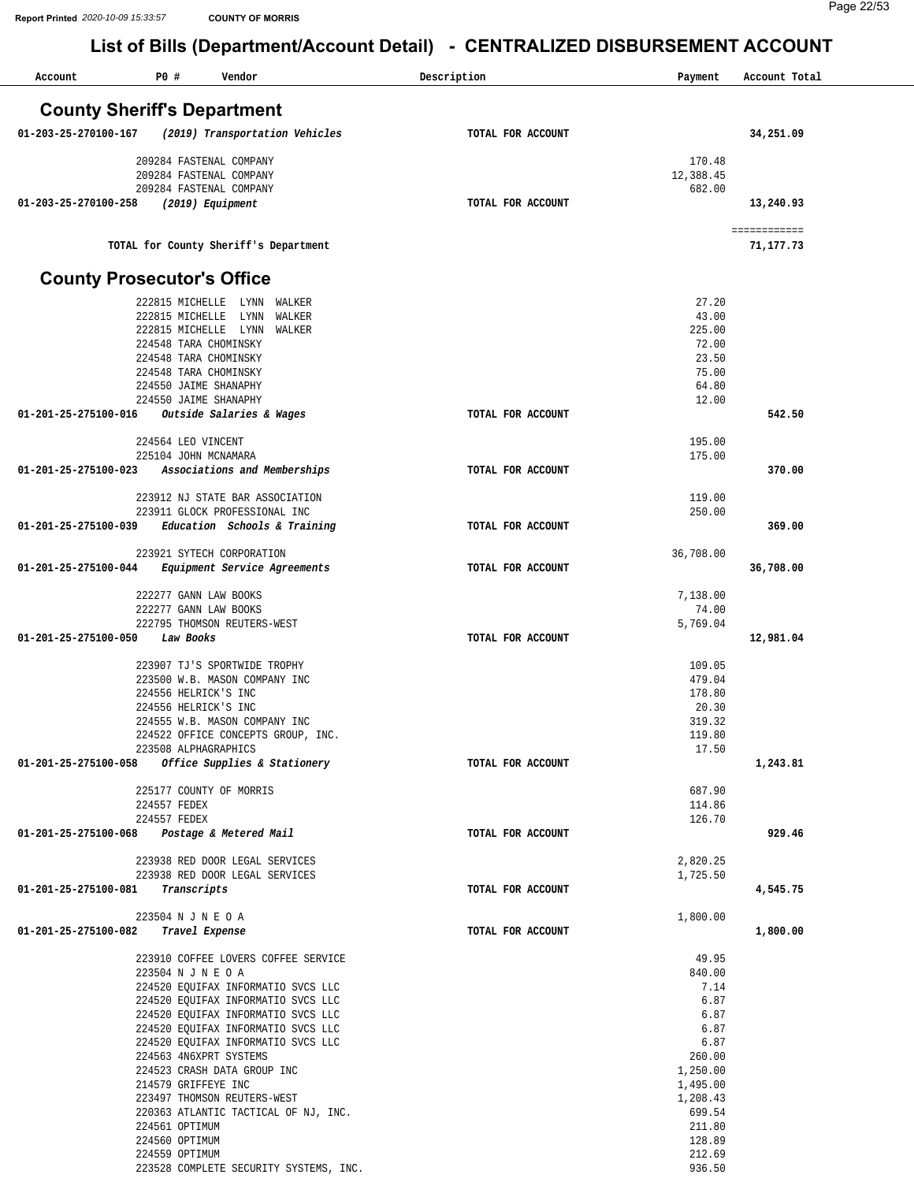# List of Bills (Department/Account Detail) - CENTRALIZED DISBURSEMENT ACCOUNT

| Account | PO # | Vendor | Description | Payment | Account Total |
|---|---|---|---|---|---|

## County Sheriff's Department

| Account | PO # | Vendor | Description | Payment | Account Total |
|---|---|---|---|---|---|
| 01-203-25-270100-167 | | *(2019) Transportation Vehicles* | TOTAL FOR ACCOUNT | | 34,251.09 |
| | 209284 | FASTENAL COMPANY | | 170.48 | |
| | 209284 | FASTENAL COMPANY | | 12,388.45 | |
| | 209284 | FASTENAL COMPANY | | 682.00 | |
| 01-203-25-270100-258 | | *(2019) Equipment* | TOTAL FOR ACCOUNT | | 13,240.93 |
| | | TOTAL for County Sheriff's Department | | | 71,177.73 |

## County Prosecutor's Office

| Account | PO # | Vendor | Description | Payment | Account Total |
|---|---|---|---|---|---|
| | 222815 | MICHELLE LYNN WALKER | | 27.20 | |
| | 222815 | MICHELLE LYNN WALKER | | 43.00 | |
| | 222815 | MICHELLE LYNN WALKER | | 225.00 | |
| | 224548 | TARA CHOMINSKY | | 72.00 | |
| | 224548 | TARA CHOMINSKY | | 23.50 | |
| | 224548 | TARA CHOMINSKY | | 75.00 | |
| | 224550 | JAIME SHANAPHY | | 64.80 | |
| | 224550 | JAIME SHANAPHY | | 12.00 | |
| 01-201-25-275100-016 | | *Outside Salaries & Wages* | TOTAL FOR ACCOUNT | | 542.50 |
| | 224564 | LEO VINCENT | | 195.00 | |
| | 225104 | JOHN MCNAMARA | | 175.00 | |
| 01-201-25-275100-023 | | *Associations and Memberships* | TOTAL FOR ACCOUNT | | 370.00 |
| | 223912 | NJ STATE BAR ASSOCIATION | | 119.00 | |
| | 223911 | GLOCK PROFESSIONAL INC | | 250.00 | |
| 01-201-25-275100-039 | | *Education Schools & Training* | TOTAL FOR ACCOUNT | | 369.00 |
| | 223921 | SYTECH CORPORATION | | 36,708.00 | |
| 01-201-25-275100-044 | | *Equipment Service Agreements* | TOTAL FOR ACCOUNT | | 36,708.00 |
| | 222277 | GANN LAW BOOKS | | 7,138.00 | |
| | 222277 | GANN LAW BOOKS | | 74.00 | |
| | 222795 | THOMSON REUTERS-WEST | | 5,769.04 | |
| 01-201-25-275100-050 | | *Law Books* | TOTAL FOR ACCOUNT | | 12,981.04 |
| | 223907 | TJ'S SPORTWIDE TROPHY | | 109.05 | |
| | 223500 | W.B. MASON COMPANY INC | | 479.04 | |
| | 224556 | HELRICK'S INC | | 178.80 | |
| | 224556 | HELRICK'S INC | | 20.30 | |
| | 224555 | W.B. MASON COMPANY INC | | 319.32 | |
| | 224522 | OFFICE CONCEPTS GROUP, INC. | | 119.80 | |
| | 223508 | ALPHAGRAPHICS | | 17.50 | |
| 01-201-25-275100-058 | | *Office Supplies & Stationery* | TOTAL FOR ACCOUNT | | 1,243.81 |
| | 225177 | COUNTY OF MORRIS | | 687.90 | |
| | 224557 | FEDEX | | 114.86 | |
| | 224557 | FEDEX | | 126.70 | |
| 01-201-25-275100-068 | | *Postage & Metered Mail* | TOTAL FOR ACCOUNT | | 929.46 |
| | 223938 | RED DOOR LEGAL SERVICES | | 2,820.25 | |
| | 223938 | RED DOOR LEGAL SERVICES | | 1,725.50 | |
| 01-201-25-275100-081 | | *Transcripts* | TOTAL FOR ACCOUNT | | 4,545.75 |
| | 223504 | N J N E O A | | 1,800.00 | |
| 01-201-25-275100-082 | | *Travel Expense* | TOTAL FOR ACCOUNT | | 1,800.00 |
| | 223910 | COFFEE LOVERS COFFEE SERVICE | | 49.95 | |
| | 223504 | N J N E O A | | 840.00 | |
| | 224520 | EQUIFAX INFORMATIO SVCS LLC | | 7.14 | |
| | 224520 | EQUIFAX INFORMATIO SVCS LLC | | 6.87 | |
| | 224520 | EQUIFAX INFORMATIO SVCS LLC | | 6.87 | |
| | 224520 | EQUIFAX INFORMATIO SVCS LLC | | 6.87 | |
| | 224520 | EQUIFAX INFORMATIO SVCS LLC | | 6.87 | |
| | 224563 | 4N6XPRT SYSTEMS | | 260.00 | |
| | 224523 | CRASH DATA GROUP INC | | 1,250.00 | |
| | 214579 | GRIFFEYE INC | | 1,495.00 | |
| | 223497 | THOMSON REUTERS-WEST | | 1,208.43 | |
| | 220363 | ATLANTIC TACTICAL OF NJ, INC. | | 699.54 | |
| | 224561 | OPTIMUM | | 211.80 | |
| | 224560 | OPTIMUM | | 128.89 | |
| | 224559 | OPTIMUM | | 212.69 | |
| | 223528 | COMPLETE SECURITY SYSTEMS, INC. | | 936.50 | |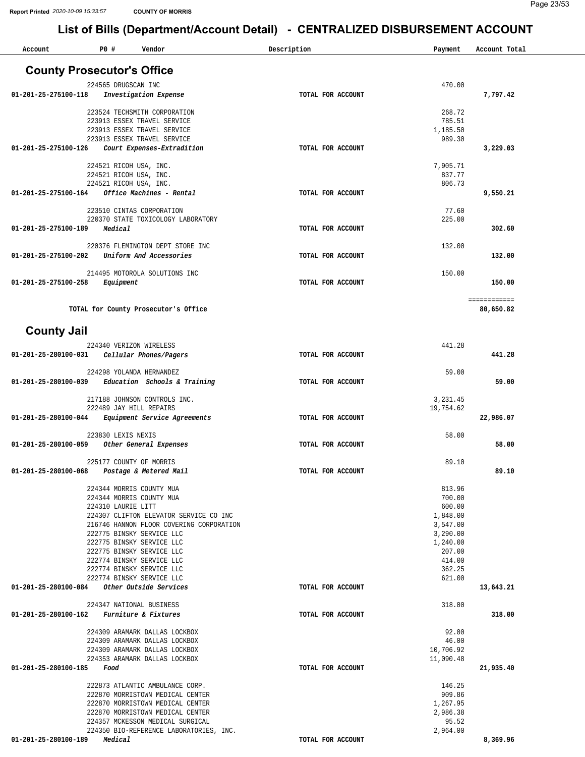# List of Bills (Department/Account Detail) - CENTRALIZED DISBURSEMENT ACCOUNT

Report Printed 2020-10-09 15:33:57 COUNTY OF MORRIS

| Account | PO # | Vendor | Description | Payment | Account Total |
|---|---|---|---|---|---|

## County Prosecutor's Office

| Account | PO # | Vendor | Description | Payment | Account Total |
|---|---|---|---|---|---|
| | 224565 | DRUGSCAN INC | | 470.00 | |
| **01-201-25-275100-118** | | ***Investigation Expense*** | TOTAL FOR ACCOUNT | | **7,797.42** |
| | 223524 | TECHSMITH CORPORATION | | 268.72 | |
| | 223913 | ESSEX TRAVEL SERVICE | | 785.51 | |
| | 223913 | ESSEX TRAVEL SERVICE | | 1,185.50 | |
| | 223913 | ESSEX TRAVEL SERVICE | | 989.30 | |
| **01-201-25-275100-126** | | ***Court Expenses-Extradition*** | TOTAL FOR ACCOUNT | | **3,229.03** |
| | 224521 | RICOH USA, INC. | | 7,905.71 | |
| | 224521 | RICOH USA, INC. | | 837.77 | |
| | 224521 | RICOH USA, INC. | | 806.73 | |
| **01-201-25-275100-164** | | ***Office Machines - Rental*** | TOTAL FOR ACCOUNT | | **9,550.21** |
| | 223510 | CINTAS CORPORATION | | 77.60 | |
| | 220370 | STATE TOXICOLOGY LABORATORY | | 225.00 | |
| **01-201-25-275100-189** | | ***Medical*** | TOTAL FOR ACCOUNT | | **302.60** |
| | 220376 | FLEMINGTON DEPT STORE INC | | 132.00 | |
| **01-201-25-275100-202** | | ***Uniform And Accessories*** | TOTAL FOR ACCOUNT | | **132.00** |
| | 214495 | MOTOROLA SOLUTIONS INC | | 150.00 | |
| **01-201-25-275100-258** | | ***Equipment*** | TOTAL FOR ACCOUNT | | **150.00** |
| | | | | | ============ |
| | | **TOTAL for County Prosecutor's Office** | | | **80,650.82** |

## County Jail

| Account | PO # | Vendor | Description | Payment | Account Total |
|---|---|---|---|---|---|
| | 224340 | VERIZON WIRELESS | | 441.28 | |
| **01-201-25-280100-031** | | ***Cellular Phones/Pagers*** | TOTAL FOR ACCOUNT | | **441.28** |
| | 224298 | YOLANDA HERNANDEZ | | 59.00 | |
| **01-201-25-280100-039** | | ***Education Schools & Training*** | TOTAL FOR ACCOUNT | | **59.00** |
| | 217188 | JOHNSON CONTROLS INC. | | 3,231.45 | |
| | 222489 | JAY HILL REPAIRS | | 19,754.62 | |
| **01-201-25-280100-044** | | ***Equipment Service Agreements*** | TOTAL FOR ACCOUNT | | **22,986.07** |
| | 223830 | LEXIS NEXIS | | 58.00 | |
| **01-201-25-280100-059** | | ***Other General Expenses*** | TOTAL FOR ACCOUNT | | **58.00** |
| | 225177 | COUNTY OF MORRIS | | 89.10 | |
| **01-201-25-280100-068** | | ***Postage & Metered Mail*** | TOTAL FOR ACCOUNT | | **89.10** |
| | 224344 | MORRIS COUNTY MUA | | 813.96 | |
| | 224344 | MORRIS COUNTY MUA | | 700.00 | |
| | 224310 | LAURIE LITT | | 600.00 | |
| | 224307 | CLIFTON ELEVATOR SERVICE CO INC | | 1,848.00 | |
| | 216746 | HANNON FLOOR COVERING CORPORATION | | 3,547.00 | |
| | 222775 | BINSKY SERVICE LLC | | 3,290.00 | |
| | 222775 | BINSKY SERVICE LLC | | 1,240.00 | |
| | 222775 | BINSKY SERVICE LLC | | 207.00 | |
| | 222774 | BINSKY SERVICE LLC | | 414.00 | |
| | 222774 | BINSKY SERVICE LLC | | 362.25 | |
| | 222774 | BINSKY SERVICE LLC | | 621.00 | |
| **01-201-25-280100-084** | | ***Other Outside Services*** | TOTAL FOR ACCOUNT | | **13,643.21** |
| | 224347 | NATIONAL BUSINESS | | 318.00 | |
| **01-201-25-280100-162** | | ***Furniture & Fixtures*** | TOTAL FOR ACCOUNT | | **318.00** |
| | 224309 | ARAMARK DALLAS LOCKBOX | | 92.00 | |
| | 224309 | ARAMARK DALLAS LOCKBOX | | 46.00 | |
| | 224309 | ARAMARK DALLAS LOCKBOX | | 10,706.92 | |
| | 224353 | ARAMARK DALLAS LOCKBOX | | 11,090.48 | |
| **01-201-25-280100-185** | | ***Food*** | TOTAL FOR ACCOUNT | | **21,935.40** |
| | 222873 | ATLANTIC AMBULANCE CORP. | | 146.25 | |
| | 222870 | MORRISTOWN MEDICAL CENTER | | 909.86 | |
| | 222870 | MORRISTOWN MEDICAL CENTER | | 1,267.95 | |
| | 222870 | MORRISTOWN MEDICAL CENTER | | 2,986.38 | |
| | 224357 | MCKESSON MEDICAL SURGICAL | | 95.52 | |
| | 224350 | BIO-REFERENCE LABORATORIES, INC. | | 2,964.00 | |
| **01-201-25-280100-189** | | ***Medical*** | TOTAL FOR ACCOUNT | | **8,369.96** |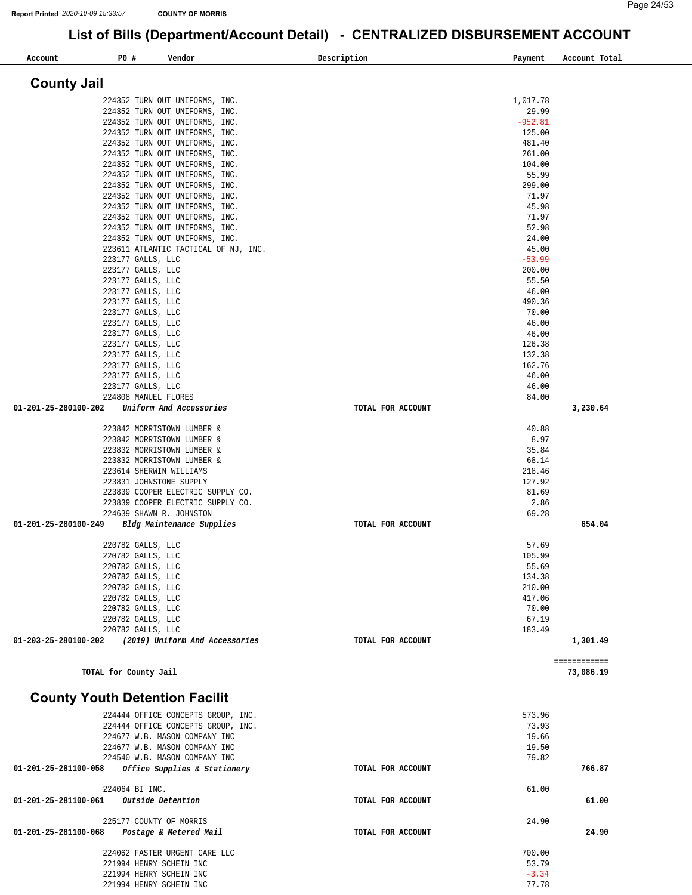# List of Bills (Department/Account Detail) - CENTRALIZED DISBURSEMENT ACCOUNT

COUNTY OF MORRIS

Report Printed 2020-10-09 15:33:57

| Account | PO # | Vendor | Description | Payment | Account Total |
|---|---|---|---|---|---|

## County Jail

| Account | PO # | Vendor | Description | Payment | Account Total |
|---|---|---|---|---|---|
| | 224352 | TURN OUT UNIFORMS, INC. | | 1,017.78 | |
| | 224352 | TURN OUT UNIFORMS, INC. | | 29.99 | |
| | 224352 | TURN OUT UNIFORMS, INC. | | -952.81 | |
| | 224352 | TURN OUT UNIFORMS, INC. | | 125.00 | |
| | 224352 | TURN OUT UNIFORMS, INC. | | 481.40 | |
| | 224352 | TURN OUT UNIFORMS, INC. | | 261.00 | |
| | 224352 | TURN OUT UNIFORMS, INC. | | 104.00 | |
| | 224352 | TURN OUT UNIFORMS, INC. | | 55.99 | |
| | 224352 | TURN OUT UNIFORMS, INC. | | 299.00 | |
| | 224352 | TURN OUT UNIFORMS, INC. | | 71.97 | |
| | 224352 | TURN OUT UNIFORMS, INC. | | 45.98 | |
| | 224352 | TURN OUT UNIFORMS, INC. | | 71.97 | |
| | 224352 | TURN OUT UNIFORMS, INC. | | 52.98 | |
| | 224352 | TURN OUT UNIFORMS, INC. | | 24.00 | |
| | 223611 | ATLANTIC TACTICAL OF NJ, INC. | | 45.00 | |
| | 223177 | GALLS, LLC | | -53.99 | |
| | 223177 | GALLS, LLC | | 200.00 | |
| | 223177 | GALLS, LLC | | 55.50 | |
| | 223177 | GALLS, LLC | | 46.00 | |
| | 223177 | GALLS, LLC | | 490.36 | |
| | 223177 | GALLS, LLC | | 70.00 | |
| | 223177 | GALLS, LLC | | 46.00 | |
| | 223177 | GALLS, LLC | | 46.00 | |
| | 223177 | GALLS, LLC | | 126.38 | |
| | 223177 | GALLS, LLC | | 132.38 | |
| | 223177 | GALLS, LLC | | 162.76 | |
| | 223177 | GALLS, LLC | | 46.00 | |
| | 223177 | GALLS, LLC | | 46.00 | |
| | 224808 | MANUEL FLORES | | 84.00 | |
| **01-201-25-280100-202** | | ***Uniform And Accessories*** | **TOTAL FOR ACCOUNT** | | **3,230.64** |
| | 223842 | MORRISTOWN LUMBER & | | 40.88 | |
| | 223842 | MORRISTOWN LUMBER & | | 8.97 | |
| | 223832 | MORRISTOWN LUMBER & | | 35.84 | |
| | 223832 | MORRISTOWN LUMBER & | | 68.14 | |
| | 223614 | SHERWIN WILLIAMS | | 218.46 | |
| | 223831 | JOHNSTONE SUPPLY | | 127.92 | |
| | 223839 | COOPER ELECTRIC SUPPLY CO. | | 81.69 | |
| | 223839 | COOPER ELECTRIC SUPPLY CO. | | 2.86 | |
| | 224639 | SHAWN R. JOHNSTON | | 69.28 | |
| **01-201-25-280100-249** | | ***Bldg Maintenance Supplies*** | **TOTAL FOR ACCOUNT** | | **654.04** |
| | 220782 | GALLS, LLC | | 57.69 | |
| | 220782 | GALLS, LLC | | 105.99 | |
| | 220782 | GALLS, LLC | | 55.69 | |
| | 220782 | GALLS, LLC | | 134.38 | |
| | 220782 | GALLS, LLC | | 210.00 | |
| | 220782 | GALLS, LLC | | 417.06 | |
| | 220782 | GALLS, LLC | | 70.00 | |
| | 220782 | GALLS, LLC | | 67.19 | |
| | 220782 | GALLS, LLC | | 183.49 | |
| **01-203-25-280100-202** | | ***(2019) Uniform And Accessories*** | **TOTAL FOR ACCOUNT** | | **1,301.49** |
| | | | | | ============ |
| **TOTAL for County Jail** | | | | | **73,086.19** |

## County Youth Detention Facilit

| Account | PO # | Vendor | Description | Payment | Account Total |
|---|---|---|---|---|---|
| | 224444 | OFFICE CONCEPTS GROUP, INC. | | 573.96 | |
| | 224444 | OFFICE CONCEPTS GROUP, INC. | | 73.93 | |
| | 224677 | W.B. MASON COMPANY INC | | 19.66 | |
| | 224677 | W.B. MASON COMPANY INC | | 19.50 | |
| | 224540 | W.B. MASON COMPANY INC | | 79.82 | |
| **01-201-25-281100-058** | | ***Office Supplies & Stationery*** | **TOTAL FOR ACCOUNT** | | **766.87** |
| | 224064 | BI INC. | | 61.00 | |
| **01-201-25-281100-061** | | ***Outside Detention*** | **TOTAL FOR ACCOUNT** | | **61.00** |
| | 225177 | COUNTY OF MORRIS | | 24.90 | |
| **01-201-25-281100-068** | | ***Postage & Metered Mail*** | **TOTAL FOR ACCOUNT** | | **24.90** |
| | 224062 | FASTER URGENT CARE LLC | | 700.00 | |
| | 221994 | HENRY SCHEIN INC | | 53.79 | |
| | 221994 | HENRY SCHEIN INC | | -3.34 | |
| | 221994 | HENRY SCHEIN INC | | 77.78 | |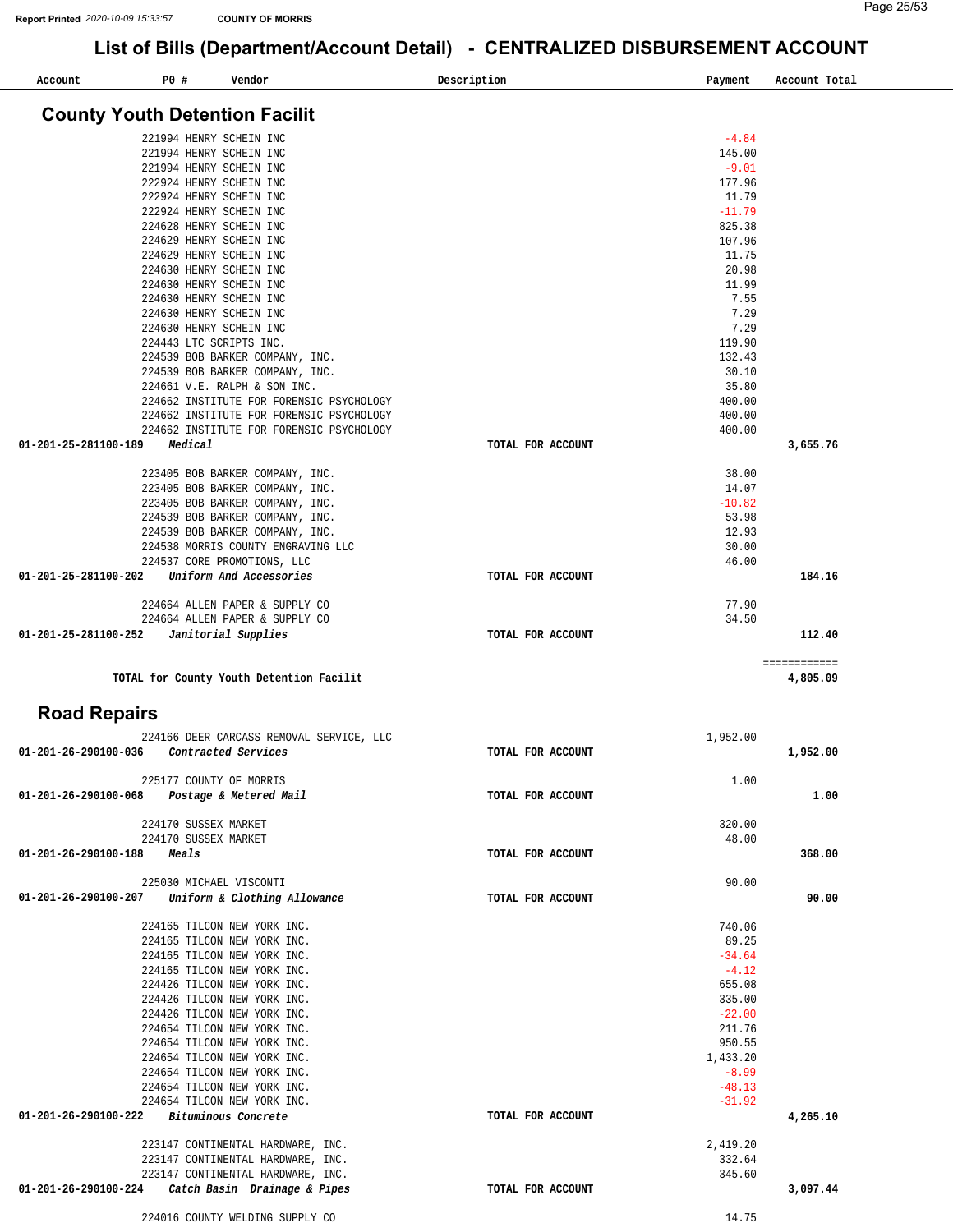Report Printed 2020-10-09 15:33:57 COUNTY OF MORRIS

# List of Bills (Department/Account Detail) - CENTRALIZED DISBURSEMENT ACCOUNT

| Account | PO # | Vendor | Description | Payment | Account Total |
|---|---|---|---|---|---|

## County Youth Detention Facilit

| Account | PO # | Vendor | Description | Payment | Account Total |
|---|---|---|---|---|---|
| | 221994 | HENRY SCHEIN INC | | -4.84 | |
| | 221994 | HENRY SCHEIN INC | | 145.00 | |
| | 221994 | HENRY SCHEIN INC | | -9.01 | |
| | 222924 | HENRY SCHEIN INC | | 177.96 | |
| | 222924 | HENRY SCHEIN INC | | 11.79 | |
| | 222924 | HENRY SCHEIN INC | | -11.79 | |
| | 224628 | HENRY SCHEIN INC | | 825.38 | |
| | 224629 | HENRY SCHEIN INC | | 107.96 | |
| | 224629 | HENRY SCHEIN INC | | 11.75 | |
| | 224630 | HENRY SCHEIN INC | | 20.98 | |
| | 224630 | HENRY SCHEIN INC | | 11.99 | |
| | 224630 | HENRY SCHEIN INC | | 7.55 | |
| | 224630 | HENRY SCHEIN INC | | 7.29 | |
| | 224630 | HENRY SCHEIN INC | | 7.29 | |
| | 224443 | LTC SCRIPTS INC. | | 119.90 | |
| | 224539 | BOB BARKER COMPANY, INC. | | 132.43 | |
| | 224539 | BOB BARKER COMPANY, INC. | | 30.10 | |
| | 224661 | V.E. RALPH & SON INC. | | 35.80 | |
| | 224662 | INSTITUTE FOR FORENSIC PSYCHOLOGY | | 400.00 | |
| | 224662 | INSTITUTE FOR FORENSIC PSYCHOLOGY | | 400.00 | |
| | 224662 | INSTITUTE FOR FORENSIC PSYCHOLOGY | | 400.00 | |
| **01-201-25-281100-189** | ***Medical*** | | **TOTAL FOR ACCOUNT** | | **3,655.76** |
| | 223405 | BOB BARKER COMPANY, INC. | | 38.00 | |
| | 223405 | BOB BARKER COMPANY, INC. | | 14.07 | |
| | 223405 | BOB BARKER COMPANY, INC. | | -10.82 | |
| | 224539 | BOB BARKER COMPANY, INC. | | 53.98 | |
| | 224539 | BOB BARKER COMPANY, INC. | | 12.93 | |
| | 224538 | MORRIS COUNTY ENGRAVING LLC | | 30.00 | |
| | 224537 | CORE PROMOTIONS, LLC | | 46.00 | |
| **01-201-25-281100-202** | ***Uniform And Accessories*** | | **TOTAL FOR ACCOUNT** | | **184.16** |
| | 224664 | ALLEN PAPER & SUPPLY CO | | 77.90 | |
| | 224664 | ALLEN PAPER & SUPPLY CO | | 34.50 | |
| **01-201-25-281100-252** | ***Janitorial Supplies*** | | **TOTAL FOR ACCOUNT** | | **112.40** |
| | | | | | ============ |
| **TOTAL for County Youth Detention Facilit** | | | | | **4,805.09** |

## Road Repairs

| Account | PO # | Vendor | Description | Payment | Account Total |
|---|---|---|---|---|---|
| | 224166 | DEER CARCASS REMOVAL SERVICE, LLC | | 1,952.00 | |
| **01-201-26-290100-036** | ***Contracted Services*** | | **TOTAL FOR ACCOUNT** | | **1,952.00** |
| | 225177 | COUNTY OF MORRIS | | 1.00 | |
| **01-201-26-290100-068** | ***Postage & Metered Mail*** | | **TOTAL FOR ACCOUNT** | | **1.00** |
| | 224170 | SUSSEX MARKET | | 320.00 | |
| | 224170 | SUSSEX MARKET | | 48.00 | |
| **01-201-26-290100-188** | ***Meals*** | | **TOTAL FOR ACCOUNT** | | **368.00** |
| | 225030 | MICHAEL VISCONTI | | 90.00 | |
| **01-201-26-290100-207** | ***Uniform & Clothing Allowance*** | | **TOTAL FOR ACCOUNT** | | **90.00** |
| | 224165 | TILCON NEW YORK INC. | | 740.06 | |
| | 224165 | TILCON NEW YORK INC. | | 89.25 | |
| | 224165 | TILCON NEW YORK INC. | | -34.64 | |
| | 224165 | TILCON NEW YORK INC. | | -4.12 | |
| | 224426 | TILCON NEW YORK INC. | | 655.08 | |
| | 224426 | TILCON NEW YORK INC. | | 335.00 | |
| | 224426 | TILCON NEW YORK INC. | | -22.00 | |
| | 224654 | TILCON NEW YORK INC. | | 211.76 | |
| | 224654 | TILCON NEW YORK INC. | | 950.55 | |
| | 224654 | TILCON NEW YORK INC. | | 1,433.20 | |
| | 224654 | TILCON NEW YORK INC. | | -8.99 | |
| | 224654 | TILCON NEW YORK INC. | | -48.13 | |
| | 224654 | TILCON NEW YORK INC. | | -31.92 | |
| **01-201-26-290100-222** | ***Bituminous Concrete*** | | **TOTAL FOR ACCOUNT** | | **4,265.10** |
| | 223147 | CONTINENTAL HARDWARE, INC. | | 2,419.20 | |
| | 223147 | CONTINENTAL HARDWARE, INC. | | 332.64 | |
| | 223147 | CONTINENTAL HARDWARE, INC. | | 345.60 | |
| **01-201-26-290100-224** | ***Catch Basin Drainage & Pipes*** | | **TOTAL FOR ACCOUNT** | | **3,097.44** |
| | 224016 | COUNTY WELDING SUPPLY CO | | 14.75 | |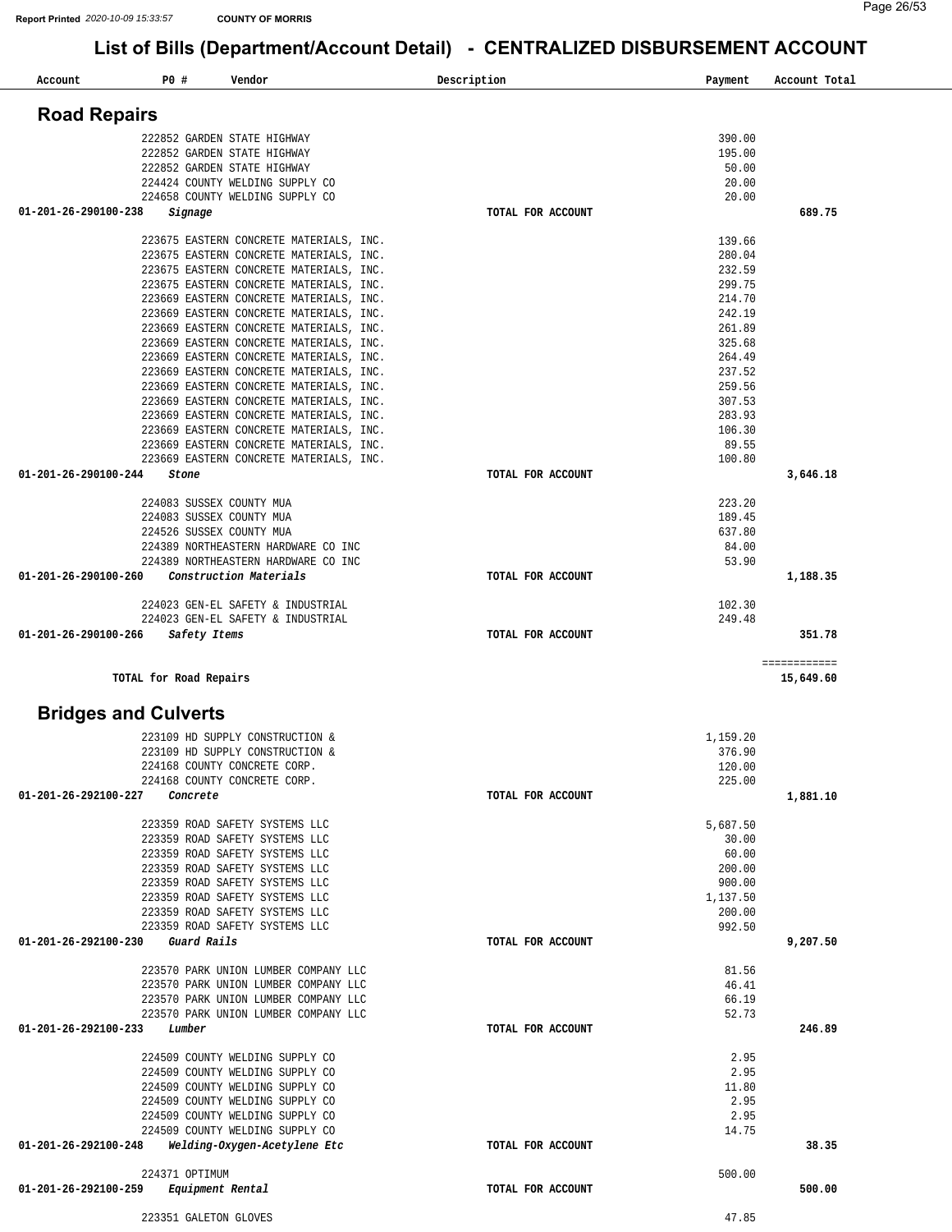# List of Bills (Department/Account Detail) - CENTRALIZED DISBURSEMENT ACCOUNT

| Account | PO # | Vendor | Description | Payment | Account Total |
|---|---|---|---|---|---|

## Road Repairs

| Account | PO # | Vendor | Description | Payment | Account Total |
|---|---|---|---|---|---|
| | 222852 | GARDEN STATE HIGHWAY | | 390.00 | |
| | 222852 | GARDEN STATE HIGHWAY | | 195.00 | |
| | 222852 | GARDEN STATE HIGHWAY | | 50.00 | |
| | 224424 | COUNTY WELDING SUPPLY CO | | 20.00 | |
| | 224658 | COUNTY WELDING SUPPLY CO | | 20.00 | |
| 01-201-26-290100-238 | | *Signage* | TOTAL FOR ACCOUNT | | 689.75 |
| | 223675 | EASTERN CONCRETE MATERIALS, INC. | | 139.66 | |
| | 223675 | EASTERN CONCRETE MATERIALS, INC. | | 280.04 | |
| | 223675 | EASTERN CONCRETE MATERIALS, INC. | | 232.59 | |
| | 223675 | EASTERN CONCRETE MATERIALS, INC. | | 299.75 | |
| | 223669 | EASTERN CONCRETE MATERIALS, INC. | | 214.70 | |
| | 223669 | EASTERN CONCRETE MATERIALS, INC. | | 242.19 | |
| | 223669 | EASTERN CONCRETE MATERIALS, INC. | | 261.89 | |
| | 223669 | EASTERN CONCRETE MATERIALS, INC. | | 325.68 | |
| | 223669 | EASTERN CONCRETE MATERIALS, INC. | | 264.49 | |
| | 223669 | EASTERN CONCRETE MATERIALS, INC. | | 237.52 | |
| | 223669 | EASTERN CONCRETE MATERIALS, INC. | | 259.56 | |
| | 223669 | EASTERN CONCRETE MATERIALS, INC. | | 307.53 | |
| | 223669 | EASTERN CONCRETE MATERIALS, INC. | | 283.93 | |
| | 223669 | EASTERN CONCRETE MATERIALS, INC. | | 106.30 | |
| | 223669 | EASTERN CONCRETE MATERIALS, INC. | | 89.55 | |
| | 223669 | EASTERN CONCRETE MATERIALS, INC. | | 100.80 | |
| 01-201-26-290100-244 | | *Stone* | TOTAL FOR ACCOUNT | | 3,646.18 |
| | 224083 | SUSSEX COUNTY MUA | | 223.20 | |
| | 224083 | SUSSEX COUNTY MUA | | 189.45 | |
| | 224526 | SUSSEX COUNTY MUA | | 637.80 | |
| | 224389 | NORTHEASTERN HARDWARE CO INC | | 84.00 | |
| | 224389 | NORTHEASTERN HARDWARE CO INC | | 53.90 | |
| 01-201-26-290100-260 | | *Construction Materials* | TOTAL FOR ACCOUNT | | 1,188.35 |
| | 224023 | GEN-EL SAFETY & INDUSTRIAL | | 102.30 | |
| | 224023 | GEN-EL SAFETY & INDUSTRIAL | | 249.48 | |
| 01-201-26-290100-266 | | *Safety Items* | TOTAL FOR ACCOUNT | | 351.78 |
| | | | | | ============ |
| | TOTAL for Road Repairs | | | | 15,649.60 |

## Bridges and Culverts

| Account | PO # | Vendor | Description | Payment | Account Total |
|---|---|---|---|---|---|
| | 223109 | HD SUPPLY CONSTRUCTION & | | 1,159.20 | |
| | 223109 | HD SUPPLY CONSTRUCTION & | | 376.90 | |
| | 224168 | COUNTY CONCRETE CORP. | | 120.00 | |
| | 224168 | COUNTY CONCRETE CORP. | | 225.00 | |
| 01-201-26-292100-227 | | *Concrete* | TOTAL FOR ACCOUNT | | 1,881.10 |
| | 223359 | ROAD SAFETY SYSTEMS LLC | | 5,687.50 | |
| | 223359 | ROAD SAFETY SYSTEMS LLC | | 30.00 | |
| | 223359 | ROAD SAFETY SYSTEMS LLC | | 60.00 | |
| | 223359 | ROAD SAFETY SYSTEMS LLC | | 200.00 | |
| | 223359 | ROAD SAFETY SYSTEMS LLC | | 900.00 | |
| | 223359 | ROAD SAFETY SYSTEMS LLC | | 1,137.50 | |
| | 223359 | ROAD SAFETY SYSTEMS LLC | | 200.00 | |
| | 223359 | ROAD SAFETY SYSTEMS LLC | | 992.50 | |
| 01-201-26-292100-230 | | *Guard Rails* | TOTAL FOR ACCOUNT | | 9,207.50 |
| | 223570 | PARK UNION LUMBER COMPANY LLC | | 81.56 | |
| | 223570 | PARK UNION LUMBER COMPANY LLC | | 46.41 | |
| | 223570 | PARK UNION LUMBER COMPANY LLC | | 66.19 | |
| | 223570 | PARK UNION LUMBER COMPANY LLC | | 52.73 | |
| 01-201-26-292100-233 | | *Lumber* | TOTAL FOR ACCOUNT | | 246.89 |
| | 224509 | COUNTY WELDING SUPPLY CO | | 2.95 | |
| | 224509 | COUNTY WELDING SUPPLY CO | | 2.95 | |
| | 224509 | COUNTY WELDING SUPPLY CO | | 11.80 | |
| | 224509 | COUNTY WELDING SUPPLY CO | | 2.95 | |
| | 224509 | COUNTY WELDING SUPPLY CO | | 2.95 | |
| | 224509 | COUNTY WELDING SUPPLY CO | | 14.75 | |
| 01-201-26-292100-248 | | *Welding-Oxygen-Acetylene Etc* | TOTAL FOR ACCOUNT | | 38.35 |
| | 224371 | OPTIMUM | | 500.00 | |
| 01-201-26-292100-259 | | *Equipment Rental* | TOTAL FOR ACCOUNT | | 500.00 |
| | 223351 | GALETON GLOVES | | 47.85 | |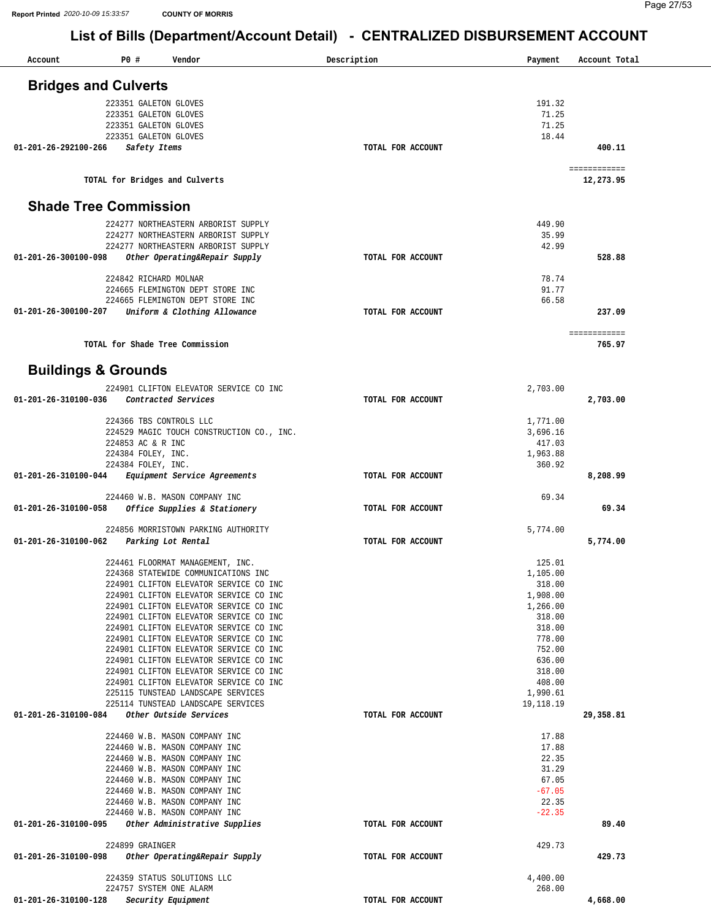# List of Bills (Department/Account Detail) - CENTRALIZED DISBURSEMENT ACCOUNT

| Account | PO # | Vendor | Description | Payment | Account Total |
|---|---|---|---|---|---|

## Bridges and Culverts

| Account | PO # | Vendor | Description | Payment | Account Total |
|---|---|---|---|---|---|
| | 223351 | GALETON GLOVES | | 191.32 | |
| | 223351 | GALETON GLOVES | | 71.25 | |
| | 223351 | GALETON GLOVES | | 71.25 | |
| | 223351 | GALETON GLOVES | | 18.44 | |
| 01-201-26-292100-266 | | *Safety Items* | TOTAL FOR ACCOUNT | | 400.11 |

| | | | | | ============ |
|---|---|---|---|---|---|
| | TOTAL for Bridges and Culverts | | | | 12,273.95 |

## Shade Tree Commission

| Account | PO # | Vendor | Description | Payment | Account Total |
|---|---|---|---|---|---|
| | 224277 | NORTHEASTERN ARBORIST SUPPLY | | 449.90 | |
| | 224277 | NORTHEASTERN ARBORIST SUPPLY | | 35.99 | |
| | 224277 | NORTHEASTERN ARBORIST SUPPLY | | 42.99 | |
| 01-201-26-300100-098 | | *Other Operating&Repair Supply* | TOTAL FOR ACCOUNT | | 528.88 |
| | 224842 | RICHARD MOLNAR | | 78.74 | |
| | 224665 | FLEMINGTON DEPT STORE INC | | 91.77 | |
| | 224665 | FLEMINGTON DEPT STORE INC | | 66.58 | |
| 01-201-26-300100-207 | | *Uniform & Clothing Allowance* | TOTAL FOR ACCOUNT | | 237.09 |

| | | | | | ============ |
|---|---|---|---|---|---|
| | TOTAL for Shade Tree Commission | | | | 765.97 |

## Buildings & Grounds

| Account | PO # | Vendor | Description | Payment | Account Total |
|---|---|---|---|---|---|
| | 224901 | CLIFTON ELEVATOR SERVICE CO INC | | 2,703.00 | |
| 01-201-26-310100-036 | | *Contracted Services* | TOTAL FOR ACCOUNT | | 2,703.00 |
| | 224366 | TBS CONTROLS LLC | | 1,771.00 | |
| | 224529 | MAGIC TOUCH CONSTRUCTION CO., INC. | | 3,696.16 | |
| | 224853 | AC & R INC | | 417.03 | |
| | 224384 | FOLEY, INC. | | 1,963.88 | |
| | 224384 | FOLEY, INC. | | 360.92 | |
| 01-201-26-310100-044 | | *Equipment Service Agreements* | TOTAL FOR ACCOUNT | | 8,208.99 |
| | 224460 | W.B. MASON COMPANY INC | | 69.34 | |
| 01-201-26-310100-058 | | *Office Supplies & Stationery* | TOTAL FOR ACCOUNT | | 69.34 |
| | 224856 | MORRISTOWN PARKING AUTHORITY | | 5,774.00 | |
| 01-201-26-310100-062 | | *Parking Lot Rental* | TOTAL FOR ACCOUNT | | 5,774.00 |
| | 224461 | FLOORMAT MANAGEMENT, INC. | | 125.01 | |
| | 224368 | STATEWIDE COMMUNICATIONS INC | | 1,105.00 | |
| | 224901 | CLIFTON ELEVATOR SERVICE CO INC | | 318.00 | |
| | 224901 | CLIFTON ELEVATOR SERVICE CO INC | | 1,908.00 | |
| | 224901 | CLIFTON ELEVATOR SERVICE CO INC | | 1,266.00 | |
| | 224901 | CLIFTON ELEVATOR SERVICE CO INC | | 318.00 | |
| | 224901 | CLIFTON ELEVATOR SERVICE CO INC | | 318.00 | |
| | 224901 | CLIFTON ELEVATOR SERVICE CO INC | | 778.00 | |
| | 224901 | CLIFTON ELEVATOR SERVICE CO INC | | 752.00 | |
| | 224901 | CLIFTON ELEVATOR SERVICE CO INC | | 636.00 | |
| | 224901 | CLIFTON ELEVATOR SERVICE CO INC | | 318.00 | |
| | 224901 | CLIFTON ELEVATOR SERVICE CO INC | | 408.00 | |
| | 225115 | TUNSTEAD LANDSCAPE SERVICES | | 1,990.61 | |
| | 225114 | TUNSTEAD LANDSCAPE SERVICES | | 19,118.19 | |
| 01-201-26-310100-084 | | *Other Outside Services* | TOTAL FOR ACCOUNT | | 29,358.81 |
| | 224460 | W.B. MASON COMPANY INC | | 17.88 | |
| | 224460 | W.B. MASON COMPANY INC | | 17.88 | |
| | 224460 | W.B. MASON COMPANY INC | | 22.35 | |
| | 224460 | W.B. MASON COMPANY INC | | 31.29 | |
| | 224460 | W.B. MASON COMPANY INC | | 67.05 | |
| | 224460 | W.B. MASON COMPANY INC | | -67.05 | |
| | 224460 | W.B. MASON COMPANY INC | | 22.35 | |
| | 224460 | W.B. MASON COMPANY INC | | -22.35 | |
| 01-201-26-310100-095 | | *Other Administrative Supplies* | TOTAL FOR ACCOUNT | | 89.40 |
| | 224899 | GRAINGER | | 429.73 | |
| 01-201-26-310100-098 | | *Other Operating&Repair Supply* | TOTAL FOR ACCOUNT | | 429.73 |
| | 224359 | STATUS SOLUTIONS LLC | | 4,400.00 | |
| | 224757 | SYSTEM ONE ALARM | | 268.00 | |
| 01-201-26-310100-128 | | *Security Equipment* | TOTAL FOR ACCOUNT | | 4,668.00 |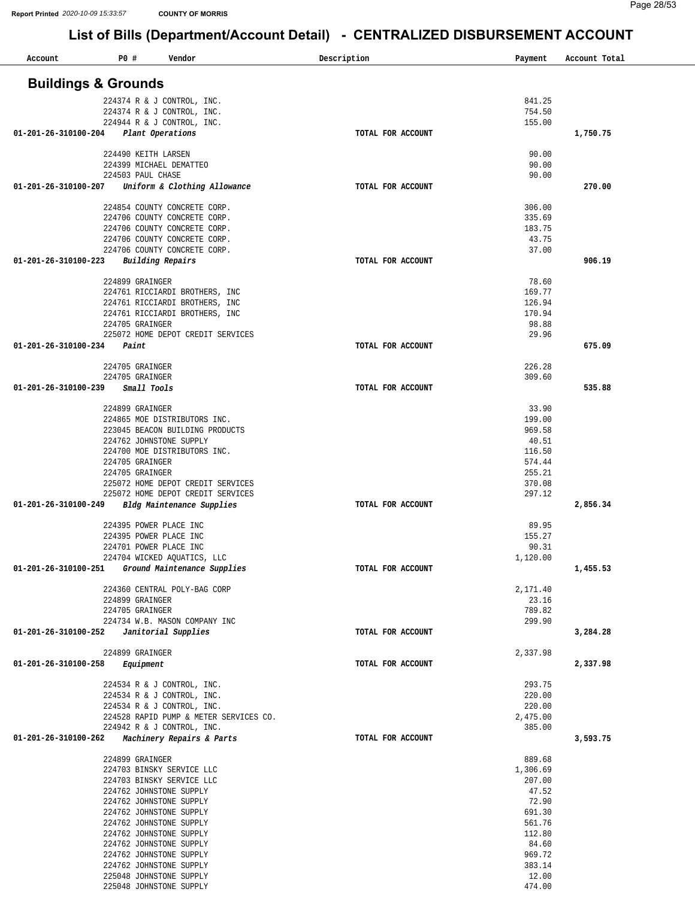# List of Bills (Department/Account Detail) - CENTRALIZED DISBURSEMENT ACCOUNT

| Account | PO # | Vendor | Description | Payment | Account Total |
|---|---|---|---|---|---|

## Buildings & Grounds

| Account | PO # | Vendor | Description | Payment | Account Total |
|---|---|---|---|---|---|
| | 224374 | R & J CONTROL, INC. | | 841.25 | |
| | 224374 | R & J CONTROL, INC. | | 754.50 | |
| | 224944 | R & J CONTROL, INC. | | 155.00 | |
| 01-201-26-310100-204 | | *Plant Operations* | TOTAL FOR ACCOUNT | | 1,750.75 |
| | 224490 | KEITH LARSEN | | 90.00 | |
| | 224399 | MICHAEL DEMATTEO | | 90.00 | |
| | 224503 | PAUL CHASE | | 90.00 | |
| 01-201-26-310100-207 | | *Uniform & Clothing Allowance* | TOTAL FOR ACCOUNT | | 270.00 |
| | 224854 | COUNTY CONCRETE CORP. | | 306.00 | |
| | 224706 | COUNTY CONCRETE CORP. | | 335.69 | |
| | 224706 | COUNTY CONCRETE CORP. | | 183.75 | |
| | 224706 | COUNTY CONCRETE CORP. | | 43.75 | |
| | 224706 | COUNTY CONCRETE CORP. | | 37.00 | |
| 01-201-26-310100-223 | | *Building Repairs* | TOTAL FOR ACCOUNT | | 906.19 |
| | 224899 | GRAINGER | | 78.60 | |
| | 224761 | RICCIARDI BROTHERS, INC | | 169.77 | |
| | 224761 | RICCIARDI BROTHERS, INC | | 126.94 | |
| | 224761 | RICCIARDI BROTHERS, INC | | 170.94 | |
| | 224705 | GRAINGER | | 98.88 | |
| | 225072 | HOME DEPOT CREDIT SERVICES | | 29.96 | |
| 01-201-26-310100-234 | | *Paint* | TOTAL FOR ACCOUNT | | 675.09 |
| | 224705 | GRAINGER | | 226.28 | |
| | 224705 | GRAINGER | | 309.60 | |
| 01-201-26-310100-239 | | *Small Tools* | TOTAL FOR ACCOUNT | | 535.88 |
| | 224899 | GRAINGER | | 33.90 | |
| | 224865 | MOE DISTRIBUTORS INC. | | 199.00 | |
| | 223045 | BEACON BUILDING PRODUCTS | | 969.58 | |
| | 224762 | JOHNSTONE SUPPLY | | 40.51 | |
| | 224700 | MOE DISTRIBUTORS INC. | | 116.50 | |
| | 224705 | GRAINGER | | 574.44 | |
| | 224705 | GRAINGER | | 255.21 | |
| | 225072 | HOME DEPOT CREDIT SERVICES | | 370.08 | |
| | 225072 | HOME DEPOT CREDIT SERVICES | | 297.12 | |
| 01-201-26-310100-249 | | *Bldg Maintenance Supplies* | TOTAL FOR ACCOUNT | | 2,856.34 |
| | 224395 | POWER PLACE INC | | 89.95 | |
| | 224395 | POWER PLACE INC | | 155.27 | |
| | 224701 | POWER PLACE INC | | 90.31 | |
| | 224704 | WICKED AQUATICS, LLC | | 1,120.00 | |
| 01-201-26-310100-251 | | *Ground Maintenance Supplies* | TOTAL FOR ACCOUNT | | 1,455.53 |
| | 224360 | CENTRAL POLY-BAG CORP | | 2,171.40 | |
| | 224899 | GRAINGER | | 23.16 | |
| | 224705 | GRAINGER | | 789.82 | |
| | 224734 | W.B. MASON COMPANY INC | | 299.90 | |
| 01-201-26-310100-252 | | *Janitorial Supplies* | TOTAL FOR ACCOUNT | | 3,284.28 |
| | 224899 | GRAINGER | | 2,337.98 | |
| 01-201-26-310100-258 | | *Equipment* | TOTAL FOR ACCOUNT | | 2,337.98 |
| | 224534 | R & J CONTROL, INC. | | 293.75 | |
| | 224534 | R & J CONTROL, INC. | | 220.00 | |
| | 224534 | R & J CONTROL, INC. | | 220.00 | |
| | 224528 | RAPID PUMP & METER SERVICES CO. | | 2,475.00 | |
| | 224942 | R & J CONTROL, INC. | | 385.00 | |
| 01-201-26-310100-262 | | *Machinery Repairs & Parts* | TOTAL FOR ACCOUNT | | 3,593.75 |
| | 224899 | GRAINGER | | 889.68 | |
| | 224703 | BINSKY SERVICE LLC | | 1,306.69 | |
| | 224703 | BINSKY SERVICE LLC | | 207.00 | |
| | 224762 | JOHNSTONE SUPPLY | | 47.52 | |
| | 224762 | JOHNSTONE SUPPLY | | 72.90 | |
| | 224762 | JOHNSTONE SUPPLY | | 691.30 | |
| | 224762 | JOHNSTONE SUPPLY | | 561.76 | |
| | 224762 | JOHNSTONE SUPPLY | | 112.80 | |
| | 224762 | JOHNSTONE SUPPLY | | 84.60 | |
| | 224762 | JOHNSTONE SUPPLY | | 969.72 | |
| | 224762 | JOHNSTONE SUPPLY | | 383.14 | |
| | 225048 | JOHNSTONE SUPPLY | | 12.00 | |
| | 225048 | JOHNSTONE SUPPLY | | 474.00 | |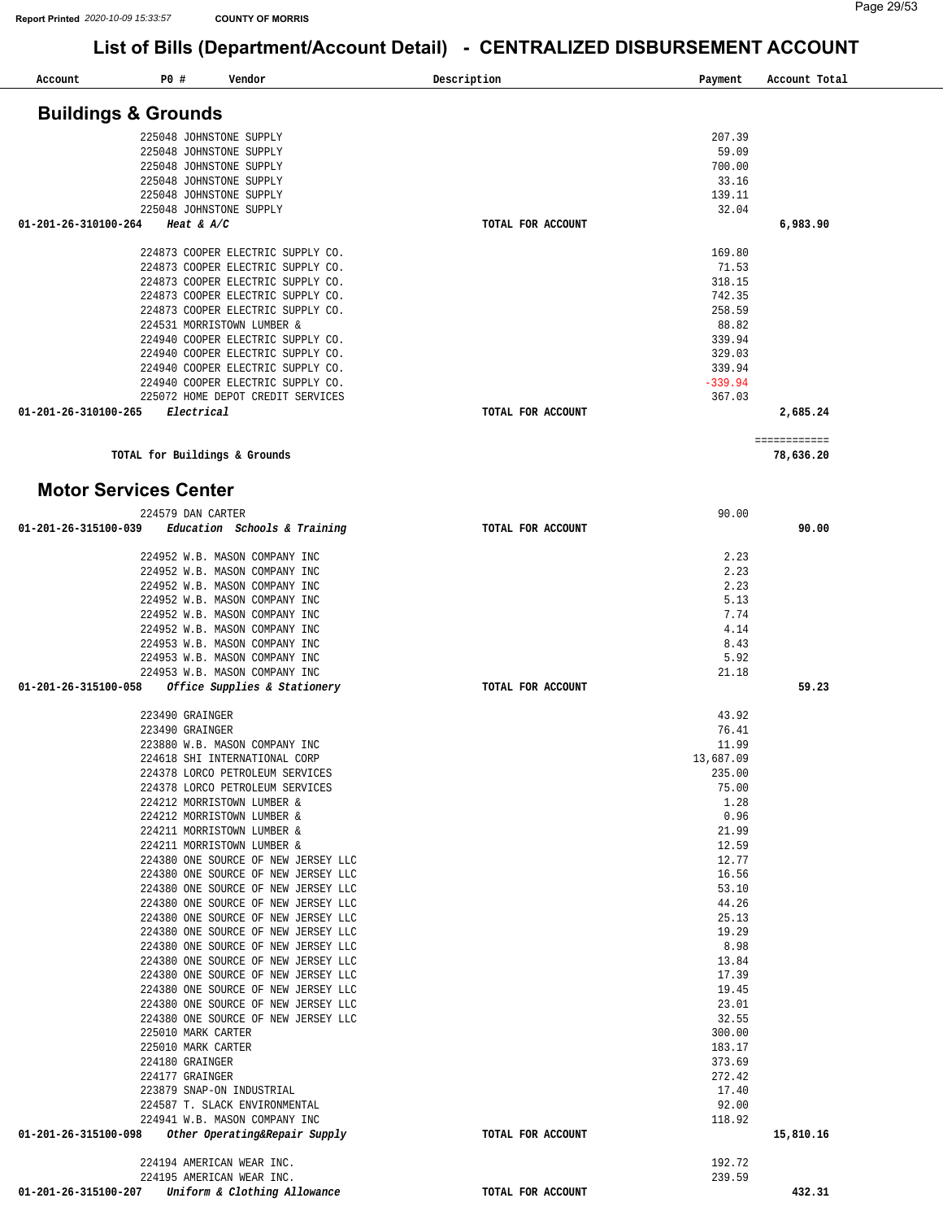COUNTY OF MORRIS

# List of Bills (Department/Account Detail) - CENTRALIZED DISBURSEMENT ACCOUNT

| Account | PO # | Vendor | Description | Payment | Account Total |
|---|---|---|---|---|---|

## Buildings & Grounds

| Account | PO # | Vendor | Description | Payment | Account Total |
|---|---|---|---|---|---|
| | 225048 | JOHNSTONE SUPPLY | | 207.39 | |
| | 225048 | JOHNSTONE SUPPLY | | 59.09 | |
| | 225048 | JOHNSTONE SUPPLY | | 700.00 | |
| | 225048 | JOHNSTONE SUPPLY | | 33.16 | |
| | 225048 | JOHNSTONE SUPPLY | | 139.11 | |
| | 225048 | JOHNSTONE SUPPLY | | 32.04 | |
| **01-201-26-310100-264** | | ***Heat & A/C*** | **TOTAL FOR ACCOUNT** | | **6,983.90** |
| | 224873 | COOPER ELECTRIC SUPPLY CO. | | 169.80 | |
| | 224873 | COOPER ELECTRIC SUPPLY CO. | | 71.53 | |
| | 224873 | COOPER ELECTRIC SUPPLY CO. | | 318.15 | |
| | 224873 | COOPER ELECTRIC SUPPLY CO. | | 742.35 | |
| | 224873 | COOPER ELECTRIC SUPPLY CO. | | 258.59 | |
| | 224531 | MORRISTOWN LUMBER & | | 88.82 | |
| | 224940 | COOPER ELECTRIC SUPPLY CO. | | 339.94 | |
| | 224940 | COOPER ELECTRIC SUPPLY CO. | | 329.03 | |
| | 224940 | COOPER ELECTRIC SUPPLY CO. | | 339.94 | |
| | 224940 | COOPER ELECTRIC SUPPLY CO. | | -339.94 | |
| | 225072 | HOME DEPOT CREDIT SERVICES | | 367.03 | |
| **01-201-26-310100-265** | | ***Electrical*** | **TOTAL FOR ACCOUNT** | | **2,685.24** |
| | | **TOTAL for Buildings & Grounds** | | | **78,636.20** |

## Motor Services Center

| Account | PO # | Vendor | Description | Payment | Account Total |
|---|---|---|---|---|---|
| | 224579 | DAN CARTER | | 90.00 | |
| **01-201-26-315100-039** | | ***Education Schools & Training*** | **TOTAL FOR ACCOUNT** | | **90.00** |
| | 224952 | W.B. MASON COMPANY INC | | 2.23 | |
| | 224952 | W.B. MASON COMPANY INC | | 2.23 | |
| | 224952 | W.B. MASON COMPANY INC | | 2.23 | |
| | 224952 | W.B. MASON COMPANY INC | | 5.13 | |
| | 224952 | W.B. MASON COMPANY INC | | 7.74 | |
| | 224952 | W.B. MASON COMPANY INC | | 4.14 | |
| | 224953 | W.B. MASON COMPANY INC | | 8.43 | |
| | 224953 | W.B. MASON COMPANY INC | | 5.92 | |
| | 224953 | W.B. MASON COMPANY INC | | 21.18 | |
| **01-201-26-315100-058** | | ***Office Supplies & Stationery*** | **TOTAL FOR ACCOUNT** | | **59.23** |
| | 223490 | GRAINGER | | 43.92 | |
| | 223490 | GRAINGER | | 76.41 | |
| | 223880 | W.B. MASON COMPANY INC | | 11.99 | |
| | 224618 | SHI INTERNATIONAL CORP | | 13,687.09 | |
| | 224378 | LORCO PETROLEUM SERVICES | | 235.00 | |
| | 224378 | LORCO PETROLEUM SERVICES | | 75.00 | |
| | 224212 | MORRISTOWN LUMBER & | | 1.28 | |
| | 224212 | MORRISTOWN LUMBER & | | 0.96 | |
| | 224211 | MORRISTOWN LUMBER & | | 21.99 | |
| | 224211 | MORRISTOWN LUMBER & | | 12.59 | |
| | 224380 | ONE SOURCE OF NEW JERSEY LLC | | 12.77 | |
| | 224380 | ONE SOURCE OF NEW JERSEY LLC | | 16.56 | |
| | 224380 | ONE SOURCE OF NEW JERSEY LLC | | 53.10 | |
| | 224380 | ONE SOURCE OF NEW JERSEY LLC | | 44.26 | |
| | 224380 | ONE SOURCE OF NEW JERSEY LLC | | 25.13 | |
| | 224380 | ONE SOURCE OF NEW JERSEY LLC | | 19.29 | |
| | 224380 | ONE SOURCE OF NEW JERSEY LLC | | 8.98 | |
| | 224380 | ONE SOURCE OF NEW JERSEY LLC | | 13.84 | |
| | 224380 | ONE SOURCE OF NEW JERSEY LLC | | 17.39 | |
| | 224380 | ONE SOURCE OF NEW JERSEY LLC | | 19.45 | |
| | 224380 | ONE SOURCE OF NEW JERSEY LLC | | 23.01 | |
| | 224380 | ONE SOURCE OF NEW JERSEY LLC | | 32.55 | |
| | 225010 | MARK CARTER | | 300.00 | |
| | 225010 | MARK CARTER | | 183.17 | |
| | 224180 | GRAINGER | | 373.69 | |
| | 224177 | GRAINGER | | 272.42 | |
| | 223879 | SNAP-ON INDUSTRIAL | | 17.40 | |
| | 224587 | T. SLACK ENVIRONMENTAL | | 92.00 | |
| | 224941 | W.B. MASON COMPANY INC | | 118.92 | |
| **01-201-26-315100-098** | | ***Other Operating&Repair Supply*** | **TOTAL FOR ACCOUNT** | | **15,810.16** |
| | 224194 | AMERICAN WEAR INC. | | 192.72 | |
| | 224195 | AMERICAN WEAR INC. | | 239.59 | |
| **01-201-26-315100-207** | | ***Uniform & Clothing Allowance*** | **TOTAL FOR ACCOUNT** | | **432.31** |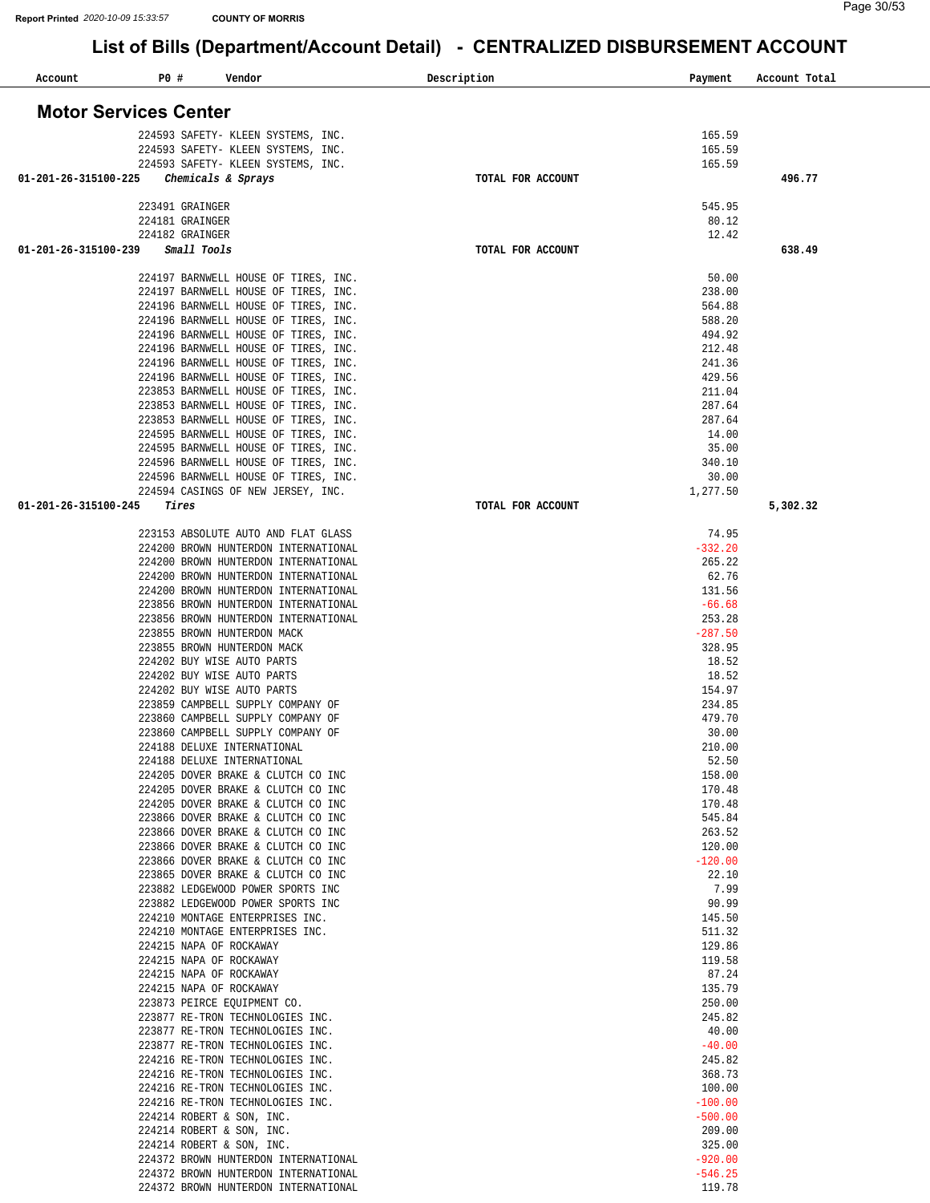## List of Bills (Department/Account Detail) - CENTRALIZED DISBURSEMENT ACCOUNT

Report Printed 2020-10-09 15:33:57 COUNTY OF MORRIS

# Motor Services Center

| Account | PO # | Vendor | Description | Payment | Account Total |
|---|---|---|---|---|---|
| | 224593 | SAFETY- KLEEN SYSTEMS, INC. | | 165.59 | |
| | 224593 | SAFETY- KLEEN SYSTEMS, INC. | | 165.59 | |
| | 224593 | SAFETY- KLEEN SYSTEMS, INC. | | 165.59 | |
| **01-201-26-315100-225** | | ***Chemicals & Sprays*** | **TOTAL FOR ACCOUNT** | | **496.77** |
| | 223491 | GRAINGER | | 545.95 | |
| | 224181 | GRAINGER | | 80.12 | |
| | 224182 | GRAINGER | | 12.42 | |
| **01-201-26-315100-239** | | ***Small Tools*** | **TOTAL FOR ACCOUNT** | | **638.49** |
| | 224197 | BARNWELL HOUSE OF TIRES, INC. | | 50.00 | |
| | 224197 | BARNWELL HOUSE OF TIRES, INC. | | 238.00 | |
| | 224196 | BARNWELL HOUSE OF TIRES, INC. | | 564.88 | |
| | 224196 | BARNWELL HOUSE OF TIRES, INC. | | 588.20 | |
| | 224196 | BARNWELL HOUSE OF TIRES, INC. | | 494.92 | |
| | 224196 | BARNWELL HOUSE OF TIRES, INC. | | 212.48 | |
| | 224196 | BARNWELL HOUSE OF TIRES, INC. | | 241.36 | |
| | 224196 | BARNWELL HOUSE OF TIRES, INC. | | 429.56 | |
| | 223853 | BARNWELL HOUSE OF TIRES, INC. | | 211.04 | |
| | 223853 | BARNWELL HOUSE OF TIRES, INC. | | 287.64 | |
| | 223853 | BARNWELL HOUSE OF TIRES, INC. | | 287.64 | |
| | 224595 | BARNWELL HOUSE OF TIRES, INC. | | 14.00 | |
| | 224595 | BARNWELL HOUSE OF TIRES, INC. | | 35.00 | |
| | 224596 | BARNWELL HOUSE OF TIRES, INC. | | 340.10 | |
| | 224596 | BARNWELL HOUSE OF TIRES, INC. | | 30.00 | |
| | 224594 | CASINGS OF NEW JERSEY, INC. | | 1,277.50 | |
| **01-201-26-315100-245** | | ***Tires*** | **TOTAL FOR ACCOUNT** | | **5,302.32** |
| | 223153 | ABSOLUTE AUTO AND FLAT GLASS | | 74.95 | |
| | 224200 | BROWN HUNTERDON INTERNATIONAL | | -332.20 | |
| | 224200 | BROWN HUNTERDON INTERNATIONAL | | 265.22 | |
| | 224200 | BROWN HUNTERDON INTERNATIONAL | | 62.76 | |
| | 224200 | BROWN HUNTERDON INTERNATIONAL | | 131.56 | |
| | 223856 | BROWN HUNTERDON INTERNATIONAL | | -66.68 | |
| | 223856 | BROWN HUNTERDON INTERNATIONAL | | 253.28 | |
| | 223855 | BROWN HUNTERDON MACK | | -287.50 | |
| | 223855 | BROWN HUNTERDON MACK | | 328.95 | |
| | 224202 | BUY WISE AUTO PARTS | | 18.52 | |
| | 224202 | BUY WISE AUTO PARTS | | 18.52 | |
| | 224202 | BUY WISE AUTO PARTS | | 154.97 | |
| | 223859 | CAMPBELL SUPPLY COMPANY OF | | 234.85 | |
| | 223860 | CAMPBELL SUPPLY COMPANY OF | | 479.70 | |
| | 223860 | CAMPBELL SUPPLY COMPANY OF | | 30.00 | |
| | 224188 | DELUXE INTERNATIONAL | | 210.00 | |
| | 224188 | DELUXE INTERNATIONAL | | 52.50 | |
| | 224205 | DOVER BRAKE & CLUTCH CO INC | | 158.00 | |
| | 224205 | DOVER BRAKE & CLUTCH CO INC | | 170.48 | |
| | 224205 | DOVER BRAKE & CLUTCH CO INC | | 170.48 | |
| | 223866 | DOVER BRAKE & CLUTCH CO INC | | 545.84 | |
| | 223866 | DOVER BRAKE & CLUTCH CO INC | | 263.52 | |
| | 223866 | DOVER BRAKE & CLUTCH CO INC | | 120.00 | |
| | 223866 | DOVER BRAKE & CLUTCH CO INC | | -120.00 | |
| | 223865 | DOVER BRAKE & CLUTCH CO INC | | 22.10 | |
| | 223882 | LEDGEWOOD POWER SPORTS INC | | 7.99 | |
| | 223882 | LEDGEWOOD POWER SPORTS INC | | 90.99 | |
| | 224210 | MONTAGE ENTERPRISES INC. | | 145.50 | |
| | 224210 | MONTAGE ENTERPRISES INC. | | 511.32 | |
| | 224215 | NAPA OF ROCKAWAY | | 129.86 | |
| | 224215 | NAPA OF ROCKAWAY | | 119.58 | |
| | 224215 | NAPA OF ROCKAWAY | | 87.24 | |
| | 224215 | NAPA OF ROCKAWAY | | 135.79 | |
| | 223873 | PEIRCE EQUIPMENT CO. | | 250.00 | |
| | 223877 | RE-TRON TECHNOLOGIES INC. | | 245.82 | |
| | 223877 | RE-TRON TECHNOLOGIES INC. | | 40.00 | |
| | 223877 | RE-TRON TECHNOLOGIES INC. | | -40.00 | |
| | 224216 | RE-TRON TECHNOLOGIES INC. | | 245.82 | |
| | 224216 | RE-TRON TECHNOLOGIES INC. | | 368.73 | |
| | 224216 | RE-TRON TECHNOLOGIES INC. | | 100.00 | |
| | 224216 | RE-TRON TECHNOLOGIES INC. | | -100.00 | |
| | 224214 | ROBERT & SON, INC. | | -500.00 | |
| | 224214 | ROBERT & SON, INC. | | 209.00 | |
| | 224214 | ROBERT & SON, INC. | | 325.00 | |
| | 224372 | BROWN HUNTERDON INTERNATIONAL | | -920.00 | |
| | 224372 | BROWN HUNTERDON INTERNATIONAL | | -546.25 | |
| | 224372 | BROWN HUNTERDON INTERNATIONAL | | 119.78 | |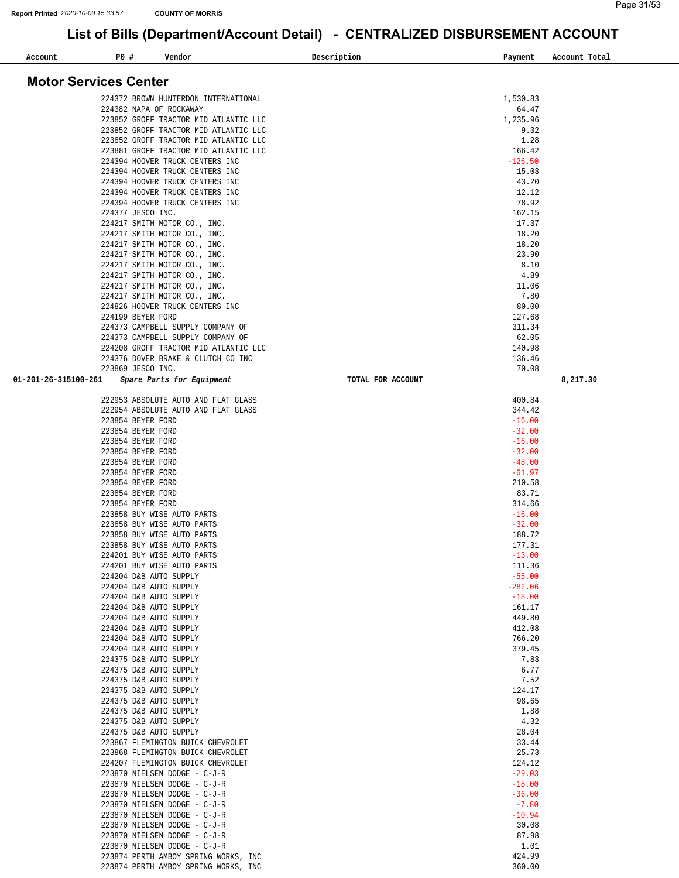## List of Bills (Department/Account Detail) - CENTRALIZED DISBURSEMENT ACCOUNT

Report Printed 2020-10-09 15:33:57 COUNTY OF MORRIS

### Motor Services Center

| Account | PO # | Vendor | Description | Payment | Account Total |
|---|---|---|---|---|---|
| | 224372 | BROWN HUNTERDON INTERNATIONAL | | 1,530.83 | |
| | 224382 | NAPA OF ROCKAWAY | | 64.47 | |
| | 223852 | GROFF TRACTOR MID ATLANTIC LLC | | 1,235.96 | |
| | 223852 | GROFF TRACTOR MID ATLANTIC LLC | | 9.32 | |
| | 223852 | GROFF TRACTOR MID ATLANTIC LLC | | 1.28 | |
| | 223881 | GROFF TRACTOR MID ATLANTIC LLC | | 166.42 | |
| | 224394 | HOOVER TRUCK CENTERS INC | | -126.50 | |
| | 224394 | HOOVER TRUCK CENTERS INC | | 15.03 | |
| | 224394 | HOOVER TRUCK CENTERS INC | | 43.20 | |
| | 224394 | HOOVER TRUCK CENTERS INC | | 12.12 | |
| | 224394 | HOOVER TRUCK CENTERS INC | | 78.92 | |
| | 224377 | JESCO INC. | | 162.15 | |
| | 224217 | SMITH MOTOR CO., INC. | | 17.37 | |
| | 224217 | SMITH MOTOR CO., INC. | | 18.20 | |
| | 224217 | SMITH MOTOR CO., INC. | | 18.20 | |
| | 224217 | SMITH MOTOR CO., INC. | | 23.90 | |
| | 224217 | SMITH MOTOR CO., INC. | | 8.10 | |
| | 224217 | SMITH MOTOR CO., INC. | | 4.89 | |
| | 224217 | SMITH MOTOR CO., INC. | | 11.06 | |
| | 224217 | SMITH MOTOR CO., INC. | | 7.80 | |
| | 224826 | HOOVER TRUCK CENTERS INC | | 80.00 | |
| | 224199 | BEYER FORD | | 127.68 | |
| | 224373 | CAMPBELL SUPPLY COMPANY OF | | 311.34 | |
| | 224373 | CAMPBELL SUPPLY COMPANY OF | | 62.05 | |
| | 224208 | GROFF TRACTOR MID ATLANTIC LLC | | 140.98 | |
| | 224376 | DOVER BRAKE & CLUTCH CO INC | | 136.46 | |
| | 223869 | JESCO INC. | | 70.08 | |
| 01-201-26-315100-261 | *Spare Parts for Equipment* | | TOTAL FOR ACCOUNT | | 8,217.30 |
| | 222953 | ABSOLUTE AUTO AND FLAT GLASS | | 400.84 | |
| | 222954 | ABSOLUTE AUTO AND FLAT GLASS | | 344.42 | |
| | 223854 | BEYER FORD | | -16.00 | |
| | 223854 | BEYER FORD | | -32.00 | |
| | 223854 | BEYER FORD | | -16.00 | |
| | 223854 | BEYER FORD | | -32.00 | |
| | 223854 | BEYER FORD | | -48.00 | |
| | 223854 | BEYER FORD | | -61.97 | |
| | 223854 | BEYER FORD | | 210.58 | |
| | 223854 | BEYER FORD | | 83.71 | |
| | 223854 | BEYER FORD | | 314.66 | |
| | 223858 | BUY WISE AUTO PARTS | | -16.00 | |
| | 223858 | BUY WISE AUTO PARTS | | -32.00 | |
| | 223858 | BUY WISE AUTO PARTS | | 188.72 | |
| | 223858 | BUY WISE AUTO PARTS | | 177.31 | |
| | 224201 | BUY WISE AUTO PARTS | | -13.00 | |
| | 224201 | BUY WISE AUTO PARTS | | 111.36 | |
| | 224204 | D&B AUTO SUPPLY | | -55.00 | |
| | 224204 | D&B AUTO SUPPLY | | -282.06 | |
| | 224204 | D&B AUTO SUPPLY | | -18.00 | |
| | 224204 | D&B AUTO SUPPLY | | 161.17 | |
| | 224204 | D&B AUTO SUPPLY | | 449.80 | |
| | 224204 | D&B AUTO SUPPLY | | 412.08 | |
| | 224204 | D&B AUTO SUPPLY | | 766.20 | |
| | 224204 | D&B AUTO SUPPLY | | 379.45 | |
| | 224375 | D&B AUTO SUPPLY | | 7.83 | |
| | 224375 | D&B AUTO SUPPLY | | 6.77 | |
| | 224375 | D&B AUTO SUPPLY | | 7.52 | |
| | 224375 | D&B AUTO SUPPLY | | 124.17 | |
| | 224375 | D&B AUTO SUPPLY | | 98.65 | |
| | 224375 | D&B AUTO SUPPLY | | 1.88 | |
| | 224375 | D&B AUTO SUPPLY | | 4.32 | |
| | 224375 | D&B AUTO SUPPLY | | 28.04 | |
| | 223867 | FLEMINGTON BUICK CHEVROLET | | 33.44 | |
| | 223868 | FLEMINGTON BUICK CHEVROLET | | 25.73 | |
| | 224207 | FLEMINGTON BUICK CHEVROLET | | 124.12 | |
| | 223870 | NIELSEN DODGE - C-J-R | | -29.03 | |
| | 223870 | NIELSEN DODGE - C-J-R | | -18.00 | |
| | 223870 | NIELSEN DODGE - C-J-R | | -36.00 | |
| | 223870 | NIELSEN DODGE - C-J-R | | -7.80 | |
| | 223870 | NIELSEN DODGE - C-J-R | | -10.94 | |
| | 223870 | NIELSEN DODGE - C-J-R | | 30.08 | |
| | 223870 | NIELSEN DODGE - C-J-R | | 87.98 | |
| | 223870 | NIELSEN DODGE - C-J-R | | 1.01 | |
| | 223874 | PERTH AMBOY SPRING WORKS, INC | | 424.99 | |
| | 223874 | PERTH AMBOY SPRING WORKS, INC | | 360.00 | |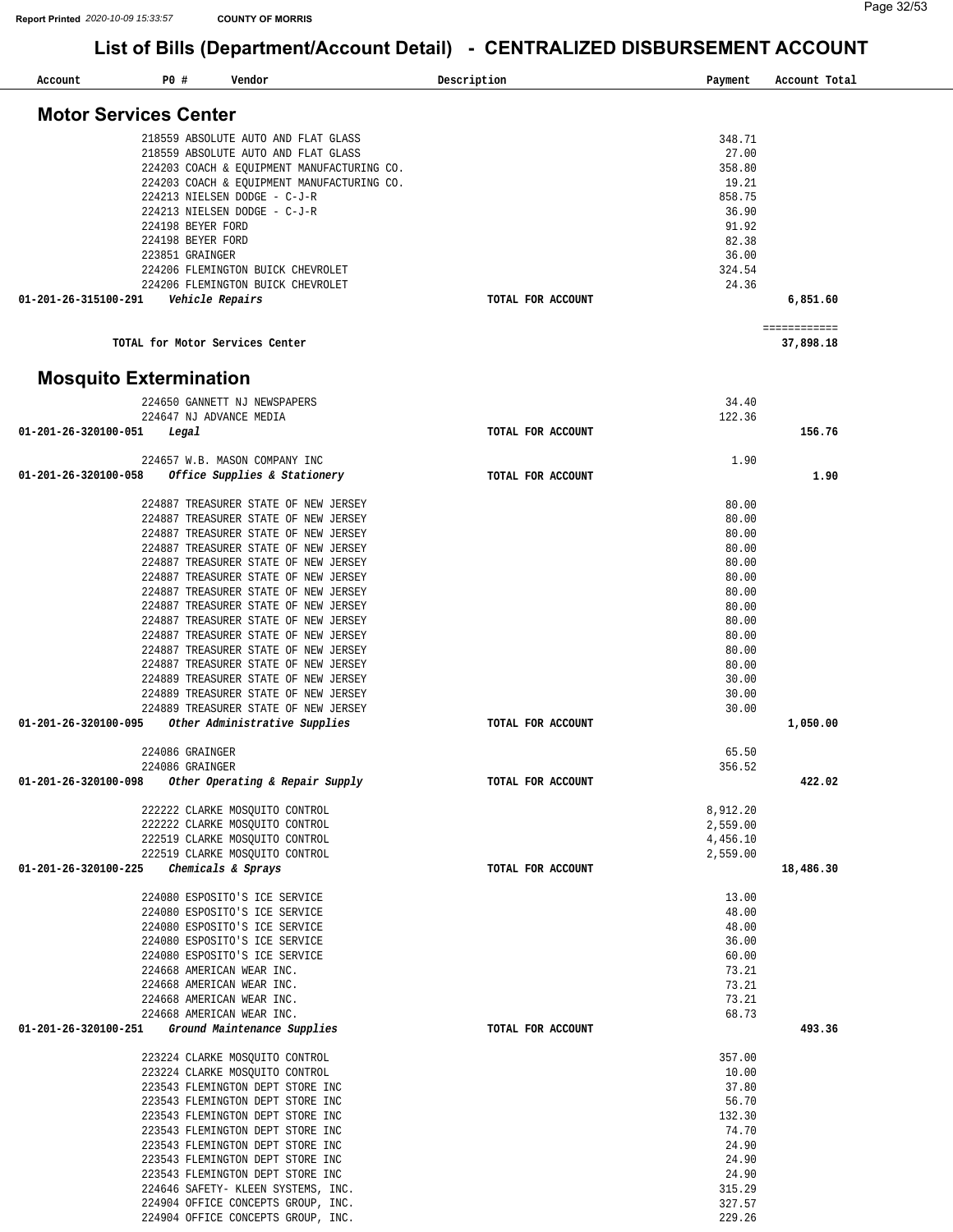## List of Bills (Department/Account Detail) - CENTRALIZED DISBURSEMENT ACCOUNT

| Account | PO # | Vendor | Description | Payment | Account Total |
|---|---|---|---|---|---|

### Motor Services Center

| Account | PO # | Vendor | Description | Payment | Account Total |
|---|---|---|---|---|---|
| | 218559 | ABSOLUTE AUTO AND FLAT GLASS | | 348.71 | |
| | 218559 | ABSOLUTE AUTO AND FLAT GLASS | | 27.00 | |
| | 224203 | COACH & EQUIPMENT MANUFACTURING CO. | | 358.80 | |
| | 224203 | COACH & EQUIPMENT MANUFACTURING CO. | | 19.21 | |
| | 224213 | NIELSEN DODGE - C-J-R | | 858.75 | |
| | 224213 | NIELSEN DODGE - C-J-R | | 36.90 | |
| | 224198 | BEYER FORD | | 91.92 | |
| | 224198 | BEYER FORD | | 82.38 | |
| | 223851 | GRAINGER | | 36.00 | |
| | 224206 | FLEMINGTON BUICK CHEVROLET | | 324.54 | |
| | 224206 | FLEMINGTON BUICK CHEVROLET | | 24.36 | |
| 01-201-26-315100-291 | | *Vehicle Repairs* | TOTAL FOR ACCOUNT | | 6,851.60 |
| | | | | | ============ |
| | | TOTAL for Motor Services Center | | | 37,898.18 |

### Mosquito Extermination

| Account | PO # | Vendor | Description | Payment | Account Total |
|---|---|---|---|---|---|
| | 224650 | GANNETT NJ NEWSPAPERS | | 34.40 | |
| | 224647 | NJ ADVANCE MEDIA | | 122.36 | |
| 01-201-26-320100-051 | | *Legal* | TOTAL FOR ACCOUNT | | 156.76 |
| | 224657 | W.B. MASON COMPANY INC | | 1.90 | |
| 01-201-26-320100-058 | | *Office Supplies & Stationery* | TOTAL FOR ACCOUNT | | 1.90 |
| | 224887 | TREASURER STATE OF NEW JERSEY | | 80.00 | |
| | 224887 | TREASURER STATE OF NEW JERSEY | | 80.00 | |
| | 224887 | TREASURER STATE OF NEW JERSEY | | 80.00 | |
| | 224887 | TREASURER STATE OF NEW JERSEY | | 80.00 | |
| | 224887 | TREASURER STATE OF NEW JERSEY | | 80.00 | |
| | 224887 | TREASURER STATE OF NEW JERSEY | | 80.00 | |
| | 224887 | TREASURER STATE OF NEW JERSEY | | 80.00 | |
| | 224887 | TREASURER STATE OF NEW JERSEY | | 80.00 | |
| | 224887 | TREASURER STATE OF NEW JERSEY | | 80.00 | |
| | 224887 | TREASURER STATE OF NEW JERSEY | | 80.00 | |
| | 224887 | TREASURER STATE OF NEW JERSEY | | 80.00 | |
| | 224887 | TREASURER STATE OF NEW JERSEY | | 80.00 | |
| | 224889 | TREASURER STATE OF NEW JERSEY | | 30.00 | |
| | 224889 | TREASURER STATE OF NEW JERSEY | | 30.00 | |
| | 224889 | TREASURER STATE OF NEW JERSEY | | 30.00 | |
| 01-201-26-320100-095 | | *Other Administrative Supplies* | TOTAL FOR ACCOUNT | | 1,050.00 |
| | 224086 | GRAINGER | | 65.50 | |
| | 224086 | GRAINGER | | 356.52 | |
| 01-201-26-320100-098 | | *Other Operating & Repair Supply* | TOTAL FOR ACCOUNT | | 422.02 |
| | 222222 | CLARKE MOSQUITO CONTROL | | 8,912.20 | |
| | 222222 | CLARKE MOSQUITO CONTROL | | 2,559.00 | |
| | 222519 | CLARKE MOSQUITO CONTROL | | 4,456.10 | |
| | 222519 | CLARKE MOSQUITO CONTROL | | 2,559.00 | |
| 01-201-26-320100-225 | | *Chemicals & Sprays* | TOTAL FOR ACCOUNT | | 18,486.30 |
| | 224080 | ESPOSITO'S ICE SERVICE | | 13.00 | |
| | 224080 | ESPOSITO'S ICE SERVICE | | 48.00 | |
| | 224080 | ESPOSITO'S ICE SERVICE | | 48.00 | |
| | 224080 | ESPOSITO'S ICE SERVICE | | 36.00 | |
| | 224080 | ESPOSITO'S ICE SERVICE | | 60.00 | |
| | 224668 | AMERICAN WEAR INC. | | 73.21 | |
| | 224668 | AMERICAN WEAR INC. | | 73.21 | |
| | 224668 | AMERICAN WEAR INC. | | 73.21 | |
| | 224668 | AMERICAN WEAR INC. | | 68.73 | |
| 01-201-26-320100-251 | | *Ground Maintenance Supplies* | TOTAL FOR ACCOUNT | | 493.36 |
| | 223224 | CLARKE MOSQUITO CONTROL | | 357.00 | |
| | 223224 | CLARKE MOSQUITO CONTROL | | 10.00 | |
| | 223543 | FLEMINGTON DEPT STORE INC | | 37.80 | |
| | 223543 | FLEMINGTON DEPT STORE INC | | 56.70 | |
| | 223543 | FLEMINGTON DEPT STORE INC | | 132.30 | |
| | 223543 | FLEMINGTON DEPT STORE INC | | 74.70 | |
| | 223543 | FLEMINGTON DEPT STORE INC | | 24.90 | |
| | 223543 | FLEMINGTON DEPT STORE INC | | 24.90 | |
| | 223543 | FLEMINGTON DEPT STORE INC | | 24.90 | |
| | 224646 | SAFETY- KLEEN SYSTEMS, INC. | | 315.29 | |
| | 224904 | OFFICE CONCEPTS GROUP, INC. | | 327.57 | |
| | 224904 | OFFICE CONCEPTS GROUP, INC. | | 229.26 | |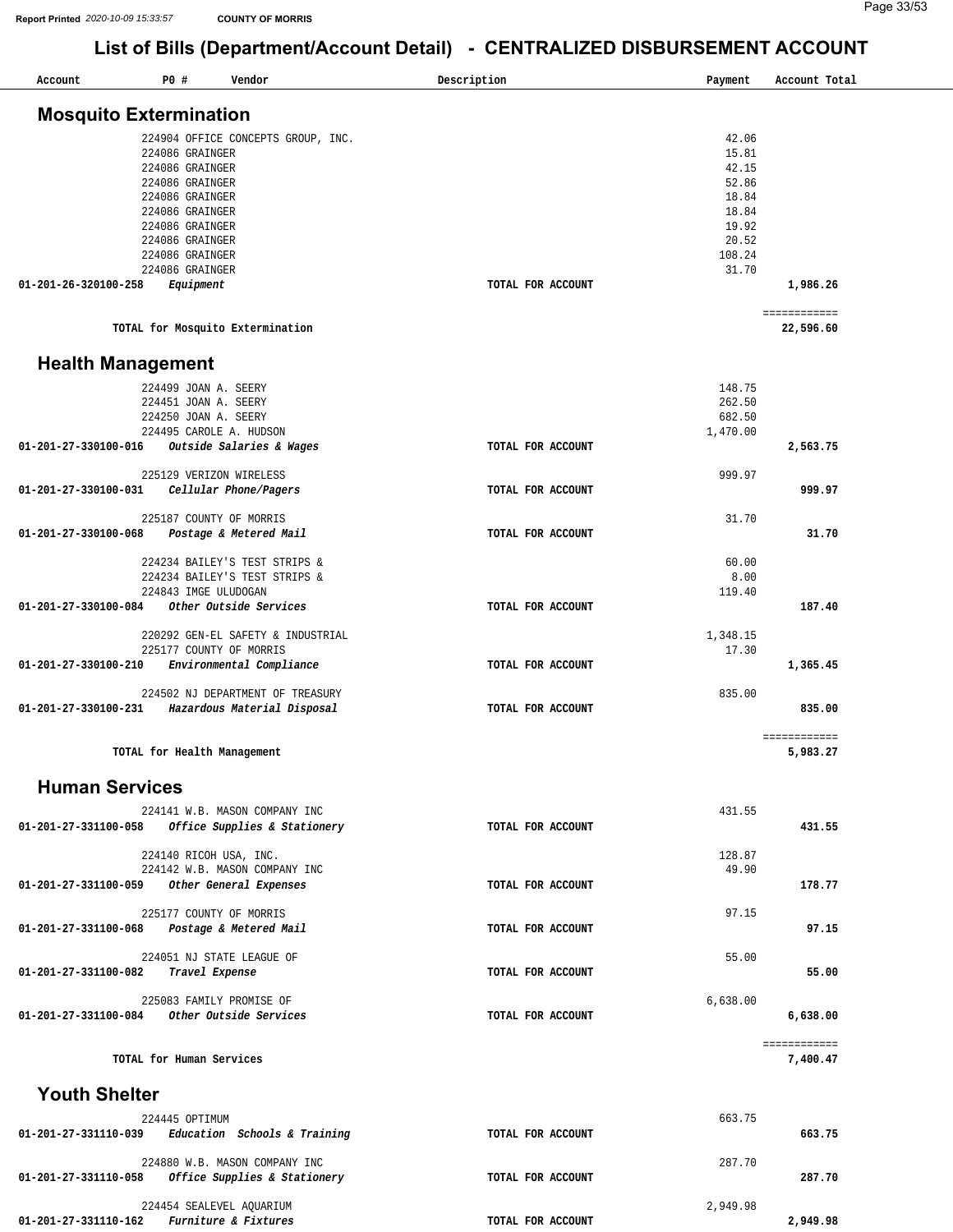# List of Bills (Department/Account Detail) - CENTRALIZED DISBURSEMENT ACCOUNT

| Account | PO # | Vendor | Description | Payment | Account Total |
|---|---|---|---|---|---|

## Mosquito Extermination

| Account | PO # | Vendor | Description | Payment | Account Total |
|---|---|---|---|---|---|
| | 224904 | OFFICE CONCEPTS GROUP, INC. | | 42.06 | |
| | 224086 | GRAINGER | | 15.81 | |
| | 224086 | GRAINGER | | 42.15 | |
| | 224086 | GRAINGER | | 52.86 | |
| | 224086 | GRAINGER | | 18.84 | |
| | 224086 | GRAINGER | | 18.84 | |
| | 224086 | GRAINGER | | 19.92 | |
| | 224086 | GRAINGER | | 20.52 | |
| | 224086 | GRAINGER | | 108.24 | |
| | 224086 | GRAINGER | | 31.70 | |
| **01-201-26-320100-258** | | ***Equipment*** | **TOTAL FOR ACCOUNT** | | **1,986.26** |
| | | **TOTAL for Mosquito Extermination** | | | **22,596.60** |

## Health Management

| Account | PO # | Vendor | Description | Payment | Account Total |
|---|---|---|---|---|---|
| | 224499 | JOAN A. SEERY | | 148.75 | |
| | 224451 | JOAN A. SEERY | | 262.50 | |
| | 224250 | JOAN A. SEERY | | 682.50 | |
| | 224495 | CAROLE A. HUDSON | | 1,470.00 | |
| **01-201-27-330100-016** | | ***Outside Salaries & Wages*** | **TOTAL FOR ACCOUNT** | | **2,563.75** |
| | 225129 | VERIZON WIRELESS | | 999.97 | |
| **01-201-27-330100-031** | | ***Cellular Phone/Pagers*** | **TOTAL FOR ACCOUNT** | | **999.97** |
| | 225187 | COUNTY OF MORRIS | | 31.70 | |
| **01-201-27-330100-068** | | ***Postage & Metered Mail*** | **TOTAL FOR ACCOUNT** | | **31.70** |
| | 224234 | BAILEY'S TEST STRIPS & | | 60.00 | |
| | 224234 | BAILEY'S TEST STRIPS & | | 8.00 | |
| | 224843 | IMGE ULUDOGAN | | 119.40 | |
| **01-201-27-330100-084** | | ***Other Outside Services*** | **TOTAL FOR ACCOUNT** | | **187.40** |
| | 220292 | GEN-EL SAFETY & INDUSTRIAL | | 1,348.15 | |
| | 225177 | COUNTY OF MORRIS | | 17.30 | |
| **01-201-27-330100-210** | | ***Environmental Compliance*** | **TOTAL FOR ACCOUNT** | | **1,365.45** |
| | 224502 | NJ DEPARTMENT OF TREASURY | | 835.00 | |
| **01-201-27-330100-231** | | ***Hazardous Material Disposal*** | **TOTAL FOR ACCOUNT** | | **835.00** |
| | | **TOTAL for Health Management** | | | **5,983.27** |

## Human Services

| Account | PO # | Vendor | Description | Payment | Account Total |
|---|---|---|---|---|---|
| | 224141 | W.B. MASON COMPANY INC | | 431.55 | |
| **01-201-27-331100-058** | | ***Office Supplies & Stationery*** | **TOTAL FOR ACCOUNT** | | **431.55** |
| | 224140 | RICOH USA, INC. | | 128.87 | |
| | 224142 | W.B. MASON COMPANY INC | | 49.90 | |
| **01-201-27-331100-059** | | ***Other General Expenses*** | **TOTAL FOR ACCOUNT** | | **178.77** |
| | 225177 | COUNTY OF MORRIS | | 97.15 | |
| **01-201-27-331100-068** | | ***Postage & Metered Mail*** | **TOTAL FOR ACCOUNT** | | **97.15** |
| | 224051 | NJ STATE LEAGUE OF | | 55.00 | |
| **01-201-27-331100-082** | | ***Travel Expense*** | **TOTAL FOR ACCOUNT** | | **55.00** |
| | 225083 | FAMILY PROMISE OF | | 6,638.00 | |
| **01-201-27-331100-084** | | ***Other Outside Services*** | **TOTAL FOR ACCOUNT** | | **6,638.00** |
| | | **TOTAL for Human Services** | | | **7,400.47** |

## Youth Shelter

| Account | PO # | Vendor | Description | Payment | Account Total |
|---|---|---|---|---|---|
| | 224445 | OPTIMUM | | 663.75 | |
| **01-201-27-331110-039** | | ***Education Schools & Training*** | **TOTAL FOR ACCOUNT** | | **663.75** |
| | 224880 | W.B. MASON COMPANY INC | | 287.70 | |
| **01-201-27-331110-058** | | ***Office Supplies & Stationery*** | **TOTAL FOR ACCOUNT** | | **287.70** |
| | 224454 | SEALEVEL AQUARIUM | | 2,949.98 | |
| **01-201-27-331110-162** | | ***Furniture & Fixtures*** | **TOTAL FOR ACCOUNT** | | **2,949.98** |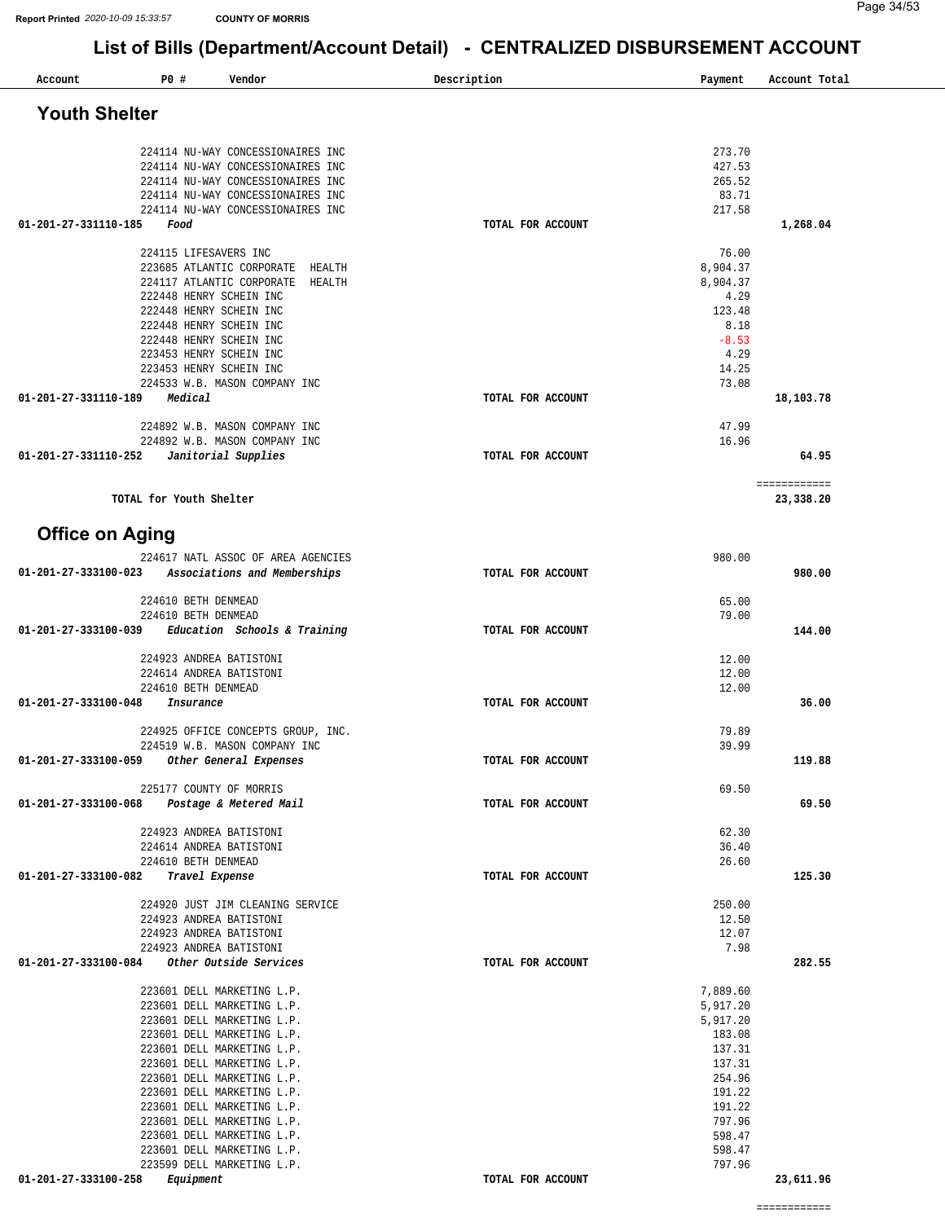# List of Bills (Department/Account Detail) - CENTRALIZED DISBURSEMENT ACCOUNT

## Youth Shelter

| Account | PO # | Vendor | Description | Payment | Account Total |
|---|---|---|---|---|---|
| | 224114 | NU-WAY CONCESSIONAIRES INC | | 273.70 | |
| | 224114 | NU-WAY CONCESSIONAIRES INC | | 427.53 | |
| | 224114 | NU-WAY CONCESSIONAIRES INC | | 265.52 | |
| | 224114 | NU-WAY CONCESSIONAIRES INC | | 83.71 | |
| | 224114 | NU-WAY CONCESSIONAIRES INC | | 217.58 | |
| 01-201-27-331110-185 | | *Food* | TOTAL FOR ACCOUNT | | 1,268.04 |
| | 224115 | LIFESAVERS INC | | 76.00 | |
| | 223685 | ATLANTIC CORPORATE HEALTH | | 8,904.37 | |
| | 224117 | ATLANTIC CORPORATE HEALTH | | 8,904.37 | |
| | 222448 | HENRY SCHEIN INC | | 4.29 | |
| | 222448 | HENRY SCHEIN INC | | 123.48 | |
| | 222448 | HENRY SCHEIN INC | | 8.18 | |
| | 222448 | HENRY SCHEIN INC | | -8.53 | |
| | 223453 | HENRY SCHEIN INC | | 4.29 | |
| | 223453 | HENRY SCHEIN INC | | 14.25 | |
| | 224533 | W.B. MASON COMPANY INC | | 73.08 | |
| 01-201-27-331110-189 | | *Medical* | TOTAL FOR ACCOUNT | | 18,103.78 |
| | 224892 | W.B. MASON COMPANY INC | | 47.99 | |
| | 224892 | W.B. MASON COMPANY INC | | 16.96 | |
| 01-201-27-331110-252 | | *Janitorial Supplies* | TOTAL FOR ACCOUNT | | 64.95 |
| | | | | | ============ |
| | | **TOTAL for Youth Shelter** | | | 23,338.20 |

## Office on Aging

| Account | PO # | Vendor | Description | Payment | Account Total |
|---|---|---|---|---|---|
| | 224617 | NATL ASSOC OF AREA AGENCIES | | 980.00 | |
| 01-201-27-333100-023 | | *Associations and Memberships* | TOTAL FOR ACCOUNT | | 980.00 |
| | 224610 | BETH DENMEAD | | 65.00 | |
| | 224610 | BETH DENMEAD | | 79.00 | |
| 01-201-27-333100-039 | | *Education Schools & Training* | TOTAL FOR ACCOUNT | | 144.00 |
| | 224923 | ANDREA BATISTONI | | 12.00 | |
| | 224614 | ANDREA BATISTONI | | 12.00 | |
| | 224610 | BETH DENMEAD | | 12.00 | |
| 01-201-27-333100-048 | | *Insurance* | TOTAL FOR ACCOUNT | | 36.00 |
| | 224925 | OFFICE CONCEPTS GROUP, INC. | | 79.89 | |
| | 224519 | W.B. MASON COMPANY INC | | 39.99 | |
| 01-201-27-333100-059 | | *Other General Expenses* | TOTAL FOR ACCOUNT | | 119.88 |
| | 225177 | COUNTY OF MORRIS | | 69.50 | |
| 01-201-27-333100-068 | | *Postage & Metered Mail* | TOTAL FOR ACCOUNT | | 69.50 |
| | 224923 | ANDREA BATISTONI | | 62.30 | |
| | 224614 | ANDREA BATISTONI | | 36.40 | |
| | 224610 | BETH DENMEAD | | 26.60 | |
| 01-201-27-333100-082 | | *Travel Expense* | TOTAL FOR ACCOUNT | | 125.30 |
| | 224920 | JUST JIM CLEANING SERVICE | | 250.00 | |
| | 224923 | ANDREA BATISTONI | | 12.50 | |
| | 224923 | ANDREA BATISTONI | | 12.07 | |
| | 224923 | ANDREA BATISTONI | | 7.98 | |
| 01-201-27-333100-084 | | *Other Outside Services* | TOTAL FOR ACCOUNT | | 282.55 |
| | 223601 | DELL MARKETING L.P. | | 7,889.60 | |
| | 223601 | DELL MARKETING L.P. | | 5,917.20 | |
| | 223601 | DELL MARKETING L.P. | | 5,917.20 | |
| | 223601 | DELL MARKETING L.P. | | 183.08 | |
| | 223601 | DELL MARKETING L.P. | | 137.31 | |
| | 223601 | DELL MARKETING L.P. | | 137.31 | |
| | 223601 | DELL MARKETING L.P. | | 254.96 | |
| | 223601 | DELL MARKETING L.P. | | 191.22 | |
| | 223601 | DELL MARKETING L.P. | | 191.22 | |
| | 223601 | DELL MARKETING L.P. | | 797.96 | |
| | 223601 | DELL MARKETING L.P. | | 598.47 | |
| | 223601 | DELL MARKETING L.P. | | 598.47 | |
| | 223599 | DELL MARKETING L.P. | | 797.96 | |
| 01-201-27-333100-258 | | *Equipment* | TOTAL FOR ACCOUNT | | 23,611.96 |
| | | | | | ============ |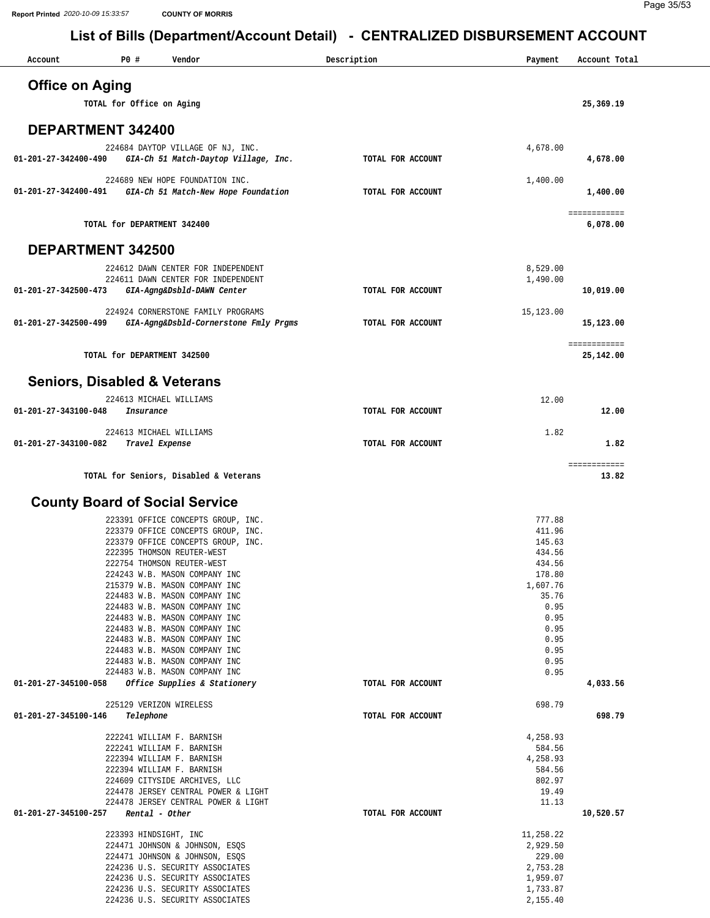# List of Bills (Department/Account Detail) - CENTRALIZED DISBURSEMENT ACCOUNT

| Account | PO # | Vendor | Description | Payment | Account Total |
|---|---|---|---|---|---|

## Office on Aging

| Account | PO # | Vendor | Description | Payment | Account Total |
|---|---|---|---|---|---|
| | | TOTAL for Office on Aging | | | 25,369.19 |

## DEPARTMENT 342400

| Account | PO # | Vendor | Description | Payment | Account Total |
|---|---|---|---|---|---|
| | 224684 | DAYTOP VILLAGE OF NJ, INC. | | 4,678.00 | |
| 01-201-27-342400-490 | | *GIA-Ch 51 Match-Daytop Village, Inc.* | TOTAL FOR ACCOUNT | | 4,678.00 |
| | 224689 | NEW HOPE FOUNDATION INC. | | 1,400.00 | |
| 01-201-27-342400-491 | | *GIA-Ch 51 Match-New Hope Foundation* | TOTAL FOR ACCOUNT | | 1,400.00 |
| | | TOTAL for DEPARTMENT 342400 | | | 6,078.00 |

## DEPARTMENT 342500

| Account | PO # | Vendor | Description | Payment | Account Total |
|---|---|---|---|---|---|
| | 224612 | DAWN CENTER FOR INDEPENDENT | | 8,529.00 | |
| | 224611 | DAWN CENTER FOR INDEPENDENT | | 1,490.00 | |
| 01-201-27-342500-473 | | *GIA-Agng&Dsbld-DAWN Center* | TOTAL FOR ACCOUNT | | 10,019.00 |
| | 224924 | CORNERSTONE FAMILY PROGRAMS | | 15,123.00 | |
| 01-201-27-342500-499 | | *GIA-Agng&Dsbld-Cornerstone Fmly Prgms* | TOTAL FOR ACCOUNT | | 15,123.00 |
| | | TOTAL for DEPARTMENT 342500 | | | 25,142.00 |

## Seniors, Disabled & Veterans

| Account | PO # | Vendor | Description | Payment | Account Total |
|---|---|---|---|---|---|
| | 224613 | MICHAEL WILLIAMS | | 12.00 | |
| 01-201-27-343100-048 | | *Insurance* | TOTAL FOR ACCOUNT | | 12.00 |
| | 224613 | MICHAEL WILLIAMS | | 1.82 | |
| 01-201-27-343100-082 | | *Travel Expense* | TOTAL FOR ACCOUNT | | 1.82 |
| | | TOTAL for Seniors, Disabled & Veterans | | | 13.82 |

## County Board of Social Service

| Account | PO # | Vendor | Description | Payment | Account Total |
|---|---|---|---|---|---|
| | 223391 | OFFICE CONCEPTS GROUP, INC. | | 777.88 | |
| | 223379 | OFFICE CONCEPTS GROUP, INC. | | 411.96 | |
| | 223379 | OFFICE CONCEPTS GROUP, INC. | | 145.63 | |
| | 222395 | THOMSON REUTER-WEST | | 434.56 | |
| | 222754 | THOMSON REUTER-WEST | | 434.56 | |
| | 224243 | W.B. MASON COMPANY INC | | 178.80 | |
| | 215379 | W.B. MASON COMPANY INC | | 1,607.76 | |
| | 224483 | W.B. MASON COMPANY INC | | 35.76 | |
| | 224483 | W.B. MASON COMPANY INC | | 0.95 | |
| | 224483 | W.B. MASON COMPANY INC | | 0.95 | |
| | 224483 | W.B. MASON COMPANY INC | | 0.95 | |
| | 224483 | W.B. MASON COMPANY INC | | 0.95 | |
| | 224483 | W.B. MASON COMPANY INC | | 0.95 | |
| | 224483 | W.B. MASON COMPANY INC | | 0.95 | |
| | 224483 | W.B. MASON COMPANY INC | | 0.95 | |
| 01-201-27-345100-058 | | *Office Supplies & Stationery* | TOTAL FOR ACCOUNT | | 4,033.56 |
| | 225129 | VERIZON WIRELESS | | 698.79 | |
| 01-201-27-345100-146 | | *Telephone* | TOTAL FOR ACCOUNT | | 698.79 |
| | 222241 | WILLIAM F. BARNISH | | 4,258.93 | |
| | 222241 | WILLIAM F. BARNISH | | 584.56 | |
| | 222394 | WILLIAM F. BARNISH | | 4,258.93 | |
| | 222394 | WILLIAM F. BARNISH | | 584.56 | |
| | 224609 | CITYSIDE ARCHIVES, LLC | | 802.97 | |
| | 224478 | JERSEY CENTRAL POWER & LIGHT | | 19.49 | |
| | 224478 | JERSEY CENTRAL POWER & LIGHT | | 11.13 | |
| 01-201-27-345100-257 | | *Rental - Other* | TOTAL FOR ACCOUNT | | 10,520.57 |
| | 223393 | HINDSIGHT, INC | | 11,258.22 | |
| | 224471 | JOHNSON & JOHNSON, ESQS | | 2,929.50 | |
| | 224471 | JOHNSON & JOHNSON, ESQS | | 229.00 | |
| | 224236 | U.S. SECURITY ASSOCIATES | | 2,753.28 | |
| | 224236 | U.S. SECURITY ASSOCIATES | | 1,959.07 | |
| | 224236 | U.S. SECURITY ASSOCIATES | | 1,733.87 | |
| | 224236 | U.S. SECURITY ASSOCIATES | | 2,155.40 | |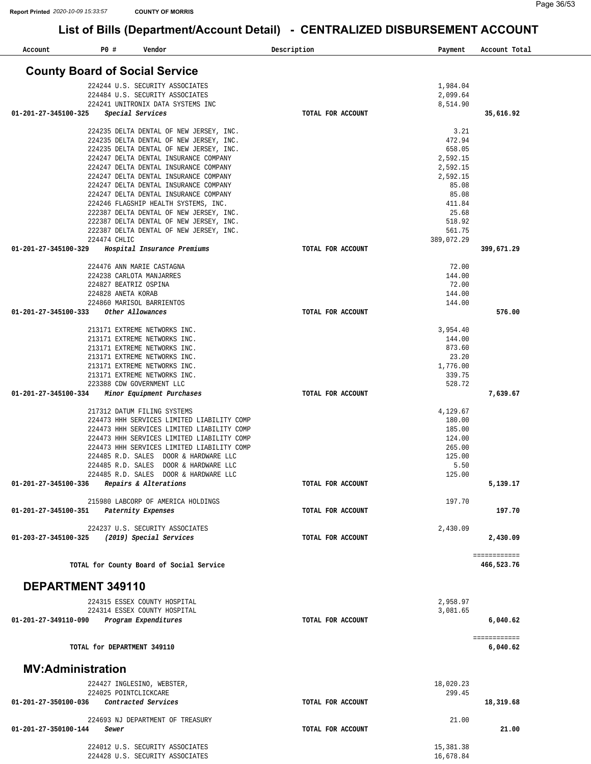# List of Bills (Department/Account Detail) - CENTRALIZED DISBURSEMENT ACCOUNT

| Account | PO # | Vendor | Description | Payment | Account Total |
|---|---|---|---|---|---|

## County Board of Social Service

| Account | PO # | Vendor | Description | Payment | Account Total |
|---|---|---|---|---|---|
| | 224244 | U.S. SECURITY ASSOCIATES | | 1,984.04 | |
| | 224484 | U.S. SECURITY ASSOCIATES | | 2,099.64 | |
| | 224241 | UNITRONIX DATA SYSTEMS INC | | 8,514.90 | |
| **01-201-27-345100-325** | | ***Special Services*** | **TOTAL FOR ACCOUNT** | | **35,616.92** |
| | 224235 | DELTA DENTAL OF NEW JERSEY, INC. | | 3.21 | |
| | 224235 | DELTA DENTAL OF NEW JERSEY, INC. | | 472.94 | |
| | 224235 | DELTA DENTAL OF NEW JERSEY, INC. | | 658.05 | |
| | 224247 | DELTA DENTAL INSURANCE COMPANY | | 2,592.15 | |
| | 224247 | DELTA DENTAL INSURANCE COMPANY | | 2,592.15 | |
| | 224247 | DELTA DENTAL INSURANCE COMPANY | | 2,592.15 | |
| | 224247 | DELTA DENTAL INSURANCE COMPANY | | 85.08 | |
| | 224247 | DELTA DENTAL INSURANCE COMPANY | | 85.08 | |
| | 224246 | FLAGSHIP HEALTH SYSTEMS, INC. | | 411.84 | |
| | 222387 | DELTA DENTAL OF NEW JERSEY, INC. | | 25.68 | |
| | 222387 | DELTA DENTAL OF NEW JERSEY, INC. | | 518.92 | |
| | 222387 | DELTA DENTAL OF NEW JERSEY, INC. | | 561.75 | |
| | 224474 | CHLIC | | 389,072.29 | |
| **01-201-27-345100-329** | | ***Hospital Insurance Premiums*** | **TOTAL FOR ACCOUNT** | | **399,671.29** |
| | 224476 | ANN MARIE CASTAGNA | | 72.00 | |
| | 224238 | CARLOTA MANJARRES | | 144.00 | |
| | 224827 | BEATRIZ OSPINA | | 72.00 | |
| | 224828 | ANETA KORAB | | 144.00 | |
| | 224860 | MARISOL BARRIENTOS | | 144.00 | |
| **01-201-27-345100-333** | | ***Other Allowances*** | **TOTAL FOR ACCOUNT** | | **576.00** |
| | 213171 | EXTREME NETWORKS INC. | | 3,954.40 | |
| | 213171 | EXTREME NETWORKS INC. | | 144.00 | |
| | 213171 | EXTREME NETWORKS INC. | | 873.60 | |
| | 213171 | EXTREME NETWORKS INC. | | 23.20 | |
| | 213171 | EXTREME NETWORKS INC. | | 1,776.00 | |
| | 213171 | EXTREME NETWORKS INC. | | 339.75 | |
| | 223388 | CDW GOVERNMENT LLC | | 528.72 | |
| **01-201-27-345100-334** | | ***Minor Equipment Purchases*** | **TOTAL FOR ACCOUNT** | | **7,639.67** |
| | 217312 | DATUM FILING SYSTEMS | | 4,129.67 | |
| | 224473 | HHH SERVICES LIMITED LIABILITY COMP | | 180.00 | |
| | 224473 | HHH SERVICES LIMITED LIABILITY COMP | | 185.00 | |
| | 224473 | HHH SERVICES LIMITED LIABILITY COMP | | 124.00 | |
| | 224473 | HHH SERVICES LIMITED LIABILITY COMP | | 265.00 | |
| | 224485 | R.D. SALES DOOR & HARDWARE LLC | | 125.00 | |
| | 224485 | R.D. SALES DOOR & HARDWARE LLC | | 5.50 | |
| | 224485 | R.D. SALES DOOR & HARDWARE LLC | | 125.00 | |
| **01-201-27-345100-336** | | ***Repairs & Alterations*** | **TOTAL FOR ACCOUNT** | | **5,139.17** |
| | 215980 | LABCORP OF AMERICA HOLDINGS | | 197.70 | |
| **01-201-27-345100-351** | | ***Paternity Expenses*** | **TOTAL FOR ACCOUNT** | | **197.70** |
| | 224237 | U.S. SECURITY ASSOCIATES | | 2,430.09 | |
| **01-203-27-345100-325** | | ***(2019) Special Services*** | **TOTAL FOR ACCOUNT** | | **2,430.09** |
| | | | | | ============ |
| | | **TOTAL for County Board of Social Service** | | | **466,523.76** |

## DEPARTMENT 349110

| Account | PO # | Vendor | Description | Payment | Account Total |
|---|---|---|---|---|---|
| | 224315 | ESSEX COUNTY HOSPITAL | | 2,958.97 | |
| | 224314 | ESSEX COUNTY HOSPITAL | | 3,081.65 | |
| **01-201-27-349110-090** | | ***Program Expenditures*** | **TOTAL FOR ACCOUNT** | | **6,040.62** |
| | | | | | ============ |
| | | **TOTAL for DEPARTMENT 349110** | | | **6,040.62** |

## MV:Administration

| Account | PO # | Vendor | Description | Payment | Account Total |
|---|---|---|---|---|---|
| | 224427 | INGLESINO, WEBSTER, | | 18,020.23 | |
| | 224025 | POINTCLICKCARE | | 299.45 | |
| **01-201-27-350100-036** | | ***Contracted Services*** | **TOTAL FOR ACCOUNT** | | **18,319.68** |
| | 224693 | NJ DEPARTMENT OF TREASURY | | 21.00 | |
| **01-201-27-350100-144** | | ***Sewer*** | **TOTAL FOR ACCOUNT** | | **21.00** |
| | 224012 | U.S. SECURITY ASSOCIATES | | 15,381.38 | |
| | 224428 | U.S. SECURITY ASSOCIATES | | 16,678.84 | |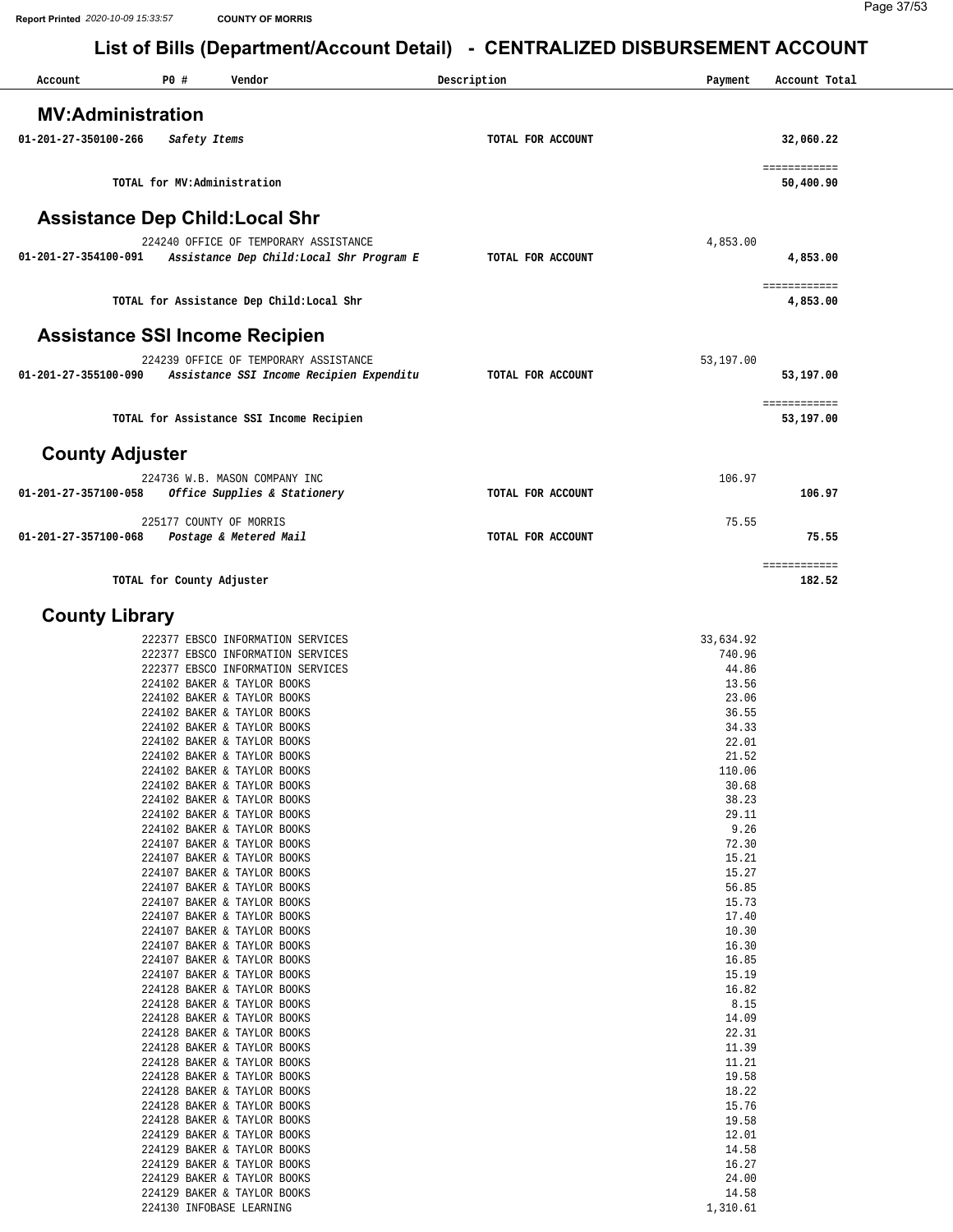Report Printed 2020-10-09 15:33:57 **COUNTY OF MORRIS**

# List of Bills (Department/Account Detail) - CENTRALIZED DISBURSEMENT ACCOUNT

| Account | PO # Vendor | Description | Payment | Account Total |
|---|---|---|---|---|

## MV:Administration

| Account | PO # Vendor | Description | Payment | Account Total |
|---|---|---|---|---|
| 01-201-27-350100-266 | *Safety Items* | TOTAL FOR ACCOUNT | | 32,060.22 |
| | | | | ============ |
| | TOTAL for MV:Administration | | | 50,400.90 |

## Assistance Dep Child:Local Shr

| Account | PO # Vendor | Description | Payment | Account Total |
|---|---|---|---|---|
| | 224240 OFFICE OF TEMPORARY ASSISTANCE | | 4,853.00 | |
| 01-201-27-354100-091 | *Assistance Dep Child:Local Shr Program E* | TOTAL FOR ACCOUNT | | 4,853.00 |
| | | | | ============ |
| | TOTAL for Assistance Dep Child:Local Shr | | | 4,853.00 |

## Assistance SSI Income Recipien

| Account | PO # Vendor | Description | Payment | Account Total |
|---|---|---|---|---|
| | 224239 OFFICE OF TEMPORARY ASSISTANCE | | 53,197.00 | |
| 01-201-27-355100-090 | *Assistance SSI Income Recipien Expenditu* | TOTAL FOR ACCOUNT | | 53,197.00 |
| | | | | ============ |
| | TOTAL for Assistance SSI Income Recipien | | | 53,197.00 |

## County Adjuster

| Account | PO # Vendor | Description | Payment | Account Total |
|---|---|---|---|---|
| | 224736 W.B. MASON COMPANY INC | | 106.97 | |
| 01-201-27-357100-058 | *Office Supplies & Stationery* | TOTAL FOR ACCOUNT | | 106.97 |
| | 225177 COUNTY OF MORRIS | | 75.55 | |
| 01-201-27-357100-068 | *Postage & Metered Mail* | TOTAL FOR ACCOUNT | | 75.55 |
| | | | | ============ |
| | TOTAL for County Adjuster | | | 182.52 |

## County Library

| Account | PO # Vendor | Description | Payment | Account Total |
|---|---|---|---|---|
| | 222377 EBSCO INFORMATION SERVICES | | 33,634.92 | |
| | 222377 EBSCO INFORMATION SERVICES | | 740.96 | |
| | 222377 EBSCO INFORMATION SERVICES | | 44.86 | |
| | 224102 BAKER & TAYLOR BOOKS | | 13.56 | |
| | 224102 BAKER & TAYLOR BOOKS | | 23.06 | |
| | 224102 BAKER & TAYLOR BOOKS | | 36.55 | |
| | 224102 BAKER & TAYLOR BOOKS | | 34.33 | |
| | 224102 BAKER & TAYLOR BOOKS | | 22.01 | |
| | 224102 BAKER & TAYLOR BOOKS | | 21.52 | |
| | 224102 BAKER & TAYLOR BOOKS | | 110.06 | |
| | 224102 BAKER & TAYLOR BOOKS | | 30.68 | |
| | 224102 BAKER & TAYLOR BOOKS | | 38.23 | |
| | 224102 BAKER & TAYLOR BOOKS | | 29.11 | |
| | 224102 BAKER & TAYLOR BOOKS | | 9.26 | |
| | 224107 BAKER & TAYLOR BOOKS | | 72.30 | |
| | 224107 BAKER & TAYLOR BOOKS | | 15.21 | |
| | 224107 BAKER & TAYLOR BOOKS | | 15.27 | |
| | 224107 BAKER & TAYLOR BOOKS | | 56.85 | |
| | 224107 BAKER & TAYLOR BOOKS | | 15.73 | |
| | 224107 BAKER & TAYLOR BOOKS | | 17.40 | |
| | 224107 BAKER & TAYLOR BOOKS | | 10.30 | |
| | 224107 BAKER & TAYLOR BOOKS | | 16.30 | |
| | 224107 BAKER & TAYLOR BOOKS | | 16.85 | |
| | 224107 BAKER & TAYLOR BOOKS | | 15.19 | |
| | 224128 BAKER & TAYLOR BOOKS | | 16.82 | |
| | 224128 BAKER & TAYLOR BOOKS | | 8.15 | |
| | 224128 BAKER & TAYLOR BOOKS | | 14.09 | |
| | 224128 BAKER & TAYLOR BOOKS | | 22.31 | |
| | 224128 BAKER & TAYLOR BOOKS | | 11.39 | |
| | 224128 BAKER & TAYLOR BOOKS | | 11.21 | |
| | 224128 BAKER & TAYLOR BOOKS | | 19.58 | |
| | 224128 BAKER & TAYLOR BOOKS | | 18.22 | |
| | 224128 BAKER & TAYLOR BOOKS | | 15.76 | |
| | 224128 BAKER & TAYLOR BOOKS | | 19.58 | |
| | 224129 BAKER & TAYLOR BOOKS | | 12.01 | |
| | 224129 BAKER & TAYLOR BOOKS | | 14.58 | |
| | 224129 BAKER & TAYLOR BOOKS | | 16.27 | |
| | 224129 BAKER & TAYLOR BOOKS | | 24.00 | |
| | 224129 BAKER & TAYLOR BOOKS | | 14.58 | |
| | 224130 INFOBASE LEARNING | | 1,310.61 | |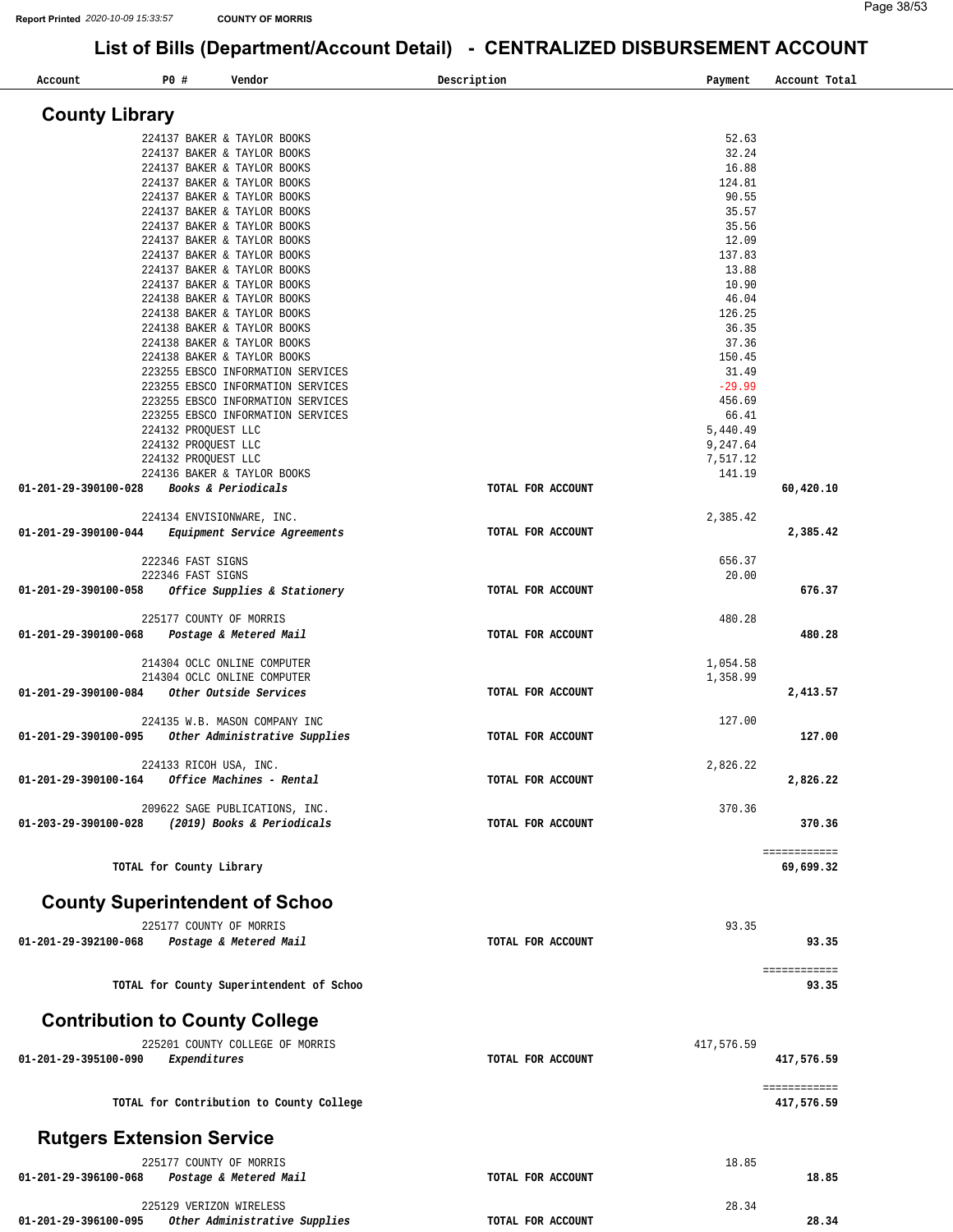# List of Bills (Department/Account Detail) - CENTRALIZED DISBURSEMENT ACCOUNT

| Account | PO # | Vendor | Description | Payment | Account Total |
|---|---|---|---|---|---|

## County Library

| Account | PO # | Vendor | Description | Payment | Account Total |
|---|---|---|---|---|---|
| | 224137 | BAKER & TAYLOR BOOKS | | 52.63 | |
| | 224137 | BAKER & TAYLOR BOOKS | | 32.24 | |
| | 224137 | BAKER & TAYLOR BOOKS | | 16.88 | |
| | 224137 | BAKER & TAYLOR BOOKS | | 124.81 | |
| | 224137 | BAKER & TAYLOR BOOKS | | 90.55 | |
| | 224137 | BAKER & TAYLOR BOOKS | | 35.57 | |
| | 224137 | BAKER & TAYLOR BOOKS | | 35.56 | |
| | 224137 | BAKER & TAYLOR BOOKS | | 12.09 | |
| | 224137 | BAKER & TAYLOR BOOKS | | 137.83 | |
| | 224137 | BAKER & TAYLOR BOOKS | | 13.88 | |
| | 224137 | BAKER & TAYLOR BOOKS | | 10.90 | |
| | 224138 | BAKER & TAYLOR BOOKS | | 46.04 | |
| | 224138 | BAKER & TAYLOR BOOKS | | 126.25 | |
| | 224138 | BAKER & TAYLOR BOOKS | | 36.35 | |
| | 224138 | BAKER & TAYLOR BOOKS | | 37.36 | |
| | 224138 | BAKER & TAYLOR BOOKS | | 150.45 | |
| | 223255 | EBSCO INFORMATION SERVICES | | 31.49 | |
| | 223255 | EBSCO INFORMATION SERVICES | | -29.99 | |
| | 223255 | EBSCO INFORMATION SERVICES | | 456.69 | |
| | 223255 | EBSCO INFORMATION SERVICES | | 66.41 | |
| | 224132 | PROQUEST LLC | | 5,440.49 | |
| | 224132 | PROQUEST LLC | | 9,247.64 | |
| | 224132 | PROQUEST LLC | | 7,517.12 | |
| | 224136 | BAKER & TAYLOR BOOKS | | 141.19 | |
| **01-201-29-390100-028** | | ***Books & Periodicals*** | **TOTAL FOR ACCOUNT** | | **60,420.10** |
| | 224134 | ENVISIONWARE, INC. | | 2,385.42 | |
| **01-201-29-390100-044** | | ***Equipment Service Agreements*** | **TOTAL FOR ACCOUNT** | | **2,385.42** |
| | 222346 | FAST SIGNS | | 656.37 | |
| | 222346 | FAST SIGNS | | 20.00 | |
| **01-201-29-390100-058** | | ***Office Supplies & Stationery*** | **TOTAL FOR ACCOUNT** | | **676.37** |
| | 225177 | COUNTY OF MORRIS | | 480.28 | |
| **01-201-29-390100-068** | | ***Postage & Metered Mail*** | **TOTAL FOR ACCOUNT** | | **480.28** |
| | 214304 | OCLC ONLINE COMPUTER | | 1,054.58 | |
| | 214304 | OCLC ONLINE COMPUTER | | 1,358.99 | |
| **01-201-29-390100-084** | | ***Other Outside Services*** | **TOTAL FOR ACCOUNT** | | **2,413.57** |
| | 224135 | W.B. MASON COMPANY INC | | 127.00 | |
| **01-201-29-390100-095** | | ***Other Administrative Supplies*** | **TOTAL FOR ACCOUNT** | | **127.00** |
| | 224133 | RICOH USA, INC. | | 2,826.22 | |
| **01-201-29-390100-164** | | ***Office Machines - Rental*** | **TOTAL FOR ACCOUNT** | | **2,826.22** |
| | 209622 | SAGE PUBLICATIONS, INC. | | 370.36 | |
| **01-203-29-390100-028** | | ***(2019) Books & Periodicals*** | **TOTAL FOR ACCOUNT** | | **370.36** |
| | | | | | ============ |
| **TOTAL for County Library** | | | | | **69,699.32** |

## County Superintendent of Schoo

| Account | PO # | Vendor | Description | Payment | Account Total |
|---|---|---|---|---|---|
| | 225177 | COUNTY OF MORRIS | | 93.35 | |
| **01-201-29-392100-068** | | ***Postage & Metered Mail*** | **TOTAL FOR ACCOUNT** | | **93.35** |
| | | | | | ============ |
| **TOTAL for County Superintendent of Schoo** | | | | | **93.35** |

## Contribution to County College

| Account | PO # | Vendor | Description | Payment | Account Total |
|---|---|---|---|---|---|
| | 225201 | COUNTY COLLEGE OF MORRIS | | 417,576.59 | |
| **01-201-29-395100-090** | | ***Expenditures*** | **TOTAL FOR ACCOUNT** | | **417,576.59** |
| | | | | | ============ |
| **TOTAL for Contribution to County College** | | | | | **417,576.59** |

## Rutgers Extension Service

| Account | PO # | Vendor | Description | Payment | Account Total |
|---|---|---|---|---|---|
| | 225177 | COUNTY OF MORRIS | | 18.85 | |
| **01-201-29-396100-068** | | ***Postage & Metered Mail*** | **TOTAL FOR ACCOUNT** | | **18.85** |
| | 225129 | VERIZON WIRELESS | | 28.34 | |
| **01-201-29-396100-095** | | ***Other Administrative Supplies*** | **TOTAL FOR ACCOUNT** | | **28.34** |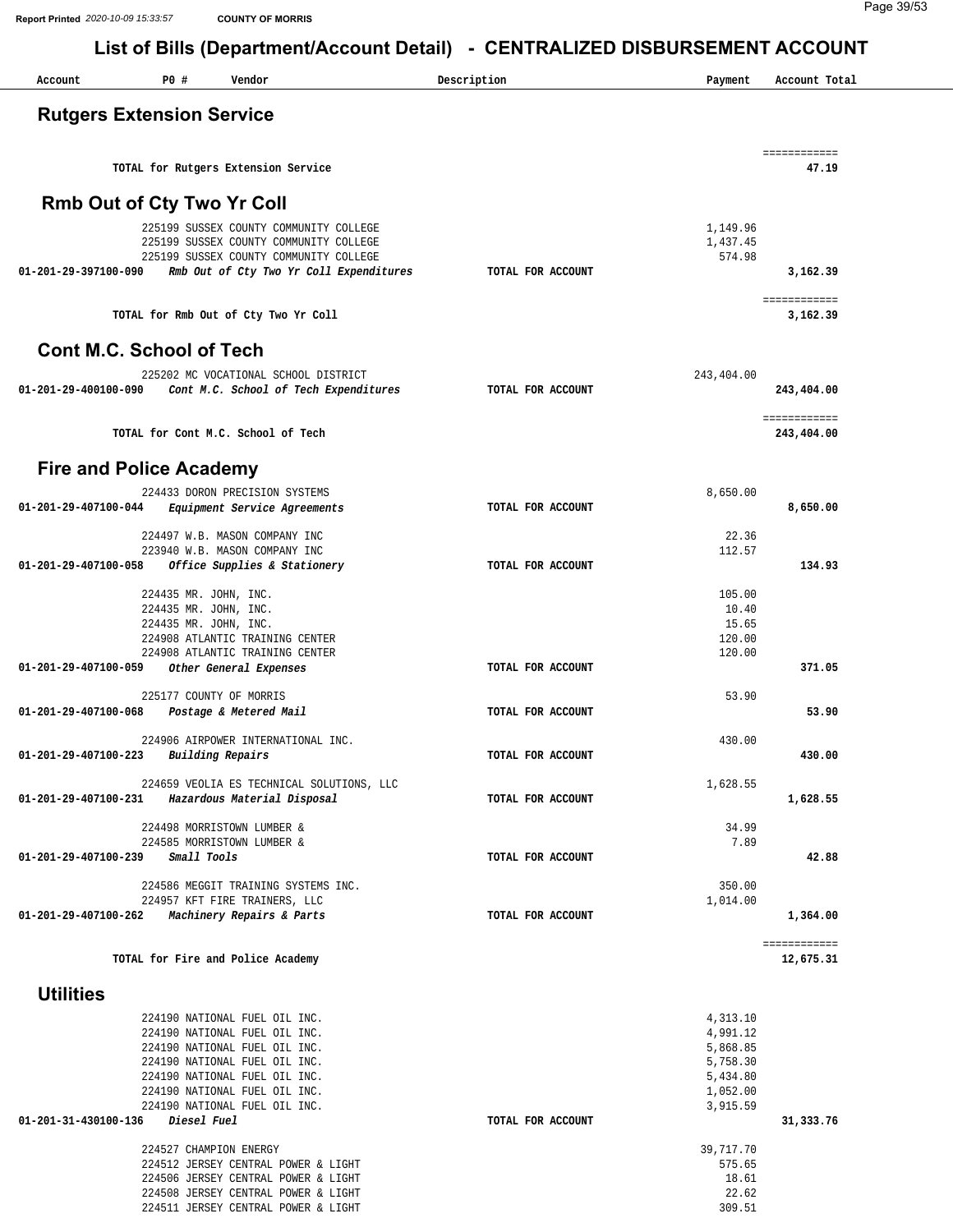# List of Bills (Department/Account Detail) - CENTRALIZED DISBURSEMENT ACCOUNT

| Account | PO # | Vendor | Description | Payment | Account Total |
|---|---|---|---|---|---|

## Rutgers Extension Service

| Account | PO # | Vendor | Description | Payment | Account Total |
|---|---|---|---|---|---|
| | | **TOTAL for Rutgers Extension Service** | | | **47.19** |

## Rmb Out of Cty Two Yr Coll

| Account | PO # | Vendor | Description | Payment | Account Total |
|---|---|---|---|---|---|
| | 225199 | SUSSEX COUNTY COMMUNITY COLLEGE | | 1,149.96 | |
| | 225199 | SUSSEX COUNTY COMMUNITY COLLEGE | | 1,437.45 | |
| | 225199 | SUSSEX COUNTY COMMUNITY COLLEGE | | 574.98 | |
| **01-201-29-397100-090** | | ***Rmb Out of Cty Two Yr Coll Expenditures*** | **TOTAL FOR ACCOUNT** | | **3,162.39** |
| | | **TOTAL for Rmb Out of Cty Two Yr Coll** | | | **3,162.39** |

## Cont M.C. School of Tech

| Account | PO # | Vendor | Description | Payment | Account Total |
|---|---|---|---|---|---|
| | 225202 | MC VOCATIONAL SCHOOL DISTRICT | | 243,404.00 | |
| **01-201-29-400100-090** | | ***Cont M.C. School of Tech Expenditures*** | **TOTAL FOR ACCOUNT** | | **243,404.00** |
| | | **TOTAL for Cont M.C. School of Tech** | | | **243,404.00** |

## Fire and Police Academy

| Account | PO # | Vendor | Description | Payment | Account Total |
|---|---|---|---|---|---|
| | 224433 | DORON PRECISION SYSTEMS | | 8,650.00 | |
| **01-201-29-407100-044** | | ***Equipment Service Agreements*** | **TOTAL FOR ACCOUNT** | | **8,650.00** |
| | 224497 | W.B. MASON COMPANY INC | | 22.36 | |
| | 223940 | W.B. MASON COMPANY INC | | 112.57 | |
| **01-201-29-407100-058** | | ***Office Supplies & Stationery*** | **TOTAL FOR ACCOUNT** | | **134.93** |
| | 224435 | MR. JOHN, INC. | | 105.00 | |
| | 224435 | MR. JOHN, INC. | | 10.40 | |
| | 224435 | MR. JOHN, INC. | | 15.65 | |
| | 224908 | ATLANTIC TRAINING CENTER | | 120.00 | |
| | 224908 | ATLANTIC TRAINING CENTER | | 120.00 | |
| **01-201-29-407100-059** | | ***Other General Expenses*** | **TOTAL FOR ACCOUNT** | | **371.05** |
| | 225177 | COUNTY OF MORRIS | | 53.90 | |
| **01-201-29-407100-068** | | ***Postage & Metered Mail*** | **TOTAL FOR ACCOUNT** | | **53.90** |
| | 224906 | AIRPOWER INTERNATIONAL INC. | | 430.00 | |
| **01-201-29-407100-223** | | ***Building Repairs*** | **TOTAL FOR ACCOUNT** | | **430.00** |
| | 224659 | VEOLIA ES TECHNICAL SOLUTIONS, LLC | | 1,628.55 | |
| **01-201-29-407100-231** | | ***Hazardous Material Disposal*** | **TOTAL FOR ACCOUNT** | | **1,628.55** |
| | 224498 | MORRISTOWN LUMBER & | | 34.99 | |
| | 224585 | MORRISTOWN LUMBER & | | 7.89 | |
| **01-201-29-407100-239** | | ***Small Tools*** | **TOTAL FOR ACCOUNT** | | **42.88** |
| | 224586 | MEGGIT TRAINING SYSTEMS INC. | | 350.00 | |
| | 224957 | KFT FIRE TRAINERS, LLC | | 1,014.00 | |
| **01-201-29-407100-262** | | ***Machinery Repairs & Parts*** | **TOTAL FOR ACCOUNT** | | **1,364.00** |
| | | **TOTAL for Fire and Police Academy** | | | **12,675.31** |

## Utilities

| Account | PO # | Vendor | Description | Payment | Account Total |
|---|---|---|---|---|---|
| | 224190 | NATIONAL FUEL OIL INC. | | 4,313.10 | |
| | 224190 | NATIONAL FUEL OIL INC. | | 4,991.12 | |
| | 224190 | NATIONAL FUEL OIL INC. | | 5,868.85 | |
| | 224190 | NATIONAL FUEL OIL INC. | | 5,758.30 | |
| | 224190 | NATIONAL FUEL OIL INC. | | 5,434.80 | |
| | 224190 | NATIONAL FUEL OIL INC. | | 1,052.00 | |
| | 224190 | NATIONAL FUEL OIL INC. | | 3,915.59 | |
| **01-201-31-430100-136** | | ***Diesel Fuel*** | **TOTAL FOR ACCOUNT** | | **31,333.76** |
| | 224527 | CHAMPION ENERGY | | 39,717.70 | |
| | 224512 | JERSEY CENTRAL POWER & LIGHT | | 575.65 | |
| | 224506 | JERSEY CENTRAL POWER & LIGHT | | 18.61 | |
| | 224508 | JERSEY CENTRAL POWER & LIGHT | | 22.62 | |
| | 224511 | JERSEY CENTRAL POWER & LIGHT | | 309.51 | |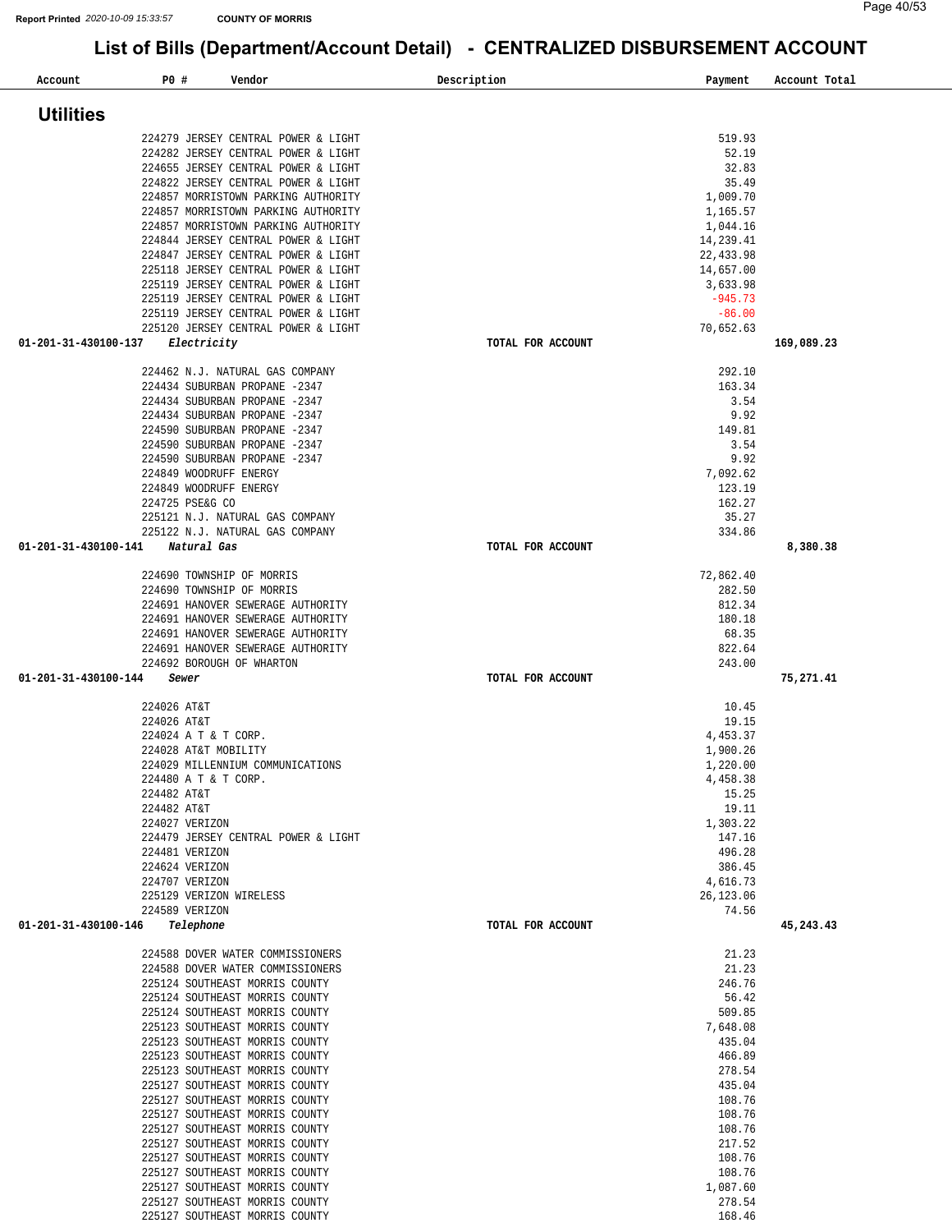Report Printed 2020-10-09 15:33:57 COUNTY OF MORRIS

# List of Bills (Department/Account Detail) - CENTRALIZED DISBURSEMENT ACCOUNT

| Account | PO # | Vendor | Description | Payment | Account Total |
|---|---|---|---|---|---|

## Utilities

| Account | PO # | Vendor | Description | Payment | Account Total |
|---|---|---|---|---|---|
| | 224279 | JERSEY CENTRAL POWER & LIGHT | | 519.93 | |
| | 224282 | JERSEY CENTRAL POWER & LIGHT | | 52.19 | |
| | 224655 | JERSEY CENTRAL POWER & LIGHT | | 32.83 | |
| | 224822 | JERSEY CENTRAL POWER & LIGHT | | 35.49 | |
| | 224857 | MORRISTOWN PARKING AUTHORITY | | 1,009.70 | |
| | 224857 | MORRISTOWN PARKING AUTHORITY | | 1,165.57 | |
| | 224857 | MORRISTOWN PARKING AUTHORITY | | 1,044.16 | |
| | 224844 | JERSEY CENTRAL POWER & LIGHT | | 14,239.41 | |
| | 224847 | JERSEY CENTRAL POWER & LIGHT | | 22,433.98 | |
| | 225118 | JERSEY CENTRAL POWER & LIGHT | | 14,657.00 | |
| | 225119 | JERSEY CENTRAL POWER & LIGHT | | 3,633.98 | |
| | 225119 | JERSEY CENTRAL POWER & LIGHT | | -945.73 | |
| | 225119 | JERSEY CENTRAL POWER & LIGHT | | -86.00 | |
| | 225120 | JERSEY CENTRAL POWER & LIGHT | | 70,652.63 | |
| 01-201-31-430100-137 | *Electricity* | | TOTAL FOR ACCOUNT | | 169,089.23 |
| | 224462 | N.J. NATURAL GAS COMPANY | | 292.10 | |
| | 224434 | SUBURBAN PROPANE -2347 | | 163.34 | |
| | 224434 | SUBURBAN PROPANE -2347 | | 3.54 | |
| | 224434 | SUBURBAN PROPANE -2347 | | 9.92 | |
| | 224590 | SUBURBAN PROPANE -2347 | | 149.81 | |
| | 224590 | SUBURBAN PROPANE -2347 | | 3.54 | |
| | 224590 | SUBURBAN PROPANE -2347 | | 9.92 | |
| | 224849 | WOODRUFF ENERGY | | 7,092.62 | |
| | 224849 | WOODRUFF ENERGY | | 123.19 | |
| | 224725 | PSE&G CO | | 162.27 | |
| | 225121 | N.J. NATURAL GAS COMPANY | | 35.27 | |
| | 225122 | N.J. NATURAL GAS COMPANY | | 334.86 | |
| 01-201-31-430100-141 | *Natural Gas* | | TOTAL FOR ACCOUNT | | 8,380.38 |
| | 224690 | TOWNSHIP OF MORRIS | | 72,862.40 | |
| | 224690 | TOWNSHIP OF MORRIS | | 282.50 | |
| | 224691 | HANOVER SEWERAGE AUTHORITY | | 812.34 | |
| | 224691 | HANOVER SEWERAGE AUTHORITY | | 180.18 | |
| | 224691 | HANOVER SEWERAGE AUTHORITY | | 68.35 | |
| | 224691 | HANOVER SEWERAGE AUTHORITY | | 822.64 | |
| | 224692 | BOROUGH OF WHARTON | | 243.00 | |
| 01-201-31-430100-144 | *Sewer* | | TOTAL FOR ACCOUNT | | 75,271.41 |
| | 224026 | AT&T | | 10.45 | |
| | 224026 | AT&T | | 19.15 | |
| | 224024 | A T & T CORP. | | 4,453.37 | |
| | 224028 | AT&T MOBILITY | | 1,900.26 | |
| | 224029 | MILLENNIUM COMMUNICATIONS | | 1,220.00 | |
| | 224480 | A T & T CORP. | | 4,458.38 | |
| | 224482 | AT&T | | 15.25 | |
| | 224482 | AT&T | | 19.11 | |
| | 224027 | VERIZON | | 1,303.22 | |
| | 224479 | JERSEY CENTRAL POWER & LIGHT | | 147.16 | |
| | 224481 | VERIZON | | 496.28 | |
| | 224624 | VERIZON | | 386.45 | |
| | 224707 | VERIZON | | 4,616.73 | |
| | 225129 | VERIZON WIRELESS | | 26,123.06 | |
| | 224589 | VERIZON | | 74.56 | |
| 01-201-31-430100-146 | *Telephone* | | TOTAL FOR ACCOUNT | | 45,243.43 |
| | 224588 | DOVER WATER COMMISSIONERS | | 21.23 | |
| | 224588 | DOVER WATER COMMISSIONERS | | 21.23 | |
| | 225124 | SOUTHEAST MORRIS COUNTY | | 246.76 | |
| | 225124 | SOUTHEAST MORRIS COUNTY | | 56.42 | |
| | 225124 | SOUTHEAST MORRIS COUNTY | | 509.85 | |
| | 225123 | SOUTHEAST MORRIS COUNTY | | 7,648.08 | |
| | 225123 | SOUTHEAST MORRIS COUNTY | | 435.04 | |
| | 225123 | SOUTHEAST MORRIS COUNTY | | 466.89 | |
| | 225123 | SOUTHEAST MORRIS COUNTY | | 278.54 | |
| | 225127 | SOUTHEAST MORRIS COUNTY | | 435.04 | |
| | 225127 | SOUTHEAST MORRIS COUNTY | | 108.76 | |
| | 225127 | SOUTHEAST MORRIS COUNTY | | 108.76 | |
| | 225127 | SOUTHEAST MORRIS COUNTY | | 108.76 | |
| | 225127 | SOUTHEAST MORRIS COUNTY | | 217.52 | |
| | 225127 | SOUTHEAST MORRIS COUNTY | | 108.76 | |
| | 225127 | SOUTHEAST MORRIS COUNTY | | 108.76 | |
| | 225127 | SOUTHEAST MORRIS COUNTY | | 1,087.60 | |
| | 225127 | SOUTHEAST MORRIS COUNTY | | 278.54 | |
| | 225127 | SOUTHEAST MORRIS COUNTY | | 168.46 | |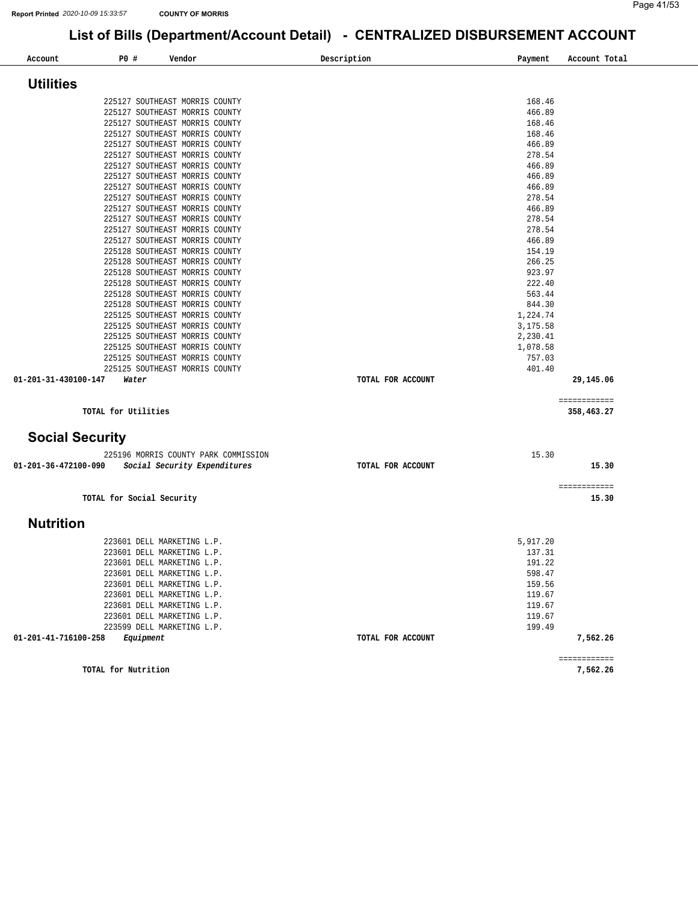## List of Bills (Department/Account Detail) - CENTRALIZED DISBURSEMENT ACCOUNT

| Account | PO # | Vendor | Description | Payment | Account Total |
|---|---|---|---|---|---|

### Utilities

| Account | PO # | Vendor | Description | Payment | Account Total |
|---|---|---|---|---|---|
| | 225127 | SOUTHEAST MORRIS COUNTY | | 168.46 | |
| | 225127 | SOUTHEAST MORRIS COUNTY | | 466.89 | |
| | 225127 | SOUTHEAST MORRIS COUNTY | | 168.46 | |
| | 225127 | SOUTHEAST MORRIS COUNTY | | 168.46 | |
| | 225127 | SOUTHEAST MORRIS COUNTY | | 466.89 | |
| | 225127 | SOUTHEAST MORRIS COUNTY | | 278.54 | |
| | 225127 | SOUTHEAST MORRIS COUNTY | | 466.89 | |
| | 225127 | SOUTHEAST MORRIS COUNTY | | 466.89 | |
| | 225127 | SOUTHEAST MORRIS COUNTY | | 466.89 | |
| | 225127 | SOUTHEAST MORRIS COUNTY | | 278.54 | |
| | 225127 | SOUTHEAST MORRIS COUNTY | | 466.89 | |
| | 225127 | SOUTHEAST MORRIS COUNTY | | 278.54 | |
| | 225127 | SOUTHEAST MORRIS COUNTY | | 278.54 | |
| | 225127 | SOUTHEAST MORRIS COUNTY | | 466.89 | |
| | 225128 | SOUTHEAST MORRIS COUNTY | | 154.19 | |
| | 225128 | SOUTHEAST MORRIS COUNTY | | 266.25 | |
| | 225128 | SOUTHEAST MORRIS COUNTY | | 923.97 | |
| | 225128 | SOUTHEAST MORRIS COUNTY | | 222.40 | |
| | 225128 | SOUTHEAST MORRIS COUNTY | | 563.44 | |
| | 225128 | SOUTHEAST MORRIS COUNTY | | 844.30 | |
| | 225125 | SOUTHEAST MORRIS COUNTY | | 1,224.74 | |
| | 225125 | SOUTHEAST MORRIS COUNTY | | 3,175.58 | |
| | 225125 | SOUTHEAST MORRIS COUNTY | | 2,230.41 | |
| | 225125 | SOUTHEAST MORRIS COUNTY | | 1,078.58 | |
| | 225125 | SOUTHEAST MORRIS COUNTY | | 757.03 | |
| | 225125 | SOUTHEAST MORRIS COUNTY | | 401.40 | |
| **01-201-31-430100-147** | ***Water*** | | **TOTAL FOR ACCOUNT** | | **29,145.06** |

**TOTAL for Utilities** ============ **358,463.27**

### Social Security

| Account | PO # | Vendor | Description | Payment | Account Total |
|---|---|---|---|---|---|
| | 225196 | MORRIS COUNTY PARK COMMISSION | | 15.30 | |
| **01-201-36-472100-090** | ***Social Security Expenditures*** | | **TOTAL FOR ACCOUNT** | | **15.30** |

**TOTAL for Social Security** ============ **15.30**

### Nutrition

| Account | PO # | Vendor | Description | Payment | Account Total |
|---|---|---|---|---|---|
| | 223601 | DELL MARKETING L.P. | | 5,917.20 | |
| | 223601 | DELL MARKETING L.P. | | 137.31 | |
| | 223601 | DELL MARKETING L.P. | | 191.22 | |
| | 223601 | DELL MARKETING L.P. | | 598.47 | |
| | 223601 | DELL MARKETING L.P. | | 159.56 | |
| | 223601 | DELL MARKETING L.P. | | 119.67 | |
| | 223601 | DELL MARKETING L.P. | | 119.67 | |
| | 223601 | DELL MARKETING L.P. | | 119.67 | |
| | 223599 | DELL MARKETING L.P. | | 199.49 | |
| **01-201-41-716100-258** | ***Equipment*** | | **TOTAL FOR ACCOUNT** | | **7,562.26** |

**TOTAL for Nutrition** ============ **7,562.26**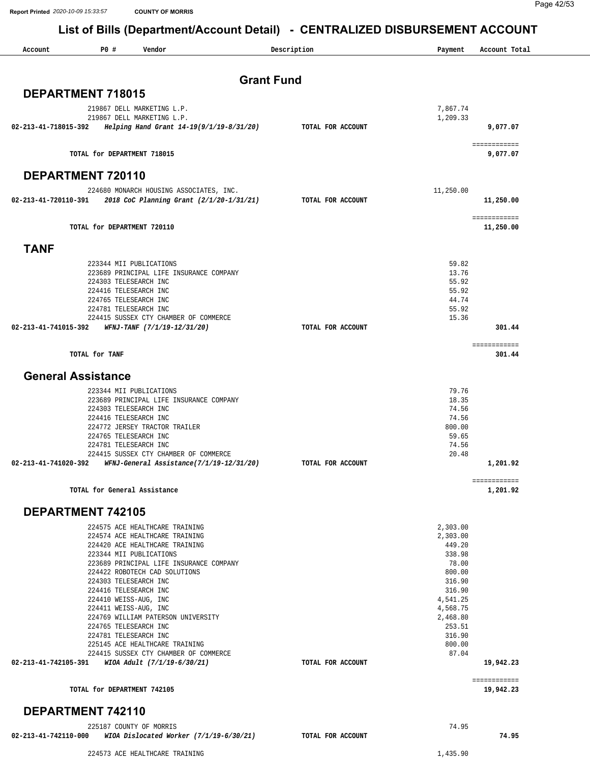## List of Bills (Department/Account Detail) - CENTRALIZED DISBURSEMENT ACCOUNT

| Account | PO # | Vendor | Description | Payment | Account Total |
|---|---|---|---|---|---|

### Grant Fund

#### DEPARTMENT 718015

| Account | PO # | Vendor | Description | Payment | Account Total |
|---|---|---|---|---|---|
| | 219867 | DELL MARKETING L.P. | | 7,867.74 | |
| | 219867 | DELL MARKETING L.P. | | 1,209.33 | |
| **02-213-41-718015-392** | | ***Helping Hand Grant 14-19(9/1/19-8/31/20)*** | **TOTAL FOR ACCOUNT** | | **9,077.07** |
| | | **TOTAL for DEPARTMENT 718015** | | | **9,077.07** |

#### DEPARTMENT 720110

| Account | PO # | Vendor | Description | Payment | Account Total |
|---|---|---|---|---|---|
| | 224680 | MONARCH HOUSING ASSOCIATES, INC. | | 11,250.00 | |
| **02-213-41-720110-391** | | ***2018 CoC Planning Grant (2/1/20-1/31/21)*** | **TOTAL FOR ACCOUNT** | | **11,250.00** |
| | | **TOTAL for DEPARTMENT 720110** | | | **11,250.00** |

#### TANF

| Account | PO # | Vendor | Description | Payment | Account Total |
|---|---|---|---|---|---|
| | 223344 | MII PUBLICATIONS | | 59.82 | |
| | 223689 | PRINCIPAL LIFE INSURANCE COMPANY | | 13.76 | |
| | 224303 | TELESEARCH INC | | 55.92 | |
| | 224416 | TELESEARCH INC | | 55.92 | |
| | 224765 | TELESEARCH INC | | 44.74 | |
| | 224781 | TELESEARCH INC | | 55.92 | |
| | 224415 | SUSSEX CTY CHAMBER OF COMMERCE | | 15.36 | |
| **02-213-41-741015-392** | | ***WFNJ-TANF (7/1/19-12/31/20)*** | **TOTAL FOR ACCOUNT** | | **301.44** |
| | | **TOTAL for TANF** | | | **301.44** |

#### General Assistance

| Account | PO # | Vendor | Description | Payment | Account Total |
|---|---|---|---|---|---|
| | 223344 | MII PUBLICATIONS | | 79.76 | |
| | 223689 | PRINCIPAL LIFE INSURANCE COMPANY | | 18.35 | |
| | 224303 | TELESEARCH INC | | 74.56 | |
| | 224416 | TELESEARCH INC | | 74.56 | |
| | 224772 | JERSEY TRACTOR TRAILER | | 800.00 | |
| | 224765 | TELESEARCH INC | | 59.65 | |
| | 224781 | TELESEARCH INC | | 74.56 | |
| | 224415 | SUSSEX CTY CHAMBER OF COMMERCE | | 20.48 | |
| **02-213-41-741020-392** | | ***WFNJ-General Assistance(7/1/19-12/31/20)*** | **TOTAL FOR ACCOUNT** | | **1,201.92** |
| | | **TOTAL for General Assistance** | | | **1,201.92** |

#### DEPARTMENT 742105

| Account | PO # | Vendor | Description | Payment | Account Total |
|---|---|---|---|---|---|
| | 224575 | ACE HEALTHCARE TRAINING | | 2,303.00 | |
| | 224574 | ACE HEALTHCARE TRAINING | | 2,303.00 | |
| | 224420 | ACE HEALTHCARE TRAINING | | 449.20 | |
| | 223344 | MII PUBLICATIONS | | 338.98 | |
| | 223689 | PRINCIPAL LIFE INSURANCE COMPANY | | 78.00 | |
| | 224422 | ROBOTECH CAD SOLUTIONS | | 800.00 | |
| | 224303 | TELESEARCH INC | | 316.90 | |
| | 224416 | TELESEARCH INC | | 316.90 | |
| | 224410 | WEISS-AUG, INC | | 4,541.25 | |
| | 224411 | WEISS-AUG, INC | | 4,568.75 | |
| | 224769 | WILLIAM PATERSON UNIVERSITY | | 2,468.80 | |
| | 224765 | TELESEARCH INC | | 253.51 | |
| | 224781 | TELESEARCH INC | | 316.90 | |
| | 225145 | ACE HEALTHCARE TRAINING | | 800.00 | |
| | 224415 | SUSSEX CTY CHAMBER OF COMMERCE | | 87.04 | |
| **02-213-41-742105-391** | | ***WIOA Adult (7/1/19-6/30/21)*** | **TOTAL FOR ACCOUNT** | | **19,942.23** |
| | | **TOTAL for DEPARTMENT 742105** | | | **19,942.23** |

#### DEPARTMENT 742110

| Account | PO # | Vendor | Description | Payment | Account Total |
|---|---|---|---|---|---|
| | 225187 | COUNTY OF MORRIS | | 74.95 | |
| **02-213-41-742110-000** | | ***WIOA Dislocated Worker (7/1/19-6/30/21)*** | **TOTAL FOR ACCOUNT** | | **74.95** |
| | 224573 | ACE HEALTHCARE TRAINING | | 1,435.90 | |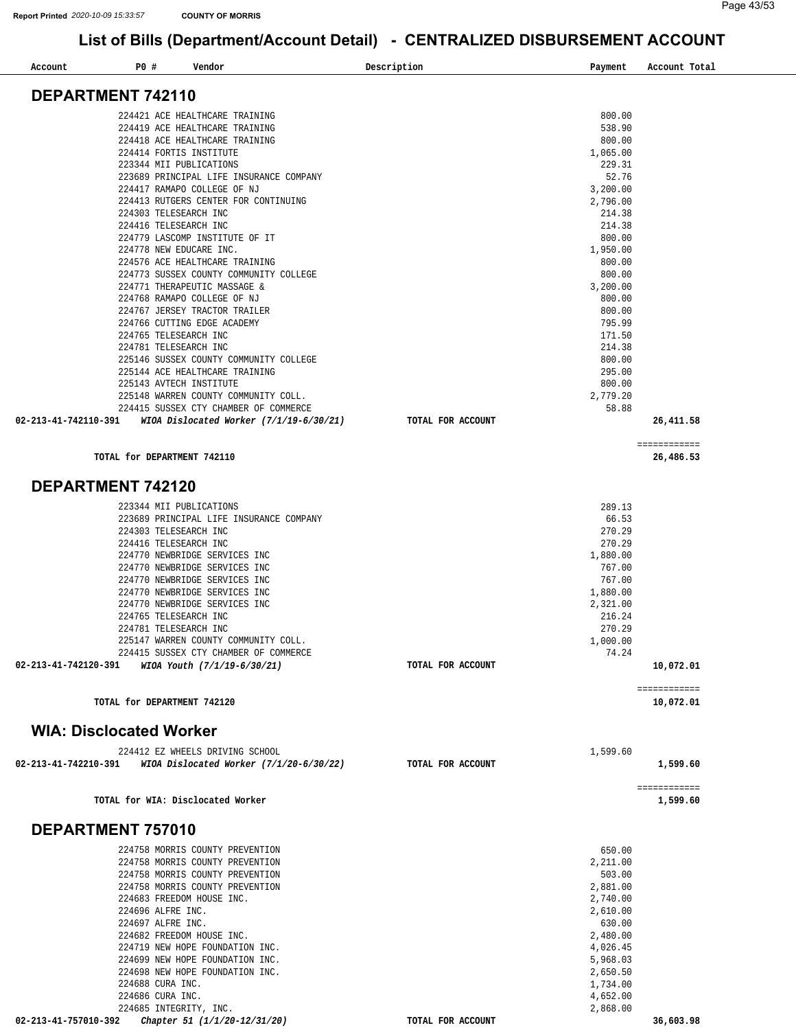Report Printed 2020-10-09 15:33:57 COUNTY OF MORRIS

# List of Bills (Department/Account Detail) - CENTRALIZED DISBURSEMENT ACCOUNT

| Account | PO # | Vendor | Description | Payment | Account Total |
|---|---|---|---|---|---|

## DEPARTMENT 742110

| Account | PO # | Vendor | Description | Payment | Account Total |
|---|---|---|---|---|---|
| | 224421 | ACE HEALTHCARE TRAINING | | 800.00 | |
| | 224419 | ACE HEALTHCARE TRAINING | | 538.90 | |
| | 224418 | ACE HEALTHCARE TRAINING | | 800.00 | |
| | 224414 | FORTIS INSTITUTE | | 1,065.00 | |
| | 223344 | MII PUBLICATIONS | | 229.31 | |
| | 223689 | PRINCIPAL LIFE INSURANCE COMPANY | | 52.76 | |
| | 224417 | RAMAPO COLLEGE OF NJ | | 3,200.00 | |
| | 224413 | RUTGERS CENTER FOR CONTINUING | | 2,796.00 | |
| | 224303 | TELESEARCH INC | | 214.38 | |
| | 224416 | TELESEARCH INC | | 214.38 | |
| | 224779 | LASCOMP INSTITUTE OF IT | | 800.00 | |
| | 224778 | NEW EDUCARE INC. | | 1,950.00 | |
| | 224576 | ACE HEALTHCARE TRAINING | | 800.00 | |
| | 224773 | SUSSEX COUNTY COMMUNITY COLLEGE | | 800.00 | |
| | 224771 | THERAPEUTIC MASSAGE & | | 3,200.00 | |
| | 224768 | RAMAPO COLLEGE OF NJ | | 800.00 | |
| | 224767 | JERSEY TRACTOR TRAILER | | 800.00 | |
| | 224766 | CUTTING EDGE ACADEMY | | 795.99 | |
| | 224765 | TELESEARCH INC | | 171.50 | |
| | 224781 | TELESEARCH INC | | 214.38 | |
| | 225146 | SUSSEX COUNTY COMMUNITY COLLEGE | | 800.00 | |
| | 225144 | ACE HEALTHCARE TRAINING | | 295.00 | |
| | 225143 | AVTECH INSTITUTE | | 800.00 | |
| | 225148 | WARREN COUNTY COMMUNITY COLL. | | 2,779.20 | |
| | 224415 | SUSSEX CTY CHAMBER OF COMMERCE | | 58.88 | |
| **02-213-41-742110-391** | | ***WIOA Dislocated Worker (7/1/19-6/30/21)*** | **TOTAL FOR ACCOUNT** | | **26,411.58** |

============

**TOTAL for DEPARTMENT 742110** **26,486.53**

## DEPARTMENT 742120

| Account | PO # | Vendor | Description | Payment | Account Total |
|---|---|---|---|---|---|
| | 223344 | MII PUBLICATIONS | | 289.13 | |
| | 223689 | PRINCIPAL LIFE INSURANCE COMPANY | | 66.53 | |
| | 224303 | TELESEARCH INC | | 270.29 | |
| | 224416 | TELESEARCH INC | | 270.29 | |
| | 224770 | NEWBRIDGE SERVICES INC | | 1,880.00 | |
| | 224770 | NEWBRIDGE SERVICES INC | | 767.00 | |
| | 224770 | NEWBRIDGE SERVICES INC | | 767.00 | |
| | 224770 | NEWBRIDGE SERVICES INC | | 1,880.00 | |
| | 224770 | NEWBRIDGE SERVICES INC | | 2,321.00 | |
| | 224765 | TELESEARCH INC | | 216.24 | |
| | 224781 | TELESEARCH INC | | 270.29 | |
| | 225147 | WARREN COUNTY COMMUNITY COLL. | | 1,000.00 | |
| | 224415 | SUSSEX CTY CHAMBER OF COMMERCE | | 74.24 | |
| **02-213-41-742120-391** | | ***WIOA Youth (7/1/19-6/30/21)*** | **TOTAL FOR ACCOUNT** | | **10,072.01** |

============

**TOTAL for DEPARTMENT 742120** **10,072.01**

## WIA: Disclocated Worker

| Account | PO # | Vendor | Description | Payment | Account Total |
|---|---|---|---|---|---|
| | 224412 | EZ WHEELS DRIVING SCHOOL | | 1,599.60 | |
| **02-213-41-742210-391** | | ***WIOA Dislocated Worker (7/1/20-6/30/22)*** | **TOTAL FOR ACCOUNT** | | **1,599.60** |

============

**TOTAL for WIA: Disclocated Worker** **1,599.60**

## DEPARTMENT 757010

| Account | PO # | Vendor | Description | Payment | Account Total |
|---|---|---|---|---|---|
| | 224758 | MORRIS COUNTY PREVENTION | | 650.00 | |
| | 224758 | MORRIS COUNTY PREVENTION | | 2,211.00 | |
| | 224758 | MORRIS COUNTY PREVENTION | | 503.00 | |
| | 224758 | MORRIS COUNTY PREVENTION | | 2,881.00 | |
| | 224683 | FREEDOM HOUSE INC. | | 2,740.00 | |
| | 224696 | ALFRE INC. | | 2,610.00 | |
| | 224697 | ALFRE INC. | | 630.00 | |
| | 224682 | FREEDOM HOUSE INC. | | 2,480.00 | |
| | 224719 | NEW HOPE FOUNDATION INC. | | 4,026.45 | |
| | 224699 | NEW HOPE FOUNDATION INC. | | 5,968.03 | |
| | 224698 | NEW HOPE FOUNDATION INC. | | 2,650.50 | |
| | 224688 | CURA INC. | | 1,734.00 | |
| | 224686 | CURA INC. | | 4,652.00 | |
| | 224685 | INTEGRITY, INC. | | 2,868.00 | |
| **02-213-41-757010-392** | | ***Chapter 51 (1/1/20-12/31/20)*** | **TOTAL FOR ACCOUNT** | | **36,603.98** |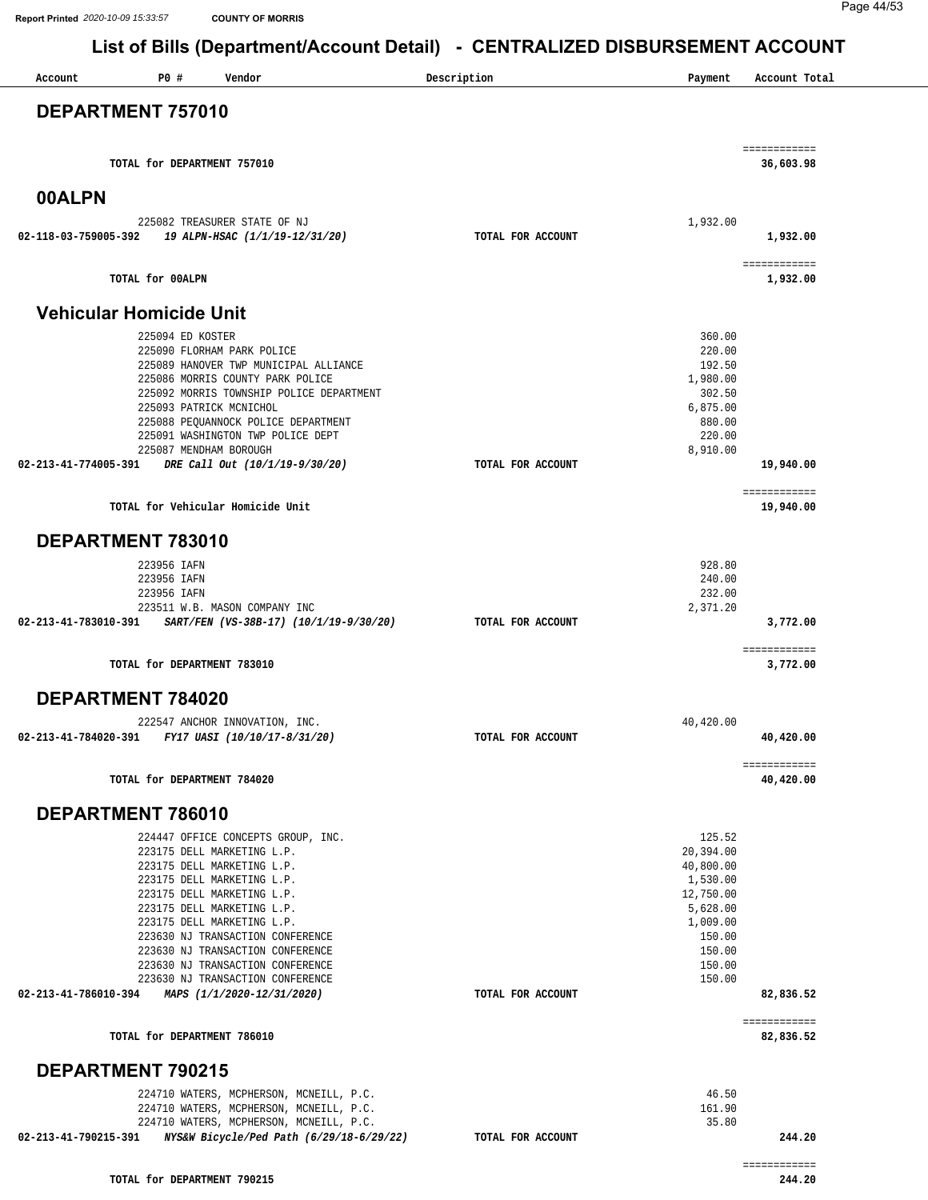# List of Bills (Department/Account Detail) - CENTRALIZED DISBURSEMENT ACCOUNT

| Account | PO # | Vendor | Description | Payment | Account Total |
|---|---|---|---|---|---|

## DEPARTMENT 757010

| | | | | | |
|---|---|---|---|---|---|
| | TOTAL for DEPARTMENT 757010 | | | | 36,603.98 |

## 00ALPN

| Account | PO # | Vendor | Description | Payment | Account Total |
|---|---|---|---|---|---|
| | 225082 | TREASURER STATE OF NJ | | 1,932.00 | |
| 02-118-03-759005-392 | | *19 ALPN-HSAC (1/1/19-12/31/20)* | TOTAL FOR ACCOUNT | | 1,932.00 |
| | TOTAL for 00ALPN | | | | 1,932.00 |

## Vehicular Homicide Unit

| Account | PO # | Vendor | Description | Payment | Account Total |
|---|---|---|---|---|---|
| | 225094 | ED KOSTER | | 360.00 | |
| | 225090 | FLORHAM PARK POLICE | | 220.00 | |
| | 225089 | HANOVER TWP MUNICIPAL ALLIANCE | | 192.50 | |
| | 225086 | MORRIS COUNTY PARK POLICE | | 1,980.00 | |
| | 225092 | MORRIS TOWNSHIP POLICE DEPARTMENT | | 302.50 | |
| | 225093 | PATRICK MCNICHOL | | 6,875.00 | |
| | 225088 | PEQUANNOCK POLICE DEPARTMENT | | 880.00 | |
| | 225091 | WASHINGTON TWP POLICE DEPT | | 220.00 | |
| | 225087 | MENDHAM BOROUGH | | 8,910.00 | |
| 02-213-41-774005-391 | | *DRE Call Out (10/1/19-9/30/20)* | TOTAL FOR ACCOUNT | | 19,940.00 |
| | TOTAL for Vehicular Homicide Unit | | | | 19,940.00 |

## DEPARTMENT 783010

| Account | PO # | Vendor | Description | Payment | Account Total |
|---|---|---|---|---|---|
| | 223956 | IAFN | | 928.80 | |
| | 223956 | IAFN | | 240.00 | |
| | 223956 | IAFN | | 232.00 | |
| | 223511 | W.B. MASON COMPANY INC | | 2,371.20 | |
| 02-213-41-783010-391 | | *SART/FEN (VS-38B-17) (10/1/19-9/30/20)* | TOTAL FOR ACCOUNT | | 3,772.00 |
| | TOTAL for DEPARTMENT 783010 | | | | 3,772.00 |

## DEPARTMENT 784020

| Account | PO # | Vendor | Description | Payment | Account Total |
|---|---|---|---|---|---|
| | 222547 | ANCHOR INNOVATION, INC. | | 40,420.00 | |
| 02-213-41-784020-391 | | *FY17 UASI (10/10/17-8/31/20)* | TOTAL FOR ACCOUNT | | 40,420.00 |
| | TOTAL for DEPARTMENT 784020 | | | | 40,420.00 |

## DEPARTMENT 786010

| Account | PO # | Vendor | Description | Payment | Account Total |
|---|---|---|---|---|---|
| | 224447 | OFFICE CONCEPTS GROUP, INC. | | 125.52 | |
| | 223175 | DELL MARKETING L.P. | | 20,394.00 | |
| | 223175 | DELL MARKETING L.P. | | 40,800.00 | |
| | 223175 | DELL MARKETING L.P. | | 1,530.00 | |
| | 223175 | DELL MARKETING L.P. | | 12,750.00 | |
| | 223175 | DELL MARKETING L.P. | | 5,628.00 | |
| | 223175 | DELL MARKETING L.P. | | 1,009.00 | |
| | 223630 | NJ TRANSACTION CONFERENCE | | 150.00 | |
| | 223630 | NJ TRANSACTION CONFERENCE | | 150.00 | |
| | 223630 | NJ TRANSACTION CONFERENCE | | 150.00 | |
| | 223630 | NJ TRANSACTION CONFERENCE | | 150.00 | |
| 02-213-41-786010-394 | | *MAPS (1/1/2020-12/31/2020)* | TOTAL FOR ACCOUNT | | 82,836.52 |
| | TOTAL for DEPARTMENT 786010 | | | | 82,836.52 |

## DEPARTMENT 790215

| Account | PO # | Vendor | Description | Payment | Account Total |
|---|---|---|---|---|---|
| | 224710 | WATERS, MCPHERSON, MCNEILL, P.C. | | 46.50 | |
| | 224710 | WATERS, MCPHERSON, MCNEILL, P.C. | | 161.90 | |
| | 224710 | WATERS, MCPHERSON, MCNEILL, P.C. | | 35.80 | |
| 02-213-41-790215-391 | | *NYS&W Bicycle/Ped Path (6/29/18-6/29/22)* | TOTAL FOR ACCOUNT | | 244.20 |
| | TOTAL for DEPARTMENT 790215 | | | | 244.20 |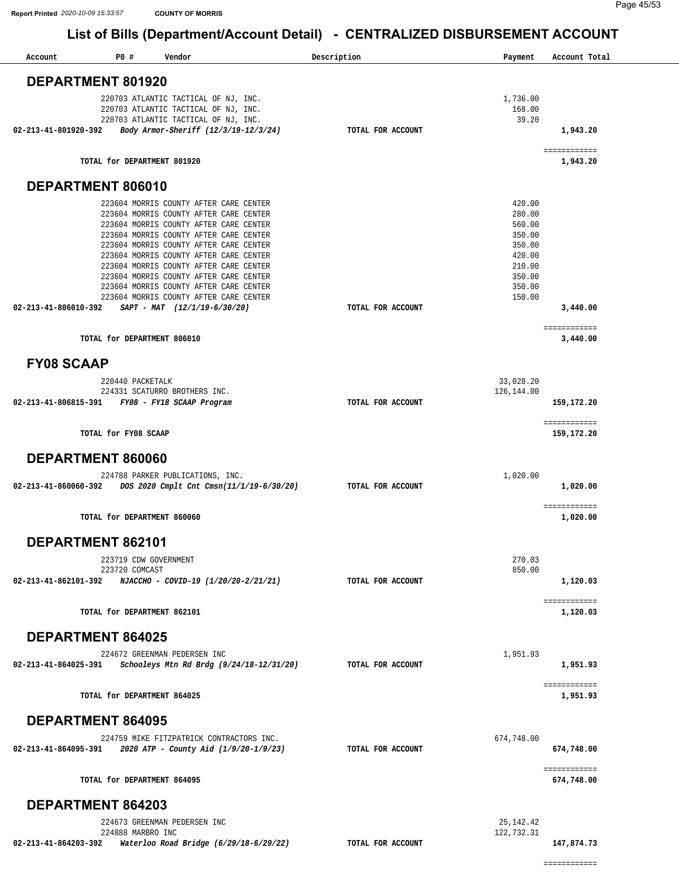Report Printed 2020-10-09 15:33:57 COUNTY OF MORRIS

# List of Bills (Department/Account Detail) - CENTRALIZED DISBURSEMENT ACCOUNT

| Account | PO # | Vendor | Description | Payment | Account Total |
|---|---|---|---|---|---|

## DEPARTMENT 801920

| Account | PO # | Vendor | Description | Payment | Account Total |
|---|---|---|---|---|---|
| | 220703 | ATLANTIC TACTICAL OF NJ, INC. | | 1,736.00 | |
| | 220703 | ATLANTIC TACTICAL OF NJ, INC. | | 168.00 | |
| | 220703 | ATLANTIC TACTICAL OF NJ, INC. | | 39.20 | |
| **02-213-41-801920-392** | | ***Body Armor-Sheriff (12/3/19-12/3/24)*** | **TOTAL FOR ACCOUNT** | | **1,943.20** |
| | | **TOTAL for DEPARTMENT 801920** | | | **1,943.20** |

## DEPARTMENT 806010

| Account | PO # | Vendor | Description | Payment | Account Total |
|---|---|---|---|---|---|
| | 223604 | MORRIS COUNTY AFTER CARE CENTER | | 420.00 | |
| | 223604 | MORRIS COUNTY AFTER CARE CENTER | | 280.00 | |
| | 223604 | MORRIS COUNTY AFTER CARE CENTER | | 560.00 | |
| | 223604 | MORRIS COUNTY AFTER CARE CENTER | | 350.00 | |
| | 223604 | MORRIS COUNTY AFTER CARE CENTER | | 350.00 | |
| | 223604 | MORRIS COUNTY AFTER CARE CENTER | | 420.00 | |
| | 223604 | MORRIS COUNTY AFTER CARE CENTER | | 210.00 | |
| | 223604 | MORRIS COUNTY AFTER CARE CENTER | | 350.00 | |
| | 223604 | MORRIS COUNTY AFTER CARE CENTER | | 350.00 | |
| | 223604 | MORRIS COUNTY AFTER CARE CENTER | | 150.00 | |
| **02-213-41-806010-392** | | ***SAPT - MAT (12/1/19-6/30/20)*** | **TOTAL FOR ACCOUNT** | | **3,440.00** |
| | | **TOTAL for DEPARTMENT 806010** | | | **3,440.00** |

## FY08 SCAAP

| Account | PO # | Vendor | Description | Payment | Account Total |
|---|---|---|---|---|---|
| | 220440 | PACKETALK | | 33,028.20 | |
| | 224331 | SCATURRO BROTHERS INC. | | 126,144.00 | |
| **02-213-41-806815-391** | | ***FY08 - FY18 SCAAP Program*** | **TOTAL FOR ACCOUNT** | | **159,172.20** |
| | | **TOTAL for FY08 SCAAP** | | | **159,172.20** |

## DEPARTMENT 860060

| Account | PO # | Vendor | Description | Payment | Account Total |
|---|---|---|---|---|---|
| | 224788 | PARKER PUBLICATIONS, INC. | | 1,020.00 | |
| **02-213-41-860060-392** | | ***DOS 2020 Cmplt Cnt Cmsn(11/1/19-6/30/20)*** | **TOTAL FOR ACCOUNT** | | **1,020.00** |
| | | **TOTAL for DEPARTMENT 860060** | | | **1,020.00** |

## DEPARTMENT 862101

| Account | PO # | Vendor | Description | Payment | Account Total |
|---|---|---|---|---|---|
| | 223719 | CDW GOVERNMENT | | 270.03 | |
| | 223720 | COMCAST | | 850.00 | |
| **02-213-41-862101-392** | | ***NJACCHO - COVID-19 (1/20/20-2/21/21)*** | **TOTAL FOR ACCOUNT** | | **1,120.03** |
| | | **TOTAL for DEPARTMENT 862101** | | | **1,120.03** |

## DEPARTMENT 864025

| Account | PO # | Vendor | Description | Payment | Account Total |
|---|---|---|---|---|---|
| | 224672 | GREENMAN PEDERSEN INC | | 1,951.93 | |
| **02-213-41-864025-391** | | ***Schooleys Mtn Rd Brdg (9/24/18-12/31/20)*** | **TOTAL FOR ACCOUNT** | | **1,951.93** |
| | | **TOTAL for DEPARTMENT 864025** | | | **1,951.93** |

## DEPARTMENT 864095

| Account | PO # | Vendor | Description | Payment | Account Total |
|---|---|---|---|---|---|
| | 224759 | MIKE FITZPATRICK CONTRACTORS INC. | | 674,748.00 | |
| **02-213-41-864095-391** | | ***2020 ATP - County Aid (1/9/20-1/9/23)*** | **TOTAL FOR ACCOUNT** | | **674,748.00** |
| | | **TOTAL for DEPARTMENT 864095** | | | **674,748.00** |

## DEPARTMENT 864203

| Account | PO # | Vendor | Description | Payment | Account Total |
|---|---|---|---|---|---|
| | 224673 | GREENMAN PEDERSEN INC | | 25,142.42 | |
| | 224888 | MARBRO INC | | 122,732.31 | |
| **02-213-41-864203-392** | | ***Waterloo Road Bridge (6/29/18-6/29/22)*** | **TOTAL FOR ACCOUNT** | | **147,874.73** |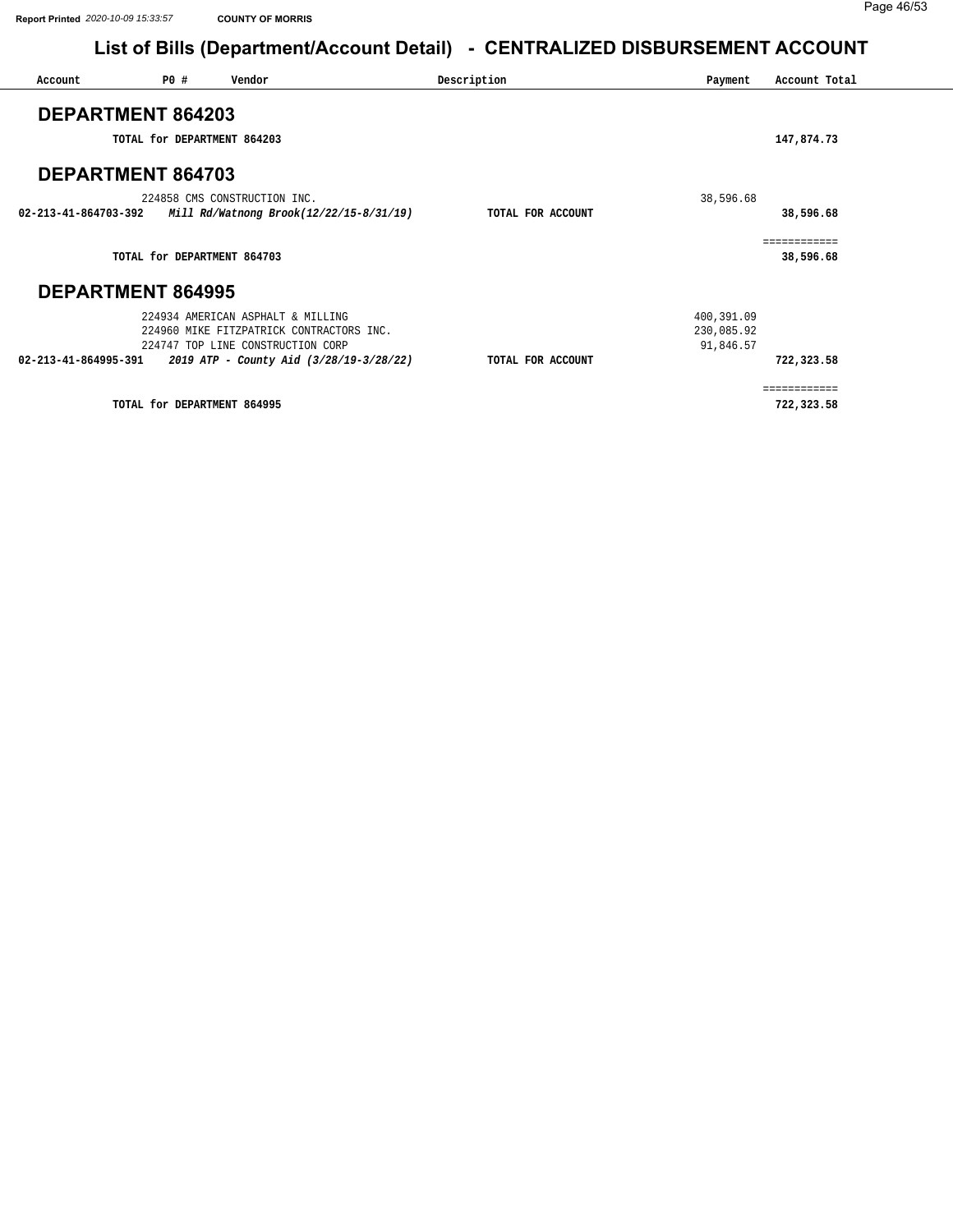# List of Bills (Department/Account Detail) - CENTRALIZED DISBURSEMENT ACCOUNT

| Account | PO # | Vendor | Description | Payment | Account Total |
|---|---|---|---|---|---|

## DEPARTMENT 864203

| | | | | | |
|---|---|---|---|---|---|
| | TOTAL for DEPARTMENT 864203 | | | | 147,874.73 |

## DEPARTMENT 864703

| Account | PO # | Vendor | Description | Payment | Account Total |
|---|---|---|---|---|---|
| | 224858 | CMS CONSTRUCTION INC. | | 38,596.68 | |
| 02-213-41-864703-392 | *Mill Rd/Watnong Brook(12/22/15-8/31/19)* | | TOTAL FOR ACCOUNT | | 38,596.68 |
| | | | | | ============ |
| | TOTAL for DEPARTMENT 864703 | | | | 38,596.68 |

## DEPARTMENT 864995

| Account | PO # | Vendor | Description | Payment | Account Total |
|---|---|---|---|---|---|
| | 224934 | AMERICAN ASPHALT & MILLING | | 400,391.09 | |
| | 224960 | MIKE FITZPATRICK CONTRACTORS INC. | | 230,085.92 | |
| | 224747 | TOP LINE CONSTRUCTION CORP | | 91,846.57 | |
| 02-213-41-864995-391 | *2019 ATP - County Aid (3/28/19-3/28/22)* | | TOTAL FOR ACCOUNT | | 722,323.58 |
| | | | | | ============ |
| | TOTAL for DEPARTMENT 864995 | | | | 722,323.58 |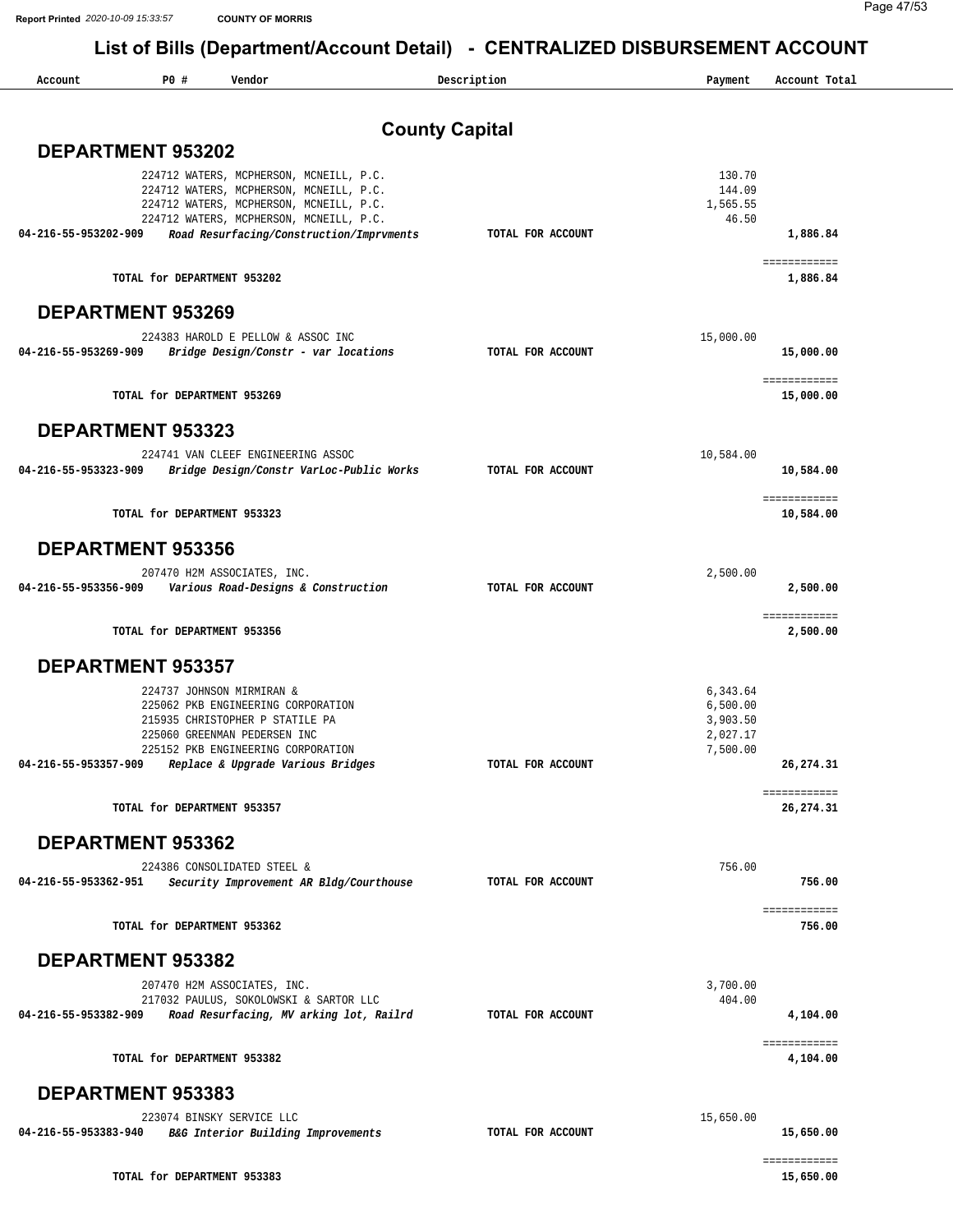# List of Bills (Department/Account Detail) - CENTRALIZED DISBURSEMENT ACCOUNT

## County Capital

### DEPARTMENT 953202

| Account | PO # | Vendor | Description | Payment | Account Total |
|---|---|---|---|---|---|
| | 224712 | WATERS, MCPHERSON, MCNEILL, P.C. | | 130.70 | |
| | 224712 | WATERS, MCPHERSON, MCNEILL, P.C. | | 144.09 | |
| | 224712 | WATERS, MCPHERSON, MCNEILL, P.C. | | 1,565.55 | |
| | 224712 | WATERS, MCPHERSON, MCNEILL, P.C. | | 46.50 | |
| 04-216-55-953202-909 | | *Road Resurfacing/Construction/Imprvments* | TOTAL FOR ACCOUNT | | 1,886.84 |
| | | TOTAL for DEPARTMENT 953202 | | | 1,886.84 |

### DEPARTMENT 953269

| Account | PO # | Vendor | Description | Payment | Account Total |
|---|---|---|---|---|---|
| | 224383 | HAROLD E PELLOW & ASSOC INC | | 15,000.00 | |
| 04-216-55-953269-909 | | *Bridge Design/Constr - var locations* | TOTAL FOR ACCOUNT | | 15,000.00 |
| | | TOTAL for DEPARTMENT 953269 | | | 15,000.00 |

### DEPARTMENT 953323

| Account | PO # | Vendor | Description | Payment | Account Total |
|---|---|---|---|---|---|
| | 224741 | VAN CLEEF ENGINEERING ASSOC | | 10,584.00 | |
| 04-216-55-953323-909 | | *Bridge Design/Constr VarLoc-Public Works* | TOTAL FOR ACCOUNT | | 10,584.00 |
| | | TOTAL for DEPARTMENT 953323 | | | 10,584.00 |

### DEPARTMENT 953356

| Account | PO # | Vendor | Description | Payment | Account Total |
|---|---|---|---|---|---|
| | 207470 | H2M ASSOCIATES, INC. | | 2,500.00 | |
| 04-216-55-953356-909 | | *Various Road-Designs & Construction* | TOTAL FOR ACCOUNT | | 2,500.00 |
| | | TOTAL for DEPARTMENT 953356 | | | 2,500.00 |

### DEPARTMENT 953357

| Account | PO # | Vendor | Description | Payment | Account Total |
|---|---|---|---|---|---|
| | 224737 | JOHNSON MIRMIRAN & | | 6,343.64 | |
| | 225062 | PKB ENGINEERING CORPORATION | | 6,500.00 | |
| | 215935 | CHRISTOPHER P STATILE PA | | 3,903.50 | |
| | 225060 | GREENMAN PEDERSEN INC | | 2,027.17 | |
| | 225152 | PKB ENGINEERING CORPORATION | | 7,500.00 | |
| 04-216-55-953357-909 | | *Replace & Upgrade Various Bridges* | TOTAL FOR ACCOUNT | | 26,274.31 |
| | | TOTAL for DEPARTMENT 953357 | | | 26,274.31 |

### DEPARTMENT 953362

| Account | PO # | Vendor | Description | Payment | Account Total |
|---|---|---|---|---|---|
| | 224386 | CONSOLIDATED STEEL & | | 756.00 | |
| 04-216-55-953362-951 | | *Security Improvement AR Bldg/Courthouse* | TOTAL FOR ACCOUNT | | 756.00 |
| | | TOTAL for DEPARTMENT 953362 | | | 756.00 |

### DEPARTMENT 953382

| Account | PO # | Vendor | Description | Payment | Account Total |
|---|---|---|---|---|---|
| | 207470 | H2M ASSOCIATES, INC. | | 3,700.00 | |
| | 217032 | PAULUS, SOKOLOWSKI & SARTOR LLC | | 404.00 | |
| 04-216-55-953382-909 | | *Road Resurfacing, MV arking lot, Railrd* | TOTAL FOR ACCOUNT | | 4,104.00 |
| | | TOTAL for DEPARTMENT 953382 | | | 4,104.00 |

### DEPARTMENT 953383

| Account | PO # | Vendor | Description | Payment | Account Total |
|---|---|---|---|---|---|
| | 223074 | BINSKY SERVICE LLC | | 15,650.00 | |
| 04-216-55-953383-940 | | *B&G Interior Building Improvements* | TOTAL FOR ACCOUNT | | 15,650.00 |
| | | TOTAL for DEPARTMENT 953383 | | | 15,650.00 |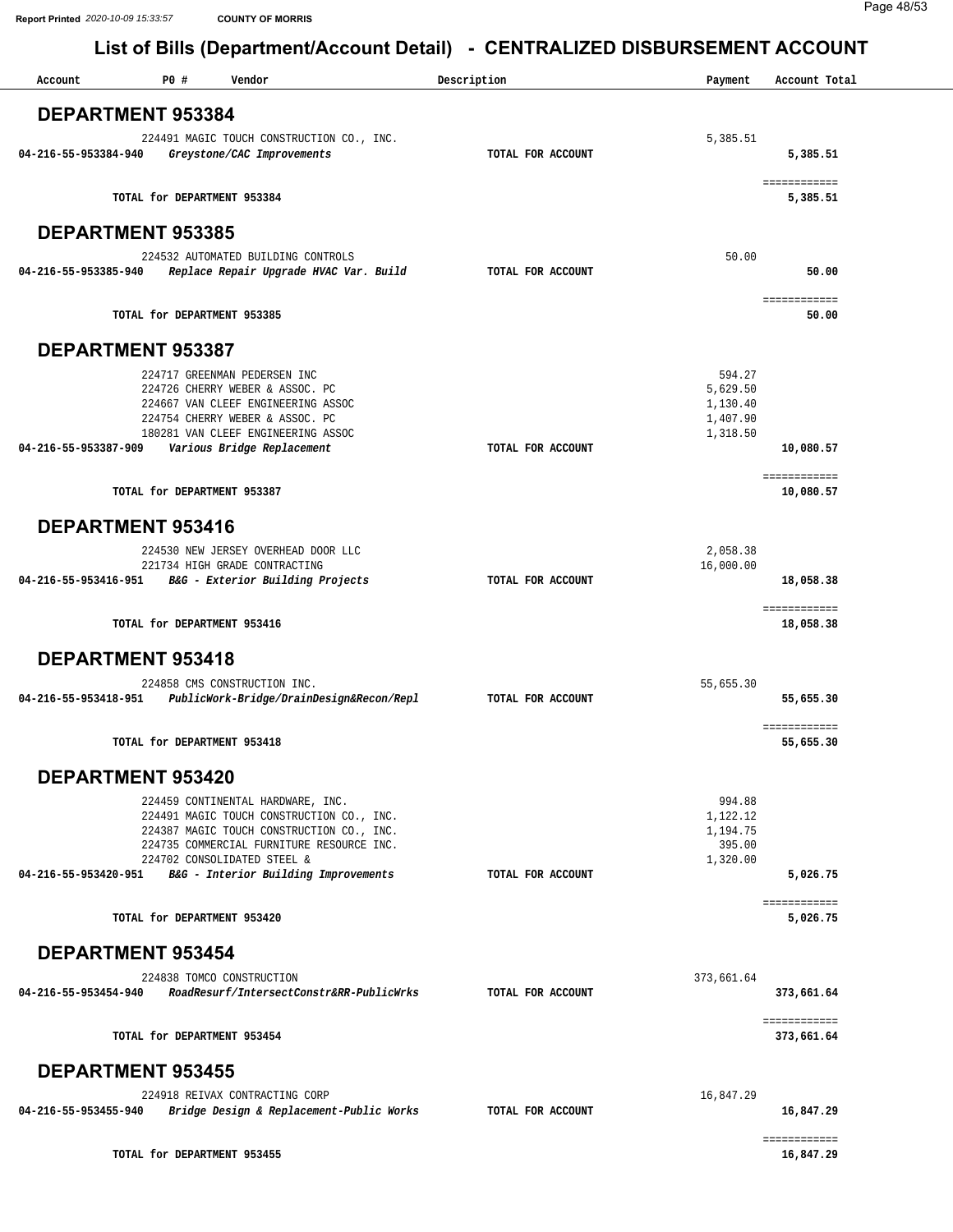# List of Bills (Department/Account Detail) - CENTRALIZED DISBURSEMENT ACCOUNT

| Account | PO # | Vendor | Description | Payment | Account Total |
|---|---|---|---|---|---|
| **DEPARTMENT 953384** | | | | | |
| | 224491 | MAGIC TOUCH CONSTRUCTION CO., INC. | | 5,385.51 | |
| **04-216-55-953384-940** | | ***Greystone/CAC Improvements*** | **TOTAL FOR ACCOUNT** | | **5,385.51** |
| | | **TOTAL for DEPARTMENT 953384** | | | **5,385.51** |
| **DEPARTMENT 953385** | | | | | |
| | 224532 | AUTOMATED BUILDING CONTROLS | | 50.00 | |
| **04-216-55-953385-940** | | ***Replace Repair Upgrade HVAC Var. Build*** | **TOTAL FOR ACCOUNT** | | **50.00** |
| | | **TOTAL for DEPARTMENT 953385** | | | **50.00** |
| **DEPARTMENT 953387** | | | | | |
| | 224717 | GREENMAN PEDERSEN INC | | 594.27 | |
| | 224726 | CHERRY WEBER & ASSOC. PC | | 5,629.50 | |
| | 224667 | VAN CLEEF ENGINEERING ASSOC | | 1,130.40 | |
| | 224754 | CHERRY WEBER & ASSOC. PC | | 1,407.90 | |
| | 180281 | VAN CLEEF ENGINEERING ASSOC | | 1,318.50 | |
| **04-216-55-953387-909** | | ***Various Bridge Replacement*** | **TOTAL FOR ACCOUNT** | | **10,080.57** |
| | | **TOTAL for DEPARTMENT 953387** | | | **10,080.57** |
| **DEPARTMENT 953416** | | | | | |
| | 224530 | NEW JERSEY OVERHEAD DOOR LLC | | 2,058.38 | |
| | 221734 | HIGH GRADE CONTRACTING | | 16,000.00 | |
| **04-216-55-953416-951** | | ***B&G - Exterior Building Projects*** | **TOTAL FOR ACCOUNT** | | **18,058.38** |
| | | **TOTAL for DEPARTMENT 953416** | | | **18,058.38** |
| **DEPARTMENT 953418** | | | | | |
| | 224858 | CMS CONSTRUCTION INC. | | 55,655.30 | |
| **04-216-55-953418-951** | | ***PublicWork-Bridge/DrainDesign&Recon/Repl*** | **TOTAL FOR ACCOUNT** | | **55,655.30** |
| | | **TOTAL for DEPARTMENT 953418** | | | **55,655.30** |
| **DEPARTMENT 953420** | | | | | |
| | 224459 | CONTINENTAL HARDWARE, INC. | | 994.88 | |
| | 224491 | MAGIC TOUCH CONSTRUCTION CO., INC. | | 1,122.12 | |
| | 224387 | MAGIC TOUCH CONSTRUCTION CO., INC. | | 1,194.75 | |
| | 224735 | COMMERCIAL FURNITURE RESOURCE INC. | | 395.00 | |
| | 224702 | CONSOLIDATED STEEL & | | 1,320.00 | |
| **04-216-55-953420-951** | | ***B&G - Interior Building Improvements*** | **TOTAL FOR ACCOUNT** | | **5,026.75** |
| | | **TOTAL for DEPARTMENT 953420** | | | **5,026.75** |
| **DEPARTMENT 953454** | | | | | |
| | 224838 | TOMCO CONSTRUCTION | | 373,661.64 | |
| **04-216-55-953454-940** | | ***RoadResurf/IntersectConstr&RR-PublicWrks*** | **TOTAL FOR ACCOUNT** | | **373,661.64** |
| | | **TOTAL for DEPARTMENT 953454** | | | **373,661.64** |
| **DEPARTMENT 953455** | | | | | |
| | 224918 | REIVAX CONTRACTING CORP | | 16,847.29 | |
| **04-216-55-953455-940** | | ***Bridge Design & Replacement-Public Works*** | **TOTAL FOR ACCOUNT** | | **16,847.29** |
| | | **TOTAL for DEPARTMENT 953455** | | | **16,847.29** |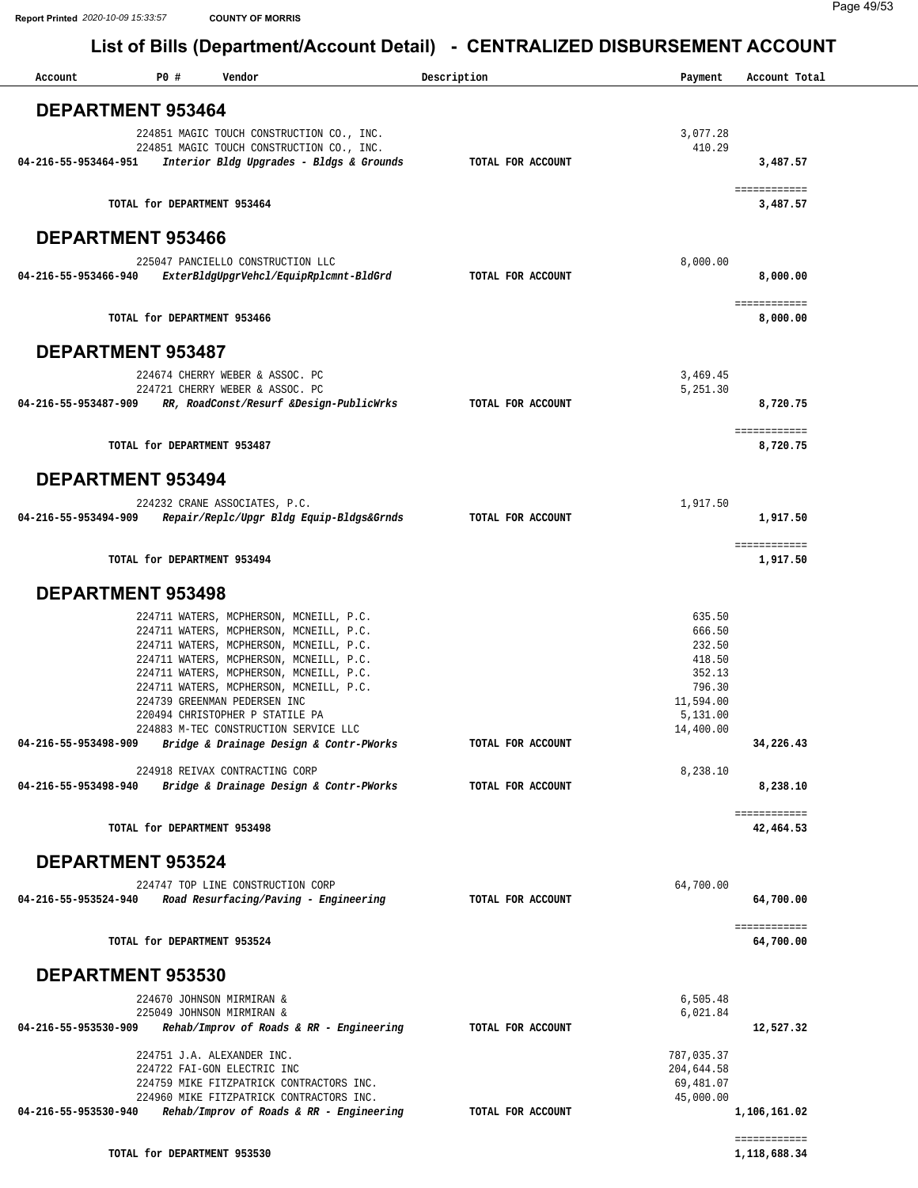# List of Bills (Department/Account Detail) - CENTRALIZED DISBURSEMENT ACCOUNT

| Account | PO # | Vendor | Description | Payment | Account Total |
|---|---|---|---|---|---|

## DEPARTMENT 953464

| Account | PO # | Vendor | Description | Payment | Account Total |
|---|---|---|---|---|---|
| | 224851 | MAGIC TOUCH CONSTRUCTION CO., INC. | | 3,077.28 | |
| | 224851 | MAGIC TOUCH CONSTRUCTION CO., INC. | | 410.29 | |
| 04-216-55-953464-951 | | *Interior Bldg Upgrades - Bldgs & Grounds* | TOTAL FOR ACCOUNT | | 3,487.57 |
| | | TOTAL for DEPARTMENT 953464 | | | 3,487.57 |

## DEPARTMENT 953466

| Account | PO # | Vendor | Description | Payment | Account Total |
|---|---|---|---|---|---|
| | 225047 | PANCIELLO CONSTRUCTION LLC | | 8,000.00 | |
| 04-216-55-953466-940 | | *ExterBldgUpgrVehcl/EquipRplcmnt-BldGrd* | TOTAL FOR ACCOUNT | | 8,000.00 |
| | | TOTAL for DEPARTMENT 953466 | | | 8,000.00 |

## DEPARTMENT 953487

| Account | PO # | Vendor | Description | Payment | Account Total |
|---|---|---|---|---|---|
| | 224674 | CHERRY WEBER & ASSOC. PC | | 3,469.45 | |
| | 224721 | CHERRY WEBER & ASSOC. PC | | 5,251.30 | |
| 04-216-55-953487-909 | | *RR, RoadConst/Resurf &Design-PublicWrks* | TOTAL FOR ACCOUNT | | 8,720.75 |
| | | TOTAL for DEPARTMENT 953487 | | | 8,720.75 |

## DEPARTMENT 953494

| Account | PO # | Vendor | Description | Payment | Account Total |
|---|---|---|---|---|---|
| | 224232 | CRANE ASSOCIATES, P.C. | | 1,917.50 | |
| 04-216-55-953494-909 | | *Repair/Replc/Upgr Bldg Equip-Bldgs&Grnds* | TOTAL FOR ACCOUNT | | 1,917.50 |
| | | TOTAL for DEPARTMENT 953494 | | | 1,917.50 |

## DEPARTMENT 953498

| Account | PO # | Vendor | Description | Payment | Account Total |
|---|---|---|---|---|---|
| | 224711 | WATERS, MCPHERSON, MCNEILL, P.C. | | 635.50 | |
| | 224711 | WATERS, MCPHERSON, MCNEILL, P.C. | | 666.50 | |
| | 224711 | WATERS, MCPHERSON, MCNEILL, P.C. | | 232.50 | |
| | 224711 | WATERS, MCPHERSON, MCNEILL, P.C. | | 418.50 | |
| | 224711 | WATERS, MCPHERSON, MCNEILL, P.C. | | 352.13 | |
| | 224711 | WATERS, MCPHERSON, MCNEILL, P.C. | | 796.30 | |
| | 224739 | GREENMAN PEDERSEN INC | | 11,594.00 | |
| | 220494 | CHRISTOPHER P STATILE PA | | 5,131.00 | |
| | 224883 | M-TEC CONSTRUCTION SERVICE LLC | | 14,400.00 | |
| 04-216-55-953498-909 | | *Bridge & Drainage Design & Contr-PWorks* | TOTAL FOR ACCOUNT | | 34,226.43 |
| | 224918 | REIVAX CONTRACTING CORP | | 8,238.10 | |
| 04-216-55-953498-940 | | *Bridge & Drainage Design & Contr-PWorks* | TOTAL FOR ACCOUNT | | 8,238.10 |
| | | TOTAL for DEPARTMENT 953498 | | | 42,464.53 |

## DEPARTMENT 953524

| Account | PO # | Vendor | Description | Payment | Account Total |
|---|---|---|---|---|---|
| | 224747 | TOP LINE CONSTRUCTION CORP | | 64,700.00 | |
| 04-216-55-953524-940 | | *Road Resurfacing/Paving - Engineering* | TOTAL FOR ACCOUNT | | 64,700.00 |
| | | TOTAL for DEPARTMENT 953524 | | | 64,700.00 |

## DEPARTMENT 953530

| Account | PO # | Vendor | Description | Payment | Account Total |
|---|---|---|---|---|---|
| | 224670 | JOHNSON MIRMIRAN & | | 6,505.48 | |
| | 225049 | JOHNSON MIRMIRAN & | | 6,021.84 | |
| 04-216-55-953530-909 | | *Rehab/Improv of Roads & RR - Engineering* | TOTAL FOR ACCOUNT | | 12,527.32 |
| | 224751 | J.A. ALEXANDER INC. | | 787,035.37 | |
| | 224722 | FAI-GON ELECTRIC INC | | 204,644.58 | |
| | 224759 | MIKE FITZPATRICK CONTRACTORS INC. | | 69,481.07 | |
| | 224960 | MIKE FITZPATRICK CONTRACTORS INC. | | 45,000.00 | |
| 04-216-55-953530-940 | | *Rehab/Improv of Roads & RR - Engineering* | TOTAL FOR ACCOUNT | | 1,106,161.02 |
| | | TOTAL for DEPARTMENT 953530 | | | 1,118,688.34 |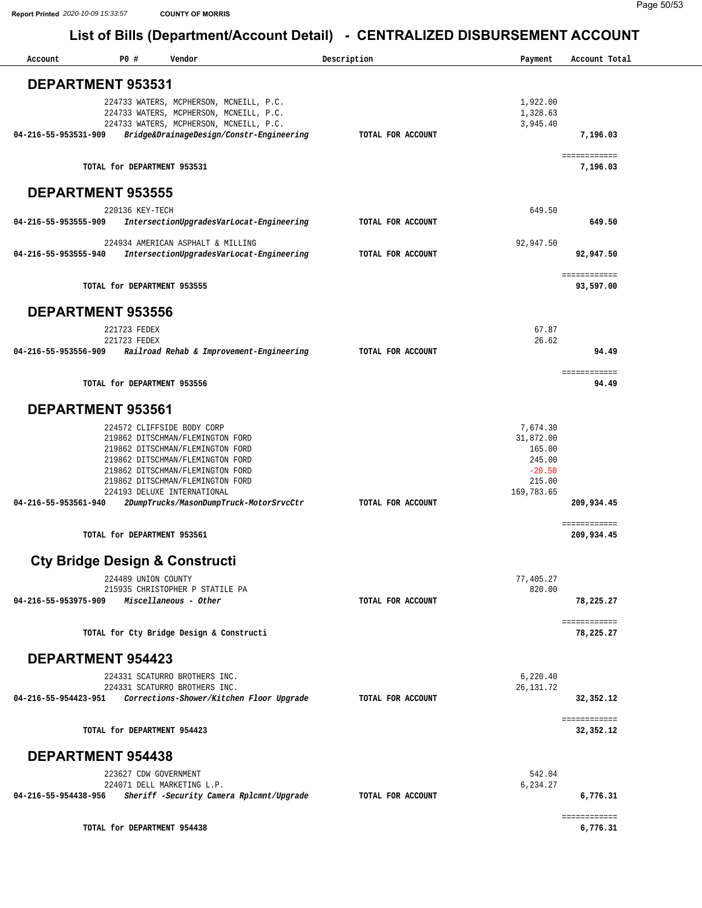COUNTY OF MORRIS

# List of Bills (Department/Account Detail) - CENTRALIZED DISBURSEMENT ACCOUNT

| Account | PO # | Vendor | Description | Payment | Account Total |
|---|---|---|---|---|---|

## DEPARTMENT 953531

| Account | PO # | Vendor | Description | Payment | Account Total |
|---|---|---|---|---|---|
| | 224733 | WATERS, MCPHERSON, MCNEILL, P.C. | | 1,922.00 | |
| | 224733 | WATERS, MCPHERSON, MCNEILL, P.C. | | 1,328.63 | |
| | 224733 | WATERS, MCPHERSON, MCNEILL, P.C. | | 3,945.40 | |
| **04-216-55-953531-909** | | ***Bridge&DrainageDesign/Constr-Engineering*** | **TOTAL FOR ACCOUNT** | | **7,196.03** |
| | | **TOTAL for DEPARTMENT 953531** | | | **7,196.03** |

## DEPARTMENT 953555

| Account | PO # | Vendor | Description | Payment | Account Total |
|---|---|---|---|---|---|
| | 220136 | KEY-TECH | | 649.50 | |
| **04-216-55-953555-909** | | ***IntersectionUpgradesVarLocat-Engineering*** | **TOTAL FOR ACCOUNT** | | **649.50** |
| | 224934 | AMERICAN ASPHALT & MILLING | | 92,947.50 | |
| **04-216-55-953555-940** | | ***IntersectionUpgradesVarLocat-Engineering*** | **TOTAL FOR ACCOUNT** | | **92,947.50** |
| | | **TOTAL for DEPARTMENT 953555** | | | **93,597.00** |

## DEPARTMENT 953556

| Account | PO # | Vendor | Description | Payment | Account Total |
|---|---|---|---|---|---|
| | 221723 | FEDEX | | 67.87 | |
| | 221723 | FEDEX | | 26.62 | |
| **04-216-55-953556-909** | | ***Railroad Rehab & Improvement-Engineering*** | **TOTAL FOR ACCOUNT** | | **94.49** |
| | | **TOTAL for DEPARTMENT 953556** | | | **94.49** |

## DEPARTMENT 953561

| Account | PO # | Vendor | Description | Payment | Account Total |
|---|---|---|---|---|---|
| | 224572 | CLIFFSIDE BODY CORP | | 7,674.30 | |
| | 219862 | DITSCHMAN/FLEMINGTON FORD | | 31,872.00 | |
| | 219862 | DITSCHMAN/FLEMINGTON FORD | | 165.00 | |
| | 219862 | DITSCHMAN/FLEMINGTON FORD | | 245.00 | |
| | 219862 | DITSCHMAN/FLEMINGTON FORD | | -20.50 | |
| | 219862 | DITSCHMAN/FLEMINGTON FORD | | 215.00 | |
| | 224193 | DELUXE INTERNATIONAL | | 169,783.65 | |
| **04-216-55-953561-940** | | ***2DumpTrucks/MasonDumpTruck-MotorSrvcCtr*** | **TOTAL FOR ACCOUNT** | | **209,934.45** |
| | | **TOTAL for DEPARTMENT 953561** | | | **209,934.45** |

## Cty Bridge Design & Constructi

| Account | PO # | Vendor | Description | Payment | Account Total |
|---|---|---|---|---|---|
| | 224489 | UNION COUNTY | | 77,405.27 | |
| | 215935 | CHRISTOPHER P STATILE PA | | 820.00 | |
| **04-216-55-953975-909** | | ***Miscellaneous - Other*** | **TOTAL FOR ACCOUNT** | | **78,225.27** |
| | | **TOTAL for Cty Bridge Design & Constructi** | | | **78,225.27** |

## DEPARTMENT 954423

| Account | PO # | Vendor | Description | Payment | Account Total |
|---|---|---|---|---|---|
| | 224331 | SCATURRO BROTHERS INC. | | 6,220.40 | |
| | 224331 | SCATURRO BROTHERS INC. | | 26,131.72 | |
| **04-216-55-954423-951** | | ***Corrections-Shower/Kitchen Floor Upgrade*** | **TOTAL FOR ACCOUNT** | | **32,352.12** |
| | | **TOTAL for DEPARTMENT 954423** | | | **32,352.12** |

## DEPARTMENT 954438

| Account | PO # | Vendor | Description | Payment | Account Total |
|---|---|---|---|---|---|
| | 223627 | CDW GOVERNMENT | | 542.04 | |
| | 224071 | DELL MARKETING L.P. | | 6,234.27 | |
| **04-216-55-954438-956** | | ***Sheriff -Security Camera Rplcmnt/Upgrade*** | **TOTAL FOR ACCOUNT** | | **6,776.31** |
| | | **TOTAL for DEPARTMENT 954438** | | | **6,776.31** |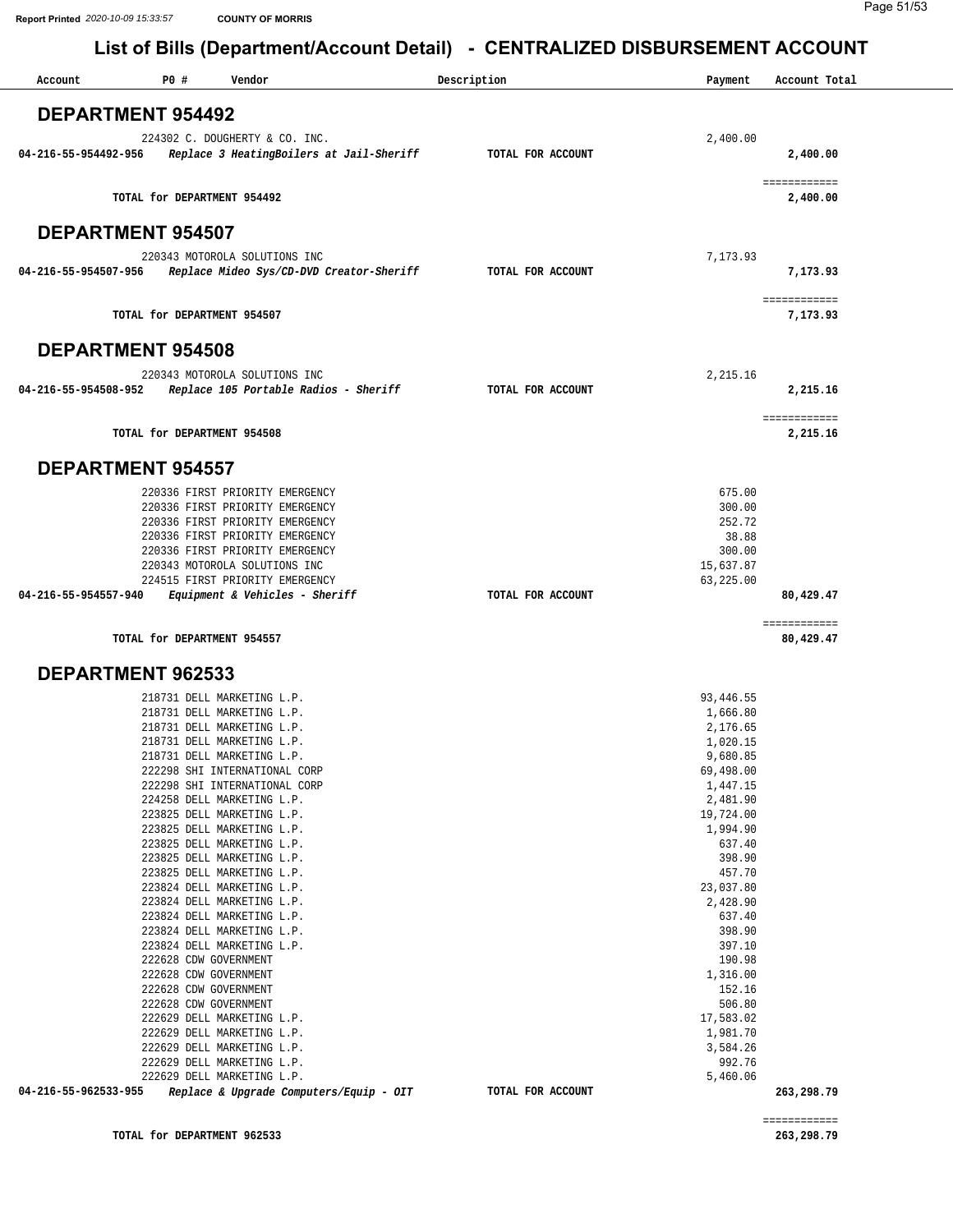Report Printed 2020-10-09 15:33:57 COUNTY OF MORRIS

# List of Bills (Department/Account Detail) - CENTRALIZED DISBURSEMENT ACCOUNT

| Account | PO # | Vendor | Description | Payment | Account Total |
|---|---|---|---|---|---|

## DEPARTMENT 954492

| Account | PO # | Vendor | Description | Payment | Account Total |
|---|---|---|---|---|---|
| | 224302 | C. DOUGHERTY & CO. INC. | | 2,400.00 | |
| **04-216-55-954492-956** | | ***Replace 3 HeatingBoilers at Jail-Sheriff*** | **TOTAL FOR ACCOUNT** | | **2,400.00** |
| | | **TOTAL for DEPARTMENT 954492** | | | **2,400.00** |

## DEPARTMENT 954507

| Account | PO # | Vendor | Description | Payment | Account Total |
|---|---|---|---|---|---|
| | 220343 | MOTOROLA SOLUTIONS INC | | 7,173.93 | |
| **04-216-55-954507-956** | | ***Replace Mideo Sys/CD-DVD Creator-Sheriff*** | **TOTAL FOR ACCOUNT** | | **7,173.93** |
| | | **TOTAL for DEPARTMENT 954507** | | | **7,173.93** |

## DEPARTMENT 954508

| Account | PO # | Vendor | Description | Payment | Account Total |
|---|---|---|---|---|---|
| | 220343 | MOTOROLA SOLUTIONS INC | | 2,215.16 | |
| **04-216-55-954508-952** | | ***Replace 105 Portable Radios - Sheriff*** | **TOTAL FOR ACCOUNT** | | **2,215.16** |
| | | **TOTAL for DEPARTMENT 954508** | | | **2,215.16** |

## DEPARTMENT 954557

| Account | PO # | Vendor | Description | Payment | Account Total |
|---|---|---|---|---|---|
| | 220336 | FIRST PRIORITY EMERGENCY | | 675.00 | |
| | 220336 | FIRST PRIORITY EMERGENCY | | 300.00 | |
| | 220336 | FIRST PRIORITY EMERGENCY | | 252.72 | |
| | 220336 | FIRST PRIORITY EMERGENCY | | 38.88 | |
| | 220336 | FIRST PRIORITY EMERGENCY | | 300.00 | |
| | 220343 | MOTOROLA SOLUTIONS INC | | 15,637.87 | |
| | 224515 | FIRST PRIORITY EMERGENCY | | 63,225.00 | |
| **04-216-55-954557-940** | | ***Equipment & Vehicles - Sheriff*** | **TOTAL FOR ACCOUNT** | | **80,429.47** |
| | | **TOTAL for DEPARTMENT 954557** | | | **80,429.47** |

## DEPARTMENT 962533

| Account | PO # | Vendor | Description | Payment | Account Total |
|---|---|---|---|---|---|
| | 218731 | DELL MARKETING L.P. | | 93,446.55 | |
| | 218731 | DELL MARKETING L.P. | | 1,666.80 | |
| | 218731 | DELL MARKETING L.P. | | 2,176.65 | |
| | 218731 | DELL MARKETING L.P. | | 1,020.15 | |
| | 218731 | DELL MARKETING L.P. | | 9,680.85 | |
| | 222298 | SHI INTERNATIONAL CORP | | 69,498.00 | |
| | 222298 | SHI INTERNATIONAL CORP | | 1,447.15 | |
| | 224258 | DELL MARKETING L.P. | | 2,481.90 | |
| | 223825 | DELL MARKETING L.P. | | 19,724.00 | |
| | 223825 | DELL MARKETING L.P. | | 1,994.90 | |
| | 223825 | DELL MARKETING L.P. | | 637.40 | |
| | 223825 | DELL MARKETING L.P. | | 398.90 | |
| | 223825 | DELL MARKETING L.P. | | 457.70 | |
| | 223824 | DELL MARKETING L.P. | | 23,037.80 | |
| | 223824 | DELL MARKETING L.P. | | 2,428.90 | |
| | 223824 | DELL MARKETING L.P. | | 637.40 | |
| | 223824 | DELL MARKETING L.P. | | 398.90 | |
| | 223824 | DELL MARKETING L.P. | | 397.10 | |
| | 222628 | CDW GOVERNMENT | | 190.98 | |
| | 222628 | CDW GOVERNMENT | | 1,316.00 | |
| | 222628 | CDW GOVERNMENT | | 152.16 | |
| | 222628 | CDW GOVERNMENT | | 506.80 | |
| | 222629 | DELL MARKETING L.P. | | 17,583.02 | |
| | 222629 | DELL MARKETING L.P. | | 1,981.70 | |
| | 222629 | DELL MARKETING L.P. | | 3,584.26 | |
| | 222629 | DELL MARKETING L.P. | | 992.76 | |
| | 222629 | DELL MARKETING L.P. | | 5,460.06 | |
| **04-216-55-962533-955** | | ***Replace & Upgrade Computers/Equip - OIT*** | **TOTAL FOR ACCOUNT** | | **263,298.79** |
| | | **TOTAL for DEPARTMENT 962533** | | | **263,298.79** |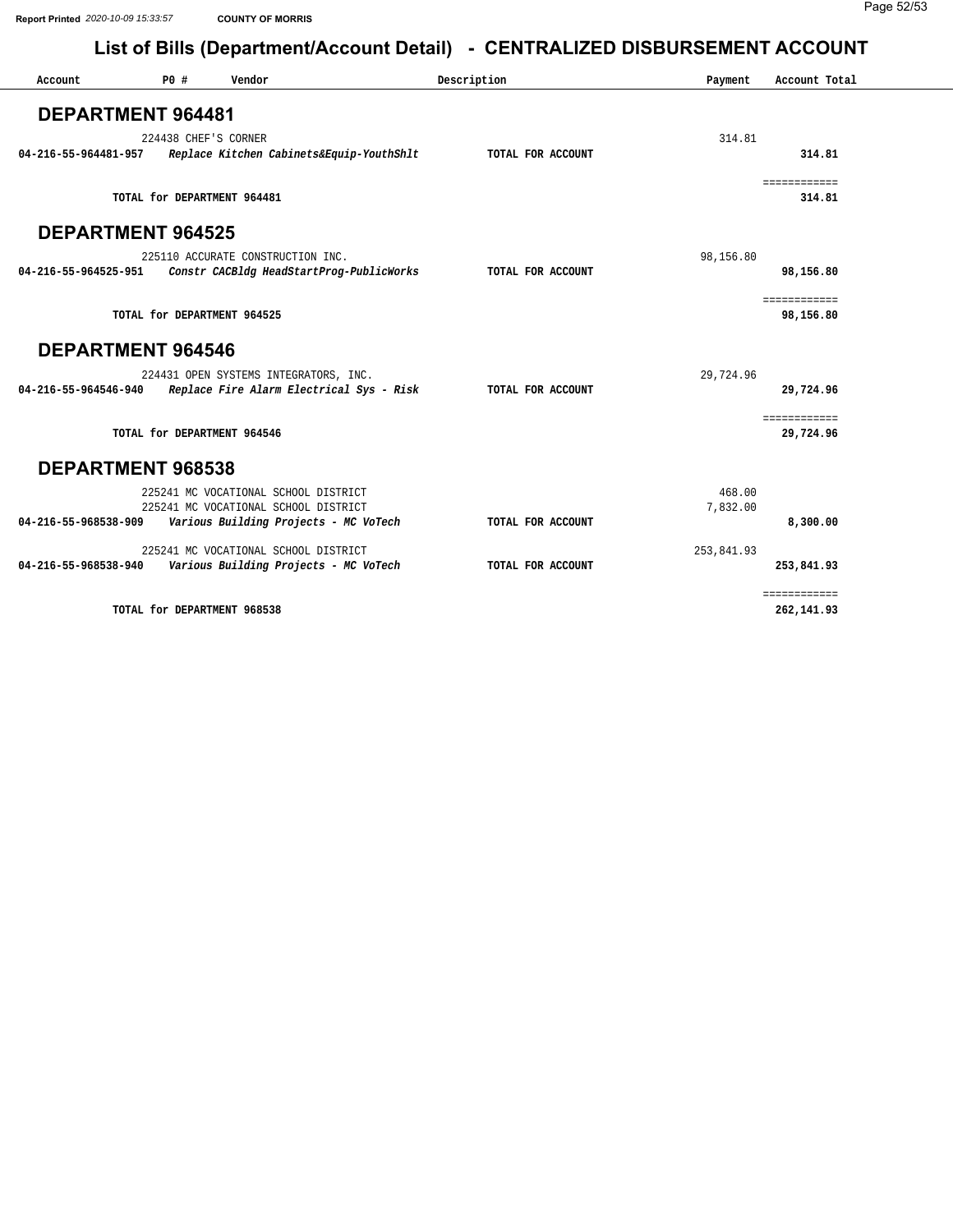# List of Bills (Department/Account Detail) - CENTRALIZED DISBURSEMENT ACCOUNT

## DEPARTMENT 964481

| Account | PO # | Vendor | Description | Payment | Account Total |
|---|---|---|---|---|---|
| | 224438 | CHEF'S CORNER | | 314.81 | |
| **04-216-55-964481-957** | | *Replace Kitchen Cabinets&Equip-YouthShlt* | **TOTAL FOR ACCOUNT** | | **314.81** |
| | | **TOTAL for DEPARTMENT 964481** | | | **314.81** |

## DEPARTMENT 964525

| Account | PO # | Vendor | Description | Payment | Account Total |
|---|---|---|---|---|---|
| | 225110 | ACCURATE CONSTRUCTION INC. | | 98,156.80 | |
| **04-216-55-964525-951** | | *Constr CACBldg HeadStartProg-PublicWorks* | **TOTAL FOR ACCOUNT** | | **98,156.80** |
| | | **TOTAL for DEPARTMENT 964525** | | | **98,156.80** |

## DEPARTMENT 964546

| Account | PO # | Vendor | Description | Payment | Account Total |
|---|---|---|---|---|---|
| | 224431 | OPEN SYSTEMS INTEGRATORS, INC. | | 29,724.96 | |
| **04-216-55-964546-940** | | *Replace Fire Alarm Electrical Sys - Risk* | **TOTAL FOR ACCOUNT** | | **29,724.96** |
| | | **TOTAL for DEPARTMENT 964546** | | | **29,724.96** |

## DEPARTMENT 968538

| Account | PO # | Vendor | Description | Payment | Account Total |
|---|---|---|---|---|---|
| | 225241 | MC VOCATIONAL SCHOOL DISTRICT | | 468.00 | |
| | 225241 | MC VOCATIONAL SCHOOL DISTRICT | | 7,832.00 | |
| **04-216-55-968538-909** | | *Various Building Projects - MC VoTech* | **TOTAL FOR ACCOUNT** | | **8,300.00** |
| | 225241 | MC VOCATIONAL SCHOOL DISTRICT | | 253,841.93 | |
| **04-216-55-968538-940** | | *Various Building Projects - MC VoTech* | **TOTAL FOR ACCOUNT** | | **253,841.93** |
| | | **TOTAL for DEPARTMENT 968538** | | | **262,141.93** |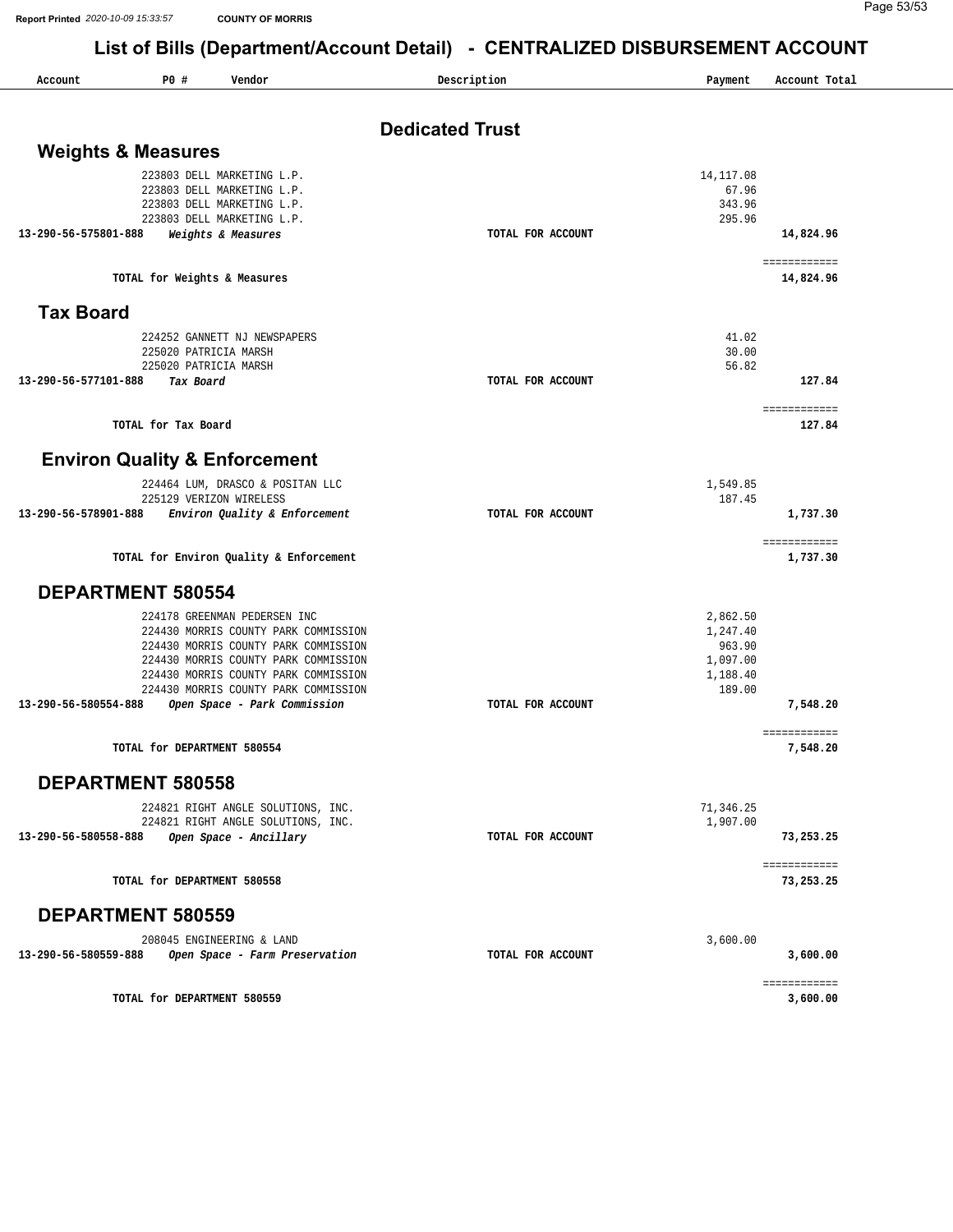## List of Bills (Department/Account Detail) - CENTRALIZED DISBURSEMENT ACCOUNT

# Dedicated Trust

## Weights & Measures

| Account | PO # | Vendor | Description | Payment | Account Total |
|---|---|---|---|---|---|
| | 223803 | DELL MARKETING L.P. | | 14,117.08 | |
| | 223803 | DELL MARKETING L.P. | | 67.96 | |
| | 223803 | DELL MARKETING L.P. | | 343.96 | |
| | 223803 | DELL MARKETING L.P. | | 295.96 | |
| **13-290-56-575801-888** | | ***Weights & Measures*** | **TOTAL FOR ACCOUNT** | | **14,824.96** |
| | | **TOTAL for Weights & Measures** | | | **14,824.96** |

## Tax Board

| Account | PO # | Vendor | Description | Payment | Account Total |
|---|---|---|---|---|---|
| | 224252 | GANNETT NJ NEWSPAPERS | | 41.02 | |
| | 225020 | PATRICIA MARSH | | 30.00 | |
| | 225020 | PATRICIA MARSH | | 56.82 | |
| **13-290-56-577101-888** | | ***Tax Board*** | **TOTAL FOR ACCOUNT** | | **127.84** |
| | | **TOTAL for Tax Board** | | | **127.84** |

## Environ Quality & Enforcement

| Account | PO # | Vendor | Description | Payment | Account Total |
|---|---|---|---|---|---|
| | 224464 | LUM, DRASCO & POSITAN LLC | | 1,549.85 | |
| | 225129 | VERIZON WIRELESS | | 187.45 | |
| **13-290-56-578901-888** | | ***Environ Quality & Enforcement*** | **TOTAL FOR ACCOUNT** | | **1,737.30** |
| | | **TOTAL for Environ Quality & Enforcement** | | | **1,737.30** |

## DEPARTMENT 580554

| Account | PO # | Vendor | Description | Payment | Account Total |
|---|---|---|---|---|---|
| | 224178 | GREENMAN PEDERSEN INC | | 2,862.50 | |
| | 224430 | MORRIS COUNTY PARK COMMISSION | | 1,247.40 | |
| | 224430 | MORRIS COUNTY PARK COMMISSION | | 963.90 | |
| | 224430 | MORRIS COUNTY PARK COMMISSION | | 1,097.00 | |
| | 224430 | MORRIS COUNTY PARK COMMISSION | | 1,188.40 | |
| | 224430 | MORRIS COUNTY PARK COMMISSION | | 189.00 | |
| **13-290-56-580554-888** | | ***Open Space - Park Commission*** | **TOTAL FOR ACCOUNT** | | **7,548.20** |
| | | **TOTAL for DEPARTMENT 580554** | | | **7,548.20** |

## DEPARTMENT 580558

| Account | PO # | Vendor | Description | Payment | Account Total |
|---|---|---|---|---|---|
| | 224821 | RIGHT ANGLE SOLUTIONS, INC. | | 71,346.25 | |
| | 224821 | RIGHT ANGLE SOLUTIONS, INC. | | 1,907.00 | |
| **13-290-56-580558-888** | | ***Open Space - Ancillary*** | **TOTAL FOR ACCOUNT** | | **73,253.25** |
| | | **TOTAL for DEPARTMENT 580558** | | | **73,253.25** |

## DEPARTMENT 580559

| Account | PO # | Vendor | Description | Payment | Account Total |
|---|---|---|---|---|---|
| | 208045 | ENGINEERING & LAND | | 3,600.00 | |
| **13-290-56-580559-888** | | ***Open Space - Farm Preservation*** | **TOTAL FOR ACCOUNT** | | **3,600.00** |
| | | **TOTAL for DEPARTMENT 580559** | | | **3,600.00** |